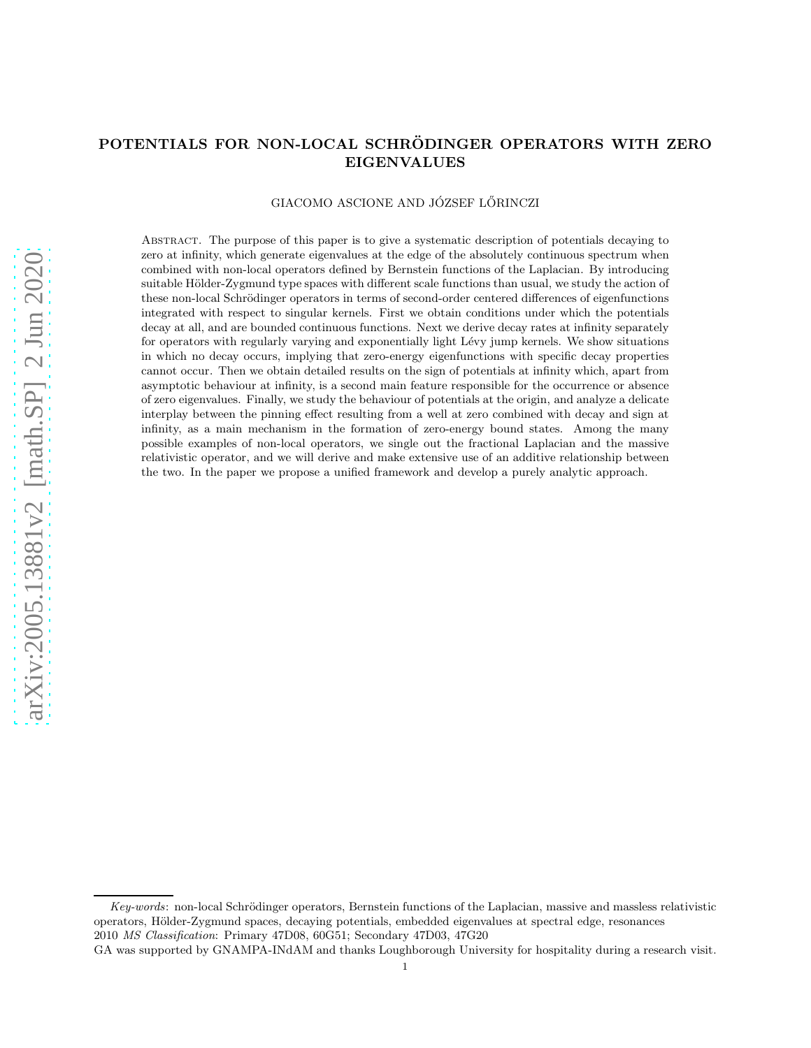# POTENTIALS FOR NON-LOCAL SCHRÖDINGER OPERATORS WITH ZERO EIGENVALUES

GIACOMO ASCIONE AND JÓZSEF LŐRINCZI

Abstract. The purpose of this paper is to give a systematic description of potentials decaying to zero at infinity, which generate eigenvalues at the edge of the absolutely continuous spectrum when combined with non-local operators defined by Bernstein functions of the Laplacian. By introducing suitable Hölder-Zygmund type spaces with different scale functions than usual, we study the action of these non-local Schrödinger operators in terms of second-order centered differences of eigenfunctions integrated with respect to singular kernels. First we obtain conditions under which the potentials decay at all, and are bounded continuous functions. Next we derive decay rates at infinity separately for operators with regularly varying and exponentially light Lévy jump kernels. We show situations in which no decay occurs, implying that zero-energy eigenfunctions with specific decay properties cannot occur. Then we obtain detailed results on the sign of potentials at infinity which, apart from asymptotic behaviour at infinity, is a second main feature responsible for the occurrence or absence of zero eigenvalues. Finally, we study the behaviour of potentials at the origin, and analyze a delicate interplay between the pinning effect resulting from a well at zero combined with decay and sign at infinity, as a main mechanism in the formation of zero-energy bound states. Among the many possible examples of non-local operators, we single out the fractional Laplacian and the massive relativistic operator, and we will derive and make extensive use of an additive relationship between the two. In the paper we propose a unified framework and develop a purely analytic approach.

*Key-words*: non-local Schrödinger operators, Bernstein functions of the Laplacian, massive and massless relativistic operators, Hölder-Zygmund spaces, decaying potentials, embedded eigenvalues at spectral edge, resonances

2010 *MS Classification*: Primary 47D08, 60G51; Secondary 47D03, 47G20

GA was supported by GNAMPA-INdAM and thanks Loughborough University for hospitality during a research visit.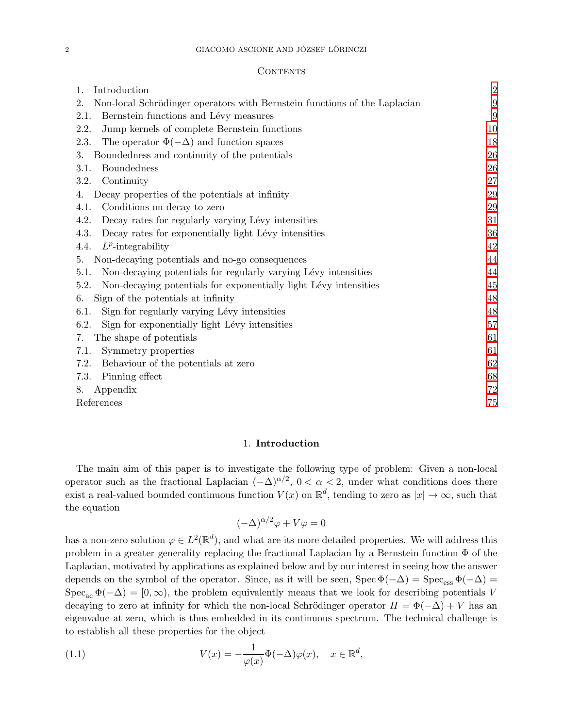## Contents

| | | |
|---|---|---|
| 1. | Introduction | 2 |
| 2. | Non-local Schrödinger operators with Bernstein functions of the Laplacian | 9 |
| 2.1. | Bernstein functions and Lévy measures | 9 |
| 2.2. | Jump kernels of complete Bernstein functions | 10 |
| 2.3. | The operator $\Phi(-\Delta)$ and function spaces | 18 |
| 3. | Boundedness and continuity of the potentials | 26 |
| 3.1. | Boundedness | 26 |
| 3.2. | Continuity | 27 |
| 4. | Decay properties of the potentials at infinity | 29 |
| 4.1. | Conditions on decay to zero | 29 |
| 4.2. | Decay rates for regularly varying Lévy intensities | 31 |
| 4.3. | Decay rates for exponentially light Lévy intensities | 36 |
| 4.4. | $L^p$-integrability | 42 |
| 5. | Non-decaying potentials and no-go consequences | 44 |
| 5.1. | Non-decaying potentials for regularly varying Lévy intensities | 44 |
| 5.2. | Non-decaying potentials for exponentially light Lévy intensities | 45 |
| 6. | Sign of the potentials at infinity | 48 |
| 6.1. | Sign for regularly varying Lévy intensities | 48 |
| 6.2. | Sign for exponentially light Lévy intensities | 57 |
| 7. | The shape of potentials | 61 |
| 7.1. | Symmetry properties | 61 |
| 7.2. | Behaviour of the potentials at zero | 62 |
| 7.3. | Pinning effect | 68 |
| 8. | Appendix | 72 |
| | References | 75 |

## 1. Introduction

The main aim of this paper is to investigate the following type of problem: Given a non-local operator such as the fractional Laplacian $(-\Delta)^{\alpha/2}$, $0 < \alpha < 2$, under what conditions does there exist a real-valued bounded continuous function $V(x)$ on $\mathbb{R}^d$, tending to zero as $|x| \to \infty$, such that the equation

$$(-\Delta)^{\alpha/2}\varphi + V\varphi = 0$$

has a non-zero solution $\varphi \in L^2(\mathbb{R}^d)$, and what are its more detailed properties. We will address this problem in a greater generality replacing the fractional Laplacian by a Bernstein function $\Phi$ of the Laplacian, motivated by applications as explained below and by our interest in seeing how the answer depends on the symbol of the operator. Since, as it will be seen, $\operatorname{Spec}\Phi(-\Delta) = \operatorname{Spec}_{\mathrm{ess}}\Phi(-\Delta) = \operatorname{Spec}_{\mathrm{ac}}\Phi(-\Delta) = [0,\infty)$, the problem equivalently means that we look for describing potentials $V$ decaying to zero at infinity for which the non-local Schrödinger operator $H = \Phi(-\Delta) + V$ has an eigenvalue at zero, which is thus embedded in its continuous spectrum. The technical challenge is to establish all these properties for the object

$$V(x) = -\frac{1}{\varphi(x)}\Phi(-\Delta)\varphi(x), \quad x \in \mathbb{R}^d, \tag{1.1}$$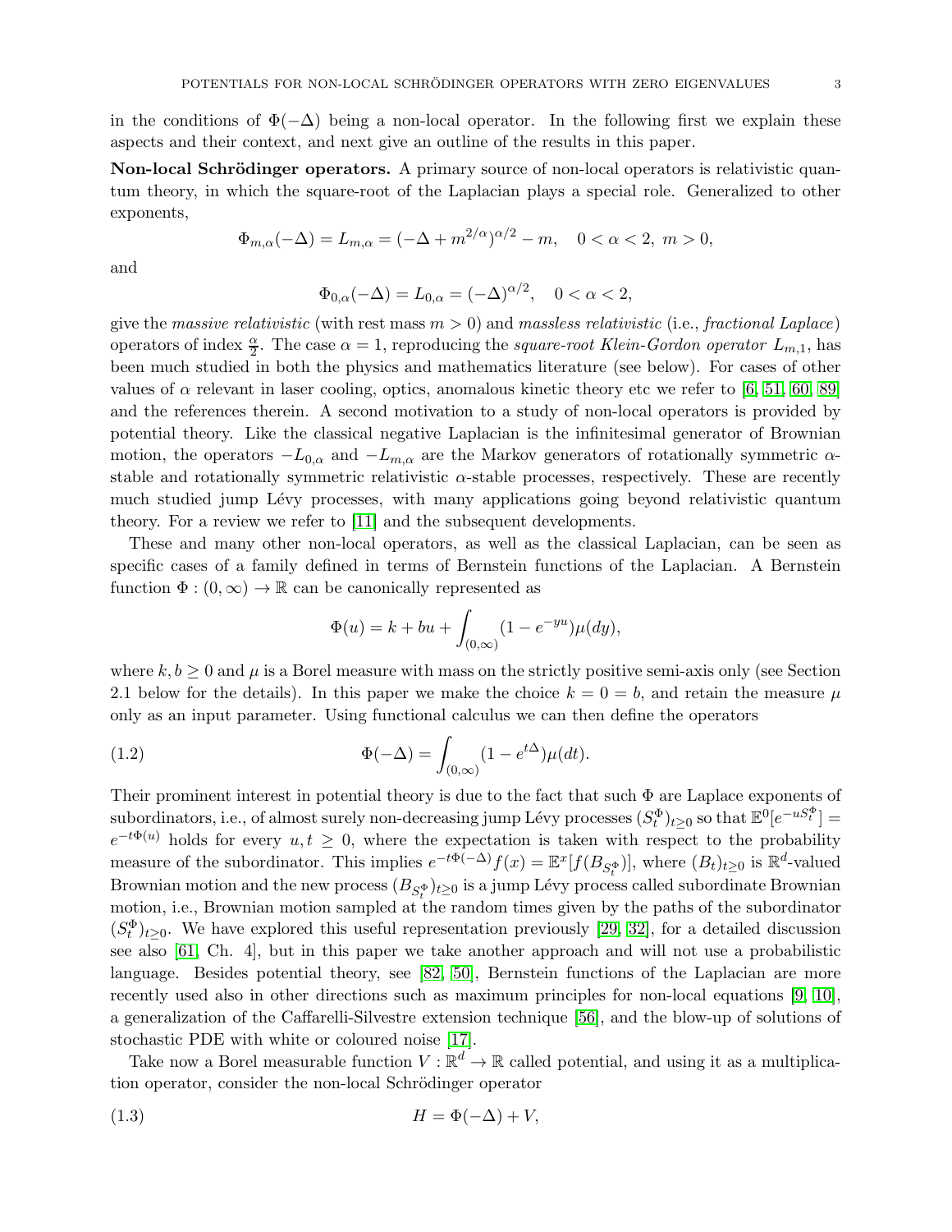in the conditions of $\Phi(-\Delta)$ being a non-local operator. In the following first we explain these aspects and their context, and next give an outline of the results in this paper.

**Non-local Schrödinger operators.** A primary source of non-local operators is relativistic quantum theory, in which the square-root of the Laplacian plays a special role. Generalized to other exponents,

$$\Phi_{m,\alpha}(-\Delta) = L_{m,\alpha} = (-\Delta + m^{2/\alpha})^{\alpha/2} - m, \quad 0 < \alpha < 2, \ m > 0,$$

and

$$\Phi_{0,\alpha}(-\Delta) = L_{0,\alpha} = (-\Delta)^{\alpha/2}, \quad 0 < \alpha < 2,$$

give the *massive relativistic* (with rest mass $m > 0$) and *massless relativistic* (i.e., *fractional Laplace*) operators of index $\frac{\alpha}{2}$. The case $\alpha = 1$, reproducing the *square-root Klein-Gordon operator* $L_{m,1}$, has been much studied in both the physics and mathematics literature (see below). For cases of other values of $\alpha$ relevant in laser cooling, optics, anomalous kinetic theory etc we refer to [6, 51, 60, 89] and the references therein. A second motivation to a study of non-local operators is provided by potential theory. Like the classical negative Laplacian is the infinitesimal generator of Brownian motion, the operators $-L_{0,\alpha}$ and $-L_{m,\alpha}$ are the Markov generators of rotationally symmetric $\alpha$-stable and rotationally symmetric relativistic $\alpha$-stable processes, respectively. These are recently much studied jump Lévy processes, with many applications going beyond relativistic quantum theory. For a review we refer to [11] and the subsequent developments.

These and many other non-local operators, as well as the classical Laplacian, can be seen as specific cases of a family defined in terms of Bernstein functions of the Laplacian. A Bernstein function $\Phi : (0, \infty) \to \mathbb{R}$ can be canonically represented as

$$\Phi(u) = k + bu + \int_{(0,\infty)} (1 - e^{-yu})\mu(dy),$$

where $k, b \geq 0$ and $\mu$ is a Borel measure with mass on the strictly positive semi-axis only (see Section 2.1 below for the details). In this paper we make the choice $k = 0 = b$, and retain the measure $\mu$ only as an input parameter. Using functional calculus we can then define the operators

$$\Phi(-\Delta) = \int_{(0,\infty)} (1 - e^{t\Delta})\mu(dt). \tag{1.2}$$

Their prominent interest in potential theory is due to the fact that such $\Phi$ are Laplace exponents of subordinators, i.e., of almost surely non-decreasing jump Lévy processes $(S_t^\Phi)_{t\geq 0}$ so that $\mathbb{E}^0[e^{-uS_t^\Phi}] = e^{-t\Phi(u)}$ holds for every $u, t \geq 0$, where the expectation is taken with respect to the probability measure of the subordinator. This implies $e^{-t\Phi(-\Delta)}f(x) = \mathbb{E}^x[f(B_{S_t^\Phi})]$, where $(B_t)_{t\geq 0}$ is $\mathbb{R}^d$-valued Brownian motion and the new process $(B_{S_t^\Phi})_{t\geq 0}$ is a jump Lévy process called subordinate Brownian motion, i.e., Brownian motion sampled at the random times given by the paths of the subordinator $(S_t^\Phi)_{t\geq 0}$. We have explored this useful representation previously [29, 32], for a detailed discussion see also [61, Ch. 4], but in this paper we take another approach and will not use a probabilistic language. Besides potential theory, see [82, 50], Bernstein functions of the Laplacian are more recently used also in other directions such as maximum principles for non-local equations [9, 10], a generalization of the Caffarelli-Silvestre extension technique [56], and the blow-up of solutions of stochastic PDE with white or coloured noise [17].

Take now a Borel measurable function $V : \mathbb{R}^d \to \mathbb{R}$ called potential, and using it as a multiplication operator, consider the non-local Schrödinger operator

$$H = \Phi(-\Delta) + V, \tag{1.3}$$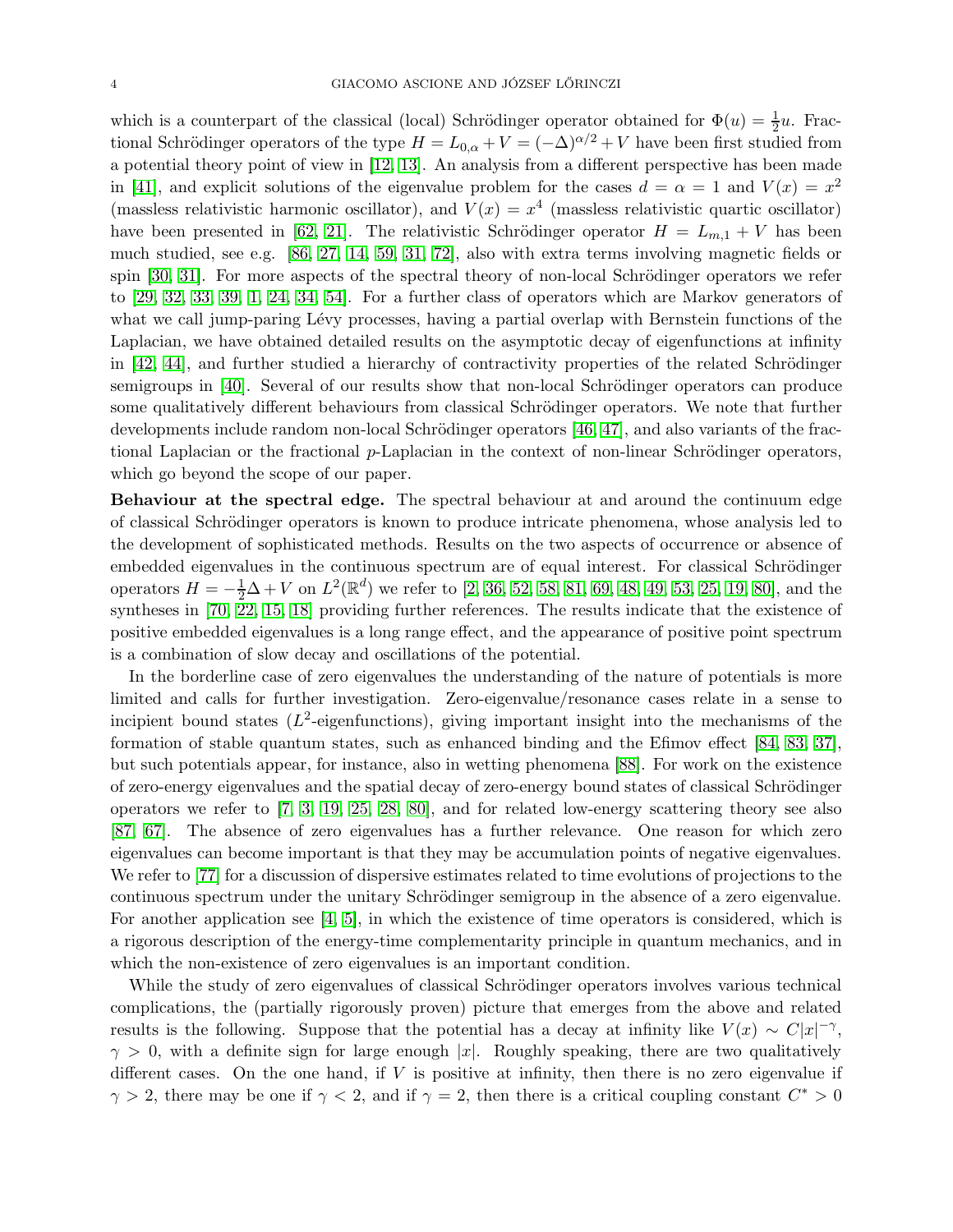which is a counterpart of the classical (local) Schrödinger operator obtained for $\Phi(u) = \frac{1}{2}u$. Fractional Schrödinger operators of the type $H = L_{0,\alpha} + V = (-\Delta)^{\alpha/2} + V$ have been first studied from a potential theory point of view in [12, 13]. An analysis from a different perspective has been made in [41], and explicit solutions of the eigenvalue problem for the cases $d = \alpha = 1$ and $V(x) = x^2$ (massless relativistic harmonic oscillator), and $V(x) = x^4$ (massless relativistic quartic oscillator) have been presented in [62, 21]. The relativistic Schrödinger operator $H = L_{m,1} + V$ has been much studied, see e.g. [86, 27, 14, 59, 31, 72], also with extra terms involving magnetic fields or spin [30, 31]. For more aspects of the spectral theory of non-local Schrödinger operators we refer to [29, 32, 33, 39, 1, 24, 34, 54]. For a further class of operators which are Markov generators of what we call jump-paring Lévy processes, having a partial overlap with Bernstein functions of the Laplacian, we have obtained detailed results on the asymptotic decay of eigenfunctions at infinity in [42, 44], and further studied a hierarchy of contractivity properties of the related Schrödinger semigroups in [40]. Several of our results show that non-local Schrödinger operators can produce some qualitatively different behaviours from classical Schrödinger operators. We note that further developments include random non-local Schrödinger operators [46, 47], and also variants of the fractional Laplacian or the fractional $p$-Laplacian in the context of non-linear Schrödinger operators, which go beyond the scope of our paper.

**Behaviour at the spectral edge.** The spectral behaviour at and around the continuum edge of classical Schrödinger operators is known to produce intricate phenomena, whose analysis led to the development of sophisticated methods. Results on the two aspects of occurrence or absence of embedded eigenvalues in the continuous spectrum are of equal interest. For classical Schrödinger operators $H = -\frac{1}{2}\Delta + V$ on $L^2(\mathbb{R}^d)$ we refer to [2, 36, 52, 58, 81, 69, 48, 49, 53, 25, 19, 80], and the syntheses in [70, 22, 15, 18] providing further references. The results indicate that the existence of positive embedded eigenvalues is a long range effect, and the appearance of positive point spectrum is a combination of slow decay and oscillations of the potential.

In the borderline case of zero eigenvalues the understanding of the nature of potentials is more limited and calls for further investigation. Zero-eigenvalue/resonance cases relate in a sense to incipient bound states ($L^2$-eigenfunctions), giving important insight into the mechanisms of the formation of stable quantum states, such as enhanced binding and the Efimov effect [84, 83, 37], but such potentials appear, for instance, also in wetting phenomena [88]. For work on the existence of zero-energy eigenvalues and the spatial decay of zero-energy bound states of classical Schrödinger operators we refer to [7, 3, 19, 25, 28, 80], and for related low-energy scattering theory see also [87, 67]. The absence of zero eigenvalues has a further relevance. One reason for which zero eigenvalues can become important is that they may be accumulation points of negative eigenvalues. We refer to [77] for a discussion of dispersive estimates related to time evolutions of projections to the continuous spectrum under the unitary Schrödinger semigroup in the absence of a zero eigenvalue. For another application see [4, 5], in which the existence of time operators is considered, which is a rigorous description of the energy-time complementarity principle in quantum mechanics, and in which the non-existence of zero eigenvalues is an important condition.

While the study of zero eigenvalues of classical Schrödinger operators involves various technical complications, the (partially rigorously proven) picture that emerges from the above and related results is the following. Suppose that the potential has a decay at infinity like $V(x) \sim C|x|^{-\gamma}$, $\gamma > 0$, with a definite sign for large enough $|x|$. Roughly speaking, there are two qualitatively different cases. On the one hand, if $V$ is positive at infinity, then there is no zero eigenvalue if $\gamma > 2$, there may be one if $\gamma < 2$, and if $\gamma = 2$, then there is a critical coupling constant $C^* > 0$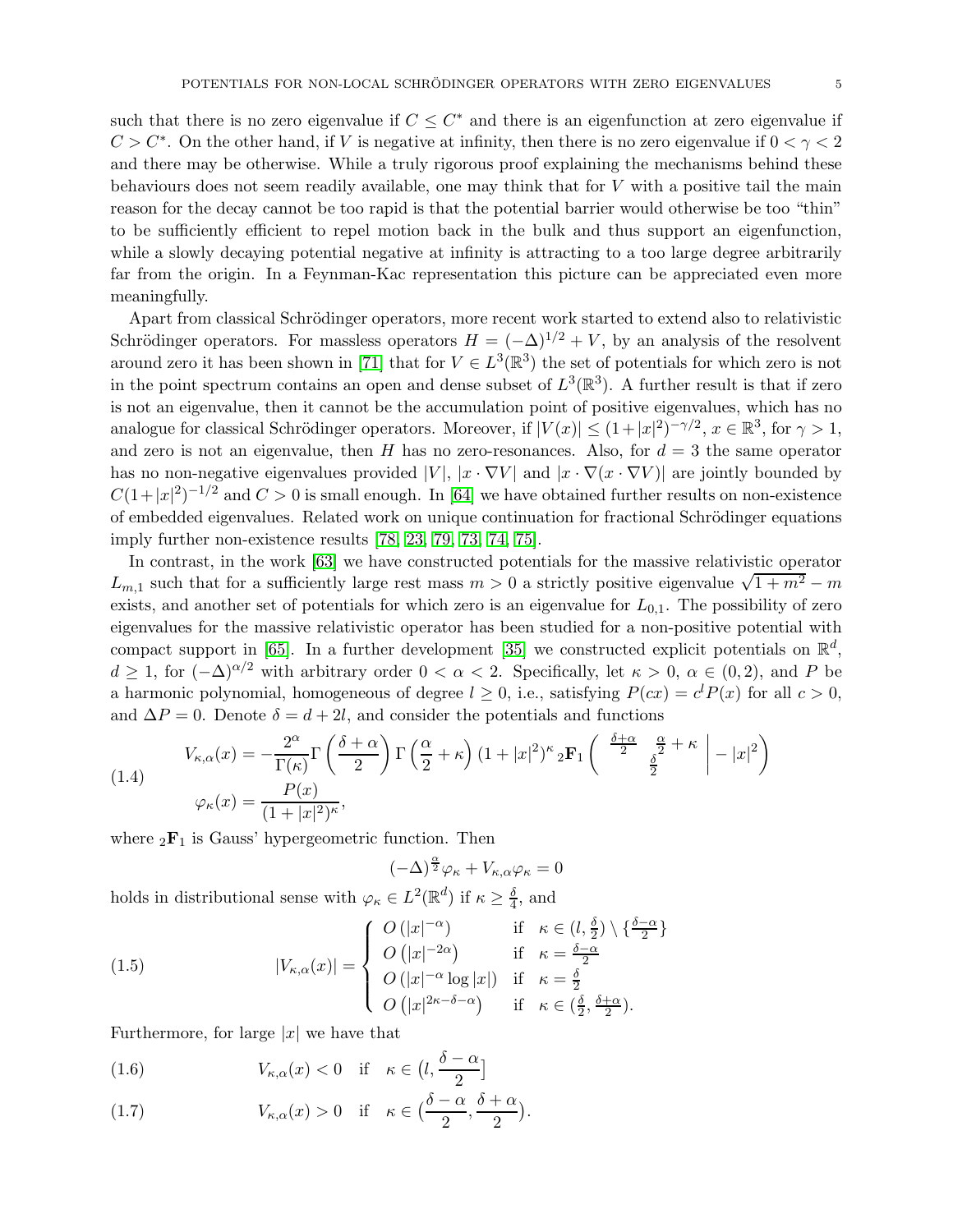such that there is no zero eigenvalue if $C \leq C^*$ and there is an eigenfunction at zero eigenvalue if $C > C^*$. On the other hand, if $V$ is negative at infinity, then there is no zero eigenvalue if $0 < \gamma < 2$ and there may be otherwise. While a truly rigorous proof explaining the mechanisms behind these behaviours does not seem readily available, one may think that for $V$ with a positive tail the main reason for the decay cannot be too rapid is that the potential barrier would otherwise be too "thin" to be sufficiently efficient to repel motion back in the bulk and thus support an eigenfunction, while a slowly decaying potential negative at infinity is attracting to a too large degree arbitrarily far from the origin. In a Feynman-Kac representation this picture can be appreciated even more meaningfully.

Apart from classical Schrödinger operators, more recent work started to extend also to relativistic Schrödinger operators. For massless operators $H = (-\Delta)^{1/2} + V$, by an analysis of the resolvent around zero it has been shown in [71] that for $V \in L^3(\mathbb{R}^3)$ the set of potentials for which zero is not in the point spectrum contains an open and dense subset of $L^3(\mathbb{R}^3)$. A further result is that if zero is not an eigenvalue, then it cannot be the accumulation point of positive eigenvalues, which has no analogue for classical Schrödinger operators. Moreover, if $|V(x)| \leq (1+|x|^2)^{-\gamma/2}$, $x \in \mathbb{R}^3$, for $\gamma > 1$, and zero is not an eigenvalue, then $H$ has no zero-resonances. Also, for $d = 3$ the same operator has no non-negative eigenvalues provided $|V|$, $|x \cdot \nabla V|$ and $|x \cdot \nabla(x \cdot \nabla V)|$ are jointly bounded by $C(1+|x|^2)^{-1/2}$ and $C > 0$ is small enough. In [64] we have obtained further results on non-existence of embedded eigenvalues. Related work on unique continuation for fractional Schrödinger equations imply further non-existence results [78, 23, 79, 73, 74, 75].

In contrast, in the work [63] we have constructed potentials for the massive relativistic operator $L_{m,1}$ such that for a sufficiently large rest mass $m > 0$ a strictly positive eigenvalue $\sqrt{1+m^2} - m$ exists, and another set of potentials for which zero is an eigenvalue for $L_{0,1}$. The possibility of zero eigenvalues for the massive relativistic operator has been studied for a non-positive potential with compact support in [65]. In a further development [35] we constructed explicit potentials on $\mathbb{R}^d$, $d \geq 1$, for $(-\Delta)^{\alpha/2}$ with arbitrary order $0 < \alpha < 2$. Specifically, let $\kappa > 0$, $\alpha \in (0,2)$, and $P$ be a harmonic polynomial, homogeneous of degree $l \geq 0$, i.e., satisfying $P(cx) = c^l P(x)$ for all $c > 0$, and $\Delta P = 0$. Denote $\delta = d + 2l$, and consider the potentials and functions

$$
\begin{aligned}
V_{\kappa,\alpha}(x) &= -\frac{2^\alpha}{\Gamma(\kappa)} \Gamma\left(\frac{\delta+\alpha}{2}\right) \Gamma\left(\frac{\alpha}{2}+\kappa\right) (1+|x|^2)^\kappa \, {}_2\mathbf{F}_1 \left( \begin{matrix} \frac{\delta+\alpha}{2} & \frac{\alpha}{2}+\kappa \\ & \frac{\delta}{2} \end{matrix} \;\middle|\; -|x|^2 \right) \\
\varphi_\kappa(x) &= \frac{P(x)}{(1+|x|^2)^\kappa},
\end{aligned}
\tag{1.4}
$$

where ${}_2\mathbf{F}_1$ is Gauss' hypergeometric function. Then

$$
(-\Delta)^{\frac{\alpha}{2}} \varphi_\kappa + V_{\kappa,\alpha} \varphi_\kappa = 0
$$

holds in distributional sense with $\varphi_\kappa \in L^2(\mathbb{R}^d)$ if $\kappa \geq \frac{\delta}{4}$, and

$$
|V_{\kappa,\alpha}(x)| = \begin{cases} O\left(|x|^{-\alpha}\right) & \text{if} \quad \kappa \in (l, \frac{\delta}{2}) \setminus \{\frac{\delta-\alpha}{2}\} \\ O\left(|x|^{-2\alpha}\right) & \text{if} \quad \kappa = \frac{\delta-\alpha}{2} \\ O\left(|x|^{-\alpha} \log |x|\right) & \text{if} \quad \kappa = \frac{\delta}{2} \\ O\left(|x|^{2\kappa-\delta-\alpha}\right) & \text{if} \quad \kappa \in (\frac{\delta}{2}, \frac{\delta+\alpha}{2}). \end{cases}
\tag{1.5}
$$

Furthermore, for large $|x|$ we have that

$$
V_{\kappa,\alpha}(x) < 0 \quad \text{if} \quad \kappa \in \left(l, \frac{\delta-\alpha}{2}\right]
\tag{1.6}
$$

$$
V_{\kappa,\alpha}(x) > 0 \quad \text{if} \quad \kappa \in \left(\frac{\delta-\alpha}{2}, \frac{\delta+\alpha}{2}\right).
\tag{1.7}
$$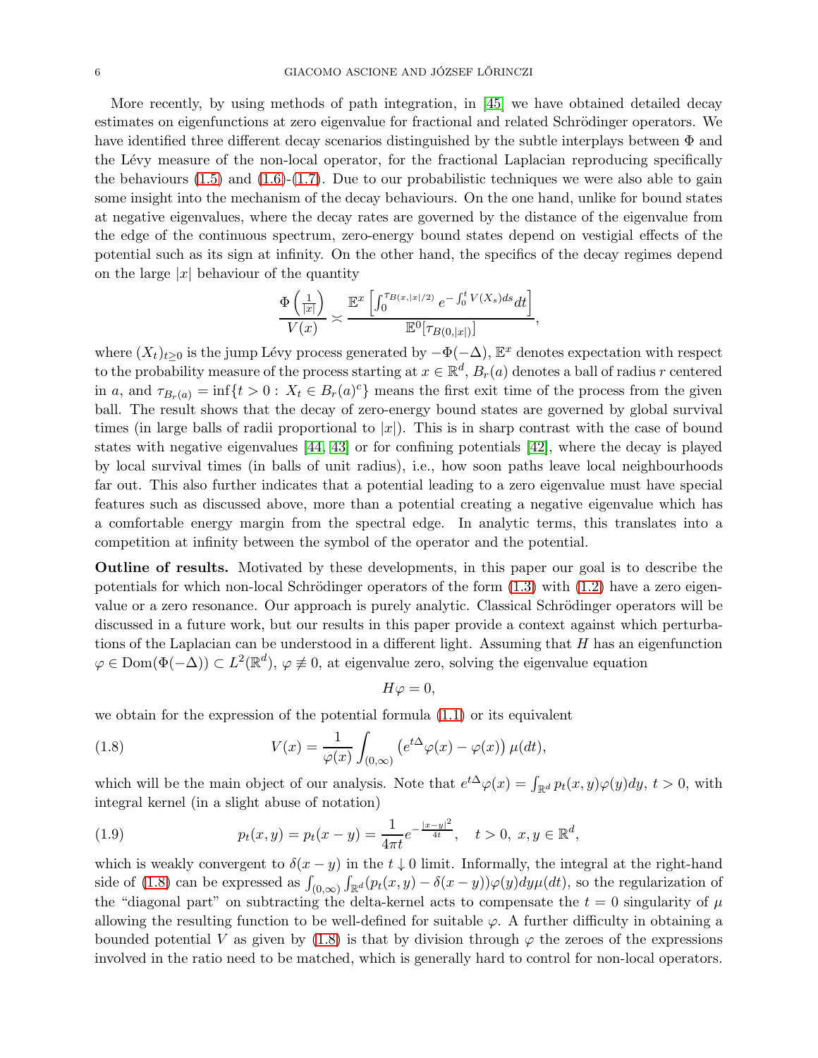More recently, by using methods of path integration, in [45] we have obtained detailed decay estimates on eigenfunctions at zero eigenvalue for fractional and related Schrödinger operators. We have identified three different decay scenarios distinguished by the subtle interplays between $\Phi$ and the Lévy measure of the non-local operator, for the fractional Laplacian reproducing specifically the behaviours (1.5) and (1.6)-(1.7). Due to our probabilistic techniques we were also able to gain some insight into the mechanism of the decay behaviours. On the one hand, unlike for bound states at negative eigenvalues, where the decay rates are governed by the distance of the eigenvalue from the edge of the continuous spectrum, zero-energy bound states depend on vestigial effects of the potential such as its sign at infinity. On the other hand, the specifics of the decay regimes depend on the large $|x|$ behaviour of the quantity

$$\frac{\Phi\left(\frac{1}{|x|}\right)}{V(x)} \asymp \frac{\mathbb{E}^x\left[\int_0^{\tau_{B(x,|x|/2)}} e^{-\int_0^t V(X_s)ds}dt\right]}{\mathbb{E}^0[\tau_{B(0,|x|)}]},$$

where $(X_t)_{t\geq 0}$ is the jump Lévy process generated by $-\Phi(-\Delta)$, $\mathbb{E}^x$ denotes expectation with respect to the probability measure of the process starting at $x \in \mathbb{R}^d$, $B_r(a)$ denotes a ball of radius $r$ centered in $a$, and $\tau_{B_r(a)} = \inf\{t > 0 : X_t \in B_r(a)^c\}$ means the first exit time of the process from the given ball. The result shows that the decay of zero-energy bound states are governed by global survival times (in large balls of radii proportional to $|x|$). This is in sharp contrast with the case of bound states with negative eigenvalues [44, 43] or for confining potentials [42], where the decay is played by local survival times (in balls of unit radius), i.e., how soon paths leave local neighbourhoods far out. This also further indicates that a potential leading to a zero eigenvalue must have special features such as discussed above, more than a potential creating a negative eigenvalue which has a comfortable energy margin from the spectral edge. In analytic terms, this translates into a competition at infinity between the symbol of the operator and the potential.

**Outline of results.** Motivated by these developments, in this paper our goal is to describe the potentials for which non-local Schrödinger operators of the form (1.3) with (1.2) have a zero eigenvalue or a zero resonance. Our approach is purely analytic. Classical Schrödinger operators will be discussed in a future work, but our results in this paper provide a context against which perturbations of the Laplacian can be understood in a different light. Assuming that $H$ has an eigenfunction $\varphi \in \operatorname{Dom}(\Phi(-\Delta)) \subset L^2(\mathbb{R}^d)$, $\varphi \not\equiv 0$, at eigenvalue zero, solving the eigenvalue equation

$$H\varphi = 0,$$

we obtain for the expression of the potential formula (1.1) or its equivalent

$$V(x) = \frac{1}{\varphi(x)} \int_{(0,\infty)} \left(e^{t\Delta}\varphi(x) - \varphi(x)\right) \mu(dt), \tag{1.8}$$

which will be the main object of our analysis. Note that $e^{t\Delta}\varphi(x) = \int_{\mathbb{R}^d} p_t(x,y)\varphi(y)dy$, $t > 0$, with integral kernel (in a slight abuse of notation)

$$p_t(x,y) = p_t(x-y) = \frac{1}{4\pi t} e^{-\frac{|x-y|^2}{4t}}, \quad t > 0,\ x, y \in \mathbb{R}^d, \tag{1.9}$$

which is weakly convergent to $\delta(x-y)$ in the $t \downarrow 0$ limit. Informally, the integral at the right-hand side of (1.8) can be expressed as $\int_{(0,\infty)} \int_{\mathbb{R}^d} (p_t(x,y) - \delta(x-y))\varphi(y)dy\mu(dt)$, so the regularization of the "diagonal part" on subtracting the delta-kernel acts to compensate the $t = 0$ singularity of $\mu$ allowing the resulting function to be well-defined for suitable $\varphi$. A further difficulty in obtaining a bounded potential $V$ as given by (1.8) is that by division through $\varphi$ the zeroes of the expressions involved in the ratio need to be matched, which is generally hard to control for non-local operators.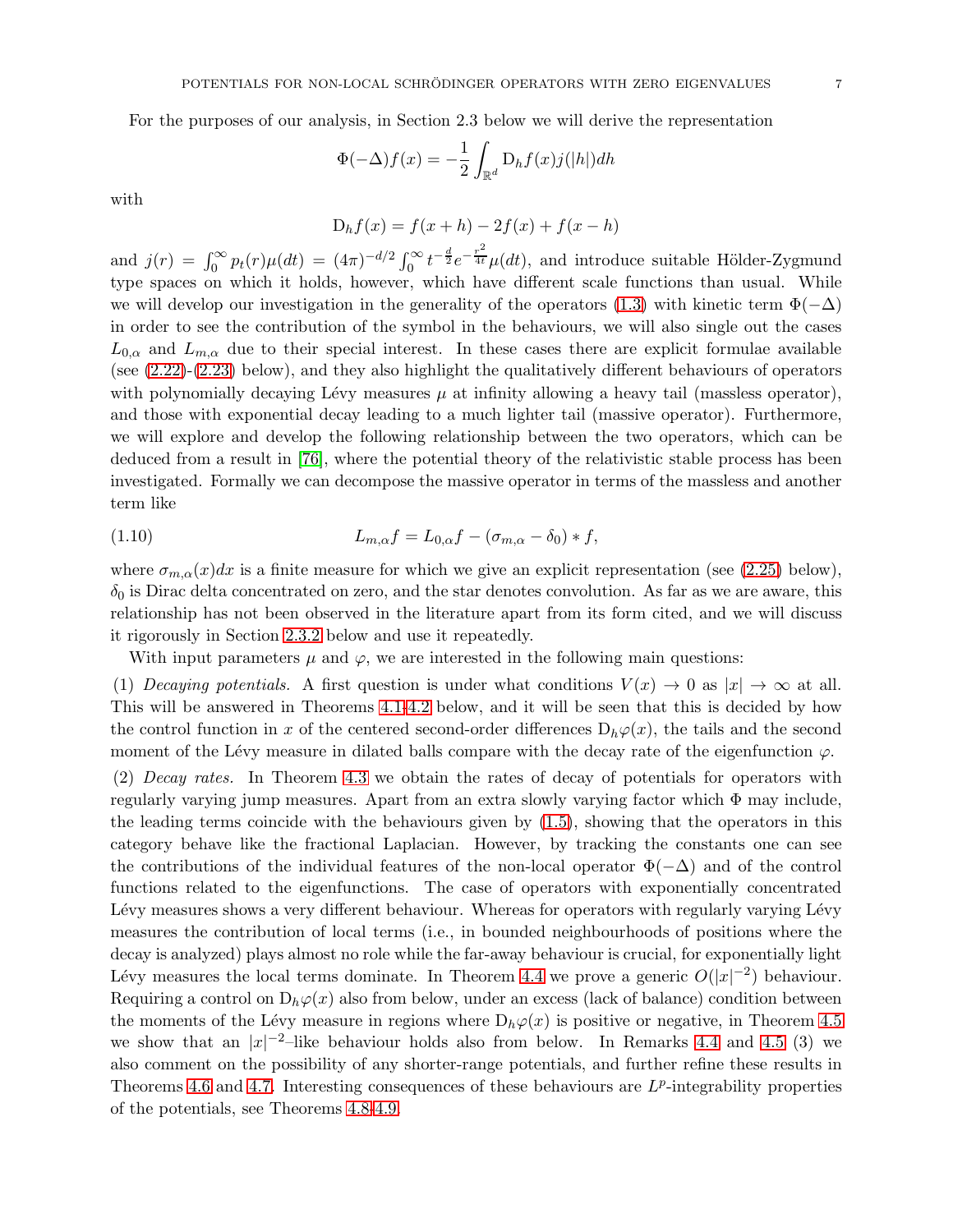For the purposes of our analysis, in Section 2.3 below we will derive the representation

$$\Phi(-\Delta)f(x) = -\frac{1}{2}\int_{\mathbb{R}^d} \mathrm{D}_h f(x) j(|h|) dh$$

with

$$\mathrm{D}_h f(x) = f(x+h) - 2f(x) + f(x-h)$$

and $j(r) = \int_0^\infty p_t(r)\mu(dt) = (4\pi)^{-d/2}\int_0^\infty t^{-\frac{d}{2}} e^{-\frac{r^2}{4t}}\mu(dt)$, and introduce suitable Hölder-Zygmund type spaces on which it holds, however, which have different scale functions than usual. While we will develop our investigation in the generality of the operators (1.3) with kinetic term $\Phi(-\Delta)$ in order to see the contribution of the symbol in the behaviours, we will also single out the cases $L_{0,\alpha}$ and $L_{m,\alpha}$ due to their special interest. In these cases there are explicit formulae available (see (2.22)-(2.23) below), and they also highlight the qualitatively different behaviours of operators with polynomially decaying Lévy measures $\mu$ at infinity allowing a heavy tail (massless operator), and those with exponential decay leading to a much lighter tail (massive operator). Furthermore, we will explore and develop the following relationship between the two operators, which can be deduced from a result in [76], where the potential theory of the relativistic stable process has been investigated. Formally we can decompose the massive operator in terms of the massless and another term like

$$L_{m,\alpha} f = L_{0,\alpha} f - (\sigma_{m,\alpha} - \delta_0) * f, \tag{1.10}$$

where $\sigma_{m,\alpha}(x)dx$ is a finite measure for which we give an explicit representation (see (2.25) below), $\delta_0$ is Dirac delta concentrated on zero, and the star denotes convolution. As far as we are aware, this relationship has not been observed in the literature apart from its form cited, and we will discuss it rigorously in Section 2.3.2 below and use it repeatedly.

With input parameters $\mu$ and $\varphi$, we are interested in the following main questions:

(1) *Decaying potentials.* A first question is under what conditions $V(x) \to 0$ as $|x| \to \infty$ at all. This will be answered in Theorems 4.1-4.2 below, and it will be seen that this is decided by how the control function in $x$ of the centered second-order differences $\mathrm{D}_h\varphi(x)$, the tails and the second moment of the Lévy measure in dilated balls compare with the decay rate of the eigenfunction $\varphi$.

(2) *Decay rates.* In Theorem 4.3 we obtain the rates of decay of potentials for operators with regularly varying jump measures. Apart from an extra slowly varying factor which $\Phi$ may include, the leading terms coincide with the behaviours given by (1.5), showing that the operators in this category behave like the fractional Laplacian. However, by tracking the constants one can see the contributions of the individual features of the non-local operator $\Phi(-\Delta)$ and of the control functions related to the eigenfunctions. The case of operators with exponentially concentrated Lévy measures shows a very different behaviour. Whereas for operators with regularly varying Lévy measures the contribution of local terms (i.e., in bounded neighbourhoods of positions where the decay is analyzed) plays almost no role while the far-away behaviour is crucial, for exponentially light Lévy measures the local terms dominate. In Theorem 4.4 we prove a generic $O(|x|^{-2})$ behaviour. Requiring a control on $\mathrm{D}_h\varphi(x)$ also from below, under an excess (lack of balance) condition between the moments of the Lévy measure in regions where $\mathrm{D}_h\varphi(x)$ is positive or negative, in Theorem 4.5 we show that an $|x|^{-2}$–like behaviour holds also from below. In Remarks 4.4 and 4.5 (3) we also comment on the possibility of any shorter-range potentials, and further refine these results in Theorems 4.6 and 4.7. Interesting consequences of these behaviours are $L^p$-integrability properties of the potentials, see Theorems 4.8-4.9.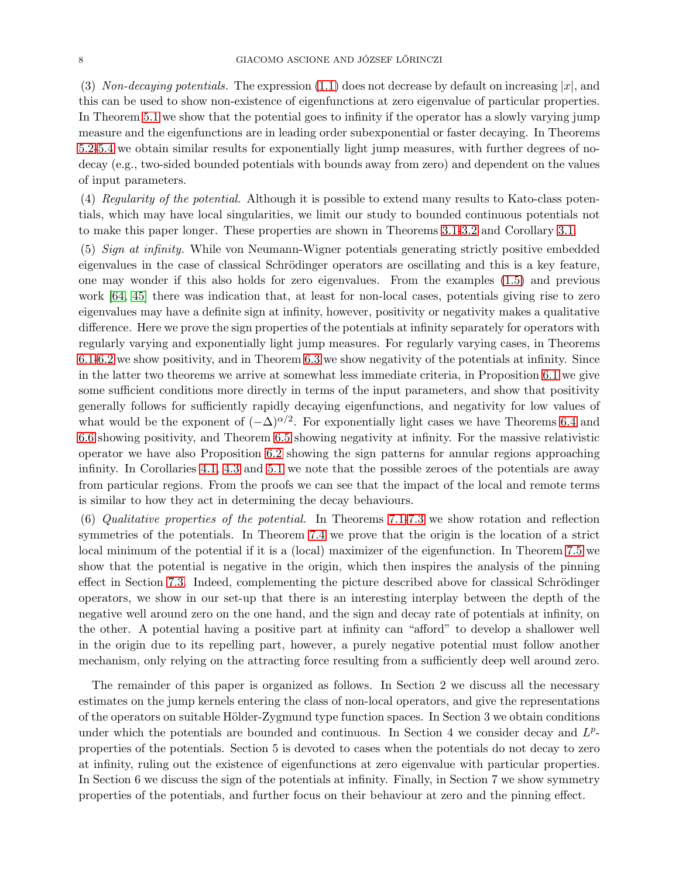(3) *Non-decaying potentials.* The expression (1.1) does not decrease by default on increasing $|x|$, and this can be used to show non-existence of eigenfunctions at zero eigenvalue of particular properties. In Theorem 5.1 we show that the potential goes to infinity if the operator has a slowly varying jump measure and the eigenfunctions are in leading order subexponential or faster decaying. In Theorems 5.2-5.4 we obtain similar results for exponentially light jump measures, with further degrees of no-decay (e.g., two-sided bounded potentials with bounds away from zero) and dependent on the values of input parameters.

(4) *Regularity of the potential.* Although it is possible to extend many results to Kato-class potentials, which may have local singularities, we limit our study to bounded continuous potentials not to make this paper longer. These properties are shown in Theorems 3.1-3.2 and Corollary 3.1.

(5) *Sign at infinity.* While von Neumann-Wigner potentials generating strictly positive embedded eigenvalues in the case of classical Schrödinger operators are oscillating and this is a key feature, one may wonder if this also holds for zero eigenvalues. From the examples (1.5) and previous work [64, 45] there was indication that, at least for non-local cases, potentials giving rise to zero eigenvalues may have a definite sign at infinity, however, positivity or negativity makes a qualitative difference. Here we prove the sign properties of the potentials at infinity separately for operators with regularly varying and exponentially light jump measures. For regularly varying cases, in Theorems 6.1-6.2 we show positivity, and in Theorem 6.3 we show negativity of the potentials at infinity. Since in the latter two theorems we arrive at somewhat less immediate criteria, in Proposition 6.1 we give some sufficient conditions more directly in terms of the input parameters, and show that positivity generally follows for sufficiently rapidly decaying eigenfunctions, and negativity for low values of what would be the exponent of $(-\Delta)^{\alpha/2}$. For exponentially light cases we have Theorems 6.4 and 6.6 showing positivity, and Theorem 6.5 showing negativity at infinity. For the massive relativistic operator we have also Proposition 6.2 showing the sign patterns for annular regions approaching infinity. In Corollaries 4.1, 4.3 and 5.1 we note that the possible zeroes of the potentials are away from particular regions. From the proofs we can see that the impact of the local and remote terms is similar to how they act in determining the decay behaviours.

(6) *Qualitative properties of the potential.* In Theorems 7.1-7.3 we show rotation and reflection symmetries of the potentials. In Theorem 7.4 we prove that the origin is the location of a strict local minimum of the potential if it is a (local) maximizer of the eigenfunction. In Theorem 7.5 we show that the potential is negative in the origin, which then inspires the analysis of the pinning effect in Section 7.3. Indeed, complementing the picture described above for classical Schrödinger operators, we show in our set-up that there is an interesting interplay between the depth of the negative well around zero on the one hand, and the sign and decay rate of potentials at infinity, on the other. A potential having a positive part at infinity can "afford" to develop a shallower well in the origin due to its repelling part, however, a purely negative potential must follow another mechanism, only relying on the attracting force resulting from a sufficiently deep well around zero.

The remainder of this paper is organized as follows. In Section 2 we discuss all the necessary estimates on the jump kernels entering the class of non-local operators, and give the representations of the operators on suitable Hölder-Zygmund type function spaces. In Section 3 we obtain conditions under which the potentials are bounded and continuous. In Section 4 we consider decay and $L^p$-properties of the potentials. Section 5 is devoted to cases when the potentials do not decay to zero at infinity, ruling out the existence of eigenfunctions at zero eigenvalue with particular properties. In Section 6 we discuss the sign of the potentials at infinity. Finally, in Section 7 we show symmetry properties of the potentials, and further focus on their behaviour at zero and the pinning effect.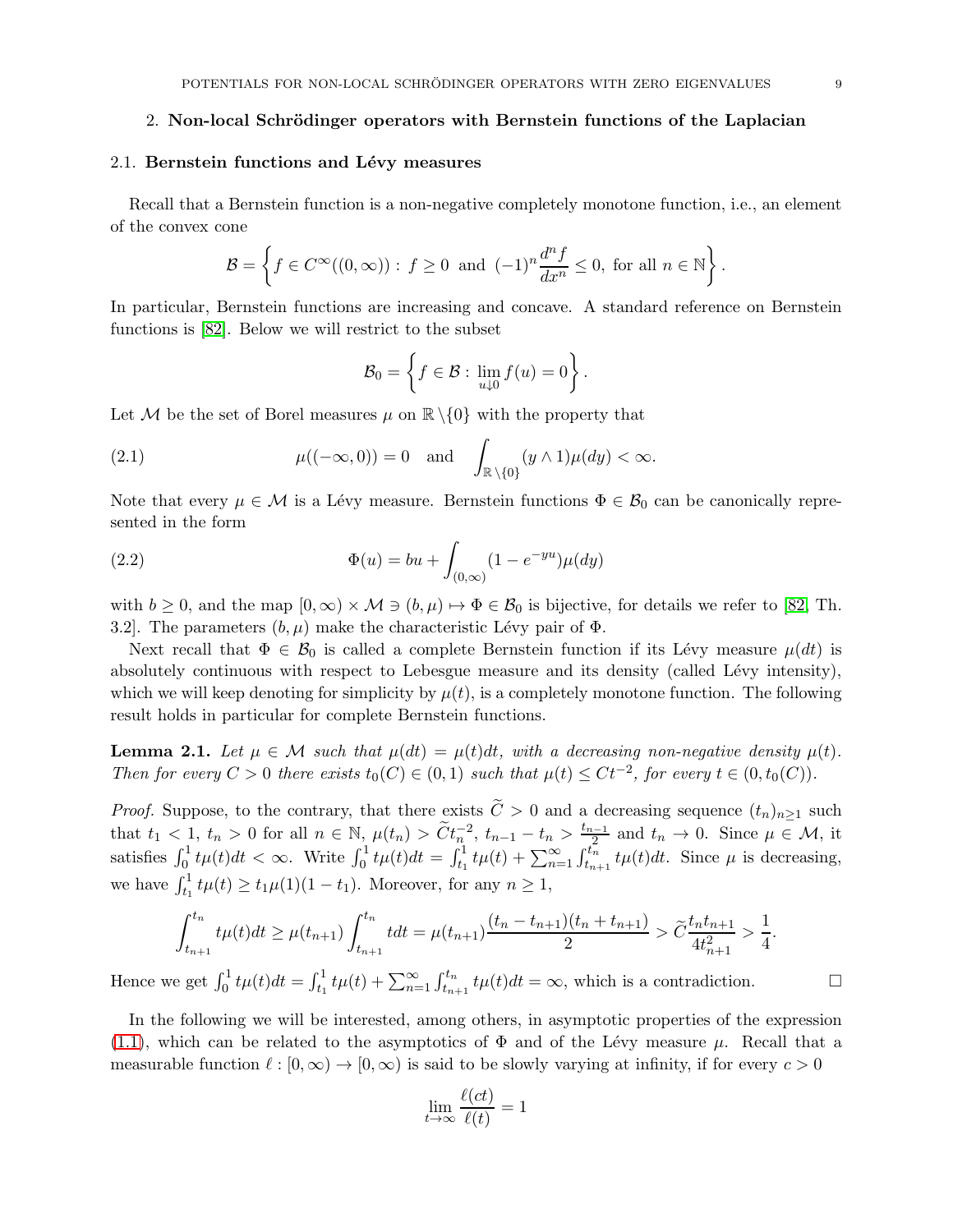## 2. Non-local Schrödinger operators with Bernstein functions of the Laplacian

### 2.1. Bernstein functions and Lévy measures

Recall that a Bernstein function is a non-negative completely monotone function, i.e., an element of the convex cone

$$\mathcal{B} = \left\{ f \in C^\infty((0,\infty)) : \, f \geq 0 \, \text{ and } \, (-1)^n \frac{d^n f}{dx^n} \leq 0, \text{ for all } n \in \mathbb{N} \right\}.$$

In particular, Bernstein functions are increasing and concave. A standard reference on Bernstein functions is [82]. Below we will restrict to the subset

$$\mathcal{B}_0 = \left\{ f \in \mathcal{B} : \, \lim_{u \downarrow 0} f(u) = 0 \right\}.$$

Let $\mathcal{M}$ be the set of Borel measures $\mu$ on $\mathbb{R} \setminus \{0\}$ with the property that

$$\mu((-\infty, 0)) = 0 \quad \text{and} \quad \int_{\mathbb{R} \setminus \{0\}} (y \wedge 1) \mu(dy) < \infty. \tag{2.1}$$

Note that every $\mu \in \mathcal{M}$ is a Lévy measure. Bernstein functions $\Phi \in \mathcal{B}_0$ can be canonically represented in the form

$$\Phi(u) = bu + \int_{(0,\infty)} (1 - e^{-yu}) \mu(dy) \tag{2.2}$$

with $b \geq 0$, and the map $[0,\infty) \times \mathcal{M} \ni (b, \mu) \mapsto \Phi \in \mathcal{B}_0$ is bijective, for details we refer to [82, Th. 3.2]. The parameters $(b, \mu)$ make the characteristic Lévy pair of $\Phi$.

Next recall that $\Phi \in \mathcal{B}_0$ is called a complete Bernstein function if its Lévy measure $\mu(dt)$ is absolutely continuous with respect to Lebesgue measure and its density (called Lévy intensity), which we will keep denoting for simplicity by $\mu(t)$, is a completely monotone function. The following result holds in particular for complete Bernstein functions.

**Lemma 2.1.** *Let $\mu \in \mathcal{M}$ such that $\mu(dt) = \mu(t)dt$, with a decreasing non-negative density $\mu(t)$. Then for every $C > 0$ there exists $t_0(C) \in (0,1)$ such that $\mu(t) \leq Ct^{-2}$, for every $t \in (0, t_0(C))$.*

*Proof.* Suppose, to the contrary, that there exists $\widetilde{C} > 0$ and a decreasing sequence $(t_n)_{n \geq 1}$ such that $t_1 < 1$, $t_n > 0$ for all $n \in \mathbb{N}$, $\mu(t_n) > \widetilde{C} t_n^{-2}$, $t_{n-1} - t_n > \frac{t_{n-1}}{2}$ and $t_n \to 0$. Since $\mu \in \mathcal{M}$, it satisfies $\int_0^1 t\mu(t)dt < \infty$. Write $\int_0^1 t\mu(t)dt = \int_{t_1}^1 t\mu(t) + \sum_{n=1}^\infty \int_{t_{n+1}}^{t_n} t\mu(t)dt$. Since $\mu$ is decreasing, we have $\int_{t_1}^1 t\mu(t) \geq t_1 \mu(1)(1 - t_1)$. Moreover, for any $n \geq 1$,

$$\int_{t_{n+1}}^{t_n} t\mu(t)dt \geq \mu(t_{n+1}) \int_{t_{n+1}}^{t_n} tdt = \mu(t_{n+1}) \frac{(t_n - t_{n+1})(t_n + t_{n+1})}{2} > \widetilde{C} \frac{t_n t_{n+1}}{4t_{n+1}^2} > \frac{1}{4}.$$

Hence we get $\int_0^1 t\mu(t)dt = \int_{t_1}^1 t\mu(t) + \sum_{n=1}^\infty \int_{t_{n+1}}^{t_n} t\mu(t)dt = \infty$, which is a contradiction. $\square$

In the following we will be interested, among others, in asymptotic properties of the expression (1.1), which can be related to the asymptotics of $\Phi$ and of the Lévy measure $\mu$. Recall that a measurable function $\ell : [0,\infty) \to [0,\infty)$ is said to be slowly varying at infinity, if for every $c > 0$

$$\lim_{t \to \infty} \frac{\ell(ct)}{\ell(t)} = 1$$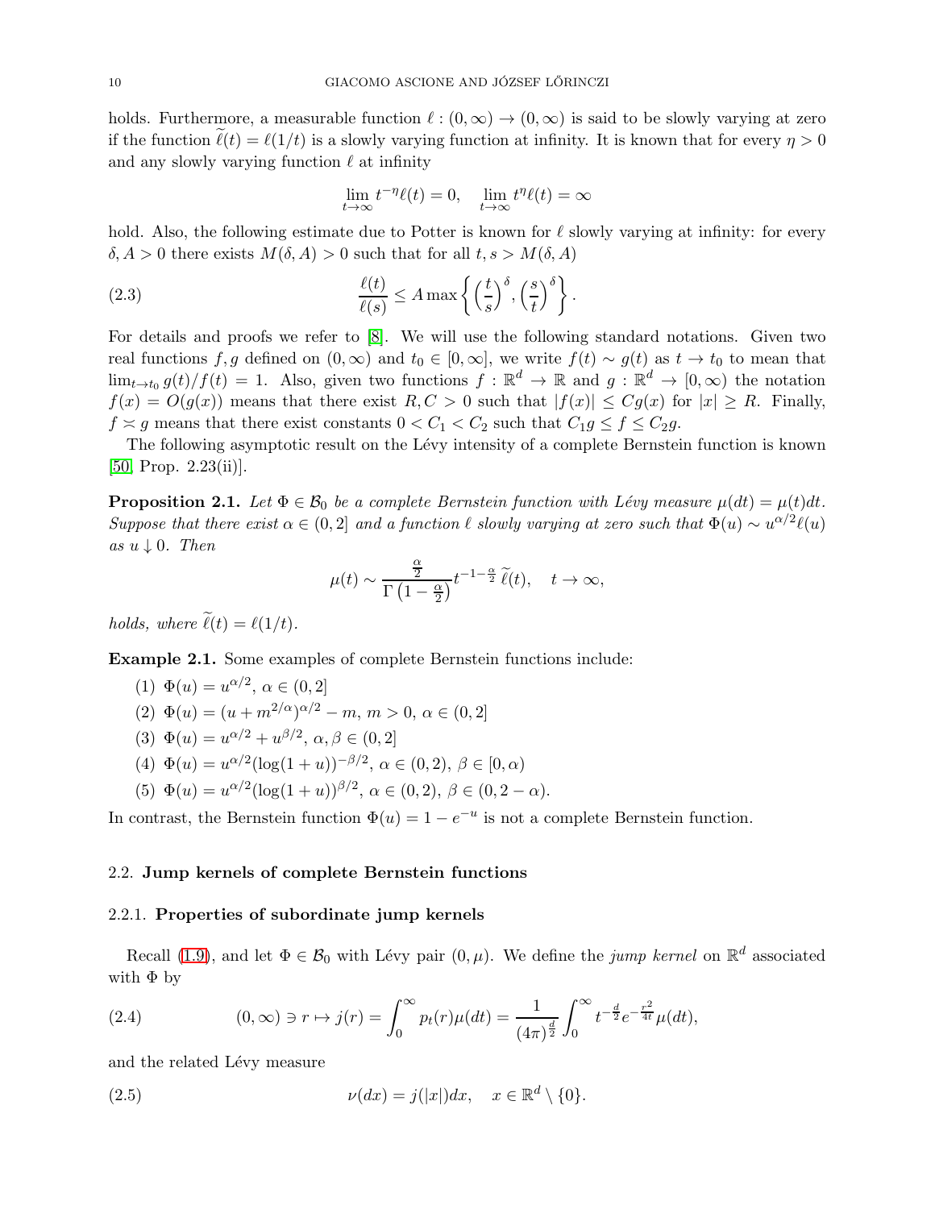holds. Furthermore, a measurable function $\ell : (0,\infty) \to (0,\infty)$ is said to be slowly varying at zero if the function $\widetilde{\ell}(t) = \ell(1/t)$ is a slowly varying function at infinity. It is known that for every $\eta > 0$ and any slowly varying function $\ell$ at infinity

$$\lim_{t\to\infty} t^{-\eta}\ell(t) = 0, \quad \lim_{t\to\infty} t^{\eta}\ell(t) = \infty$$

hold. Also, the following estimate due to Potter is known for $\ell$ slowly varying at infinity: for every $\delta, A > 0$ there exists $M(\delta, A) > 0$ such that for all $t, s > M(\delta, A)$

$$\frac{\ell(t)}{\ell(s)} \le A \max\left\{ \left(\frac{t}{s}\right)^{\delta}, \left(\frac{s}{t}\right)^{\delta} \right\}. \tag{2.3}$$

For details and proofs we refer to [8]. We will use the following standard notations. Given two real functions $f, g$ defined on $(0,\infty)$ and $t_0 \in [0,\infty]$, we write $f(t) \sim g(t)$ as $t \to t_0$ to mean that $\lim_{t\to t_0} g(t)/f(t) = 1$. Also, given two functions $f : \mathbb{R}^d \to \mathbb{R}$ and $g : \mathbb{R}^d \to [0,\infty)$ the notation $f(x) = O(g(x))$ means that there exist $R, C > 0$ such that $|f(x)| \le Cg(x)$ for $|x| \ge R$. Finally, $f \asymp g$ means that there exist constants $0 < C_1 < C_2$ such that $C_1 g \le f \le C_2 g$.

The following asymptotic result on the Lévy intensity of a complete Bernstein function is known [50, Prop. 2.23(ii)].

**Proposition 2.1.** *Let $\Phi \in \mathcal{B}_0$ be a complete Bernstein function with Lévy measure $\mu(dt) = \mu(t)dt$. Suppose that there exist $\alpha \in (0,2]$ and a function $\ell$ slowly varying at zero such that $\Phi(u) \sim u^{\alpha/2}\ell(u)$ as $u \downarrow 0$. Then*

$$\mu(t) \sim \frac{\frac{\alpha}{2}}{\Gamma\left(1 - \frac{\alpha}{2}\right)} t^{-1-\frac{\alpha}{2}}\, \widetilde{\ell}(t), \quad t \to \infty,$$

*holds, where $\widetilde{\ell}(t) = \ell(1/t)$.*

**Example 2.1.** Some examples of complete Bernstein functions include:

(1) $\Phi(u) = u^{\alpha/2}$, $\alpha \in (0,2]$
(2) $\Phi(u) = (u + m^{2/\alpha})^{\alpha/2} - m$, $m > 0$, $\alpha \in (0,2]$
(3) $\Phi(u) = u^{\alpha/2} + u^{\beta/2}$, $\alpha, \beta \in (0,2]$
(4) $\Phi(u) = u^{\alpha/2}(\log(1+u))^{-\beta/2}$, $\alpha \in (0,2)$, $\beta \in [0,\alpha)$
(5) $\Phi(u) = u^{\alpha/2}(\log(1+u))^{\beta/2}$, $\alpha \in (0,2)$, $\beta \in (0, 2-\alpha)$.

In contrast, the Bernstein function $\Phi(u) = 1 - e^{-u}$ is not a complete Bernstein function.

## 2.2. **Jump kernels of complete Bernstein functions**

### 2.2.1. **Properties of subordinate jump kernels**

Recall (1.9), and let $\Phi \in \mathcal{B}_0$ with Lévy pair $(0,\mu)$. We define the *jump kernel* on $\mathbb{R}^d$ associated with $\Phi$ by

$$(0,\infty) \ni r \mapsto j(r) = \int_0^\infty p_t(r)\mu(dt) = \frac{1}{(4\pi)^{\frac{d}{2}}} \int_0^\infty t^{-\frac{d}{2}} e^{-\frac{r^2}{4t}} \mu(dt), \tag{2.4}$$

and the related Lévy measure

$$\nu(dx) = j(|x|)dx, \quad x \in \mathbb{R}^d \setminus \{0\}. \tag{2.5}$$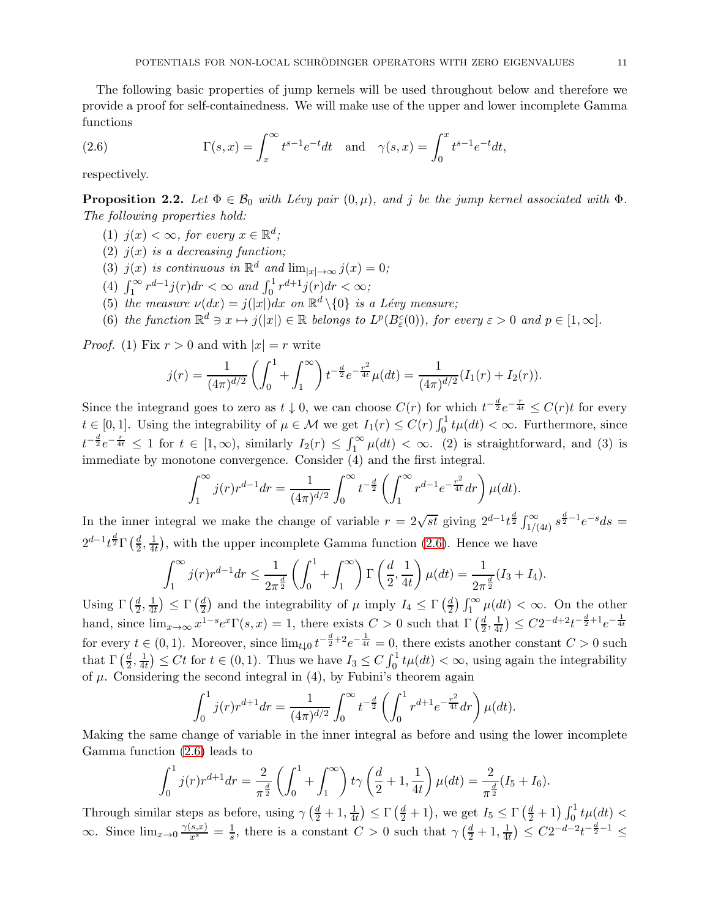The following basic properties of jump kernels will be used throughout below and therefore we provide a proof for self-containedness. We will make use of the upper and lower incomplete Gamma functions

$$\Gamma(s,x) = \int_x^\infty t^{s-1}e^{-t}dt \quad \text{and} \quad \gamma(s,x) = \int_0^x t^{s-1}e^{-t}dt, \tag{2.6}$$

respectively.

**Proposition 2.2.** *Let $\Phi \in \mathcal{B}_0$ with Lévy pair $(0,\mu)$, and $j$ be the jump kernel associated with $\Phi$. The following properties hold:*

1. *$j(x) < \infty$, for every $x \in \mathbb{R}^d$;*
2. *$j(x)$ is a decreasing function;*
3. *$j(x)$ is continuous in $\mathbb{R}^d$ and $\lim_{|x|\to\infty} j(x) = 0$;*
4. *$\int_1^\infty r^{d-1}j(r)dr < \infty$ and $\int_0^1 r^{d+1}j(r)dr < \infty$;*
5. *the measure $\nu(dx) = j(|x|)dx$ on $\mathbb{R}^d\setminus\{0\}$ is a Lévy measure;*
6. *the function $\mathbb{R}^d \ni x \mapsto j(|x|) \in \mathbb{R}$ belongs to $L^p(B^c_\varepsilon(0))$, for every $\varepsilon > 0$ and $p \in [1,\infty]$.*

*Proof.* (1) Fix $r > 0$ and with $|x| = r$ write

$$j(r) = \frac{1}{(4\pi)^{d/2}}\left(\int_0^1 + \int_1^\infty\right) t^{-\frac{d}{2}}e^{-\frac{r^2}{4t}}\mu(dt) = \frac{1}{(4\pi)^{d/2}}(I_1(r) + I_2(r)).$$

Since the integrand goes to zero as $t \downarrow 0$, we can choose $C(r)$ for which $t^{-\frac{d}{2}}e^{-\frac{r}{4t}} \le C(r)t$ for every $t \in [0,1]$. Using the integrability of $\mu \in \mathcal{M}$ we get $I_1(r) \le C(r)\int_0^1 t\mu(dt) < \infty$. Furthermore, since $t^{-\frac{d}{2}}e^{-\frac{r}{4t}} \le 1$ for $t \in [1,\infty)$, similarly $I_2(r) \le \int_1^\infty \mu(dt) < \infty$. (2) is straightforward, and (3) is immediate by monotone convergence. Consider (4) and the first integral.

$$\int_1^\infty j(r)r^{d-1}dr = \frac{1}{(4\pi)^{d/2}}\int_0^\infty t^{-\frac{d}{2}}\left(\int_1^\infty r^{d-1}e^{-\frac{r^2}{4t}}dr\right)\mu(dt).$$

In the inner integral we make the change of variable $r = 2\sqrt{st}$ giving $2^{d-1}t^{\frac{d}{2}}\int_{1/(4t)}^\infty s^{\frac{d}{2}-1}e^{-s}ds = 2^{d-1}t^{\frac{d}{2}}\Gamma\left(\frac{d}{2},\frac{1}{4t}\right)$, with the upper incomplete Gamma function (2.6). Hence we have

$$\int_1^\infty j(r)r^{d-1}dr \le \frac{1}{2\pi^{\frac{d}{2}}}\left(\int_0^1 + \int_1^\infty\right)\Gamma\left(\frac{d}{2},\frac{1}{4t}\right)\mu(dt) = \frac{1}{2\pi^{\frac{d}{2}}}(I_3 + I_4).$$

Using $\Gamma\left(\frac{d}{2},\frac{1}{4t}\right) \le \Gamma\left(\frac{d}{2}\right)$ and the integrability of $\mu$ imply $I_4 \le \Gamma\left(\frac{d}{2}\right)\int_1^\infty \mu(dt) < \infty$. On the other hand, since $\lim_{x\to\infty} x^{1-s}e^x\Gamma(s,x) = 1$, there exists $C > 0$ such that $\Gamma\left(\frac{d}{2},\frac{1}{4t}\right) \le C2^{-d+2}t^{-\frac{d}{2}+1}e^{-\frac{1}{4t}}$ for every $t \in (0,1)$. Moreover, since $\lim_{t\downarrow 0} t^{-\frac{d}{2}+2}e^{-\frac{1}{4t}} = 0$, there exists another constant $C > 0$ such that $\Gamma\left(\frac{d}{2},\frac{1}{4t}\right) \le Ct$ for $t \in (0,1)$. Thus we have $I_3 \le C\int_0^1 t\mu(dt) < \infty$, using again the integrability of $\mu$. Considering the second integral in (4), by Fubini's theorem again

$$\int_0^1 j(r)r^{d+1}dr = \frac{1}{(4\pi)^{d/2}}\int_0^\infty t^{-\frac{d}{2}}\left(\int_0^1 r^{d+1}e^{-\frac{r^2}{4t}}dr\right)\mu(dt).$$

Making the same change of variable in the inner integral as before and using the lower incomplete Gamma function (2.6) leads to

$$\int_0^1 j(r)r^{d+1}dr = \frac{2}{\pi^{\frac{d}{2}}}\left(\int_0^1 + \int_1^\infty\right)t\gamma\left(\frac{d}{2}+1,\frac{1}{4t}\right)\mu(dt) = \frac{2}{\pi^{\frac{d}{2}}}(I_5 + I_6).$$

Through similar steps as before, using $\gamma\left(\frac{d}{2}+1,\frac{1}{4t}\right) \le \Gamma\left(\frac{d}{2}+1\right)$, we get $I_5 \le \Gamma\left(\frac{d}{2}+1\right)\int_0^1 t\mu(dt) < \infty$. Since $\lim_{x\to 0}\frac{\gamma(s,x)}{x^s} = \frac{1}{s}$, there is a constant $C > 0$ such that $\gamma\left(\frac{d}{2}+1,\frac{1}{4t}\right) \le C2^{-d-2}t^{-\frac{d}{2}-1} \le$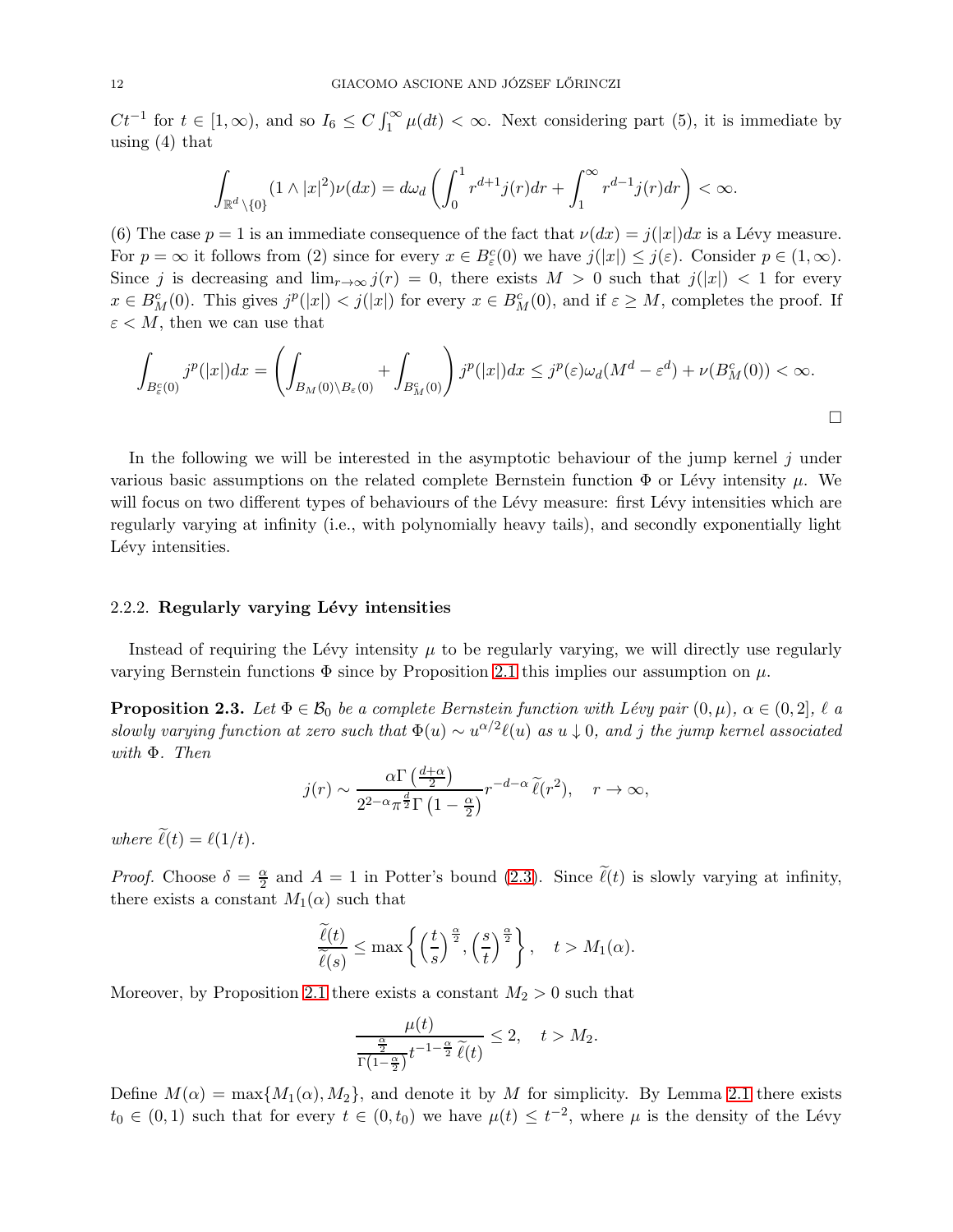$Ct^{-1}$ for $t \in [1,\infty)$, and so $I_6 \le C\int_1^\infty \mu(dt) < \infty$. Next considering part (5), it is immediate by using (4) that

$$\int_{\mathbb{R}^d\setminus\{0\}} (1\wedge |x|^2)\nu(dx) = d\omega_d\left(\int_0^1 r^{d+1}j(r)dr + \int_1^\infty r^{d-1}j(r)dr\right) < \infty.$$

(6) The case $p = 1$ is an immediate consequence of the fact that $\nu(dx) = j(|x|)dx$ is a Lévy measure. For $p = \infty$ it follows from (2) since for every $x \in B^c_\varepsilon(0)$ we have $j(|x|) \le j(\varepsilon)$. Consider $p \in (1,\infty)$. Since $j$ is decreasing and $\lim_{r\to\infty} j(r) = 0$, there exists $M > 0$ such that $j(|x|) < 1$ for every $x \in B^c_M(0)$. This gives $j^p(|x|) < j(|x|)$ for every $x \in B^c_M(0)$, and if $\varepsilon \ge M$, completes the proof. If $\varepsilon < M$, then we can use that

$$\int_{B^c_\varepsilon(0)} j^p(|x|)dx = \left(\int_{B_M(0)\setminus B_\varepsilon(0)} + \int_{B^c_M(0)}\right) j^p(|x|)dx \le j^p(\varepsilon)\omega_d(M^d - \varepsilon^d) + \nu(B^c_M(0)) < \infty.$$

□

In the following we will be interested in the asymptotic behaviour of the jump kernel $j$ under various basic assumptions on the related complete Bernstein function $\Phi$ or Lévy intensity $\mu$. We will focus on two different types of behaviours of the Lévy measure: first Lévy intensities which are regularly varying at infinity (i.e., with polynomially heavy tails), and secondly exponentially light Lévy intensities.

### 2.2.2. Regularly varying Lévy intensities

Instead of requiring the Lévy intensity $\mu$ to be regularly varying, we will directly use regularly varying Bernstein functions $\Phi$ since by Proposition 2.1 this implies our assumption on $\mu$.

**Proposition 2.3.** *Let $\Phi \in \mathcal{B}_0$ be a complete Bernstein function with Lévy pair $(0,\mu)$, $\alpha \in (0,2]$, $\ell$ a slowly varying function at zero such that $\Phi(u) \sim u^{\alpha/2}\ell(u)$ as $u \downarrow 0$, and $j$ the jump kernel associated with $\Phi$. Then*

$$j(r) \sim \frac{\alpha\Gamma\left(\frac{d+\alpha}{2}\right)}{2^{2-\alpha}\pi^{\frac{d}{2}}\Gamma\left(1-\frac{\alpha}{2}\right)} r^{-d-\alpha}\,\widetilde{\ell}(r^2), \quad r\to\infty,$$

*where $\widetilde{\ell}(t) = \ell(1/t)$.*

*Proof.* Choose $\delta = \frac{\alpha}{2}$ and $A = 1$ in Potter's bound (2.3). Since $\widetilde{\ell}(t)$ is slowly varying at infinity, there exists a constant $M_1(\alpha)$ such that

$$\frac{\widetilde{\ell}(t)}{\widetilde{\ell}(s)} \le \max\left\{\left(\frac{t}{s}\right)^{\frac{\alpha}{2}}, \left(\frac{s}{t}\right)^{\frac{\alpha}{2}}\right\}, \quad t > M_1(\alpha).$$

Moreover, by Proposition 2.1 there exists a constant $M_2 > 0$ such that

$$\frac{\mu(t)}{\frac{\frac{\alpha}{2}}{\Gamma\left(1-\frac{\alpha}{2}\right)} t^{-1-\frac{\alpha}{2}}\,\widetilde{\ell}(t)} \le 2, \quad t > M_2.$$

Define $M(\alpha) = \max\{M_1(\alpha), M_2\}$, and denote it by $M$ for simplicity. By Lemma 2.1 there exists $t_0 \in (0,1)$ such that for every $t \in (0,t_0)$ we have $\mu(t) \le t^{-2}$, where $\mu$ is the density of the Lévy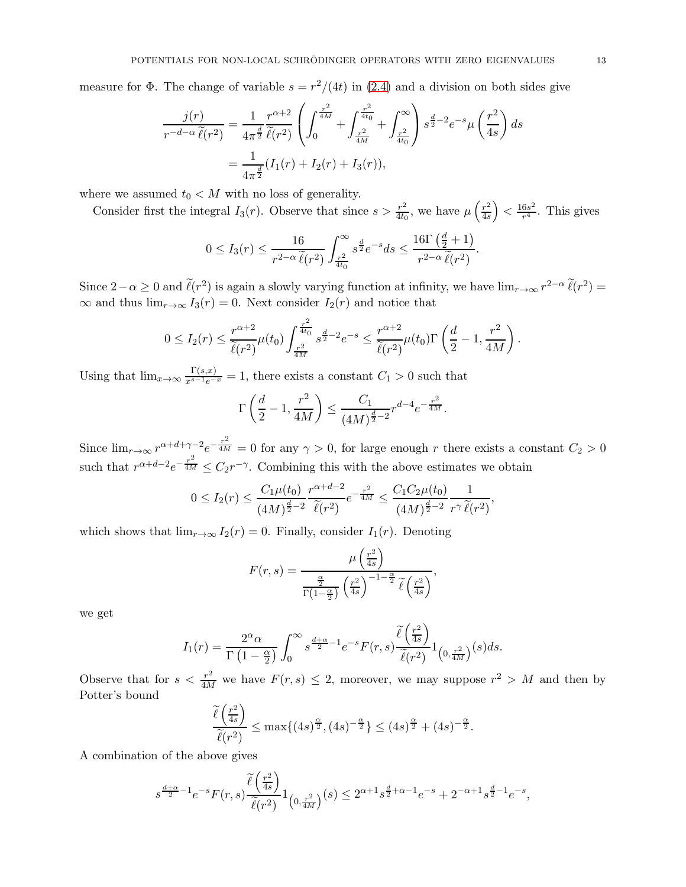measure for $\Phi$. The change of variable $s = r^2/(4t)$ in (2.4) and a division on both sides give

$$
\begin{aligned}
\frac{j(r)}{r^{-d-\alpha}\,\widetilde{\ell}(r^2)} &= \frac{1}{4\pi^{\frac{d}{2}}}\frac{r^{\alpha+2}}{\widetilde{\ell}(r^2)}\left(\int_0^{\frac{r^2}{4M}} + \int_{\frac{r^2}{4M}}^{\frac{r^2}{4t_0}} + \int_{\frac{r^2}{4t_0}}^{\infty}\right) s^{\frac{d}{2}-2} e^{-s}\mu\left(\frac{r^2}{4s}\right) ds \\
&= \frac{1}{4\pi^{\frac{d}{2}}}(I_1(r) + I_2(r) + I_3(r)),
\end{aligned}
$$

where we assumed $t_0 < M$ with no loss of generality.

Consider first the integral $I_3(r)$. Observe that since $s > \frac{r^2}{4t_0}$, we have $\mu\left(\frac{r^2}{4s}\right) < \frac{16s^2}{r^4}$. This gives

$$
0 \le I_3(r) \le \frac{16}{r^{2-\alpha}\,\widetilde{\ell}(r^2)}\int_{\frac{r^2}{4t_0}}^{\infty} s^{\frac{d}{2}} e^{-s} ds \le \frac{16\Gamma\left(\frac{d}{2}+1\right)}{r^{2-\alpha}\,\widetilde{\ell}(r^2)}.
$$

Since $2-\alpha \ge 0$ and $\widetilde{\ell}(r^2)$ is again a slowly varying function at infinity, we have $\lim_{r\to\infty} r^{2-\alpha}\,\widetilde{\ell}(r^2) = \infty$ and thus $\lim_{r\to\infty} I_3(r) = 0$. Next consider $I_2(r)$ and notice that

$$
0 \le I_2(r) \le \frac{r^{\alpha+2}}{\widetilde{\ell}(r^2)}\mu(t_0)\int_{\frac{r^2}{4M}}^{\frac{r^2}{4t_0}} s^{\frac{d}{2}-2} e^{-s} \le \frac{r^{\alpha+2}}{\widetilde{\ell}(r^2)}\mu(t_0)\Gamma\left(\frac{d}{2}-1, \frac{r^2}{4M}\right).
$$

Using that $\lim_{x\to\infty}\frac{\Gamma(s,x)}{x^{s-1}e^{-x}} = 1$, there exists a constant $C_1 > 0$ such that

$$
\Gamma\left(\frac{d}{2}-1, \frac{r^2}{4M}\right) \le \frac{C_1}{(4M)^{\frac{d}{2}-2}} r^{d-4} e^{-\frac{r^2}{4M}}.
$$

Since $\lim_{r\to\infty} r^{\alpha+d+\gamma-2}e^{-\frac{r^2}{4M}} = 0$ for any $\gamma > 0$, for large enough $r$ there exists a constant $C_2 > 0$ such that $r^{\alpha+d-2}e^{-\frac{r^2}{4M}} \le C_2 r^{-\gamma}$. Combining this with the above estimates we obtain

$$
0 \le I_2(r) \le \frac{C_1\mu(t_0)}{(4M)^{\frac{d}{2}-2}}\frac{r^{\alpha+d-2}}{\widetilde{\ell}(r^2)}e^{-\frac{r^2}{4M}} \le \frac{C_1 C_2\mu(t_0)}{(4M)^{\frac{d}{2}-2}}\frac{1}{r^{\gamma}\,\widetilde{\ell}(r^2)},
$$

which shows that $\lim_{r\to\infty} I_2(r) = 0$. Finally, consider $I_1(r)$. Denoting

$$
F(r,s) = \frac{\mu\left(\frac{r^2}{4s}\right)}{\frac{\frac{\alpha}{2}}{\Gamma\left(1-\frac{\alpha}{2}\right)}\left(\frac{r^2}{4s}\right)^{-1-\frac{\alpha}{2}}\widetilde{\ell}\left(\frac{r^2}{4s}\right)},
$$

we get

$$
I_1(r) = \frac{2^{\alpha}\alpha}{\Gamma\left(1-\frac{\alpha}{2}\right)}\int_0^{\infty} s^{\frac{d+\alpha}{2}-1}e^{-s}F(r,s)\frac{\widetilde{\ell}\left(\frac{r^2}{4s}\right)}{\widetilde{\ell}(r^2)}1_{\left(0,\frac{r^2}{4M}\right)}(s)ds.
$$

Observe that for $s < \frac{r^2}{4M}$ we have $F(r,s) \le 2$, moreover, we may suppose $r^2 > M$ and then by Potter's bound

$$
\frac{\widetilde{\ell}\left(\frac{r^2}{4s}\right)}{\widetilde{\ell}(r^2)} \le \max\{(4s)^{\frac{\alpha}{2}}, (4s)^{-\frac{\alpha}{2}}\} \le (4s)^{\frac{\alpha}{2}} + (4s)^{-\frac{\alpha}{2}}.
$$

A combination of the above gives

$$
s^{\frac{d+\alpha}{2}-1}e^{-s}F(r,s)\frac{\widetilde{\ell}\left(\frac{r^2}{4s}\right)}{\widetilde{\ell}(r^2)}1_{\left(0,\frac{r^2}{4M}\right)}(s) \le 2^{\alpha+1}s^{\frac{d}{2}+\alpha-1}e^{-s} + 2^{-\alpha+1}s^{\frac{d}{2}-1}e^{-s},
$$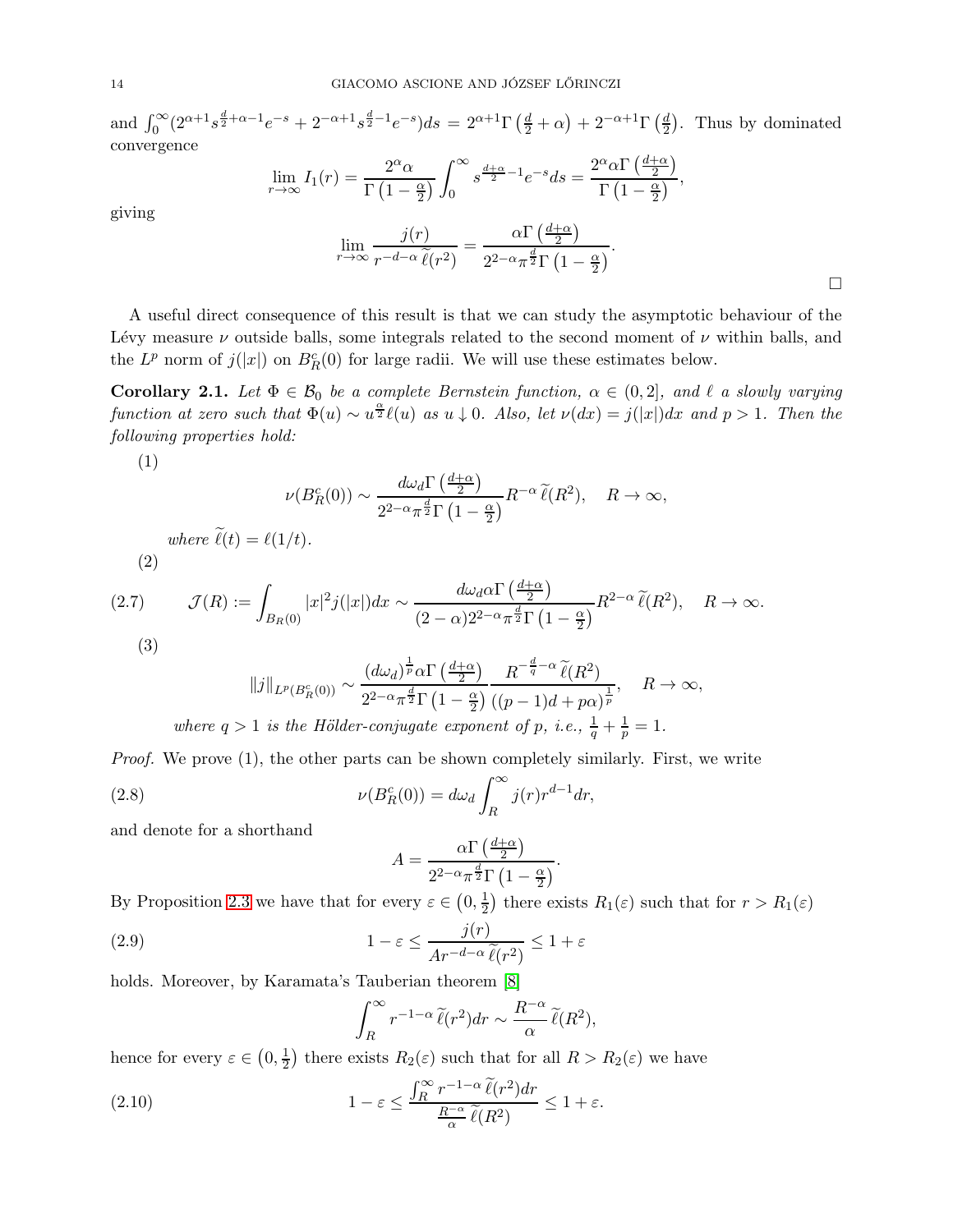and $\int_0^\infty (2^{\alpha+1}s^{\frac{d}{2}+\alpha-1}e^{-s}+2^{-\alpha+1}s^{\frac{d}{2}-1}e^{-s})ds = 2^{\alpha+1}\Gamma\left(\frac{d}{2}+\alpha\right)+2^{-\alpha+1}\Gamma\left(\frac{d}{2}\right)$. Thus by dominated convergence

$$\lim_{r\to\infty} I_1(r) = \frac{2^\alpha \alpha}{\Gamma\left(1-\frac{\alpha}{2}\right)}\int_0^\infty s^{\frac{d+\alpha}{2}-1}e^{-s}ds = \frac{2^\alpha\alpha\Gamma\left(\frac{d+\alpha}{2}\right)}{\Gamma\left(1-\frac{\alpha}{2}\right)},$$

giving

$$\lim_{r\to\infty}\frac{j(r)}{r^{-d-\alpha}\,\widetilde{\ell}(r^2)} = \frac{\alpha\Gamma\left(\frac{d+\alpha}{2}\right)}{2^{2-\alpha}\pi^{\frac{d}{2}}\Gamma\left(1-\frac{\alpha}{2}\right)}.$$

□

A useful direct consequence of this result is that we can study the asymptotic behaviour of the Lévy measure $\nu$ outside balls, some integrals related to the second moment of $\nu$ within balls, and the $L^p$ norm of $j(|x|)$ on $B^c_R(0)$ for large radii. We will use these estimates below.

**Corollary 2.1.** *Let $\Phi \in \mathcal{B}_0$ be a complete Bernstein function, $\alpha \in (0, 2]$, and $\ell$ a slowly varying function at zero such that $\Phi(u) \sim u^{\frac{\alpha}{2}}\ell(u)$ as $u \downarrow 0$. Also, let $\nu(dx) = j(|x|)dx$ and $p > 1$. Then the following properties hold:*

(1)
$$\nu(B^c_R(0)) \sim \frac{d\omega_d\Gamma\left(\frac{d+\alpha}{2}\right)}{2^{2-\alpha}\pi^{\frac{d}{2}}\Gamma\left(1-\frac{\alpha}{2}\right)}R^{-\alpha}\,\widetilde{\ell}(R^2), \quad R\to\infty,$$

*where $\widetilde{\ell}(t) = \ell(1/t)$.*

(2)
$$\mathcal{J}(R) := \int_{B_R(0)}|x|^2 j(|x|)dx \sim \frac{d\omega_d\alpha\Gamma\left(\frac{d+\alpha}{2}\right)}{(2-\alpha)2^{2-\alpha}\pi^{\frac{d}{2}}\Gamma\left(1-\frac{\alpha}{2}\right)}R^{2-\alpha}\,\widetilde{\ell}(R^2), \quad R\to\infty. \tag{2.7}$$

(3)
$$\|j\|_{L^p(B^c_R(0))} \sim \frac{(d\omega_d)^{\frac{1}{p}}\alpha\Gamma\left(\frac{d+\alpha}{2}\right)}{2^{2-\alpha}\pi^{\frac{d}{2}}\Gamma\left(1-\frac{\alpha}{2}\right)}\frac{R^{-\frac{d}{q}-\alpha}\,\widetilde{\ell}(R^2)}{((p-1)d+p\alpha)^{\frac{1}{p}}}, \quad R\to\infty,$$

*where $q > 1$ is the Hölder-conjugate exponent of $p$, i.e., $\frac{1}{q}+\frac{1}{p} = 1$.*

*Proof.* We prove (1), the other parts can be shown completely similarly. First, we write

$$\nu(B^c_R(0)) = d\omega_d\int_R^\infty j(r)r^{d-1}dr, \tag{2.8}$$

and denote for a shorthand

$$A = \frac{\alpha\Gamma\left(\frac{d+\alpha}{2}\right)}{2^{2-\alpha}\pi^{\frac{d}{2}}\Gamma\left(1-\frac{\alpha}{2}\right)}.$$

By Proposition 2.3 we have that for every $\varepsilon \in \left(0,\frac{1}{2}\right)$ there exists $R_1(\varepsilon)$ such that for $r > R_1(\varepsilon)$

$$1-\varepsilon \le \frac{j(r)}{Ar^{-d-\alpha}\,\widetilde{\ell}(r^2)} \le 1+\varepsilon \tag{2.9}$$

holds. Moreover, by Karamata's Tauberian theorem [8]

$$\int_R^\infty r^{-1-\alpha}\,\widetilde{\ell}(r^2)dr \sim \frac{R^{-\alpha}}{\alpha}\,\widetilde{\ell}(R^2),$$

hence for every $\varepsilon \in \left(0,\frac{1}{2}\right)$ there exists $R_2(\varepsilon)$ such that for all $R > R_2(\varepsilon)$ we have

$$1-\varepsilon \le \frac{\int_R^\infty r^{-1-\alpha}\,\widetilde{\ell}(r^2)dr}{\frac{R^{-\alpha}}{\alpha}\,\widetilde{\ell}(R^2)} \le 1+\varepsilon. \tag{2.10}$$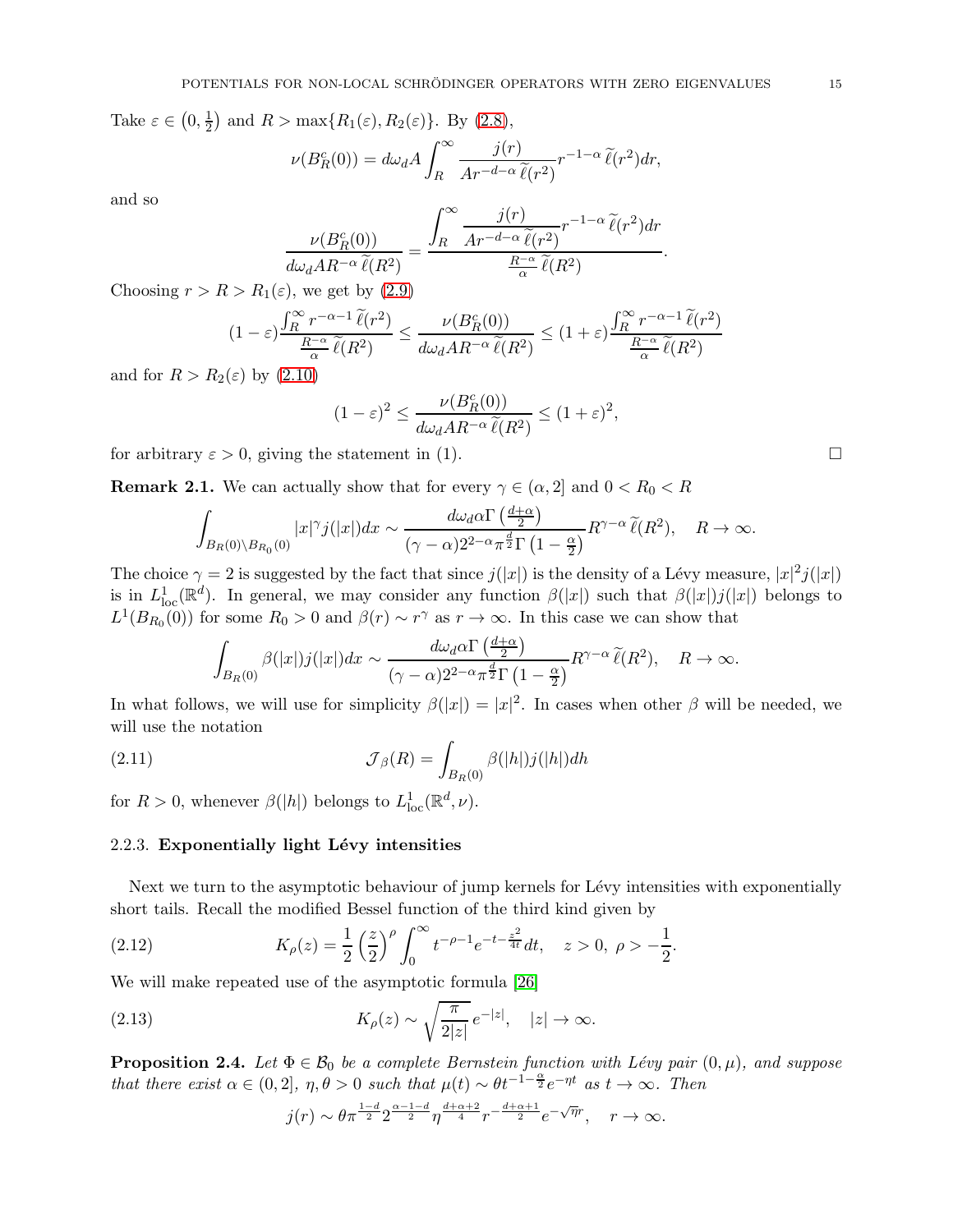Take $\varepsilon \in \left(0, \frac{1}{2}\right)$ and $R > \max\{R_1(\varepsilon), R_2(\varepsilon)\}$. By (2.8),

$$\nu(B_R^c(0)) = d\omega_d A \int_R^\infty \frac{j(r)}{Ar^{-d-\alpha}\,\widetilde{\ell}(r^2)} r^{-1-\alpha}\,\widetilde{\ell}(r^2) dr,$$

and so

$$\frac{\nu(B_R^c(0))}{d\omega_d A R^{-\alpha}\,\widetilde{\ell}(R^2)} = \frac{\displaystyle\int_R^\infty \frac{j(r)}{Ar^{-d-\alpha}\,\widetilde{\ell}(r^2)} r^{-1-\alpha}\,\widetilde{\ell}(r^2) dr}{\frac{R^{-\alpha}}{\alpha}\,\widetilde{\ell}(R^2)}.$$

Choosing $r > R > R_1(\varepsilon)$, we get by (2.9)

$$(1-\varepsilon)\frac{\int_R^\infty r^{-\alpha-1}\,\widetilde{\ell}(r^2)}{\frac{R^{-\alpha}}{\alpha}\,\widetilde{\ell}(R^2)} \leq \frac{\nu(B_R^c(0))}{d\omega_d A R^{-\alpha}\,\widetilde{\ell}(R^2)} \leq (1+\varepsilon)\frac{\int_R^\infty r^{-\alpha-1}\,\widetilde{\ell}(r^2)}{\frac{R^{-\alpha}}{\alpha}\,\widetilde{\ell}(R^2)}$$

and for $R > R_2(\varepsilon)$ by (2.10)

$$(1-\varepsilon)^2 \leq \frac{\nu(B_R^c(0))}{d\omega_d A R^{-\alpha}\,\widetilde{\ell}(R^2)} \leq (1+\varepsilon)^2,$$

for arbitrary $\varepsilon > 0$, giving the statement in (1). $\square$

**Remark 2.1.** We can actually show that for every $\gamma \in (\alpha, 2]$ and $0 < R_0 < R$

$$\int_{B_R(0)\setminus B_{R_0}(0)} |x|^\gamma j(|x|) dx \sim \frac{d\omega_d \alpha \Gamma\left(\frac{d+\alpha}{2}\right)}{(\gamma-\alpha)2^{2-\alpha}\pi^{\frac{d}{2}}\Gamma\left(1-\frac{\alpha}{2}\right)} R^{\gamma-\alpha}\,\widetilde{\ell}(R^2), \quad R \to \infty.$$

The choice $\gamma = 2$ is suggested by the fact that since $j(|x|)$ is the density of a Lévy measure, $|x|^2 j(|x|)$ is in $L^1_{\rm loc}(\mathbb{R}^d)$. In general, we may consider any function $\beta(|x|)$ such that $\beta(|x|)j(|x|)$ belongs to $L^1(B_{R_0}(0))$ for some $R_0 > 0$ and $\beta(r) \sim r^\gamma$ as $r \to \infty$. In this case we can show that

$$\int_{B_R(0)} \beta(|x|) j(|x|) dx \sim \frac{d\omega_d \alpha \Gamma\left(\frac{d+\alpha}{2}\right)}{(\gamma-\alpha)2^{2-\alpha}\pi^{\frac{d}{2}}\Gamma\left(1-\frac{\alpha}{2}\right)} R^{\gamma-\alpha}\,\widetilde{\ell}(R^2), \quad R \to \infty.$$

In what follows, we will use for simplicity $\beta(|x|) = |x|^2$. In cases when other $\beta$ will be needed, we will use the notation

$$\mathcal{J}_\beta(R) = \int_{B_R(0)} \beta(|h|) j(|h|) dh \tag{2.11}$$

for $R > 0$, whenever $\beta(|h|)$ belongs to $L^1_{\rm loc}(\mathbb{R}^d, \nu)$.

### 2.2.3. Exponentially light Lévy intensities

Next we turn to the asymptotic behaviour of jump kernels for Lévy intensities with exponentially short tails. Recall the modified Bessel function of the third kind given by

$$K_\rho(z) = \frac{1}{2}\left(\frac{z}{2}\right)^\rho \int_0^\infty t^{-\rho-1} e^{-t-\frac{z^2}{4t}} dt, \quad z > 0,\ \rho > -\frac{1}{2}. \tag{2.12}$$

We will make repeated use of the asymptotic formula [26]

$$K_\rho(z) \sim \sqrt{\frac{\pi}{2|z|}}\, e^{-|z|}, \quad |z| \to \infty. \tag{2.13}$$

**Proposition 2.4.** *Let $\Phi \in \mathcal{B}_0$ be a complete Bernstein function with Lévy pair $(0, \mu)$, and suppose that there exist $\alpha \in (0, 2]$, $\eta, \theta > 0$ such that $\mu(t) \sim \theta t^{-1-\frac{\alpha}{2}} e^{-\eta t}$ as $t \to \infty$. Then*

$$j(r) \sim \theta \pi^{\frac{1-d}{2}} 2^{\frac{\alpha-1-d}{2}} \eta^{\frac{d+\alpha+2}{4}} r^{-\frac{d+\alpha+1}{2}} e^{-\sqrt{\eta} r}, \quad r \to \infty.$$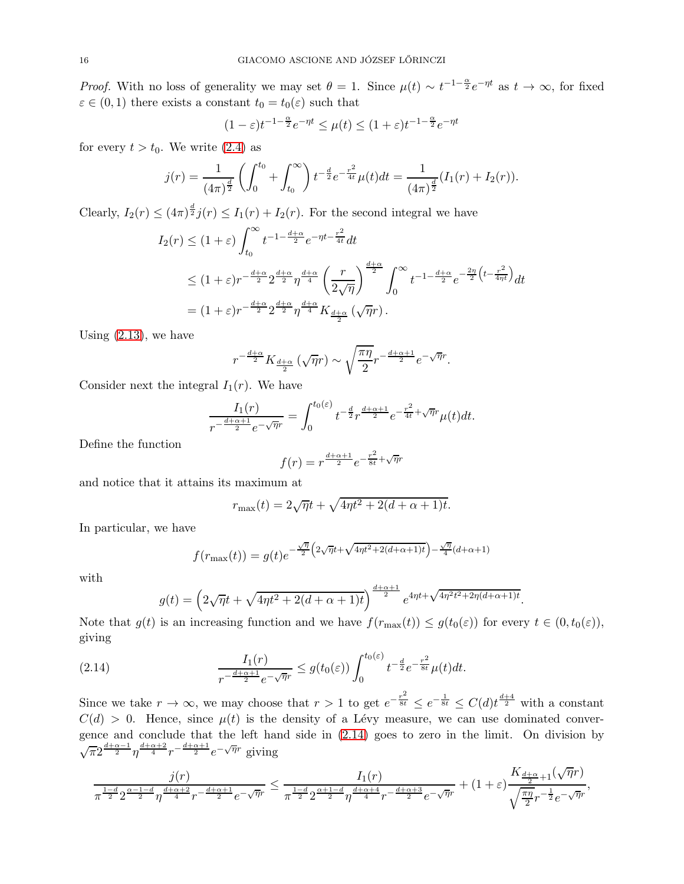*Proof.* With no loss of generality we may set $\theta = 1$. Since $\mu(t) \sim t^{-1-\frac{\alpha}{2}} e^{-\eta t}$ as $t \to \infty$, for fixed $\varepsilon \in (0,1)$ there exists a constant $t_0 = t_0(\varepsilon)$ such that

$$(1-\varepsilon) t^{-1-\frac{\alpha}{2}} e^{-\eta t} \le \mu(t) \le (1+\varepsilon) t^{-1-\frac{\alpha}{2}} e^{-\eta t}$$

for every $t > t_0$. We write (2.4) as

$$j(r) = \frac{1}{(4\pi)^{\frac{d}{2}}} \left( \int_0^{t_0} + \int_{t_0}^{\infty} \right) t^{-\frac{d}{2}} e^{-\frac{r^2}{4t}} \mu(t) dt = \frac{1}{(4\pi)^{\frac{d}{2}}} (I_1(r) + I_2(r)).$$

Clearly, $I_2(r) \le (4\pi)^{\frac{d}{2}} j(r) \le I_1(r) + I_2(r)$. For the second integral we have

$$\begin{aligned}
I_2(r) &\le (1+\varepsilon) \int_{t_0}^{\infty} t^{-1-\frac{d+\alpha}{2}} e^{-\eta t - \frac{r^2}{4t}} dt \\
&\le (1+\varepsilon) r^{-\frac{d+\alpha}{2}} 2^{\frac{d+\alpha}{2}} \eta^{\frac{d+\alpha}{4}} \left( \frac{r}{2\sqrt{\eta}} \right)^{\frac{d+\alpha}{2}} \int_0^{\infty} t^{-1-\frac{d+\alpha}{2}} e^{-\frac{2\eta}{2}\left(t - \frac{r^2}{4\eta t}\right)} dt \\
&= (1+\varepsilon) r^{-\frac{d+\alpha}{2}} 2^{\frac{d+\alpha}{2}} \eta^{\frac{d+\alpha}{4}} K_{\frac{d+\alpha}{2}} (\sqrt{\eta} r).
\end{aligned}$$

Using (2.13), we have

$$r^{-\frac{d+\alpha}{2}} K_{\frac{d+\alpha}{2}} (\sqrt{\eta} r) \sim \sqrt{\frac{\pi\eta}{2}} r^{-\frac{d+\alpha+1}{2}} e^{-\sqrt{\eta} r}.$$

Consider next the integral $I_1(r)$. We have

$$\frac{I_1(r)}{r^{-\frac{d+\alpha+1}{2}} e^{-\sqrt{\eta} r}} = \int_0^{t_0(\varepsilon)} t^{-\frac{d}{2}} r^{\frac{d+\alpha+1}{2}} e^{-\frac{r^2}{4t} + \sqrt{\eta} r} \mu(t) dt.$$

Define the function

$$f(r) = r^{\frac{d+\alpha+1}{2}} e^{-\frac{r^2}{8t} + \sqrt{\eta} r}$$

and notice that it attains its maximum at

$$r_{\max}(t) = 2\sqrt{\eta} t + \sqrt{4\eta t^2 + 2(d+\alpha+1)t}.$$

In particular, we have

$$f(r_{\max}(t)) = g(t) e^{-\frac{\sqrt{\eta}}{2}\left(2\sqrt{\eta} t + \sqrt{4\eta t^2 + 2(d+\alpha+1)t}\right) - \frac{\sqrt{\eta}}{4}(d+\alpha+1)}$$

with

$$g(t) = \left(2\sqrt{\eta} t + \sqrt{4\eta t^2 + 2(d+\alpha+1)t}\right)^{\frac{d+\alpha+1}{2}} e^{4\eta t + \sqrt{4\eta^2 t^2 + 2\eta(d+\alpha+1)t}}.$$

Note that $g(t)$ is an increasing function and we have $f(r_{\max}(t)) \le g(t_0(\varepsilon))$ for every $t \in (0, t_0(\varepsilon))$, giving

$$\frac{I_1(r)}{r^{-\frac{d+\alpha+1}{2}} e^{-\sqrt{\eta} r}} \le g(t_0(\varepsilon)) \int_0^{t_0(\varepsilon)} t^{-\frac{d}{2}} e^{-\frac{r^2}{8t}} \mu(t) dt. \tag{2.14}$$

Since we take $r \to \infty$, we may choose that $r > 1$ to get $e^{-\frac{r^2}{8t}} \le e^{-\frac{1}{8t}} \le C(d) t^{\frac{d+4}{2}}$ with a constant $C(d) > 0$. Hence, since $\mu(t)$ is the density of a Lévy measure, we can use dominated convergence and conclude that the left hand side in (2.14) goes to zero in the limit. On division by $\sqrt{\pi} 2^{\frac{d+\alpha-1}{2}} \eta^{\frac{d+\alpha+2}{4}} r^{-\frac{d+\alpha+1}{2}} e^{-\sqrt{\eta} r}$ giving

$$\frac{j(r)}{\pi^{\frac{1-d}{2}} 2^{\frac{\alpha-1-d}{2}} \eta^{\frac{d+\alpha+2}{4}} r^{-\frac{d+\alpha+1}{2}} e^{-\sqrt{\eta} r}} \le \frac{I_1(r)}{\pi^{\frac{1-d}{2}} 2^{\frac{\alpha+1-d}{2}} \eta^{\frac{d+\alpha+4}{4}} r^{-\frac{d+\alpha+3}{2}} e^{-\sqrt{\eta} r}} + (1+\varepsilon) \frac{K_{\frac{d+\alpha}{2}+1}(\sqrt{\eta} r)}{\sqrt{\frac{\pi\eta}{2}} r^{-\frac{1}{2}} e^{-\sqrt{\eta} r}},$$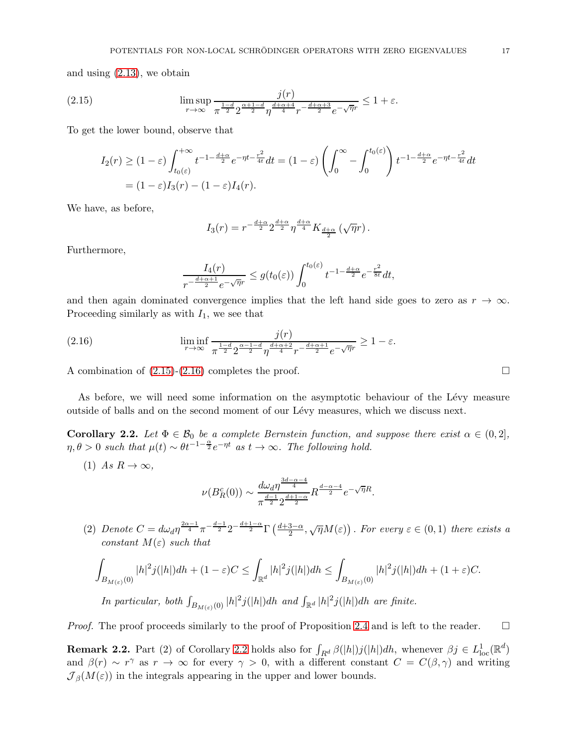and using (2.13), we obtain

$$\limsup_{r\to\infty} \frac{j(r)}{\pi^{\frac{1-d}{2}} 2^{\frac{\alpha+1-d}{2}} \eta^{\frac{d+\alpha+4}{4}} r^{-\frac{d+\alpha+3}{2}} e^{-\sqrt{\eta}r}} \leq 1+\varepsilon. \tag{2.15}$$

To get the lower bound, observe that

$$\begin{aligned}
I_2(r) &\geq (1-\varepsilon)\int_{t_0(\varepsilon)}^{+\infty} t^{-1-\frac{d+\alpha}{2}} e^{-\eta t - \frac{r^2}{4t}} dt = (1-\varepsilon)\left(\int_0^\infty - \int_0^{t_0(\varepsilon)}\right) t^{-1-\frac{d+\alpha}{2}} e^{-\eta t-\frac{r^2}{4t}} dt \\
&= (1-\varepsilon) I_3(r) - (1-\varepsilon) I_4(r).
\end{aligned}$$

We have, as before,

$$I_3(r) = r^{-\frac{d+\alpha}{2}} 2^{\frac{d+\alpha}{2}} \eta^{\frac{d+\alpha}{4}} K_{\frac{d+\alpha}{2}}\left(\sqrt{\eta} r\right).$$

Furthermore,

$$\frac{I_4(r)}{r^{-\frac{d+\alpha+1}{2}} e^{-\sqrt{\eta}r}} \leq g(t_0(\varepsilon)) \int_0^{t_0(\varepsilon)} t^{-1-\frac{d+\alpha}{2}} e^{-\frac{r^2}{8t}} dt,$$

and then again dominated convergence implies that the left hand side goes to zero as $r \to \infty$. Proceeding similarly as with $I_1$, we see that

$$\liminf_{r\to\infty} \frac{j(r)}{\pi^{\frac{1-d}{2}} 2^{\frac{\alpha-1-d}{2}} \eta^{\frac{d+\alpha+2}{4}} r^{-\frac{d+\alpha+1}{2}} e^{-\sqrt{\eta}r}} \geq 1-\varepsilon. \tag{2.16}$$

A combination of (2.15)-(2.16) completes the proof. $\square$

As before, we will need some information on the asymptotic behaviour of the Lévy measure outside of balls and on the second moment of our Lévy measures, which we discuss next.

**Corollary 2.2.** *Let $\Phi \in \mathcal{B}_0$ be a complete Bernstein function, and suppose there exist $\alpha \in (0, 2]$, $\eta, \theta > 0$ such that $\mu(t) \sim \theta t^{-1-\frac{\alpha}{2}} e^{-\eta t}$ as $t \to \infty$. The following hold.*

1. *As $R \to \infty$,*
$$\nu(B_R^c(0)) \sim \frac{d\omega_d \eta^{\frac{3d-\alpha-4}{4}}}{\pi^{\frac{d-1}{2}} 2^{\frac{d+1-\alpha}{2}}} R^{\frac{d-\alpha-4}{2}} e^{-\sqrt{\eta}R}.$$
2. *Denote $C = d\omega_d \eta^{\frac{2\alpha-1}{4}} \pi^{-\frac{d-1}{2}} 2^{-\frac{d+1-\alpha}{2}} \Gamma\left(\frac{d+3-\alpha}{2}, \sqrt{\eta} M(\varepsilon)\right)$. For every $\varepsilon \in (0,1)$ there exists a constant $M(\varepsilon)$ such that*
$$\int_{B_{M(\varepsilon)}(0)} |h|^2 j(|h|) dh + (1-\varepsilon) C \leq \int_{\mathbb{R}^d} |h|^2 j(|h|) dh \leq \int_{B_{M(\varepsilon)}(0)} |h|^2 j(|h|) dh + (1+\varepsilon) C.$$
*In particular, both $\int_{B_{M(\varepsilon)}(0)} |h|^2 j(|h|) dh$ and $\int_{\mathbb{R}^d} |h|^2 j(|h|) dh$ are finite.*

*Proof.* The proof proceeds similarly to the proof of Proposition 2.4 and is left to the reader. $\square$

**Remark 2.2.** Part (2) of Corollary 2.2 holds also for $\int_{R^d} \beta(|h|) j(|h|) dh$, whenever $\beta j \in L^1_{\rm loc}(\mathbb{R}^d)$ and $\beta(r) \sim r^\gamma$ as $r \to \infty$ for every $\gamma > 0$, with a different constant $C = C(\beta, \gamma)$ and writing $\mathcal{J}_\beta(M(\varepsilon))$ in the integrals appearing in the upper and lower bounds.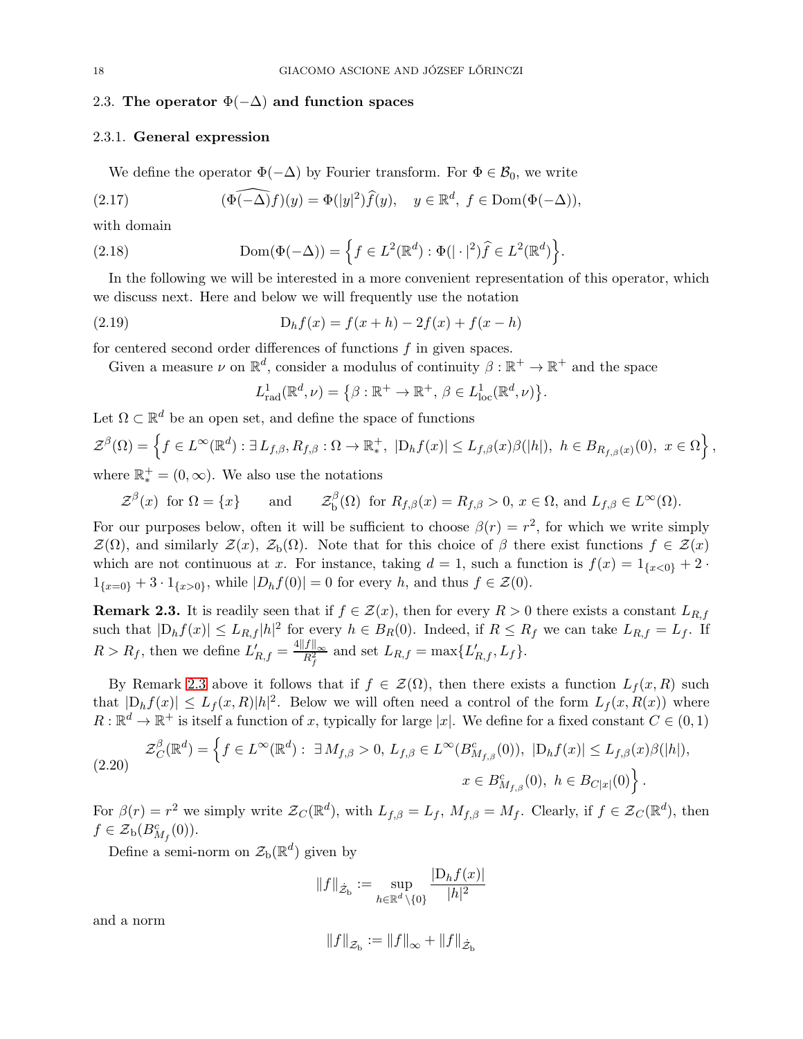### 2.3. The operator $\Phi(-\Delta)$ and function spaces

#### 2.3.1. General expression

We define the operator $\Phi(-\Delta)$ by Fourier transform. For $\Phi \in \mathcal{B}_0$, we write

$$
(\widehat{\Phi(-\Delta)}f)(y) = \Phi(|y|^2)\widehat{f}(y), \quad y \in \mathbb{R}^d, \ f \in \mathrm{Dom}(\Phi(-\Delta)), \tag{2.17}
$$

with domain

$$
\mathrm{Dom}(\Phi(-\Delta)) = \Big\{ f \in L^2(\mathbb{R}^d) : \Phi(|\cdot|^2)\widehat{f} \in L^2(\mathbb{R}^d) \Big\}. \tag{2.18}
$$

In the following we will be interested in a more convenient representation of this operator, which we discuss next. Here and below we will frequently use the notation

$$
\mathrm{D}_h f(x) = f(x+h) - 2f(x) + f(x-h) \tag{2.19}
$$

for centered second order differences of functions $f$ in given spaces.

Given a measure $\nu$ on $\mathbb{R}^d$, consider a modulus of continuity $\beta : \mathbb{R}^+ \to \mathbb{R}^+$ and the space

$$
L^1_{\mathrm{rad}}(\mathbb{R}^d, \nu) = \big\{ \beta : \mathbb{R}^+ \to \mathbb{R}^+, \ \beta \in L^1_{\mathrm{loc}}(\mathbb{R}^d, \nu) \big\}.
$$

Let $\Omega \subset \mathbb{R}^d$ be an open set, and define the space of functions

$$
\mathcal{Z}^\beta(\Omega) = \Big\{ f \in L^\infty(\mathbb{R}^d) : \exists\, L_{f,\beta}, R_{f,\beta} : \Omega \to \mathbb{R}^+_*, \ |\mathrm{D}_h f(x)| \le L_{f,\beta}(x)\beta(|h|), \ h \in B_{R_{f,\beta}(x)}(0), \ x \in \Omega \Big\},
$$

where $\mathbb{R}^+_* = (0, \infty)$. We also use the notations

$$
\mathcal{Z}^\beta(x) \ \text{ for } \Omega = \{x\} \qquad \text{and} \qquad \mathcal{Z}^\beta_{\mathrm{b}}(\Omega) \ \text{ for } R_{f,\beta}(x) = R_{f,\beta} > 0, \, x \in \Omega, \text{ and } L_{f,\beta} \in L^\infty(\Omega).
$$

For our purposes below, often it will be sufficient to choose $\beta(r) = r^2$, for which we write simply $\mathcal{Z}(\Omega)$, and similarly $\mathcal{Z}(x)$, $\mathcal{Z}_{\mathrm{b}}(\Omega)$. Note that for this choice of $\beta$ there exist functions $f \in \mathcal{Z}(x)$ which are not continuous at $x$. For instance, taking $d = 1$, such a function is $f(x) = 1_{\{x<0\}} + 2 \cdot 1_{\{x=0\}} + 3 \cdot 1_{\{x>0\}}$, while $|D_h f(0)| = 0$ for every $h$, and thus $f \in \mathcal{Z}(0)$.

**Remark 2.3.** It is readily seen that if $f \in \mathcal{Z}(x)$, then for every $R > 0$ there exists a constant $L_{R,f}$ such that $|\mathrm{D}_h f(x)| \le L_{R,f}|h|^2$ for every $h \in B_R(0)$. Indeed, if $R \le R_f$ we can take $L_{R,f} = L_f$. If $R > R_f$, then we define $L'_{R,f} = \frac{4\|f\|_\infty}{R_f^2}$ and set $L_{R,f} = \max\{L'_{R,f}, L_f\}$.

By Remark 2.3 above it follows that if $f \in \mathcal{Z}(\Omega)$, then there exists a function $L_f(x, R)$ such that $|\mathrm{D}_h f(x)| \le L_f(x,R)|h|^2$. Below we will often need a control of the form $L_f(x, R(x))$ where $R : \mathbb{R}^d \to \mathbb{R}^+$ is itself a function of $x$, typically for large $|x|$. We define for a fixed constant $C \in (0,1)$

$$
\begin{aligned}
\mathcal{Z}^\beta_C(\mathbb{R}^d) = \Big\{ f \in L^\infty(\mathbb{R}^d) : \ \exists\, M_{f,\beta} > 0, \, L_{f,\beta} \in L^\infty(B^c_{M_{f,\beta}}(0)), \ |\mathrm{D}_h f(x)| \le L_{f,\beta}(x)\beta(|h|), \\
x \in B^c_{M_{f,\beta}}(0), \ h \in B_{C|x|}(0) \Big\}.
\end{aligned} \tag{2.20}
$$

For $\beta(r) = r^2$ we simply write $\mathcal{Z}_C(\mathbb{R}^d)$, with $L_{f,\beta} = L_f$, $M_{f,\beta} = M_f$. Clearly, if $f \in \mathcal{Z}_C(\mathbb{R}^d)$, then $f \in \mathcal{Z}_{\mathrm{b}}(B^c_{M_f}(0))$.

Define a semi-norm on $\mathcal{Z}_{\mathrm{b}}(\mathbb{R}^d)$ given by

$$
\|f\|_{\dot{\mathcal{Z}}_{\mathrm{b}}} := \sup_{h \in \mathbb{R}^d \setminus \{0\}} \frac{|\mathrm{D}_h f(x)|}{|h|^2}
$$

and a norm

$$
\|f\|_{\mathcal{Z}_{\mathrm{b}}} := \|f\|_\infty + \|f\|_{\dot{\mathcal{Z}}_{\mathrm{b}}}
$$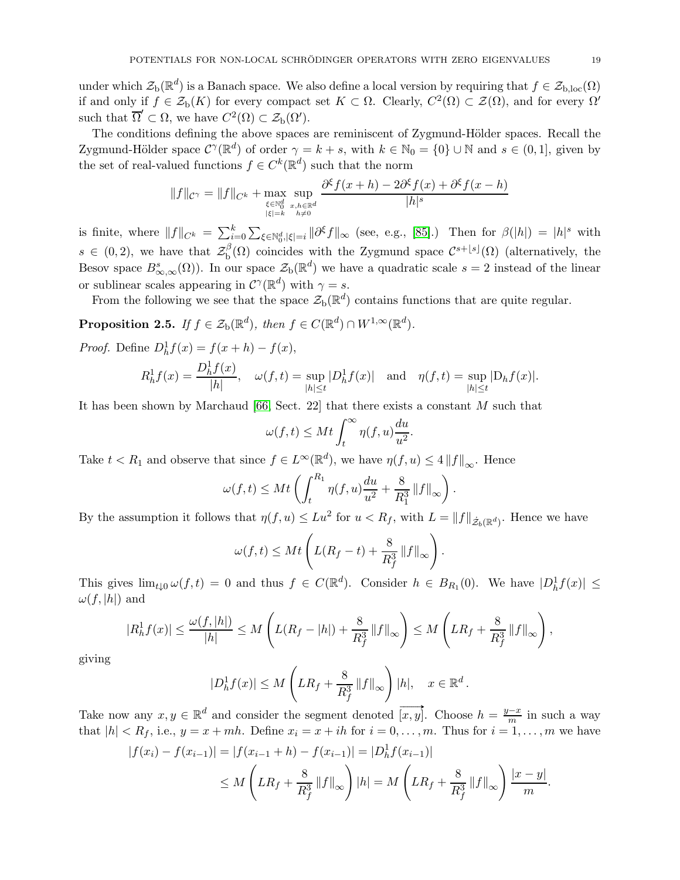under which $\mathcal{Z}_{\mathrm{b}}(\mathbb{R}^d)$ is a Banach space. We also define a local version by requiring that $f \in \mathcal{Z}_{\mathrm{b,loc}}(\Omega)$ if and only if $f \in \mathcal{Z}_{\mathrm{b}}(K)$ for every compact set $K \subset \Omega$. Clearly, $C^2(\Omega) \subset \mathcal{Z}(\Omega)$, and for every $\Omega'$ such that $\overline{\Omega'} \subset \Omega$, we have $C^2(\Omega) \subset \mathcal{Z}_{\mathrm{b}}(\Omega')$.

The conditions defining the above spaces are reminiscent of Zygmund-Hölder spaces. Recall the Zygmund-Hölder space $\mathcal{C}^\gamma(\mathbb{R}^d)$ of order $\gamma = k + s$, with $k \in \mathbb{N}_0 = \{0\} \cup \mathbb{N}$ and $s \in (0, 1]$, given by the set of real-valued functions $f \in C^k(\mathbb{R}^d)$ such that the norm

$$\|f\|_{\mathcal{C}^\gamma} = \|f\|_{C^k} + \max_{\substack{\xi \in \mathbb{N}_0^d \\ |\xi| = k}} \sup_{\substack{x,h \in \mathbb{R}^d \\ h \neq 0}} \frac{\partial^\xi f(x+h) - 2\partial^\xi f(x) + \partial^\xi f(x-h)}{|h|^s}$$

is finite, where $\|f\|_{C^k} = \sum_{i=0}^k \sum_{\xi \in \mathbb{N}_0^d, |\xi| = i} \|\partial^\xi f\|_\infty$ (see, e.g., [85].) Then for $\beta(|h|) = |h|^s$ with $s \in (0, 2)$, we have that $\mathcal{Z}_{\mathrm{b}}^\beta(\Omega)$ coincides with the Zygmund space $\mathcal{C}^{s + \lfloor s \rfloor}(\Omega)$ (alternatively, the Besov space $B^s_{\infty,\infty}(\Omega)$). In our space $\mathcal{Z}_{\mathrm{b}}(\mathbb{R}^d)$ we have a quadratic scale $s = 2$ instead of the linear or sublinear scales appearing in $\mathcal{C}^\gamma(\mathbb{R}^d)$ with $\gamma = s$.

From the following we see that the space $\mathcal{Z}_{\mathrm{b}}(\mathbb{R}^d)$ contains functions that are quite regular.

**Proposition 2.5.** *If $f \in \mathcal{Z}_{\mathrm{b}}(\mathbb{R}^d)$, then $f \in C(\mathbb{R}^d) \cap W^{1,\infty}(\mathbb{R}^d)$.*

*Proof.* Define $D_h^1 f(x) = f(x+h) - f(x)$,

$$R_h^1 f(x) = \frac{D_h^1 f(x)}{|h|}, \quad \omega(f,t) = \sup_{|h| \le t} |D_h^1 f(x)| \quad \text{and} \quad \eta(f,t) = \sup_{|h| \le t} |\mathrm{D}_h f(x)|.$$

It has been shown by Marchaud [66, Sect. 22] that there exists a constant $M$ such that

$$\omega(f,t) \le Mt \int_t^\infty \eta(f,u) \frac{du}{u^2}.$$

Take $t < R_1$ and observe that since $f \in L^\infty(\mathbb{R}^d)$, we have $\eta(f,u) \le 4\|f\|_\infty$. Hence

$$\omega(f,t) \le Mt \left( \int_t^{R_1} \eta(f,u) \frac{du}{u^2} + \frac{8}{R_1^3} \|f\|_\infty \right).$$

By the assumption it follows that $\eta(f,u) \le Lu^2$ for $u < R_f$, with $L = \|f\|_{\dot{\mathcal{Z}}_b(\mathbb{R}^d)}$. Hence we have

$$\omega(f,t) \le Mt \left( L(R_f - t) + \frac{8}{R_f^3} \|f\|_\infty \right).$$

This gives $\lim_{t \downarrow 0} \omega(f,t) = 0$ and thus $f \in C(\mathbb{R}^d)$. Consider $h \in B_{R_1}(0)$. We have $|D_h^1 f(x)| \le \omega(f,|h|)$ and

$$|R_h^1 f(x)| \le \frac{\omega(f,|h|)}{|h|} \le M \left( L(R_f - |h|) + \frac{8}{R_f^3} \|f\|_\infty \right) \le M \left( LR_f + \frac{8}{R_f^3} \|f\|_\infty \right),$$

giving

$$|D_h^1 f(x)| \le M \left( LR_f + \frac{8}{R_f^3} \|f\|_\infty \right) |h|, \quad x \in \mathbb{R}^d.$$

Take now any $x, y \in \mathbb{R}^d$ and consider the segment denoted $\overrightarrow{[x,y]}$. Choose $h = \frac{y-x}{m}$ in such a way that $|h| < R_f$, i.e., $y = x + mh$. Define $x_i = x + ih$ for $i = 0, \dots, m$. Thus for $i = 1, \dots, m$ we have

$$\begin{aligned}
|f(x_i) - f(x_{i-1})| &= |f(x_{i-1} + h) - f(x_{i-1})| = |D_h^1 f(x_{i-1})| \\
&\le M \left( LR_f + \frac{8}{R_f^3} \|f\|_\infty \right) |h| = M \left( LR_f + \frac{8}{R_f^3} \|f\|_\infty \right) \frac{|x-y|}{m}.
\end{aligned}$$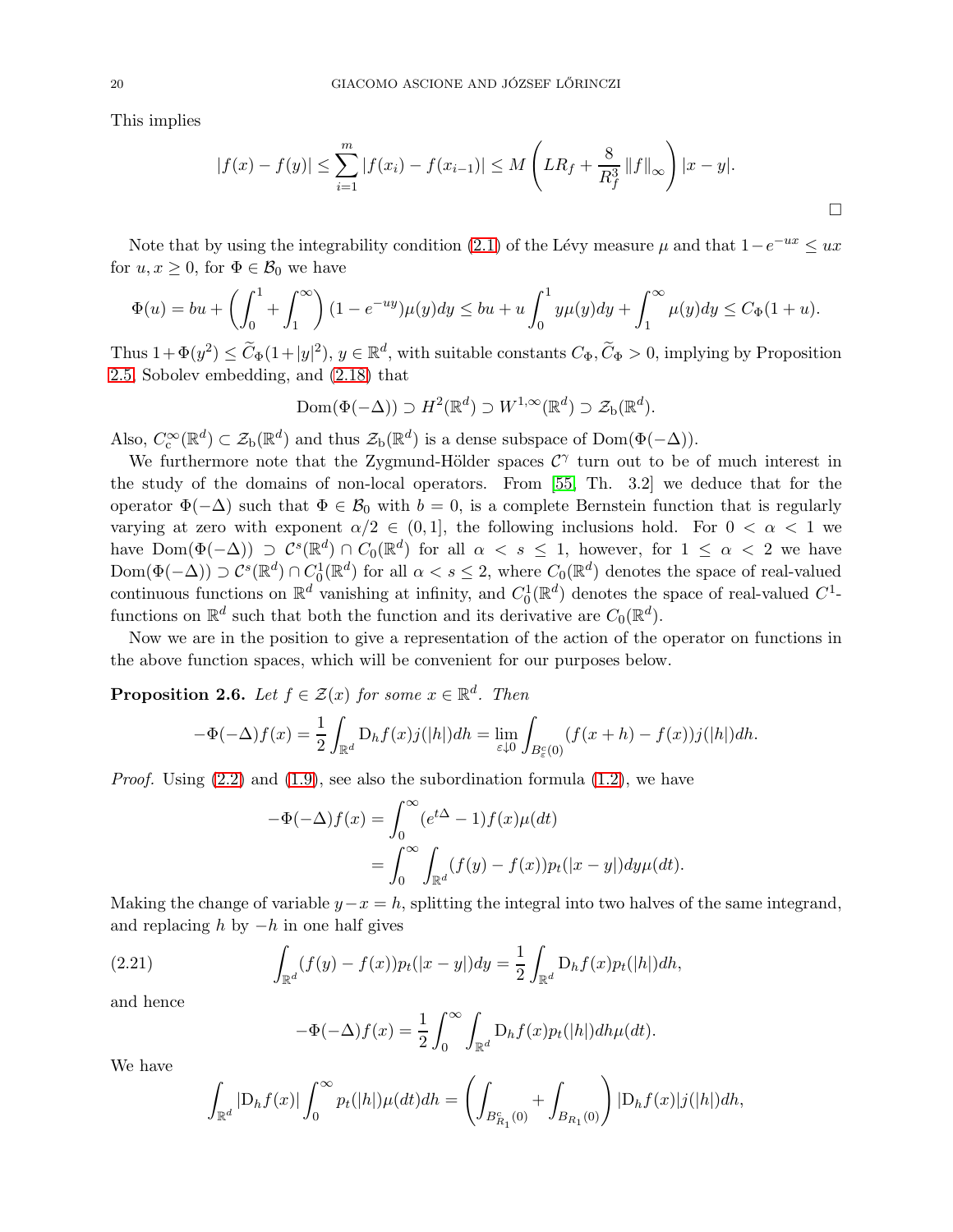This implies

$$
|f(x)-f(y)| \leq \sum_{i=1}^{m} |f(x_i)-f(x_{i-1})| \leq M\left(LR_f + \frac{8}{R_f^3}\|f\|_\infty\right)|x-y|.
$$

□

Note that by using the integrability condition (2.1) of the Lévy measure $\mu$ and that $1-e^{-ux} \leq ux$ for $u, x \geq 0$, for $\Phi \in \mathcal{B}_0$ we have

$$
\Phi(u) = bu + \left(\int_0^1 + \int_1^\infty\right)(1-e^{-uy})\mu(y)dy \leq bu + u\int_0^1 y\mu(y)dy + \int_1^\infty \mu(y)dy \leq C_\Phi(1+u).
$$

Thus $1+\Phi(y^2) \leq \widetilde{C}_\Phi(1+|y|^2)$, $y \in \mathbb{R}^d$, with suitable constants $C_\Phi, \widetilde{C}_\Phi > 0$, implying by Proposition 2.5, Sobolev embedding, and (2.18) that

$$
\operatorname{Dom}(\Phi(-\Delta)) \supset H^2(\mathbb{R}^d) \supset W^{1,\infty}(\mathbb{R}^d) \supset \mathcal{Z}_{\mathrm{b}}(\mathbb{R}^d).
$$

Also, $C_{\mathrm{c}}^\infty(\mathbb{R}^d) \subset \mathcal{Z}_{\mathrm{b}}(\mathbb{R}^d)$ and thus $\mathcal{Z}_{\mathrm{b}}(\mathbb{R}^d)$ is a dense subspace of $\operatorname{Dom}(\Phi(-\Delta))$.

We furthermore note that the Zygmund-Hölder spaces $\mathcal{C}^\gamma$ turn out to be of much interest in the study of the domains of non-local operators. From [55, Th. 3.2] we deduce that for the operator $\Phi(-\Delta)$ such that $\Phi \in \mathcal{B}_0$ with $b=0$, is a complete Bernstein function that is regularly varying at zero with exponent $\alpha/2 \in (0,1]$, the following inclusions hold. For $0 < \alpha < 1$ we have $\operatorname{Dom}(\Phi(-\Delta)) \supset \mathcal{C}^s(\mathbb{R}^d) \cap C_0(\mathbb{R}^d)$ for all $\alpha < s \leq 1$, however, for $1 \leq \alpha < 2$ we have $\operatorname{Dom}(\Phi(-\Delta)) \supset \mathcal{C}^s(\mathbb{R}^d) \cap C_0^1(\mathbb{R}^d)$ for all $\alpha < s \leq 2$, where $C_0(\mathbb{R}^d)$ denotes the space of real-valued continuous functions on $\mathbb{R}^d$ vanishing at infinity, and $C_0^1(\mathbb{R}^d)$ denotes the space of real-valued $C^1$-functions on $\mathbb{R}^d$ such that both the function and its derivative are $C_0(\mathbb{R}^d)$.

Now we are in the position to give a representation of the action of the operator on functions in the above function spaces, which will be convenient for our purposes below.

**Proposition 2.6.** *Let $f \in \mathcal{Z}(x)$ for some $x \in \mathbb{R}^d$. Then*

$$
-\Phi(-\Delta)f(x) = \frac{1}{2}\int_{\mathbb{R}^d} \mathrm{D}_h f(x) j(|h|)dh = \lim_{\varepsilon \downarrow 0} \int_{B_\varepsilon^c(0)} (f(x+h)-f(x)) j(|h|)dh.
$$

*Proof.* Using (2.2) and (1.9), see also the subordination formula (1.2), we have

$$
\begin{aligned}
-\Phi(-\Delta)f(x) &= \int_0^\infty (e^{t\Delta}-1)f(x)\mu(dt) \\
&= \int_0^\infty \int_{\mathbb{R}^d} (f(y)-f(x))p_t(|x-y|)dy\mu(dt).
\end{aligned}
$$

Making the change of variable $y-x=h$, splitting the integral into two halves of the same integrand, and replacing $h$ by $-h$ in one half gives

$$
\int_{\mathbb{R}^d} (f(y)-f(x))p_t(|x-y|)dy = \frac{1}{2}\int_{\mathbb{R}^d} \mathrm{D}_h f(x) p_t(|h|)dh, \tag{2.21}
$$

and hence

$$
-\Phi(-\Delta)f(x) = \frac{1}{2}\int_0^\infty \int_{\mathbb{R}^d} \mathrm{D}_h f(x) p_t(|h|)dh\mu(dt).
$$

We have

$$
\int_{\mathbb{R}^d} |\mathrm{D}_h f(x)| \int_0^\infty p_t(|h|)\mu(dt)dh = \left(\int_{B_{R_1}^c(0)} + \int_{B_{R_1}(0)}\right)|\mathrm{D}_h f(x)| j(|h|)dh,
$$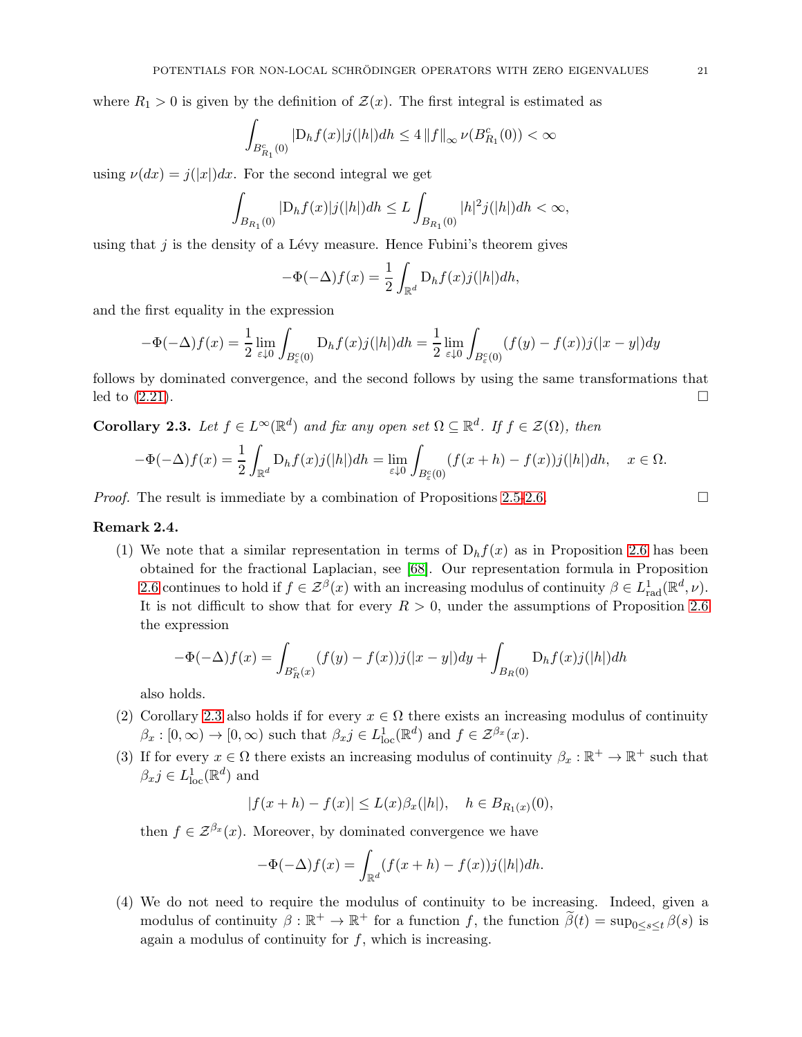where $R_1 > 0$ is given by the definition of $\mathcal{Z}(x)$. The first integral is estimated as

$$\int_{B^c_{R_1}(0)} |\mathrm{D}_h f(x)| j(|h|) dh \leq 4 \|f\|_\infty \nu(B^c_{R_1}(0)) < \infty$$

using $\nu(dx) = j(|x|)dx$. For the second integral we get

$$\int_{B_{R_1}(0)} |\mathrm{D}_h f(x)| j(|h|) dh \leq L \int_{B_{R_1}(0)} |h|^2 j(|h|) dh < \infty,$$

using that $j$ is the density of a Lévy measure. Hence Fubini's theorem gives

$$-\Phi(-\Delta) f(x) = \frac{1}{2} \int_{\mathbb{R}^d} \mathrm{D}_h f(x) j(|h|) dh,$$

and the first equality in the expression

$$-\Phi(-\Delta) f(x) = \frac{1}{2} \lim_{\varepsilon \downarrow 0} \int_{B^c_\varepsilon(0)} \mathrm{D}_h f(x) j(|h|) dh = \frac{1}{2} \lim_{\varepsilon \downarrow 0} \int_{B^c_\varepsilon(0)} (f(y) - f(x)) j(|x-y|) dy$$

follows by dominated convergence, and the second follows by using the same transformations that led to (2.21). □

**Corollary 2.3.** *Let $f \in L^\infty(\mathbb{R}^d)$ and fix any open set $\Omega \subseteq \mathbb{R}^d$. If $f \in \mathcal{Z}(\Omega)$, then*

$$-\Phi(-\Delta) f(x) = \frac{1}{2} \int_{\mathbb{R}^d} \mathrm{D}_h f(x) j(|h|) dh = \lim_{\varepsilon \downarrow 0} \int_{B^c_\varepsilon(0)} (f(x+h) - f(x)) j(|h|) dh, \quad x \in \Omega.$$

*Proof.* The result is immediate by a combination of Propositions 2.5-2.6. □

**Remark 2.4.**

(1) We note that a similar representation in terms of $\mathrm{D}_h f(x)$ as in Proposition 2.6 has been obtained for the fractional Laplacian, see [68]. Our representation formula in Proposition 2.6 continues to hold if $f \in \mathcal{Z}^\beta(x)$ with an increasing modulus of continuity $\beta \in L^1_{\mathrm{rad}}(\mathbb{R}^d, \nu)$. It is not difficult to show that for every $R > 0$, under the assumptions of Proposition 2.6 the expression

$$-\Phi(-\Delta) f(x) = \int_{B^c_R(x)} (f(y) - f(x)) j(|x-y|) dy + \int_{B_R(0)} \mathrm{D}_h f(x) j(|h|) dh$$

also holds.

(2) Corollary 2.3 also holds if for every $x \in \Omega$ there exists an increasing modulus of continuity $\beta_x : [0, \infty) \to [0, \infty)$ such that $\beta_x j \in L^1_{\mathrm{loc}}(\mathbb{R}^d)$ and $f \in \mathcal{Z}^{\beta_x}(x)$.

(3) If for every $x \in \Omega$ there exists an increasing modulus of continuity $\beta_x : \mathbb{R}^+ \to \mathbb{R}^+$ such that $\beta_x j \in L^1_{\mathrm{loc}}(\mathbb{R}^d)$ and

$$|f(x+h) - f(x)| \leq L(x) \beta_x(|h|), \quad h \in B_{R_1(x)}(0),$$

then $f \in \mathcal{Z}^{\beta_x}(x)$. Moreover, by dominated convergence we have

$$-\Phi(-\Delta) f(x) = \int_{\mathbb{R}^d} (f(x+h) - f(x)) j(|h|) dh.$$

(4) We do not need to require the modulus of continuity to be increasing. Indeed, given a modulus of continuity $\beta : \mathbb{R}^+ \to \mathbb{R}^+$ for a function $f$, the function $\widetilde{\beta}(t) = \sup_{0 \leq s \leq t} \beta(s)$ is again a modulus of continuity for $f$, which is increasing.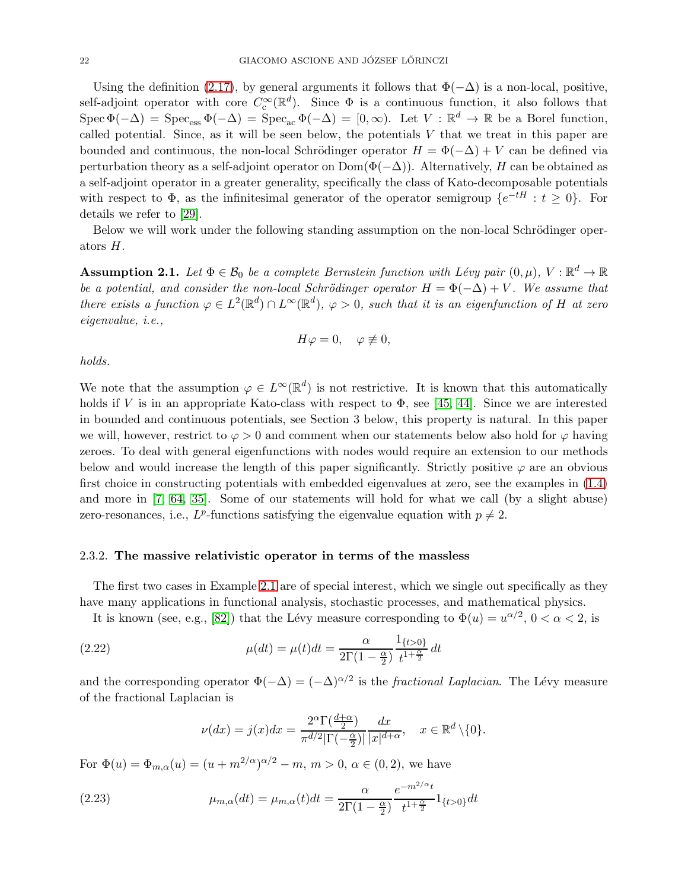Using the definition (2.17), by general arguments it follows that $\Phi(-\Delta)$ is a non-local, positive, self-adjoint operator with core $C_c^\infty(\mathbb{R}^d)$. Since $\Phi$ is a continuous function, it also follows that $\operatorname{Spec}\Phi(-\Delta) = \operatorname{Spec}_{\mathrm{ess}}\Phi(-\Delta) = \operatorname{Spec}_{\mathrm{ac}}\Phi(-\Delta) = [0,\infty)$. Let $V : \mathbb{R}^d \to \mathbb{R}$ be a Borel function, called potential. Since, as it will be seen below, the potentials $V$ that we treat in this paper are bounded and continuous, the non-local Schrödinger operator $H = \Phi(-\Delta) + V$ can be defined via perturbation theory as a self-adjoint operator on $\operatorname{Dom}(\Phi(-\Delta))$. Alternatively, $H$ can be obtained as a self-adjoint operator in a greater generality, specifically the class of Kato-decomposable potentials with respect to $\Phi$, as the infinitesimal generator of the operator semigroup $\{e^{-tH} : t \geq 0\}$. For details we refer to [29].

Below we will work under the following standing assumption on the non-local Schrödinger operators $H$.

**Assumption 2.1.** *Let $\Phi \in \mathcal{B}_0$ be a complete Bernstein function with Lévy pair $(0,\mu)$, $V : \mathbb{R}^d \to \mathbb{R}$ be a potential, and consider the non-local Schrödinger operator $H = \Phi(-\Delta) + V$. We assume that there exists a function $\varphi \in L^2(\mathbb{R}^d) \cap L^\infty(\mathbb{R}^d)$, $\varphi > 0$, such that it is an eigenfunction of $H$ at zero eigenvalue, i.e.,*

$$H\varphi = 0, \quad \varphi \not\equiv 0,$$

*holds.*

We note that the assumption $\varphi \in L^\infty(\mathbb{R}^d)$ is not restrictive. It is known that this automatically holds if $V$ is in an appropriate Kato-class with respect to $\Phi$, see [45, 44]. Since we are interested in bounded and continuous potentials, see Section 3 below, this property is natural. In this paper we will, however, restrict to $\varphi > 0$ and comment when our statements below also hold for $\varphi$ having zeroes. To deal with general eigenfunctions with nodes would require an extension to our methods below and would increase the length of this paper significantly. Strictly positive $\varphi$ are an obvious first choice in constructing potentials with embedded eigenvalues at zero, see the examples in (1.4) and more in [7, 64, 35]. Some of our statements will hold for what we call (by a slight abuse) zero-resonances, i.e., $L^p$-functions satisfying the eigenvalue equation with $p \neq 2$.

### 2.3.2. The massive relativistic operator in terms of the massless

The first two cases in Example 2.1 are of special interest, which we single out specifically as they have many applications in functional analysis, stochastic processes, and mathematical physics.

It is known (see, e.g., [82]) that the Lévy measure corresponding to $\Phi(u) = u^{\alpha/2}$, $0 < \alpha < 2$, is

$$\mu(dt) = \mu(t)dt = \frac{\alpha}{2\Gamma(1-\frac{\alpha}{2})} \frac{1_{\{t>0\}}}{t^{1+\frac{\alpha}{2}}}\, dt \tag{2.22}$$

and the corresponding operator $\Phi(-\Delta) = (-\Delta)^{\alpha/2}$ is the *fractional Laplacian*. The Lévy measure of the fractional Laplacian is

$$\nu(dx) = j(x)dx = \frac{2^\alpha \Gamma(\frac{d+\alpha}{2})}{\pi^{d/2}|\Gamma(-\frac{\alpha}{2})|} \frac{dx}{|x|^{d+\alpha}}, \quad x \in \mathbb{R}^d \setminus \{0\}.$$

For $\Phi(u) = \Phi_{m,\alpha}(u) = (u + m^{2/\alpha})^{\alpha/2} - m$, $m > 0$, $\alpha \in (0,2)$, we have

$$\mu_{m,\alpha}(dt) = \mu_{m,\alpha}(t)dt = \frac{\alpha}{2\Gamma(1-\frac{\alpha}{2})} \frac{e^{-m^{2/\alpha}t}}{t^{1+\frac{\alpha}{2}}} 1_{\{t>0\}} dt \tag{2.23}$$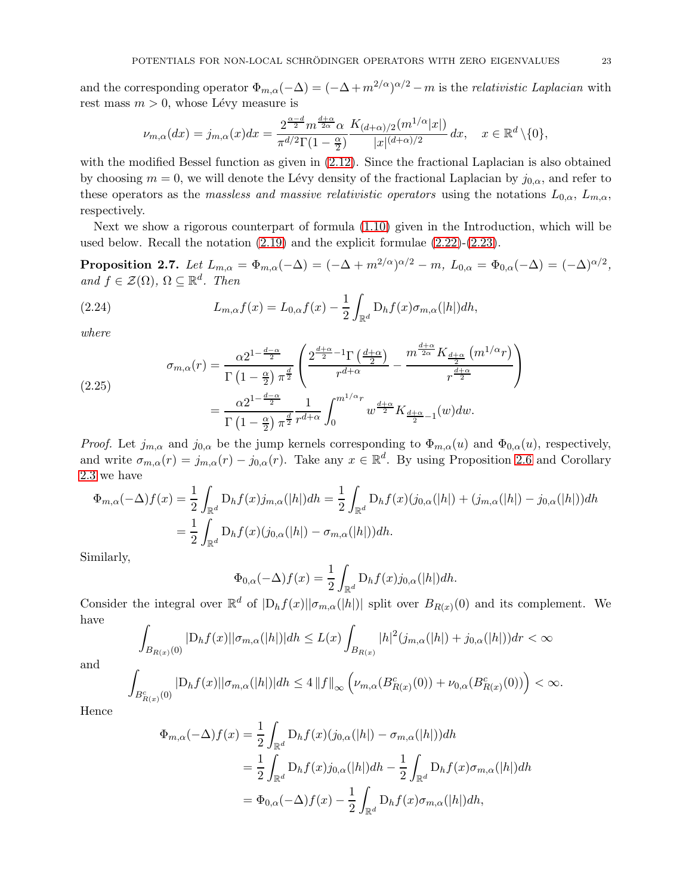and the corresponding operator $\Phi_{m,\alpha}(-\Delta) = (-\Delta + m^{2/\alpha})^{\alpha/2} - m$ is the *relativistic Laplacian* with rest mass $m > 0$, whose Lévy measure is

$$\nu_{m,\alpha}(dx) = j_{m,\alpha}(x)dx = \frac{2^{\frac{\alpha-d}{2}} m^{\frac{d+\alpha}{2\alpha}} \alpha}{\pi^{d/2}\Gamma(1-\frac{\alpha}{2})} \frac{K_{(d+\alpha)/2}(m^{1/\alpha}|x|)}{|x|^{(d+\alpha)/2}}\, dx, \quad x \in \mathbb{R}^d \backslash \{0\},$$

with the modified Bessel function as given in (2.12). Since the fractional Laplacian is also obtained by choosing $m = 0$, we will denote the Lévy density of the fractional Laplacian by $j_{0,\alpha}$, and refer to these operators as the *massless and massive relativistic operators* using the notations $L_{0,\alpha}$, $L_{m,\alpha}$, respectively.

Next we show a rigorous counterpart of formula (1.10) given in the Introduction, which will be used below. Recall the notation (2.19) and the explicit formulae (2.22)-(2.23).

**Proposition 2.7.** *Let $L_{m,\alpha} = \Phi_{m,\alpha}(-\Delta) = (-\Delta + m^{2/\alpha})^{\alpha/2} - m$, $L_{0,\alpha} = \Phi_{0,\alpha}(-\Delta) = (-\Delta)^{\alpha/2}$, and $f \in \mathcal{Z}(\Omega)$, $\Omega \subseteq \mathbb{R}^d$. Then*

$$L_{m,\alpha}f(x) = L_{0,\alpha}f(x) - \frac{1}{2}\int_{\mathbb{R}^d} \mathrm{D}_h f(x)\sigma_{m,\alpha}(|h|)dh, \tag{2.24}$$

*where*

$$\begin{aligned}
\sigma_{m,\alpha}(r) &= \frac{\alpha 2^{1-\frac{d-\alpha}{2}}}{\Gamma\left(1-\frac{\alpha}{2}\right)\pi^{\frac{d}{2}}} \left( \frac{2^{\frac{d+\alpha}{2}-1}\Gamma\left(\frac{d+\alpha}{2}\right)}{r^{d+\alpha}} - \frac{m^{\frac{d+\alpha}{2\alpha}} K_{\frac{d+\alpha}{2}}\left(m^{1/\alpha}r\right)}{r^{\frac{d+\alpha}{2}}} \right) \\
&= \frac{\alpha 2^{1-\frac{d-\alpha}{2}}}{\Gamma\left(1-\frac{\alpha}{2}\right)\pi^{\frac{d}{2}}} \frac{1}{r^{d+\alpha}} \int_0^{m^{1/\alpha}r} w^{\frac{d+\alpha}{2}} K_{\frac{d+\alpha}{2}-1}(w)dw.
\end{aligned} \tag{2.25}$$

*Proof.* Let $j_{m,\alpha}$ and $j_{0,\alpha}$ be the jump kernels corresponding to $\Phi_{m,\alpha}(u)$ and $\Phi_{0,\alpha}(u)$, respectively, and write $\sigma_{m,\alpha}(r) = j_{m,\alpha}(r) - j_{0,\alpha}(r)$. Take any $x \in \mathbb{R}^d$. By using Proposition 2.6 and Corollary 2.3 we have

$$\begin{aligned}
\Phi_{m,\alpha}(-\Delta)f(x) &= \frac{1}{2}\int_{\mathbb{R}^d} \mathrm{D}_h f(x) j_{m,\alpha}(|h|)dh = \frac{1}{2}\int_{\mathbb{R}^d} \mathrm{D}_h f(x)(j_{0,\alpha}(|h|) + (j_{m,\alpha}(|h|) - j_{0,\alpha}(|h|))dh \\
&= \frac{1}{2}\int_{\mathbb{R}^d} \mathrm{D}_h f(x)(j_{0,\alpha}(|h|) - \sigma_{m,\alpha}(|h|))dh.
\end{aligned}$$

Similarly,

$$\Phi_{0,\alpha}(-\Delta)f(x) = \frac{1}{2}\int_{\mathbb{R}^d} \mathrm{D}_h f(x) j_{0,\alpha}(|h|)dh.$$

Consider the integral over $\mathbb{R}^d$ of $|\mathrm{D}_h f(x)||\sigma_{m,\alpha}(|h|)|$ split over $B_{R(x)}(0)$ and its complement. We have

$$\int_{B_{R(x)}(0)} |\mathrm{D}_h f(x)||\sigma_{m,\alpha}(|h|)|dh \le L(x)\int_{B_{R(x)}} |h|^2 (j_{m,\alpha}(|h|) + j_{0,\alpha}(|h|))dr < \infty$$

and

$$\int_{B^c_{R(x)}(0)} |\mathrm{D}_h f(x)||\sigma_{m,\alpha}(|h|)|dh \le 4\left\| f \right\|_\infty \left( \nu_{m,\alpha}(B^c_{R(x)}(0)) + \nu_{0,\alpha}(B^c_{R(x)}(0)) \right) < \infty.$$

Hence

$$\begin{aligned}
\Phi_{m,\alpha}(-\Delta)f(x) &= \frac{1}{2}\int_{\mathbb{R}^d} \mathrm{D}_h f(x)(j_{0,\alpha}(|h|) - \sigma_{m,\alpha}(|h|))dh \\
&= \frac{1}{2}\int_{\mathbb{R}^d} \mathrm{D}_h f(x) j_{0,\alpha}(|h|)dh - \frac{1}{2}\int_{\mathbb{R}^d} \mathrm{D}_h f(x)\sigma_{m,\alpha}(|h|)dh \\
&= \Phi_{0,\alpha}(-\Delta)f(x) - \frac{1}{2}\int_{\mathbb{R}^d} \mathrm{D}_h f(x)\sigma_{m,\alpha}(|h|)dh,
\end{aligned}$$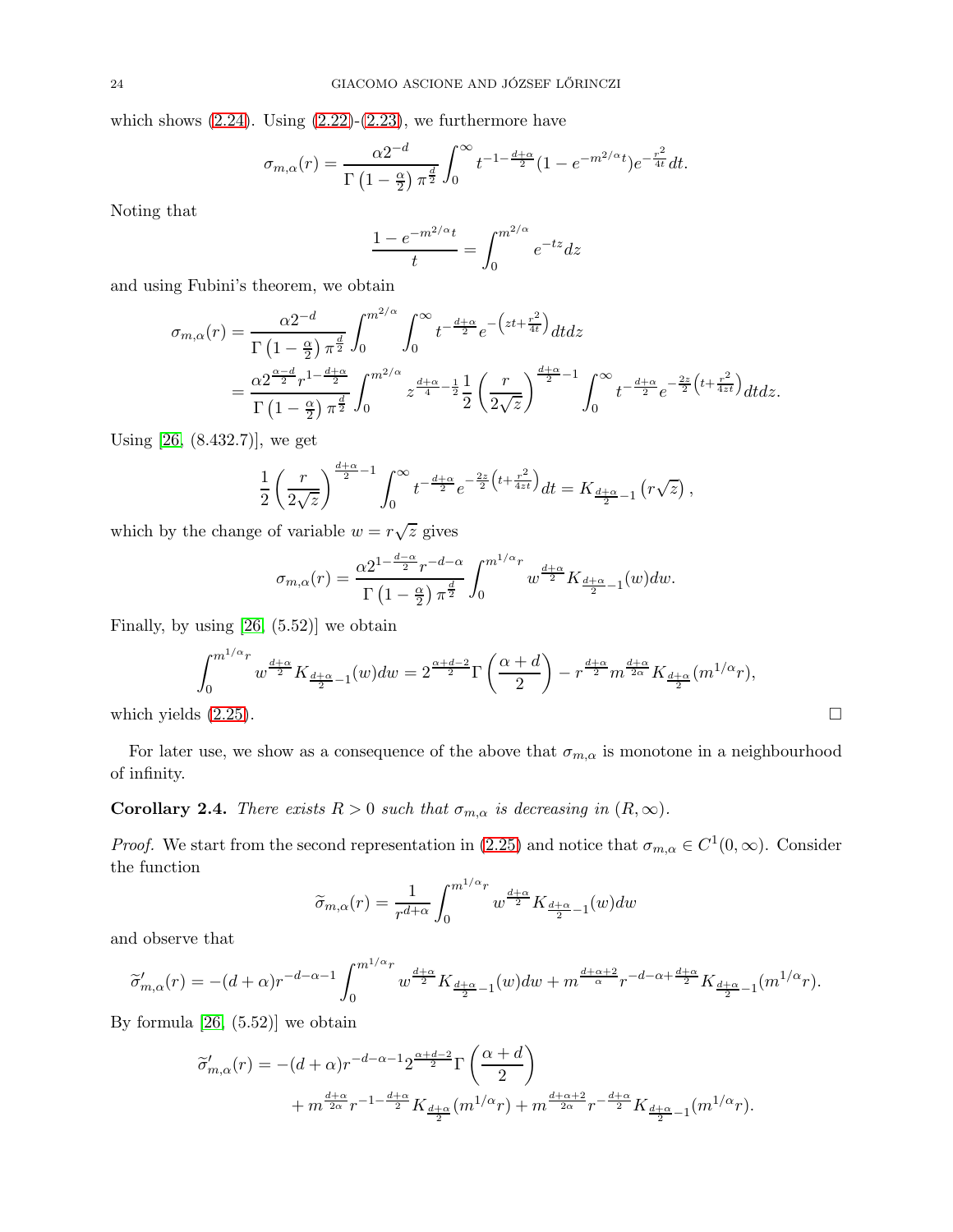which shows (2.24). Using (2.22)-(2.23), we furthermore have

$$\sigma_{m,\alpha}(r) = \frac{\alpha 2^{-d}}{\Gamma\left(1-\frac{\alpha}{2}\right)\pi^{\frac{d}{2}}}\int_0^\infty t^{-1-\frac{d+\alpha}{2}}(1-e^{-m^{2/\alpha}t})e^{-\frac{r^2}{4t}}dt.$$

Noting that

$$\frac{1-e^{-m^{2/\alpha}t}}{t} = \int_0^{m^{2/\alpha}} e^{-tz}dz$$

and using Fubini's theorem, we obtain

$$\begin{aligned}\sigma_{m,\alpha}(r) &= \frac{\alpha 2^{-d}}{\Gamma\left(1-\frac{\alpha}{2}\right)\pi^{\frac{d}{2}}}\int_0^{m^{2/\alpha}}\int_0^\infty t^{-\frac{d+\alpha}{2}}e^{-\left(zt+\frac{r^2}{4t}\right)}dtdz \\ &= \frac{\alpha 2^{\frac{\alpha-d}{2}}r^{1-\frac{d+\alpha}{2}}}{\Gamma\left(1-\frac{\alpha}{2}\right)\pi^{\frac{d}{2}}}\int_0^{m^{2/\alpha}} z^{\frac{d+\alpha}{4}-\frac{1}{2}}\frac{1}{2}\left(\frac{r}{2\sqrt{z}}\right)^{\frac{d+\alpha}{2}-1}\int_0^\infty t^{-\frac{d+\alpha}{2}}e^{-\frac{2z}{2}\left(t+\frac{r^2}{4zt}\right)}dtdz.\end{aligned}$$

Using [26, (8.432.7)], we get

$$\frac{1}{2}\left(\frac{r}{2\sqrt{z}}\right)^{\frac{d+\alpha}{2}-1}\int_0^\infty t^{-\frac{d+\alpha}{2}}e^{-\frac{2z}{2}\left(t+\frac{r^2}{4zt}\right)}dt = K_{\frac{d+\alpha}{2}-1}\left(r\sqrt{z}\right),$$

which by the change of variable $w = r\sqrt{z}$ gives

$$\sigma_{m,\alpha}(r) = \frac{\alpha 2^{1-\frac{d-\alpha}{2}}r^{-d-\alpha}}{\Gamma\left(1-\frac{\alpha}{2}\right)\pi^{\frac{d}{2}}}\int_0^{m^{1/\alpha}r} w^{\frac{d+\alpha}{2}}K_{\frac{d+\alpha}{2}-1}(w)dw.$$

Finally, by using [26, (5.52)] we obtain

$$\int_0^{m^{1/\alpha}r} w^{\frac{d+\alpha}{2}}K_{\frac{d+\alpha}{2}-1}(w)dw = 2^{\frac{\alpha+d-2}{2}}\Gamma\left(\frac{\alpha+d}{2}\right) - r^{\frac{d+\alpha}{2}}m^{\frac{d+\alpha}{2\alpha}}K_{\frac{d+\alpha}{2}}(m^{1/\alpha}r),$$

which yields (2.25). $\square$

For later use, we show as a consequence of the above that $\sigma_{m,\alpha}$ is monotone in a neighbourhood of infinity.

**Corollary 2.4.** *There exists $R > 0$ such that $\sigma_{m,\alpha}$ is decreasing in $(R,\infty)$.*

*Proof.* We start from the second representation in (2.25) and notice that $\sigma_{m,\alpha} \in C^1(0,\infty)$. Consider the function

$$\widetilde{\sigma}_{m,\alpha}(r) = \frac{1}{r^{d+\alpha}}\int_0^{m^{1/\alpha}r} w^{\frac{d+\alpha}{2}}K_{\frac{d+\alpha}{2}-1}(w)dw$$

and observe that

$$\widetilde{\sigma}'_{m,\alpha}(r) = -(d+\alpha)r^{-d-\alpha-1}\int_0^{m^{1/\alpha}r} w^{\frac{d+\alpha}{2}}K_{\frac{d+\alpha}{2}-1}(w)dw + m^{\frac{d+\alpha+2}{\alpha}}r^{-d-\alpha+\frac{d+\alpha}{2}}K_{\frac{d+\alpha}{2}-1}(m^{1/\alpha}r).$$

By formula [26, (5.52)] we obtain

$$\begin{aligned}\widetilde{\sigma}'_{m,\alpha}(r) = &-(d+\alpha)r^{-d-\alpha-1}2^{\frac{\alpha+d-2}{2}}\Gamma\left(\frac{\alpha+d}{2}\right) \\ &+ m^{\frac{d+\alpha}{2\alpha}}r^{-1-\frac{d+\alpha}{2}}K_{\frac{d+\alpha}{2}}(m^{1/\alpha}r) + m^{\frac{d+\alpha+2}{2\alpha}}r^{-\frac{d+\alpha}{2}}K_{\frac{d+\alpha}{2}-1}(m^{1/\alpha}r).\end{aligned}$$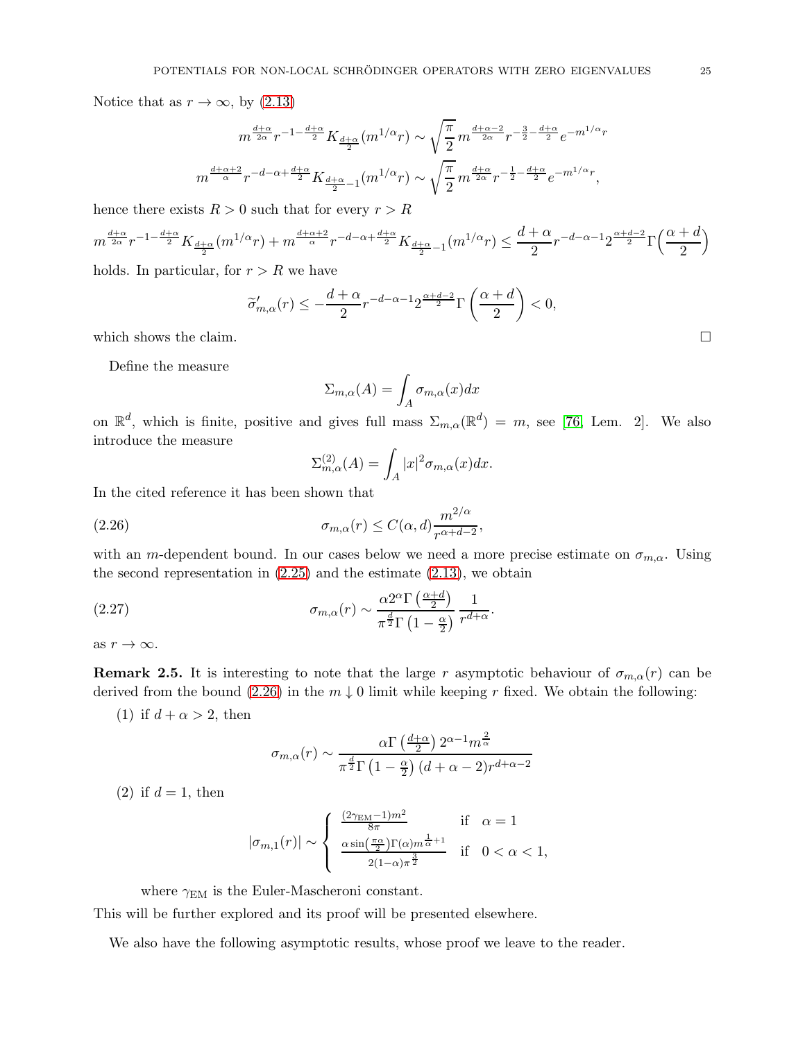Notice that as $r \to \infty$, by (2.13)

$$m^{\frac{d+\alpha}{2\alpha}} r^{-1-\frac{d+\alpha}{2}} K_{\frac{d+\alpha}{2}}(m^{1/\alpha} r) \sim \sqrt{\frac{\pi}{2}}\, m^{\frac{d+\alpha-2}{2\alpha}} r^{-\frac{3}{2}-\frac{d+\alpha}{2}} e^{-m^{1/\alpha} r}$$

$$m^{\frac{d+\alpha+2}{\alpha}} r^{-d-\alpha+\frac{d+\alpha}{2}} K_{\frac{d+\alpha}{2}-1}(m^{1/\alpha} r) \sim \sqrt{\frac{\pi}{2}}\, m^{\frac{d+\alpha}{2\alpha}} r^{-\frac{1}{2}-\frac{d+\alpha}{2}} e^{-m^{1/\alpha} r},$$

hence there exists $R > 0$ such that for every $r > R$

$$m^{\frac{d+\alpha}{2\alpha}} r^{-1-\frac{d+\alpha}{2}} K_{\frac{d+\alpha}{2}}(m^{1/\alpha} r) + m^{\frac{d+\alpha+2}{\alpha}} r^{-d-\alpha+\frac{d+\alpha}{2}} K_{\frac{d+\alpha}{2}-1}(m^{1/\alpha} r) \leq \frac{d+\alpha}{2} r^{-d-\alpha-1} 2^{\frac{\alpha+d-2}{2}} \Gamma\Big(\frac{\alpha+d}{2}\Big)$$

holds. In particular, for $r > R$ we have

$$\widetilde{\sigma}'_{m,\alpha}(r) \leq -\frac{d+\alpha}{2} r^{-d-\alpha-1} 2^{\frac{\alpha+d-2}{2}} \Gamma\left(\frac{\alpha+d}{2}\right) < 0,$$

which shows the claim. $\square$

Define the measure

$$\Sigma_{m,\alpha}(A) = \int_A \sigma_{m,\alpha}(x) dx$$

on $\mathbb{R}^d$, which is finite, positive and gives full mass $\Sigma_{m,\alpha}(\mathbb{R}^d) = m$, see [76, Lem. 2]. We also introduce the measure

$$\Sigma^{(2)}_{m,\alpha}(A) = \int_A |x|^2 \sigma_{m,\alpha}(x) dx.$$

In the cited reference it has been shown that

$$\sigma_{m,\alpha}(r) \leq C(\alpha, d) \frac{m^{2/\alpha}}{r^{\alpha+d-2}}, \tag{2.26}$$

with an $m$-dependent bound. In our cases below we need a more precise estimate on $\sigma_{m,\alpha}$. Using the second representation in (2.25) and the estimate (2.13), we obtain

$$\sigma_{m,\alpha}(r) \sim \frac{\alpha 2^\alpha \Gamma\left(\frac{\alpha+d}{2}\right)}{\pi^{\frac{d}{2}} \Gamma\left(1-\frac{\alpha}{2}\right)} \frac{1}{r^{d+\alpha}}. \tag{2.27}$$

as $r \to \infty$.

**Remark 2.5.** It is interesting to note that the large $r$ asymptotic behaviour of $\sigma_{m,\alpha}(r)$ can be derived from the bound (2.26) in the $m \downarrow 0$ limit while keeping $r$ fixed. We obtain the following:

(1) if $d + \alpha > 2$, then

$$\sigma_{m,\alpha}(r) \sim \frac{\alpha \Gamma\left(\frac{d+\alpha}{2}\right) 2^{\alpha-1} m^{\frac{2}{\alpha}}}{\pi^{\frac{d}{2}} \Gamma\left(1-\frac{\alpha}{2}\right) (d+\alpha-2) r^{d+\alpha-2}}$$

(2) if $d = 1$, then

$$|\sigma_{m,1}(r)| \sim \begin{cases} \frac{(2\gamma_{\mathrm{EM}}-1)m^2}{8\pi} & \text{if} \quad \alpha = 1 \\ \frac{\alpha \sin\left(\frac{\pi\alpha}{2}\right)\Gamma(\alpha) m^{\frac{1}{\alpha}+1}}{2(1-\alpha)\pi^{\frac{3}{2}}} & \text{if} \quad 0 < \alpha < 1, \end{cases}$$

where $\gamma_{\mathrm{EM}}$ is the Euler-Mascheroni constant.

This will be further explored and its proof will be presented elsewhere.

We also have the following asymptotic results, whose proof we leave to the reader.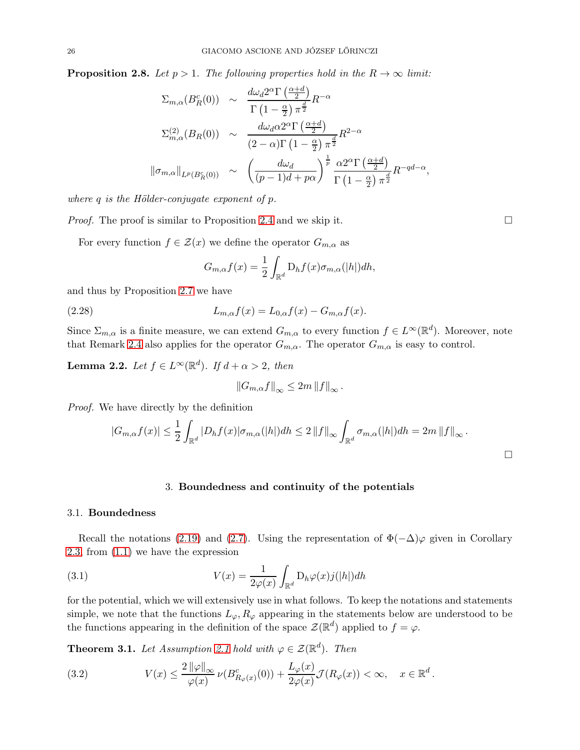**Proposition 2.8.** *Let $p > 1$. The following properties hold in the $R \to \infty$ limit:*

$$
\begin{aligned}
\Sigma_{m,\alpha}(B^c_R(0)) \quad &\sim \quad \frac{d\omega_d 2^\alpha \Gamma\left(\frac{\alpha+d}{2}\right)}{\Gamma\left(1-\frac{\alpha}{2}\right)\pi^{\frac{d}{2}}} R^{-\alpha} \\
\Sigma^{(2)}_{m,\alpha}(B_R(0)) \quad &\sim \quad \frac{d\omega_d \alpha 2^\alpha \Gamma\left(\frac{\alpha+d}{2}\right)}{(2-\alpha)\Gamma\left(1-\frac{\alpha}{2}\right)\pi^{\frac{d}{2}}} R^{2-\alpha} \\
\|\sigma_{m,\alpha}\|_{L^p(B^c_R(0))} \quad &\sim \quad \left(\frac{d\omega_d}{(p-1)d+p\alpha}\right)^{\frac{1}{p}} \frac{\alpha 2^\alpha \Gamma\left(\frac{\alpha+d}{2}\right)}{\Gamma\left(1-\frac{\alpha}{2}\right)\pi^{\frac{d}{2}}} R^{-qd-\alpha},
\end{aligned}
$$

*where $q$ is the Hölder-conjugate exponent of $p$.*

*Proof.* The proof is similar to Proposition 2.4 and we skip it. $\square$

For every function $f \in \mathcal{Z}(x)$ we define the operator $G_{m,\alpha}$ as

$$
G_{m,\alpha}f(x) = \frac{1}{2}\int_{\mathbb{R}^d} \mathrm{D}_h f(x)\sigma_{m,\alpha}(|h|)dh,
$$

and thus by Proposition 2.7 we have

$$
L_{m,\alpha}f(x) = L_{0,\alpha}f(x) - G_{m,\alpha}f(x). \tag{2.28}
$$

Since $\Sigma_{m,\alpha}$ is a finite measure, we can extend $G_{m,\alpha}$ to every function $f \in L^\infty(\mathbb{R}^d)$. Moreover, note that Remark 2.4 also applies for the operator $G_{m,\alpha}$. The operator $G_{m,\alpha}$ is easy to control.

**Lemma 2.2.** *Let $f \in L^\infty(\mathbb{R}^d)$. If $d+\alpha > 2$, then*

$$
\|G_{m,\alpha}f\|_\infty \le 2m\|f\|_\infty .
$$

*Proof.* We have directly by the definition

$$
|G_{m,\alpha}f(x)| \le \frac{1}{2}\int_{\mathbb{R}^d} |D_h f(x)|\sigma_{m,\alpha}(|h|)dh \le 2\|f\|_\infty \int_{\mathbb{R}^d} \sigma_{m,\alpha}(|h|)dh = 2m\|f\|_\infty .
$$

$\square$

## 3. Boundedness and continuity of the potentials

### 3.1. Boundedness

Recall the notations (2.19) and (2.7). Using the representation of $\Phi(-\Delta)\varphi$ given in Corollary 2.3, from (1.1) we have the expression

$$
V(x) = \frac{1}{2\varphi(x)}\int_{\mathbb{R}^d} \mathrm{D}_h\varphi(x) j(|h|)dh \tag{3.1}
$$

for the potential, which we will extensively use in what follows. To keep the notations and statements simple, we note that the functions $L_\varphi, R_\varphi$ appearing in the statements below are understood to be the functions appearing in the definition of the space $\mathcal{Z}(\mathbb{R}^d)$ applied to $f = \varphi$.

**Theorem 3.1.** *Let Assumption 2.1 hold with $\varphi \in \mathcal{Z}(\mathbb{R}^d)$. Then*

$$
V(x) \le \frac{2\|\varphi\|_\infty}{\varphi(x)}\,\nu(B^c_{R_\varphi(x)}(0)) + \frac{L_\varphi(x)}{2\varphi(x)}\mathcal{J}(R_\varphi(x)) < \infty, \quad x \in \mathbb{R}^d. \tag{3.2}
$$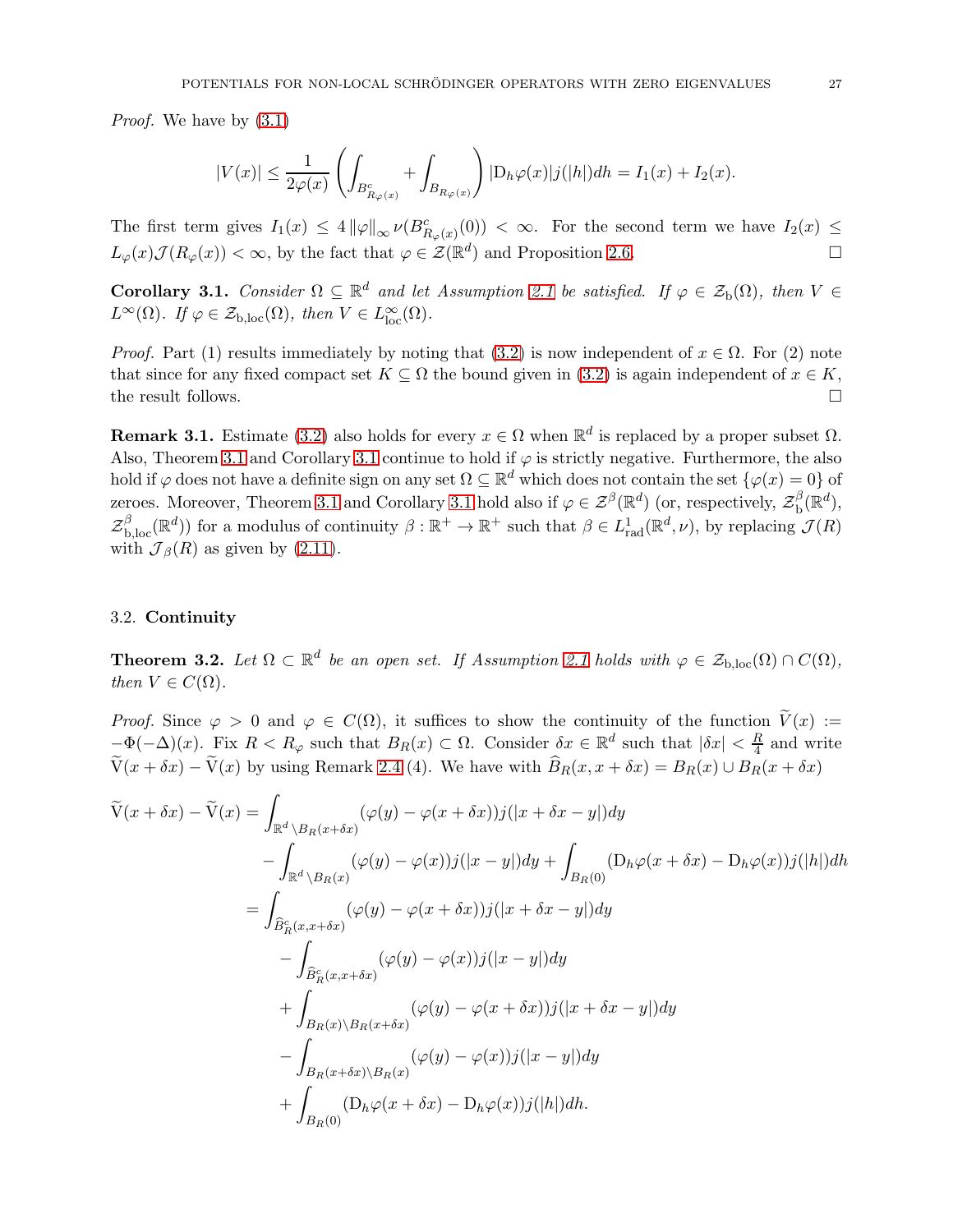*Proof.* We have by (3.1)

$$|V(x)| \le \frac{1}{2\varphi(x)} \left( \int_{B^c_{R_\varphi(x)}} + \int_{B_{R_\varphi(x)}} \right) |\mathrm{D}_h \varphi(x)| j(|h|) dh = I_1(x) + I_2(x).$$

The first term gives $I_1(x) \le 4 \|\varphi\|_\infty \nu(B^c_{R_\varphi(x)}(0)) < \infty$. For the second term we have $I_2(x) \le L_\varphi(x) \mathcal{J}(R_\varphi(x)) < \infty$, by the fact that $\varphi \in \mathcal{Z}(\mathbb{R}^d)$ and Proposition 2.6. $\square$

**Corollary 3.1.** *Consider $\Omega \subseteq \mathbb{R}^d$ and let Assumption 2.1 be satisfied. If $\varphi \in \mathcal{Z}_{\mathrm{b}}(\Omega)$, then $V \in L^\infty(\Omega)$. If $\varphi \in \mathcal{Z}_{\mathrm{b,loc}}(\Omega)$, then $V \in L^\infty_{\mathrm{loc}}(\Omega)$.*

*Proof.* Part (1) results immediately by noting that (3.2) is now independent of $x \in \Omega$. For (2) note that since for any fixed compact set $K \subseteq \Omega$ the bound given in (3.2) is again independent of $x \in K$, the result follows. $\square$

**Remark 3.1.** Estimate (3.2) also holds for every $x \in \Omega$ when $\mathbb{R}^d$ is replaced by a proper subset $\Omega$. Also, Theorem 3.1 and Corollary 3.1 continue to hold if $\varphi$ is strictly negative. Furthermore, the also hold if $\varphi$ does not have a definite sign on any set $\Omega \subseteq \mathbb{R}^d$ which does not contain the set $\{\varphi(x) = 0\}$ of zeroes. Moreover, Theorem 3.1 and Corollary 3.1 hold also if $\varphi \in \mathcal{Z}^\beta(\mathbb{R}^d)$ (or, respectively, $\mathcal{Z}^\beta_{\mathrm{b}}(\mathbb{R}^d)$, $\mathcal{Z}^\beta_{\mathrm{b,loc}}(\mathbb{R}^d)$) for a modulus of continuity $\beta : \mathbb{R}^+ \to \mathbb{R}^+$ such that $\beta \in L^1_{\mathrm{rad}}(\mathbb{R}^d, \nu)$, by replacing $\mathcal{J}(R)$ with $\mathcal{J}_\beta(R)$ as given by (2.11).

## 3.2. Continuity

**Theorem 3.2.** *Let $\Omega \subset \mathbb{R}^d$ be an open set. If Assumption 2.1 holds with $\varphi \in \mathcal{Z}_{\mathrm{b,loc}}(\Omega) \cap C(\Omega)$, then $V \in C(\Omega)$.*

*Proof.* Since $\varphi > 0$ and $\varphi \in C(\Omega)$, it suffices to show the continuity of the function $\widetilde{V}(x) := -\Phi(-\Delta)(x)$. Fix $R < R_\varphi$ such that $B_R(x) \subset \Omega$. Consider $\delta x \in \mathbb{R}^d$ such that $|\delta x| < \frac{R}{4}$ and write $\widetilde{\mathrm{V}}(x + \delta x) - \widetilde{\mathrm{V}}(x)$ by using Remark 2.4 (4). We have with $\widehat{B}_R(x, x + \delta x) = B_R(x) \cup B_R(x + \delta x)$

$$\begin{aligned}
\widetilde{\mathrm{V}}(x+\delta x) - \widetilde{\mathrm{V}}(x) &= \int_{\mathbb{R}^d \setminus B_R(x+\delta x)} (\varphi(y) - \varphi(x+\delta x)) j(|x+\delta x - y|) dy \\
&\quad - \int_{\mathbb{R}^d \setminus B_R(x)} (\varphi(y) - \varphi(x)) j(|x-y|) dy + \int_{B_R(0)} (\mathrm{D}_h \varphi(x+\delta x) - \mathrm{D}_h \varphi(x)) j(|h|) dh \\
&= \int_{\widehat{B}^c_R(x, x+\delta x)} (\varphi(y) - \varphi(x+\delta x)) j(|x+\delta x - y|) dy \\
&\quad - \int_{\widehat{B}^c_R(x, x+\delta x)} (\varphi(y) - \varphi(x)) j(|x-y|) dy \\
&\quad + \int_{B_R(x) \setminus B_R(x+\delta x)} (\varphi(y) - \varphi(x+\delta x)) j(|x+\delta x - y|) dy \\
&\quad - \int_{B_R(x+\delta x) \setminus B_R(x)} (\varphi(y) - \varphi(x)) j(|x-y|) dy \\
&\quad + \int_{B_R(0)} (\mathrm{D}_h \varphi(x+\delta x) - \mathrm{D}_h \varphi(x)) j(|h|) dh.
\end{aligned}$$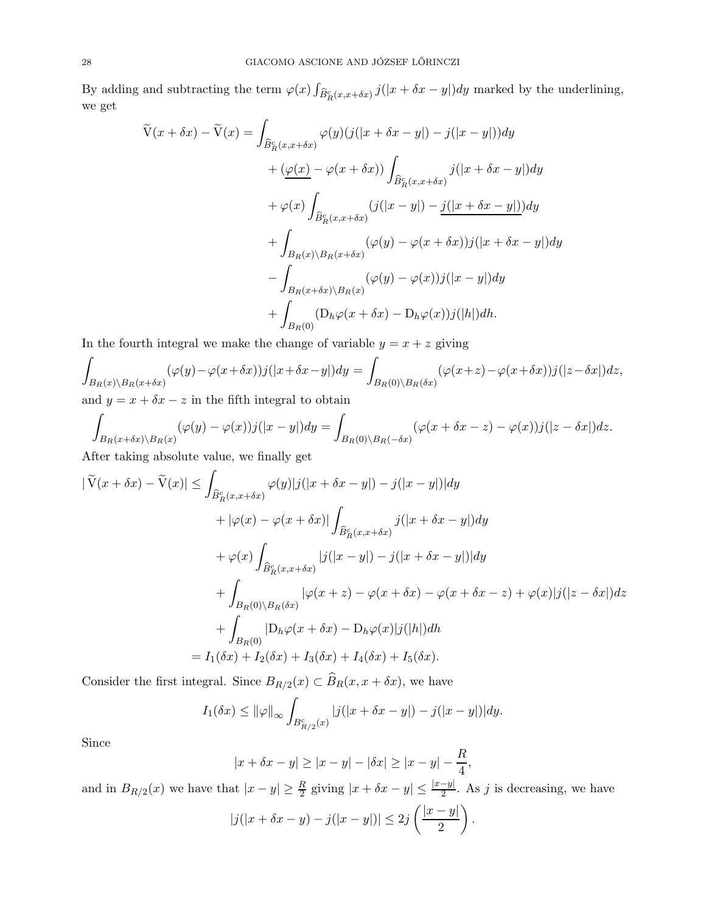By adding and subtracting the term $\varphi(x)\int_{\widehat{B}^c_R(x,x+\delta x)} j(|x+\delta x-y|)dy$ marked by the underlining, we get

$$
\begin{aligned}
\widetilde{\mathrm{V}}(x+\delta x)-\widetilde{\mathrm{V}}(x) &= \int_{\widehat{B}^c_R(x,x+\delta x)} \varphi(y)(j(|x+\delta x-y|)-j(|x-y|))dy \\
&\quad + (\underline{\varphi(x)}-\varphi(x+\delta x))\int_{\widehat{B}^c_R(x,x+\delta x)} j(|x+\delta x-y|)dy \\
&\quad + \varphi(x)\int_{\widehat{B}^c_R(x,x+\delta x)} (j(|x-y|)-\underline{j(|x+\delta x-y|)})dy \\
&\quad + \int_{B_R(x)\setminus B_R(x+\delta x)} (\varphi(y)-\varphi(x+\delta x))j(|x+\delta x-y|)dy \\
&\quad - \int_{B_R(x+\delta x)\setminus B_R(x)} (\varphi(y)-\varphi(x))j(|x-y|)dy \\
&\quad + \int_{B_R(0)} (\mathrm{D}_h\varphi(x+\delta x)-\mathrm{D}_h\varphi(x))j(|h|)dh.
\end{aligned}
$$

In the fourth integral we make the change of variable $y=x+z$ giving

$$
\int_{B_R(x)\setminus B_R(x+\delta x)} (\varphi(y)-\varphi(x+\delta x))j(|x+\delta x-y|)dy = \int_{B_R(0)\setminus B_R(\delta x)} (\varphi(x+z)-\varphi(x+\delta x))j(|z-\delta x|)dz,
$$

and $y=x+\delta x-z$ in the fifth integral to obtain

$$
\int_{B_R(x+\delta x)\setminus B_R(x)} (\varphi(y)-\varphi(x))j(|x-y|)dy = \int_{B_R(0)\setminus B_R(-\delta x)} (\varphi(x+\delta x-z)-\varphi(x))j(|z-\delta x|)dz.
$$

After taking absolute value, we finally get

$$
\begin{aligned}
|\widetilde{\mathrm{V}}(x+\delta x)-\widetilde{\mathrm{V}}(x)| &\le \int_{\widehat{B}^c_R(x,x+\delta x)} \varphi(y)|j(|x+\delta x-y|)-j(|x-y|)|dy \\
&\quad + |\varphi(x)-\varphi(x+\delta x)|\int_{\widehat{B}^c_R(x,x+\delta x)} j(|x+\delta x-y|)dy \\
&\quad + \varphi(x)\int_{\widehat{B}^c_R(x,x+\delta x)} |j(|x-y|)-j(|x+\delta x-y|)|dy \\
&\quad + \int_{B_R(0)\setminus B_R(\delta x)} |\varphi(x+z)-\varphi(x+\delta x)-\varphi(x+\delta x-z)+\varphi(x)|j(|z-\delta x|)dz \\
&\quad + \int_{B_R(0)} |\mathrm{D}_h\varphi(x+\delta x)-\mathrm{D}_h\varphi(x)|j(|h|)dh \\
&= I_1(\delta x)+I_2(\delta x)+I_3(\delta x)+I_4(\delta x)+I_5(\delta x).
\end{aligned}
$$

Consider the first integral. Since $B_{R/2}(x)\subset \widehat{B}_R(x,x+\delta x)$, we have

$$
I_1(\delta x) \le \|\varphi\|_\infty \int_{B^c_{R/2}(x)} |j(|x+\delta x-y|)-j(|x-y|)|dy.
$$

Since

$$
|x+\delta x-y| \ge |x-y|-|\delta x| \ge |x-y|-\frac{R}{4},
$$

and in $B_{R/2}(x)$ we have that $|x-y|\ge \frac{R}{2}$ giving $|x+\delta x-y|\le \frac{|x-y|}{2}$. As $j$ is decreasing, we have

$$
|j(|x+\delta x-y)-j(|x-y|)| \le 2j\left(\frac{|x-y|}{2}\right).
$$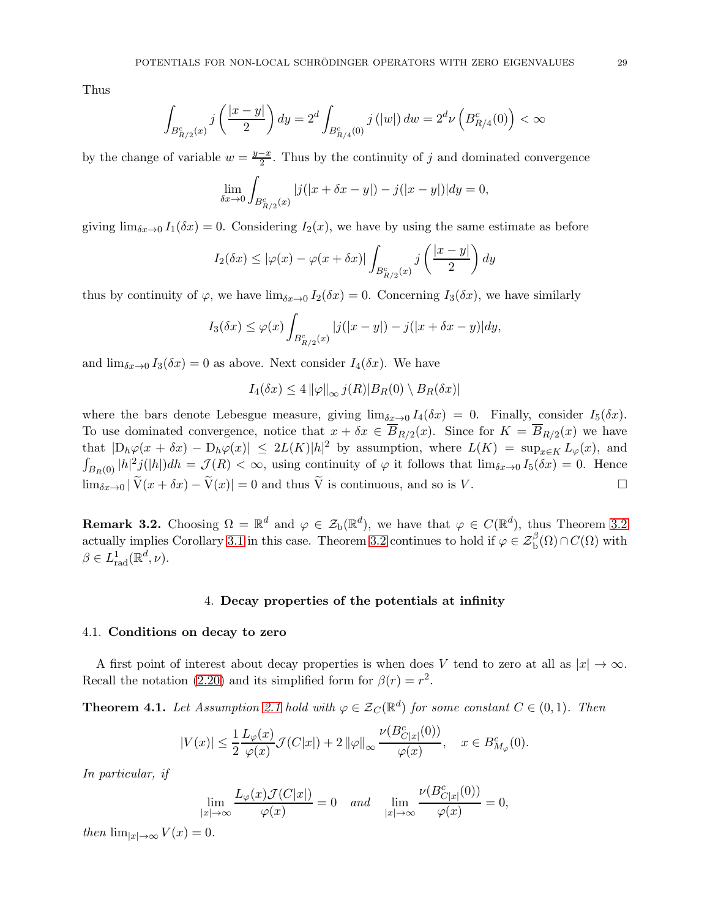Thus

$$\int_{B^c_{R/2}(x)} j\left(\frac{|x-y|}{2}\right) dy = 2^d \int_{B^c_{R/4}(0)} j\left(|w|\right) dw = 2^d \nu\left(B^c_{R/4}(0)\right) < \infty$$

by the change of variable $w = \frac{y-x}{2}$. Thus by the continuity of $j$ and dominated convergence

$$\lim_{\delta x \to 0} \int_{B^c_{R/2}(x)} |j(|x+\delta x - y|) - j(|x-y|)| dy = 0,$$

giving $\lim_{\delta x \to 0} I_1(\delta x) = 0$. Considering $I_2(x)$, we have by using the same estimate as before

$$I_2(\delta x) \leq |\varphi(x) - \varphi(x+\delta x)| \int_{B^c_{R/2}(x)} j\left(\frac{|x-y|}{2}\right) dy$$

thus by continuity of $\varphi$, we have $\lim_{\delta x \to 0} I_2(\delta x) = 0$. Concerning $I_3(\delta x)$, we have similarly

$$I_3(\delta x) \leq \varphi(x) \int_{B^c_{R/2}(x)} |j(|x-y|) - j(|x+\delta x - y)| dy,$$

and $\lim_{\delta x \to 0} I_3(\delta x) = 0$ as above. Next consider $I_4(\delta x)$. We have

$$I_4(\delta x) \leq 4 \left\|\varphi\right\|_\infty j(R) |B_R(0) \setminus B_R(\delta x)|$$

where the bars denote Lebesgue measure, giving $\lim_{\delta x \to 0} I_4(\delta x) = 0$. Finally, consider $I_5(\delta x)$. To use dominated convergence, notice that $x + \delta x \in \overline{B}_{R/2}(x)$. Since for $K = \overline{B}_{R/2}(x)$ we have that $|\mathrm{D}_h \varphi(x+\delta x) - \mathrm{D}_h \varphi(x)| \leq 2L(K)|h|^2$ by assumption, where $L(K) = \sup_{x \in K} L_\varphi(x)$, and $\int_{B_R(0)} |h|^2 j(|h|) dh = \mathcal{J}(R) < \infty$, using continuity of $\varphi$ it follows that $\lim_{\delta x \to 0} I_5(\delta x) = 0$. Hence $\lim_{\delta x \to 0} |\widetilde{\mathrm{V}}(x+\delta x) - \widetilde{\mathrm{V}}(x)| = 0$ and thus $\widetilde{\mathrm{V}}$ is continuous, and so is $V$. □

**Remark 3.2.** Choosing $\Omega = \mathbb{R}^d$ and $\varphi \in \mathcal{Z}_{\mathrm{b}}(\mathbb{R}^d)$, we have that $\varphi \in C(\mathbb{R}^d)$, thus Theorem 3.2 actually implies Corollary 3.1 in this case. Theorem 3.2 continues to hold if $\varphi \in \mathcal{Z}^\beta_{\mathrm{b}}(\Omega) \cap C(\Omega)$ with $\beta \in L^1_{\mathrm{rad}}(\mathbb{R}^d, \nu)$.

## 4. Decay properties of the potentials at infinity

### 4.1. Conditions on decay to zero

A first point of interest about decay properties is when does $V$ tend to zero at all as $|x| \to \infty$. Recall the notation (2.20) and its simplified form for $\beta(r) = r^2$.

**Theorem 4.1.** *Let Assumption 2.1 hold with $\varphi \in \mathcal{Z}_C(\mathbb{R}^d)$ for some constant $C \in (0,1)$. Then*

$$|V(x)| \leq \frac{1}{2} \frac{L_\varphi(x)}{\varphi(x)} \mathcal{J}(C|x|) + 2 \left\|\varphi\right\|_\infty \frac{\nu(B^c_{C|x|}(0))}{\varphi(x)}, \quad x \in B^c_{M_\varphi}(0).$$

*In particular, if*

$$\lim_{|x| \to \infty} \frac{L_\varphi(x) \mathcal{J}(C|x|)}{\varphi(x)} = 0 \quad \text{and} \quad \lim_{|x| \to \infty} \frac{\nu(B^c_{C|x|}(0))}{\varphi(x)} = 0,$$

*then $\lim_{|x| \to \infty} V(x) = 0$.*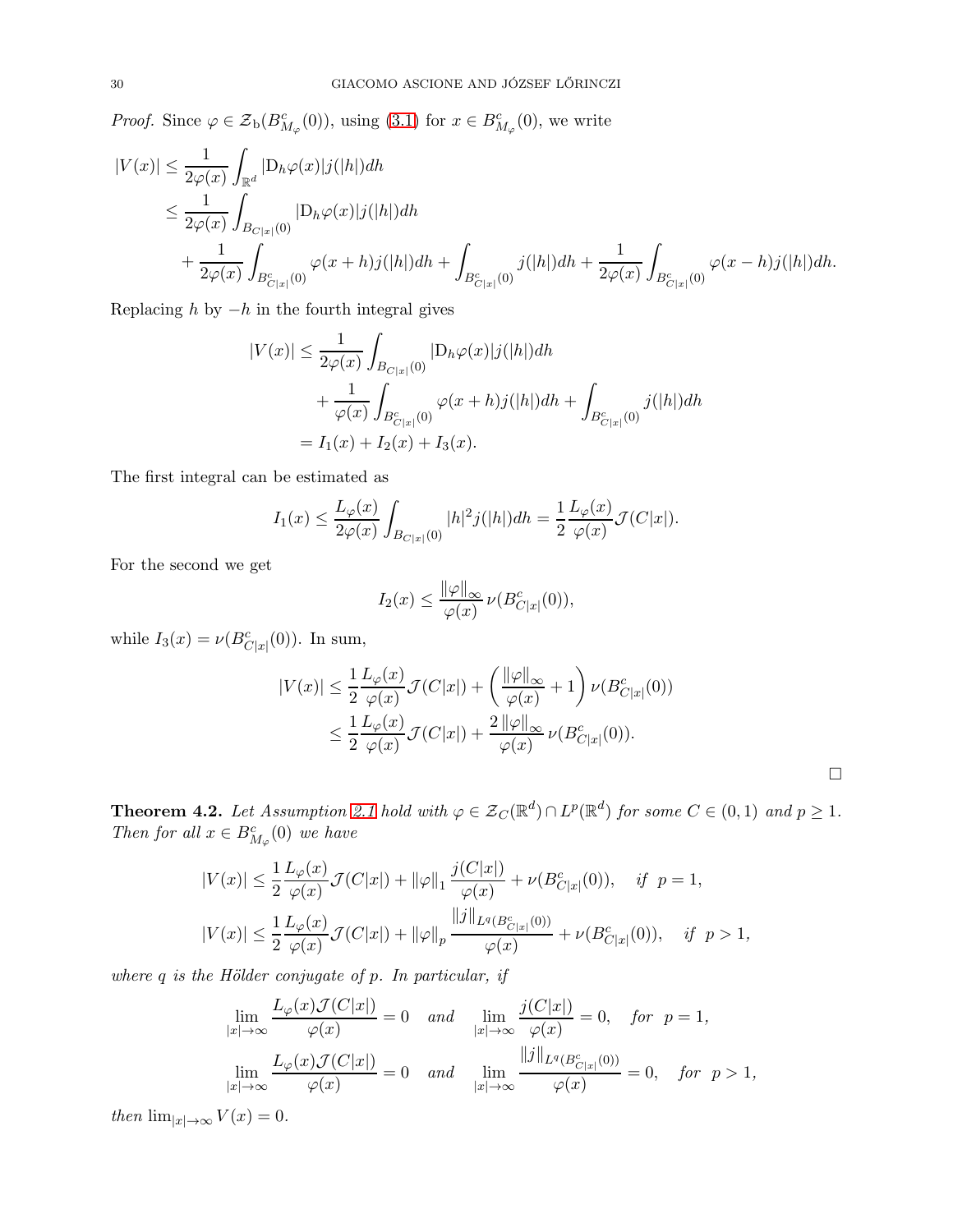*Proof.* Since $\varphi \in \mathcal{Z}_{\mathrm{b}}(B^c_{M_\varphi}(0))$, using (3.1) for $x \in B^c_{M_\varphi}(0)$, we write

$$
\begin{aligned}
|V(x)| &\le \frac{1}{2\varphi(x)} \int_{\mathbb{R}^d} |\mathrm{D}_h \varphi(x)| j(|h|) dh \\
&\le \frac{1}{2\varphi(x)} \int_{B_{C|x|}(0)} |\mathrm{D}_h \varphi(x)| j(|h|) dh \\
&\quad + \frac{1}{2\varphi(x)} \int_{B^c_{C|x|}(0)} \varphi(x+h) j(|h|) dh + \int_{B^c_{C|x|}(0)} j(|h|) dh + \frac{1}{2\varphi(x)} \int_{B^c_{C|x|}(0)} \varphi(x-h) j(|h|) dh.
\end{aligned}
$$

Replacing $h$ by $-h$ in the fourth integral gives

$$
\begin{aligned}
|V(x)| &\le \frac{1}{2\varphi(x)} \int_{B_{C|x|}(0)} |\mathrm{D}_h \varphi(x)| j(|h|) dh \\
&\quad + \frac{1}{\varphi(x)} \int_{B^c_{C|x|}(0)} \varphi(x+h) j(|h|) dh + \int_{B^c_{C|x|}(0)} j(|h|) dh \\
&= I_1(x) + I_2(x) + I_3(x).
\end{aligned}
$$

The first integral can be estimated as

$$
I_1(x) \le \frac{L_\varphi(x)}{2\varphi(x)} \int_{B_{C|x|}(0)} |h|^2 j(|h|) dh = \frac{1}{2} \frac{L_\varphi(x)}{\varphi(x)} \mathcal{J}(C|x|).
$$

For the second we get

$$
I_2(x) \le \frac{\|\varphi\|_\infty}{\varphi(x)} \nu(B^c_{C|x|}(0)),
$$

while $I_3(x) = \nu(B^c_{C|x|}(0))$. In sum,

$$
\begin{aligned}
|V(x)| &\le \frac{1}{2} \frac{L_\varphi(x)}{\varphi(x)} \mathcal{J}(C|x|) + \left( \frac{\|\varphi\|_\infty}{\varphi(x)} + 1 \right) \nu(B^c_{C|x|}(0)) \\
&\le \frac{1}{2} \frac{L_\varphi(x)}{\varphi(x)} \mathcal{J}(C|x|) + \frac{2\|\varphi\|_\infty}{\varphi(x)} \nu(B^c_{C|x|}(0)).
\end{aligned}
$$

□

**Theorem 4.2.** *Let Assumption 2.1 hold with $\varphi \in \mathcal{Z}_C(\mathbb{R}^d) \cap L^p(\mathbb{R}^d)$ for some $C \in (0,1)$ and $p \ge 1$. Then for all $x \in B^c_{M_\varphi}(0)$ we have*

$$
\begin{aligned}
|V(x)| &\le \frac{1}{2} \frac{L_\varphi(x)}{\varphi(x)} \mathcal{J}(C|x|) + \|\varphi\|_1 \frac{j(C|x|)}{\varphi(x)} + \nu(B^c_{C|x|}(0)), \quad \text{if} \;\; p = 1, \\
|V(x)| &\le \frac{1}{2} \frac{L_\varphi(x)}{\varphi(x)} \mathcal{J}(C|x|) + \|\varphi\|_p \frac{\|j\|_{L^q(B^c_{C|x|}(0))}}{\varphi(x)} + \nu(B^c_{C|x|}(0)), \quad \text{if} \;\; p > 1,
\end{aligned}
$$

*where $q$ is the Hölder conjugate of $p$. In particular, if*

$$
\begin{aligned}
&\lim_{|x|\to\infty} \frac{L_\varphi(x)\mathcal{J}(C|x|)}{\varphi(x)} = 0 \quad \text{and} \quad \lim_{|x|\to\infty} \frac{j(C|x|)}{\varphi(x)} = 0, \quad \text{for} \;\; p = 1, \\
&\lim_{|x|\to\infty} \frac{L_\varphi(x)\mathcal{J}(C|x|)}{\varphi(x)} = 0 \quad \text{and} \quad \lim_{|x|\to\infty} \frac{\|j\|_{L^q(B^c_{C|x|}(0))}}{\varphi(x)} = 0, \quad \text{for} \;\; p > 1,
\end{aligned}
$$

*then $\lim_{|x|\to\infty} V(x) = 0$.*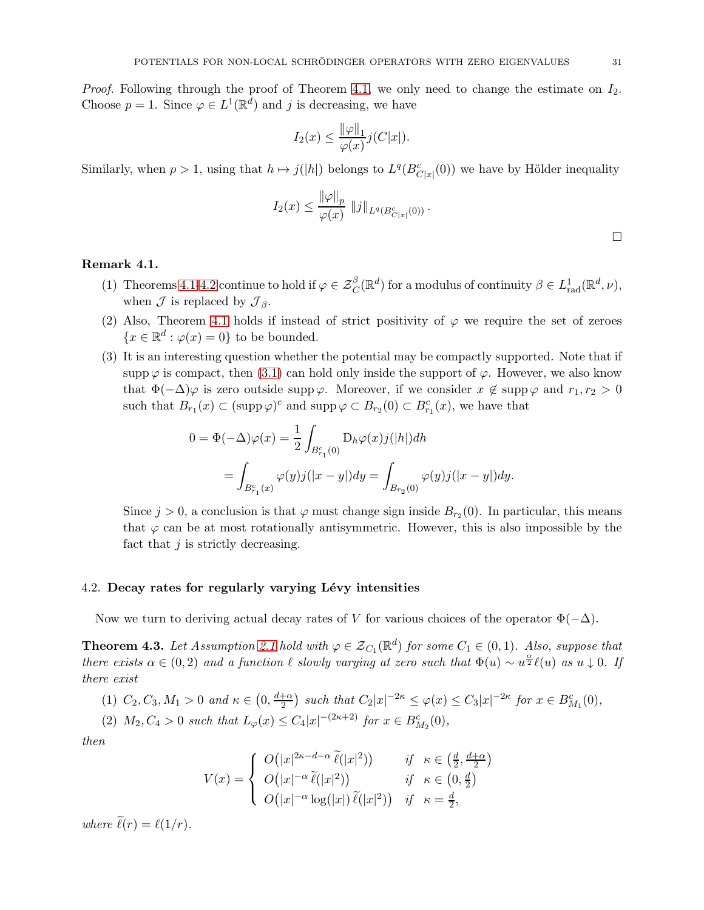*Proof.* Following through the proof of Theorem 4.1, we only need to change the estimate on $I_2$. Choose $p = 1$. Since $\varphi \in L^1(\mathbb{R}^d)$ and $j$ is decreasing, we have

$$I_2(x) \le \frac{\|\varphi\|_1}{\varphi(x)} j(C|x|).$$

Similarly, when $p > 1$, using that $h \mapsto j(|h|)$ belongs to $L^q(B^c_{C|x|}(0))$ we have by Hölder inequality

$$I_2(x) \le \frac{\|\varphi\|_p}{\varphi(x)} \, \|j\|_{L^q(B^c_{C|x|}(0))} .$$

□

**Remark 4.1.**

(1) Theorems 4.1-4.2 continue to hold if $\varphi \in \mathcal{Z}^{\beta}_{C}(\mathbb{R}^d)$ for a modulus of continuity $\beta \in L^1_{\rm rad}(\mathbb{R}^d, \nu)$, when $\mathcal{J}$ is replaced by $\mathcal{J}_\beta$.

(2) Also, Theorem 4.1 holds if instead of strict positivity of $\varphi$ we require the set of zeroes $\{x \in \mathbb{R}^d : \varphi(x) = 0\}$ to be bounded.

(3) It is an interesting question whether the potential may be compactly supported. Note that if $\operatorname{supp}\varphi$ is compact, then (3.1) can hold only inside the support of $\varphi$. However, we also know that $\Phi(-\Delta)\varphi$ is zero outside $\operatorname{supp}\varphi$. Moreover, if we consider $x \notin \operatorname{supp}\varphi$ and $r_1, r_2 > 0$ such that $B_{r_1}(x) \subset (\operatorname{supp}\varphi)^c$ and $\operatorname{supp}\varphi \subset B_{r_2}(0) \subset B^c_{r_1}(x)$, we have that

$$\begin{aligned} 0 = \Phi(-\Delta)\varphi(x) &= \frac{1}{2}\int_{B^c_{r_1}(0)} \mathrm{D}_h\varphi(x) j(|h|)dh \\ &= \int_{B^c_{r_1}(x)} \varphi(y) j(|x-y|)dy = \int_{B_{r_2}(0)} \varphi(y) j(|x-y|)dy. \end{aligned}$$

Since $j > 0$, a conclusion is that $\varphi$ must change sign inside $B_{r_2}(0)$. In particular, this means that $\varphi$ can be at most rotationally antisymmetric. However, this is also impossible by the fact that $j$ is strictly decreasing.

## 4.2. Decay rates for regularly varying Lévy intensities

Now we turn to deriving actual decay rates of $V$ for various choices of the operator $\Phi(-\Delta)$.

**Theorem 4.3.** *Let Assumption 2.1 hold with $\varphi \in \mathcal{Z}_{C_1}(\mathbb{R}^d)$ for some $C_1 \in (0,1)$. Also, suppose that there exists $\alpha \in (0,2)$ and a function $\ell$ slowly varying at zero such that $\Phi(u) \sim u^{\frac{\alpha}{2}}\ell(u)$ as $u \downarrow 0$. If there exist*

(1) *$C_2, C_3, M_1 > 0$ and $\kappa \in \left(0, \frac{d+\alpha}{2}\right)$ such that $C_2|x|^{-2\kappa} \le \varphi(x) \le C_3|x|^{-2\kappa}$ for $x \in B^c_{M_1}(0)$,*

(2) *$M_2, C_4 > 0$ such that $L_\varphi(x) \le C_4|x|^{-(2\kappa+2)}$ for $x \in B^c_{M_2}(0)$,*

*then*

$$V(x) = \begin{cases} O\big(|x|^{2\kappa-d-\alpha}\,\widetilde{\ell}(|x|^2)\big) & \text{if} \quad \kappa \in \left(\frac{d}{2}, \frac{d+\alpha}{2}\right) \\ O\big(|x|^{-\alpha}\,\widetilde{\ell}(|x|^2)\big) & \text{if} \quad \kappa \in \left(0, \frac{d}{2}\right) \\ O\big(|x|^{-\alpha}\log(|x|)\,\widetilde{\ell}(|x|^2)\big) & \text{if} \quad \kappa = \frac{d}{2}, \end{cases}$$

*where $\widetilde{\ell}(r) = \ell(1/r)$.*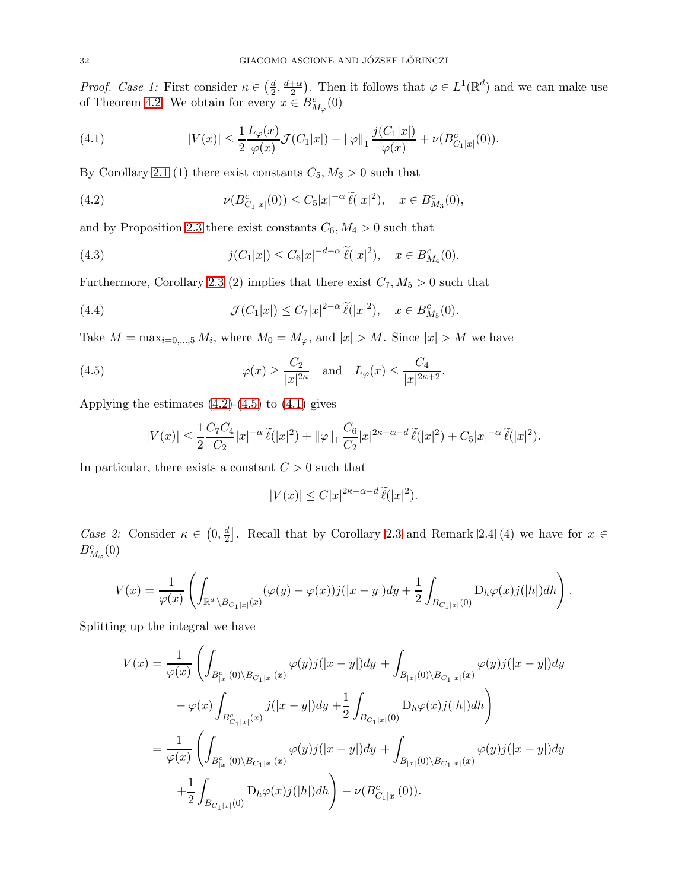*Proof.* *Case 1:* First consider $\kappa \in \left(\frac{d}{2}, \frac{d+\alpha}{2}\right)$. Then it follows that $\varphi \in L^1(\mathbb{R}^d)$ and we can make use of Theorem 4.2. We obtain for every $x \in B^c_{M_\varphi}(0)$

$$
|V(x)| \le \frac{1}{2} \frac{L_\varphi(x)}{\varphi(x)} \mathcal{J}(C_1|x|) + \|\varphi\|_1 \frac{j(C_1|x|)}{\varphi(x)} + \nu(B^c_{C_1|x|}(0)). \tag{4.1}
$$

By Corollary 2.1 (1) there exist constants $C_5, M_3 > 0$ such that

$$
\nu(B^c_{C_1|x|}(0)) \le C_5 |x|^{-\alpha}\, \widetilde{\ell}(|x|^2), \quad x \in B^c_{M_3}(0), \tag{4.2}
$$

and by Proposition 2.3 there exist constants $C_6, M_4 > 0$ such that

$$
j(C_1|x|) \le C_6 |x|^{-d-\alpha}\, \widetilde{\ell}(|x|^2), \quad x \in B^c_{M_4}(0). \tag{4.3}
$$

Furthermore, Corollary 2.3 (2) implies that there exist $C_7, M_5 > 0$ such that

$$
\mathcal{J}(C_1|x|) \le C_7 |x|^{2-\alpha}\, \widetilde{\ell}(|x|^2), \quad x \in B^c_{M_5}(0). \tag{4.4}
$$

Take $M = \max_{i=0,\dots,5} M_i$, where $M_0 = M_\varphi$, and $|x| > M$. Since $|x| > M$ we have

$$
\varphi(x) \ge \frac{C_2}{|x|^{2\kappa}} \quad \text{and} \quad L_\varphi(x) \le \frac{C_4}{|x|^{2\kappa+2}}. \tag{4.5}
$$

Applying the estimates (4.2)-(4.5) to (4.1) gives

$$
|V(x)| \le \frac{1}{2} \frac{C_7 C_4}{C_2} |x|^{-\alpha}\, \widetilde{\ell}(|x|^2) + \|\varphi\|_1 \frac{C_6}{C_2} |x|^{2\kappa-\alpha-d}\, \widetilde{\ell}(|x|^2) + C_5 |x|^{-\alpha}\, \widetilde{\ell}(|x|^2).
$$

In particular, there exists a constant $C > 0$ such that

$$
|V(x)| \le C |x|^{2\kappa-\alpha-d}\, \widetilde{\ell}(|x|^2).
$$

*Case 2:* Consider $\kappa \in \left(0, \frac{d}{2}\right]$. Recall that by Corollary 2.3 and Remark 2.4 (4) we have for $x \in B^c_{M_\varphi}(0)$

$$
V(x) = \frac{1}{\varphi(x)} \left( \int_{\mathbb{R}^d \setminus B_{C_1|x|}(x)} (\varphi(y) - \varphi(x)) j(|x-y|) dy + \frac{1}{2} \int_{B_{C_1|x|}(0)} \mathrm{D}_h \varphi(x) j(|h|) dh \right).
$$

Splitting up the integral we have

$$
\begin{aligned}
V(x) = \frac{1}{\varphi(x)} \Bigg( & \int_{B^c_{|x|}(0) \setminus B_{C_1|x|}(x)} \varphi(y) j(|x-y|) dy + \int_{B_{|x|}(0) \setminus B_{C_1|x|}(x)} \varphi(y) j(|x-y|) dy \\
& - \varphi(x) \int_{B^c_{C_1|x|}(x)} j(|x-y|) dy + \frac{1}{2} \int_{B_{C_1|x|}(0)} \mathrm{D}_h \varphi(x) j(|h|) dh \Bigg) \\
= \frac{1}{\varphi(x)} \Bigg( & \int_{B^c_{|x|}(0) \setminus B_{C_1|x|}(x)} \varphi(y) j(|x-y|) dy + \int_{B_{|x|}(0) \setminus B_{C_1|x|}(x)} \varphi(y) j(|x-y|) dy \\
& + \frac{1}{2} \int_{B_{C_1|x|}(0)} \mathrm{D}_h \varphi(x) j(|h|) dh \Bigg) - \nu(B^c_{C_1|x|}(0)).
\end{aligned}
$$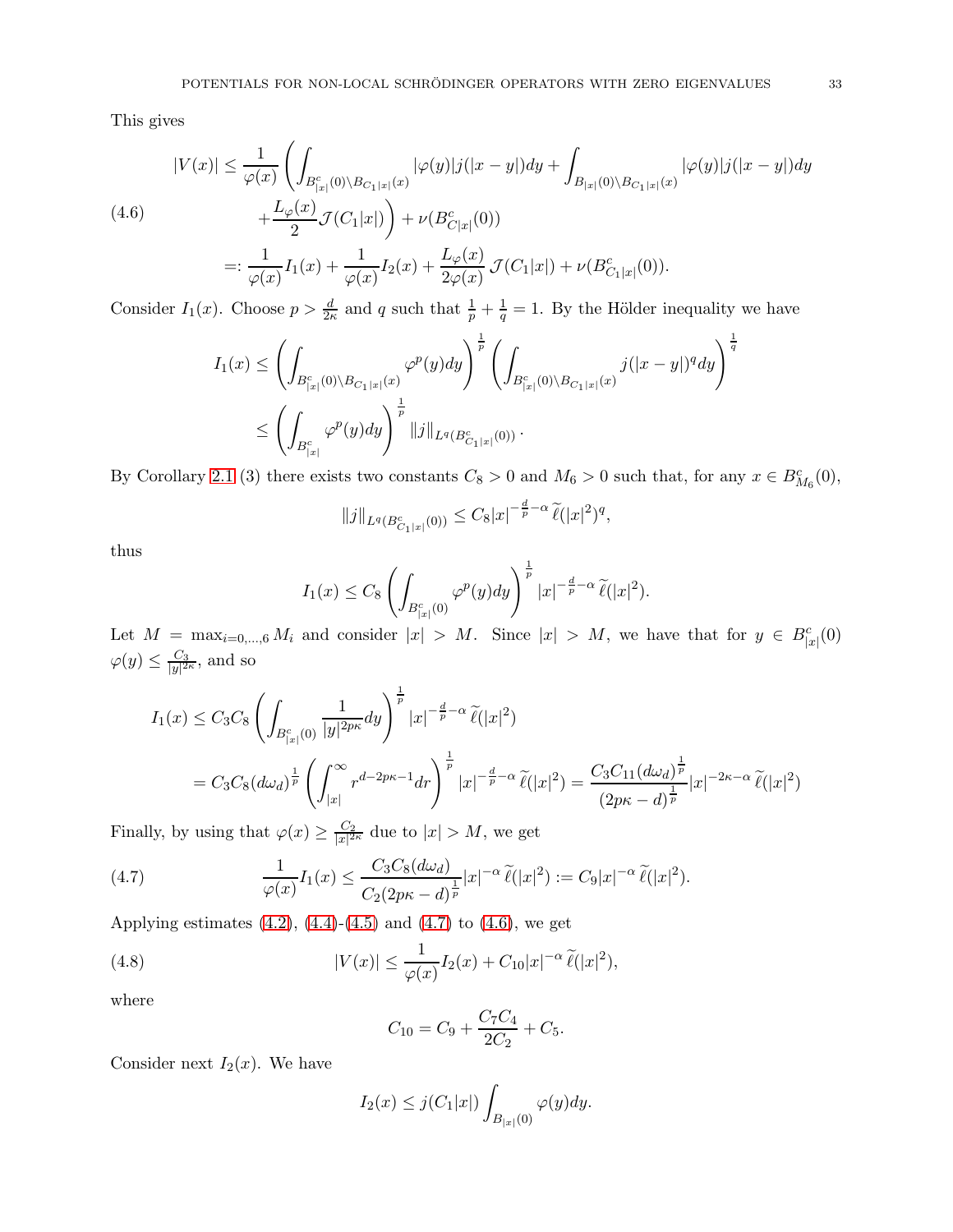This gives

$$
\begin{aligned}
|V(x)| &\le \frac{1}{\varphi(x)}\left(\int_{B^c_{|x|}(0)\setminus B_{C_1|x|}(x)} |\varphi(y)| j(|x-y|)dy + \int_{B_{|x|}(0)\setminus B_{C_1|x|}(x)} |\varphi(y)| j(|x-y|)dy \right. \\
&\quad \left. + \frac{L_\varphi(x)}{2}\mathcal{J}(C_1|x|)\right) + \nu(B^c_{C|x|}(0)) \\
&=: \frac{1}{\varphi(x)} I_1(x) + \frac{1}{\varphi(x)} I_2(x) + \frac{L_\varphi(x)}{2\varphi(x)}\,\mathcal{J}(C_1|x|) + \nu(B^c_{C_1|x|}(0)).
\end{aligned} \tag{4.6}
$$

Consider $I_1(x)$. Choose $p > \frac{d}{2\kappa}$ and $q$ such that $\frac{1}{p}+\frac{1}{q}=1$. By the Hölder inequality we have

$$
\begin{aligned}
I_1(x) &\le \left(\int_{B^c_{|x|}(0)\setminus B_{C_1|x|}(x)} \varphi^p(y)dy\right)^{\frac{1}{p}} \left(\int_{B^c_{|x|}(0)\setminus B_{C_1|x|}(x)} j(|x-y|)^q dy\right)^{\frac{1}{q}} \\
&\le \left(\int_{B^c_{|x|}} \varphi^p(y)dy\right)^{\frac{1}{p}} \|j\|_{L^q(B^c_{C_1|x|}(0))}.
\end{aligned}
$$

By Corollary 2.1 (3) there exists two constants $C_8>0$ and $M_6>0$ such that, for any $x \in B^c_{M_6}(0)$,

$$
\|j\|_{L^q(B^c_{C_1|x|}(0))} \le C_8 |x|^{-\frac{d}{p}-\alpha}\,\widetilde{\ell}(|x|^2)^q,
$$

thus

$$
I_1(x) \le C_8 \left(\int_{B^c_{|x|}(0)} \varphi^p(y)dy\right)^{\frac{1}{p}} |x|^{-\frac{d}{p}-\alpha}\,\widetilde{\ell}(|x|^2).
$$

Let $M = \max_{i=0,\dots,6} M_i$ and consider $|x|>M$. Since $|x|>M$, we have that for $y \in B^c_{|x|}(0)$ $\varphi(y) \le \frac{C_3}{|y|^{2\kappa}}$, and so

$$
\begin{aligned}
I_1(x) &\le C_3 C_8 \left(\int_{B^c_{|x|}(0)} \frac{1}{|y|^{2p\kappa}}dy\right)^{\frac{1}{p}} |x|^{-\frac{d}{p}-\alpha}\,\widetilde{\ell}(|x|^2) \\
&= C_3 C_8 (d\omega_d)^{\frac{1}{p}} \left(\int_{|x|}^\infty r^{d-2p\kappa-1}dr\right)^{\frac{1}{p}} |x|^{-\frac{d}{p}-\alpha}\,\widetilde{\ell}(|x|^2) = \frac{C_3 C_{11} (d\omega_d)^{\frac{1}{p}}}{(2p\kappa-d)^{\frac{1}{p}}} |x|^{-2\kappa-\alpha}\,\widetilde{\ell}(|x|^2)
\end{aligned}
$$

Finally, by using that $\varphi(x) \ge \frac{C_2}{|x|^{2\kappa}}$ due to $|x|>M$, we get

$$
\frac{1}{\varphi(x)} I_1(x) \le \frac{C_3 C_8 (d\omega_d)}{C_2 (2p\kappa-d)^{\frac{1}{p}}} |x|^{-\alpha}\,\widetilde{\ell}(|x|^2) := C_9 |x|^{-\alpha}\,\widetilde{\ell}(|x|^2). \tag{4.7}
$$

Applying estimates (4.2), (4.4)-(4.5) and (4.7) to (4.6), we get

$$
|V(x)| \le \frac{1}{\varphi(x)} I_2(x) + C_{10}|x|^{-\alpha}\,\widetilde{\ell}(|x|^2), \tag{4.8}
$$

where

$$
C_{10} = C_9 + \frac{C_7 C_4}{2C_2} + C_5.
$$

Consider next $I_2(x)$. We have

$$
I_2(x) \le j(C_1|x|) \int_{B_{|x|}(0)} \varphi(y)dy.
$$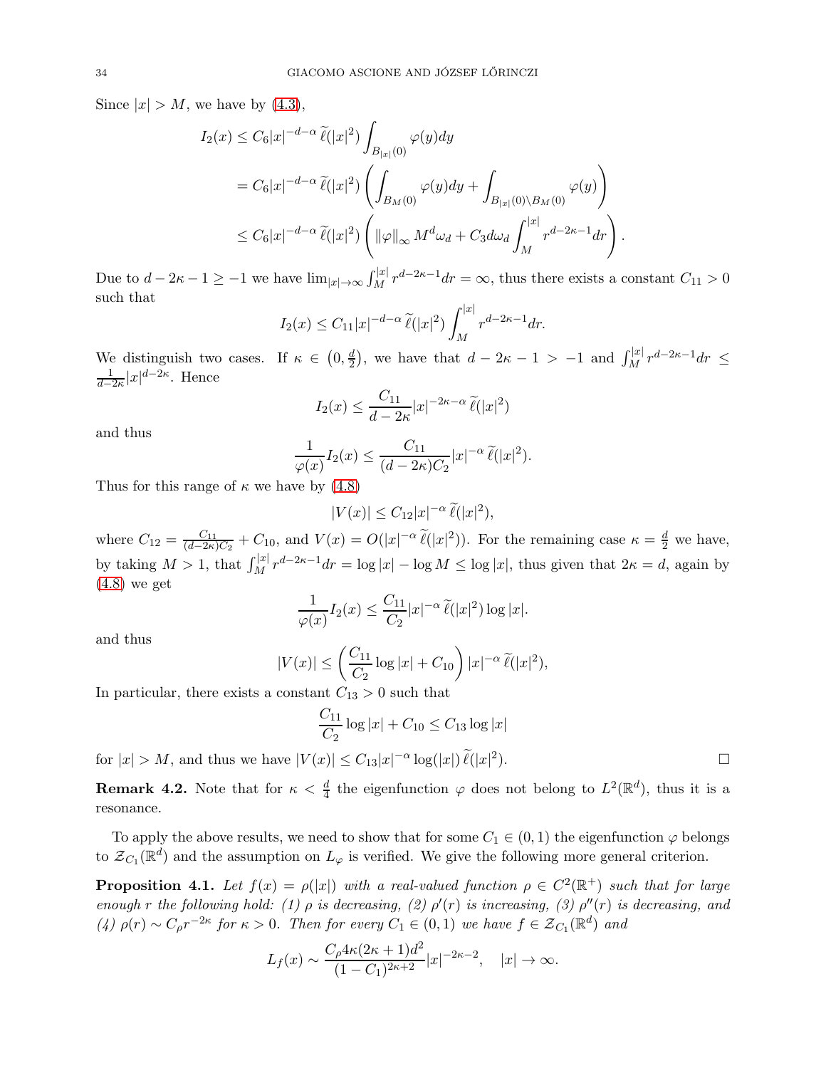Since $|x| > M$, we have by (4.3),

$$
\begin{aligned}
I_2(x) &\leq C_6|x|^{-d-\alpha}\,\widetilde{\ell}(|x|^2)\int_{B_{|x|}(0)}\varphi(y)dy \\
&= C_6|x|^{-d-\alpha}\,\widetilde{\ell}(|x|^2)\left(\int_{B_M(0)}\varphi(y)dy + \int_{B_{|x|}(0)\setminus B_M(0)}\varphi(y)\right) \\
&\leq C_6|x|^{-d-\alpha}\,\widetilde{\ell}(|x|^2)\left(\|\varphi\|_\infty M^d\omega_d + C_3 d\omega_d\int_M^{|x|} r^{d-2\kappa-1}dr\right).
\end{aligned}
$$

Due to $d-2\kappa-1 \geq -1$ we have $\lim_{|x|\to\infty}\int_M^{|x|} r^{d-2\kappa-1}dr = \infty$, thus there exists a constant $C_{11} > 0$ such that

$$
I_2(x) \leq C_{11}|x|^{-d-\alpha}\,\widetilde{\ell}(|x|^2)\int_M^{|x|} r^{d-2\kappa-1}dr.
$$

We distinguish two cases. If $\kappa \in \left(0, \frac{d}{2}\right)$, we have that $d-2\kappa-1 > -1$ and $\int_M^{|x|} r^{d-2\kappa-1}dr \leq \frac{1}{d-2\kappa}|x|^{d-2\kappa}$. Hence

$$
I_2(x) \leq \frac{C_{11}}{d-2\kappa}|x|^{-2\kappa-\alpha}\,\widetilde{\ell}(|x|^2)
$$

and thus

$$
\frac{1}{\varphi(x)}I_2(x) \leq \frac{C_{11}}{(d-2\kappa)C_2}|x|^{-\alpha}\,\widetilde{\ell}(|x|^2).
$$

Thus for this range of $\kappa$ we have by (4.8)

$$
|V(x)| \leq C_{12}|x|^{-\alpha}\,\widetilde{\ell}(|x|^2),
$$

where $C_{12} = \frac{C_{11}}{(d-2\kappa)C_2} + C_{10}$, and $V(x) = O(|x|^{-\alpha}\,\widetilde{\ell}(|x|^2))$. For the remaining case $\kappa = \frac{d}{2}$ we have, by taking $M > 1$, that $\int_M^{|x|} r^{d-2\kappa-1}dr = \log|x| - \log M \leq \log|x|$, thus given that $2\kappa = d$, again by (4.8) we get

$$
\frac{1}{\varphi(x)}I_2(x) \leq \frac{C_{11}}{C_2}|x|^{-\alpha}\,\widetilde{\ell}(|x|^2)\log|x|.
$$

and thus

$$
|V(x)| \leq \left(\frac{C_{11}}{C_2}\log|x| + C_{10}\right)|x|^{-\alpha}\,\widetilde{\ell}(|x|^2),
$$

In particular, there exists a constant $C_{13} > 0$ such that

$$
\frac{C_{11}}{C_2}\log|x| + C_{10} \leq C_{13}\log|x|
$$

for $|x| > M$, and thus we have $|V(x)| \leq C_{13}|x|^{-\alpha}\log(|x|)\,\widetilde{\ell}(|x|^2)$. □

**Remark 4.2.** Note that for $\kappa < \frac{d}{4}$ the eigenfunction $\varphi$ does not belong to $L^2(\mathbb{R}^d)$, thus it is a resonance.

To apply the above results, we need to show that for some $C_1 \in (0,1)$ the eigenfunction $\varphi$ belongs to $\mathcal{Z}_{C_1}(\mathbb{R}^d)$ and the assumption on $L_\varphi$ is verified. We give the following more general criterion.

**Proposition 4.1.** *Let $f(x) = \rho(|x|)$ with a real-valued function $\rho \in C^2(\mathbb{R}^+)$ such that for large enough $r$ the following hold: (1) $\rho$ is decreasing, (2) $\rho'(r)$ is increasing, (3) $\rho''(r)$ is decreasing, and (4) $\rho(r) \sim C_\rho r^{-2\kappa}$ for $\kappa > 0$. Then for every $C_1 \in (0,1)$ we have $f \in \mathcal{Z}_{C_1}(\mathbb{R}^d)$ and*

$$
L_f(x) \sim \frac{C_\rho 4\kappa(2\kappa+1)d^2}{(1-C_1)^{2\kappa+2}}|x|^{-2\kappa-2}, \quad |x| \to \infty.
$$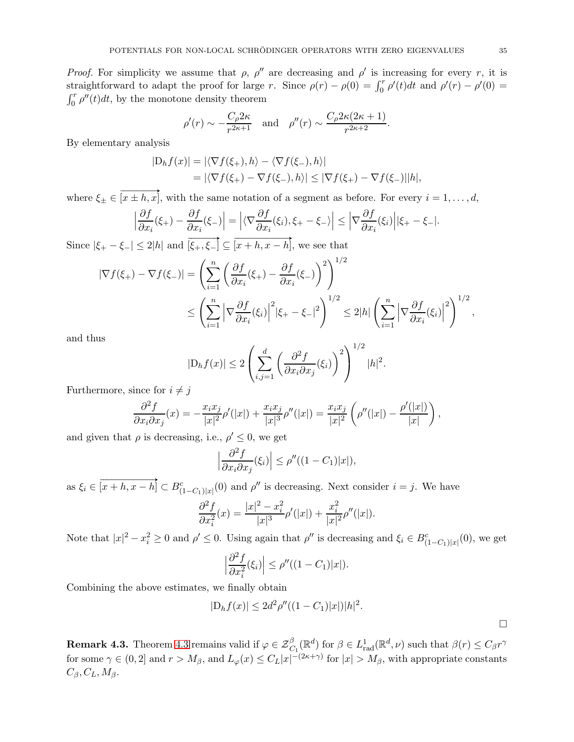*Proof.* For simplicity we assume that $\rho$, $\rho''$ are decreasing and $\rho'$ is increasing for every $r$, it is straightforward to adapt the proof for large $r$. Since $\rho(r) - \rho(0) = \int_0^r \rho'(t)dt$ and $\rho'(r) - \rho'(0) = \int_0^r \rho''(t)dt$, by the monotone density theorem

$$\rho'(r) \sim -\frac{C_\rho 2\kappa}{r^{2\kappa+1}} \quad \text{and} \quad \rho''(r) \sim \frac{C_\rho 2\kappa(2\kappa+1)}{r^{2\kappa+2}}.$$

By elementary analysis

$$\begin{aligned}
|\mathrm{D}_h f(x)| &= |\langle \nabla f(\xi_+), h\rangle - \langle \nabla f(\xi_-), h\rangle| \\
&= |\langle \nabla f(\xi_+) - \nabla f(\xi_-), h\rangle| \leq |\nabla f(\xi_+) - \nabla f(\xi_-)||h|,
\end{aligned}$$

where $\xi_\pm \in \overrightarrow{[x \pm h, x]}$, with the same notation of a segment as before. For every $i = 1, \dots, d$,

$$\Big|\frac{\partial f}{\partial x_i}(\xi_+) - \frac{\partial f}{\partial x_i}(\xi_-)\Big| = \Big|\langle \nabla \frac{\partial f}{\partial x_i}(\xi_i), \xi_+ - \xi_-\rangle\Big| \leq \Big|\nabla \frac{\partial f}{\partial x_i}(\xi_i)\Big||\xi_+ - \xi_-|.$$

Since $|\xi_+ - \xi_-| \leq 2|h|$ and $\overrightarrow{[\xi_+, \xi_-]} \subseteq \overrightarrow{[x+h, x-h]}$, we see that

$$\begin{aligned}
|\nabla f(\xi_+) - \nabla f(\xi_-)| &= \left(\sum_{i=1}^n \left(\frac{\partial f}{\partial x_i}(\xi_+) - \frac{\partial f}{\partial x_i}(\xi_-)\right)^2\right)^{1/2} \\
&\leq \left(\sum_{i=1}^n \Big|\nabla \frac{\partial f}{\partial x_i}(\xi_i)\Big|^2 |\xi_+ - \xi_-|^2\right)^{1/2} \leq 2|h| \left(\sum_{i=1}^n \Big|\nabla \frac{\partial f}{\partial x_i}(\xi_i)\Big|^2\right)^{1/2},
\end{aligned}$$

and thus

$$|\mathrm{D}_h f(x)| \leq 2\left(\sum_{i,j=1}^d \left(\frac{\partial^2 f}{\partial x_i \partial x_j}(\xi_i)\right)^2\right)^{1/2} |h|^2.$$

Furthermore, since for $i \neq j$

$$\frac{\partial^2 f}{\partial x_i \partial x_j}(x) = -\frac{x_i x_j}{|x|^2}\rho'(|x|) + \frac{x_i x_j}{|x|^3}\rho''(|x|) = \frac{x_i x_j}{|x|^2}\left(\rho''(|x|) - \frac{\rho'(|x|)}{|x|}\right),$$

and given that $\rho$ is decreasing, i.e., $\rho' \leq 0$, we get

$$\Big|\frac{\partial^2 f}{\partial x_i \partial x_j}(\xi_i)\Big| \leq \rho''((1 - C_1)|x|),$$

as $\xi_i \in \overrightarrow{[x+h, x-h]} \subset B^c_{(1-C_1)|x|}(0)$ and $\rho''$ is decreasing. Next consider $i = j$. We have

$$\frac{\partial^2 f}{\partial x_i^2}(x) = \frac{|x|^2 - x_i^2}{|x|^3}\rho'(|x|) + \frac{x_i^2}{|x|^2}\rho''(|x|).$$

Note that $|x|^2 - x_i^2 \geq 0$ and $\rho' \leq 0$. Using again that $\rho''$ is decreasing and $\xi_i \in B^c_{(1-C_1)|x|}(0)$, we get

$$\Big|\frac{\partial^2 f}{\partial x_i^2}(\xi_i)\Big| \leq \rho''((1 - C_1)|x|).$$

Combining the above estimates, we finally obtain

$$|\mathrm{D}_h f(x)| \leq 2d^2 \rho''((1 - C_1)|x|)|h|^2.$$

$\square$

**Remark 4.3.** Theorem 4.3 remains valid if $\varphi \in \mathcal{Z}^\beta_{C_1}(\mathbb{R}^d)$ for $\beta \in L^1_{\mathrm{rad}}(\mathbb{R}^d, \nu)$ such that $\beta(r) \leq C_\beta r^\gamma$ for some $\gamma \in (0, 2]$ and $r > M_\beta$, and $L_\varphi(x) \leq C_L|x|^{-(2\kappa+\gamma)}$ for $|x| > M_\beta$, with appropriate constants $C_\beta, C_L, M_\beta$.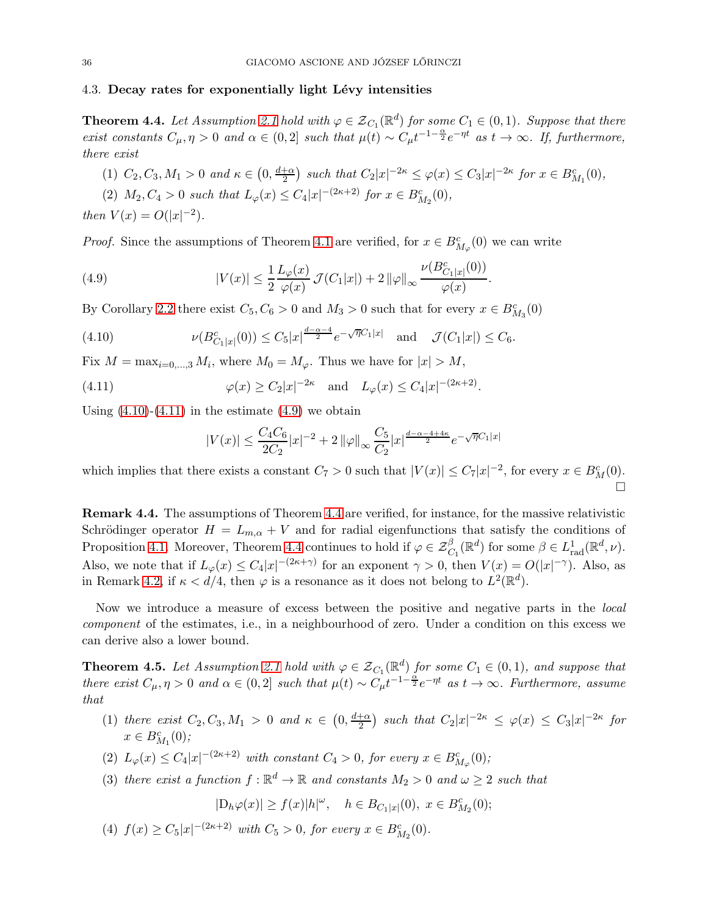### 4.3. **Decay rates for exponentially light Lévy intensities**

**Theorem 4.4.** *Let Assumption 2.1 hold with $\varphi \in \mathcal{Z}_{C_1}(\mathbb{R}^d)$ for some $C_1 \in (0,1)$. Suppose that there exist constants $C_\mu, \eta > 0$ and $\alpha \in (0,2]$ such that $\mu(t) \sim C_\mu t^{-1-\frac{\alpha}{2}} e^{-\eta t}$ as $t \to \infty$. If, furthermore, there exist*

1. *$C_2, C_3, M_1 > 0$ and $\kappa \in \left(0, \frac{d+\alpha}{2}\right)$ such that $C_2|x|^{-2\kappa} \le \varphi(x) \le C_3|x|^{-2\kappa}$ for $x \in B^c_{M_1}(0)$,*
2. *$M_2, C_4 > 0$ such that $L_\varphi(x) \le C_4|x|^{-(2\kappa+2)}$ for $x \in B^c_{M_2}(0)$,*

*then $V(x) = O(|x|^{-2})$.*

*Proof.* Since the assumptions of Theorem 4.1 are verified, for $x \in B^c_{M_\varphi}(0)$ we can write

$$|V(x)| \le \frac{1}{2}\frac{L_\varphi(x)}{\varphi(x)}\,\mathcal{J}(C_1|x|) + 2\,\|\varphi\|_\infty \frac{\nu(B^c_{C_1|x|}(0))}{\varphi(x)}. \tag{4.9}$$

By Corollary 2.2 there exist $C_5, C_6 > 0$ and $M_3 > 0$ such that for every $x \in B^c_{M_3}(0)$

$$\nu(B^c_{C_1|x|}(0)) \le C_5|x|^{\frac{d-\alpha-4}{2}} e^{-\sqrt{\eta}C_1|x|} \quad \text{and} \quad \mathcal{J}(C_1|x|) \le C_6. \tag{4.10}$$

Fix $M = \max_{i=0,\dots,3} M_i$, where $M_0 = M_\varphi$. Thus we have for $|x| > M$,

$$\varphi(x) \ge C_2|x|^{-2\kappa} \quad \text{and} \quad L_\varphi(x) \le C_4|x|^{-(2\kappa+2)}. \tag{4.11}$$

Using (4.10)-(4.11) in the estimate (4.9) we obtain

$$|V(x)| \le \frac{C_4C_6}{2C_2}|x|^{-2} + 2\,\|\varphi\|_\infty \frac{C_5}{C_2}|x|^{\frac{d-\alpha-4+4\kappa}{2}} e^{-\sqrt{\eta}C_1|x|}$$

which implies that there exists a constant $C_7 > 0$ such that $|V(x)| \le C_7|x|^{-2}$, for every $x \in B^c_M(0)$. □

**Remark 4.4.** The assumptions of Theorem 4.4 are verified, for instance, for the massive relativistic Schrödinger operator $H = L_{m,\alpha} + V$ and for radial eigenfunctions that satisfy the conditions of Proposition 4.1. Moreover, Theorem 4.4 continues to hold if $\varphi \in \mathcal{Z}^\beta_{C_1}(\mathbb{R}^d)$ for some $\beta \in L^1_{\rm rad}(\mathbb{R}^d, \nu)$. Also, we note that if $L_\varphi(x) \le C_4|x|^{-(2\kappa+\gamma)}$ for an exponent $\gamma > 0$, then $V(x) = O(|x|^{-\gamma})$. Also, as in Remark 4.2, if $\kappa < d/4$, then $\varphi$ is a resonance as it does not belong to $L^2(\mathbb{R}^d)$.

Now we introduce a measure of excess between the positive and negative parts in the *local component* of the estimates, i.e., in a neighbourhood of zero. Under a condition on this excess we can derive also a lower bound.

**Theorem 4.5.** *Let Assumption 2.1 hold with $\varphi \in \mathcal{Z}_{C_1}(\mathbb{R}^d)$ for some $C_1 \in (0,1)$, and suppose that there exist $C_\mu, \eta > 0$ and $\alpha \in (0,2]$ such that $\mu(t) \sim C_\mu t^{-1-\frac{\alpha}{2}} e^{-\eta t}$ as $t \to \infty$. Furthermore, assume that*

1. *there exist $C_2, C_3, M_1 > 0$ and $\kappa \in \left(0, \frac{d+\alpha}{2}\right)$ such that $C_2|x|^{-2\kappa} \le \varphi(x) \le C_3|x|^{-2\kappa}$ for $x \in B^c_{M_1}(0)$;*
2. *$L_\varphi(x) \le C_4|x|^{-(2\kappa+2)}$ with constant $C_4 > 0$, for every $x \in B^c_{M_\varphi}(0)$;*
3. *there exist a function $f : \mathbb{R}^d \to \mathbb{R}$ and constants $M_2 > 0$ and $\omega \ge 2$ such that*
$$|\mathrm{D}_h\varphi(x)| \ge f(x)|h|^\omega, \quad h \in B_{C_1|x|}(0),\ x \in B^c_{M_2}(0);$$
4. *$f(x) \ge C_5|x|^{-(2\kappa+2)}$ with $C_5 > 0$, for every $x \in B^c_{M_2}(0)$.*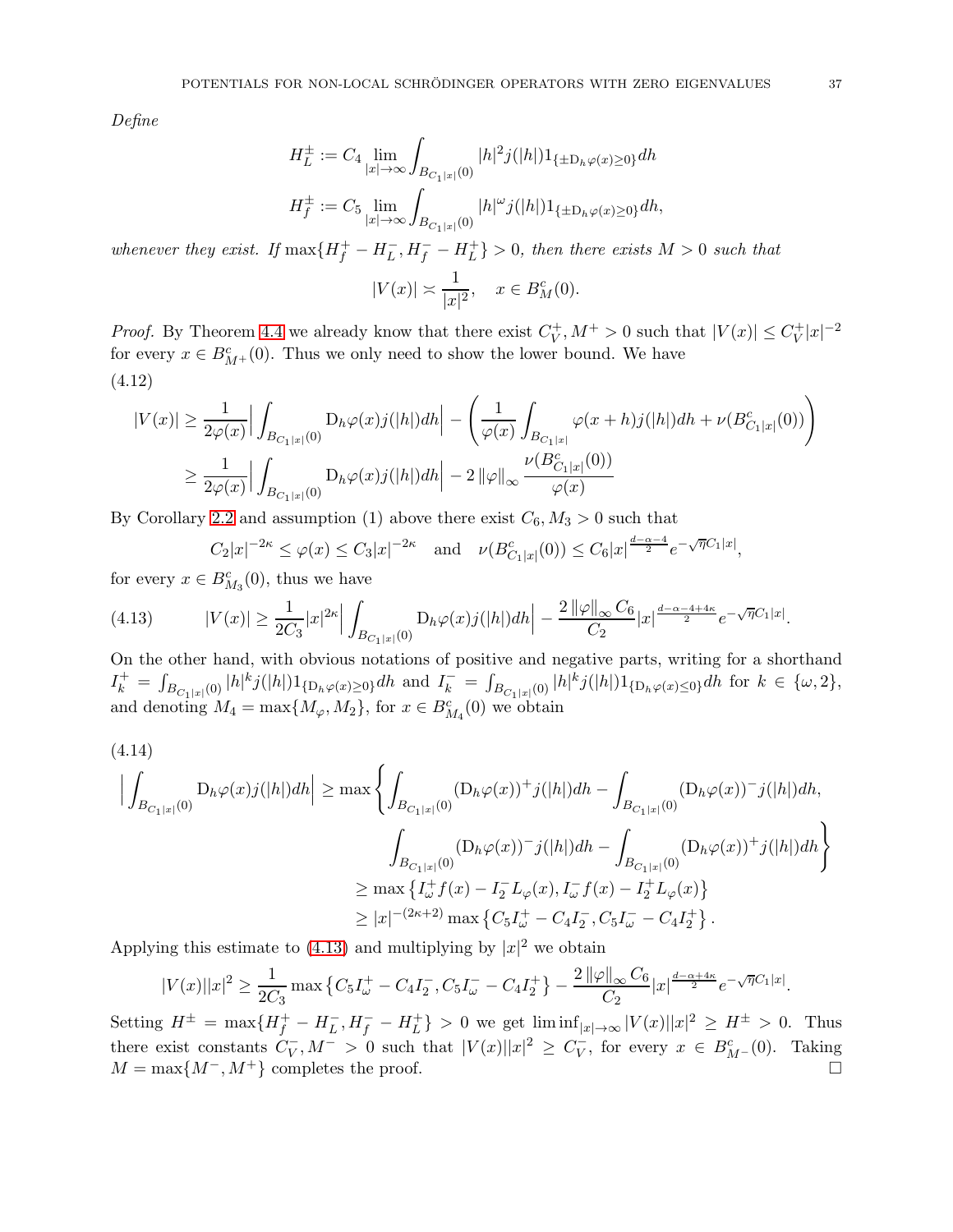*Define*

$$H_L^{\pm} := C_4 \lim_{|x|\to\infty} \int_{B_{C_1|x|}(0)} |h|^2 j(|h|) 1_{\{\pm \mathrm{D}_h \varphi(x) \geq 0\}} dh$$

$$H_f^{\pm} := C_5 \lim_{|x|\to\infty} \int_{B_{C_1|x|}(0)} |h|^{\omega} j(|h|) 1_{\{\pm \mathrm{D}_h \varphi(x) \geq 0\}} dh,$$

*whenever they exist. If* $\max\{H_f^+ - H_L^-, H_f^- - H_L^+\} > 0$*, then there exists* $M > 0$ *such that*

$$|V(x)| \asymp \frac{1}{|x|^2}, \quad x \in B_M^c(0).$$

*Proof.* By Theorem 4.4 we already know that there exist $C_V^+, M^+ > 0$ such that $|V(x)| \leq C_V^+ |x|^{-2}$ for every $x \in B_{M^+}^c(0)$. Thus we only need to show the lower bound. We have

(4.12)
$$\begin{aligned}
|V(x)| &\geq \frac{1}{2\varphi(x)} \Big| \int_{B_{C_1|x|}(0)} \mathrm{D}_h \varphi(x) j(|h|) dh \Big| - \left( \frac{1}{\varphi(x)} \int_{B_{C_1|x|}} \varphi(x+h) j(|h|) dh + \nu(B_{C_1|x|}^c(0)) \right) \\
&\geq \frac{1}{2\varphi(x)} \Big| \int_{B_{C_1|x|}(0)} \mathrm{D}_h \varphi(x) j(|h|) dh \Big| - 2 \left\|\varphi\right\|_\infty \frac{\nu(B_{C_1|x|}^c(0))}{\varphi(x)}
\end{aligned}$$

By Corollary 2.2 and assumption (1) above there exist $C_6, M_3 > 0$ such that

$$C_2|x|^{-2\kappa} \leq \varphi(x) \leq C_3 |x|^{-2\kappa} \quad \text{and} \quad \nu(B_{C_1|x|}^c(0)) \leq C_6 |x|^{\frac{d-\alpha-4}{2}} e^{-\sqrt{\eta} C_1 |x|},$$

for every $x \in B_{M_3}^c(0)$, thus we have

$$|V(x)| \geq \frac{1}{2C_3} |x|^{2\kappa} \Big| \int_{B_{C_1|x|}(0)} \mathrm{D}_h \varphi(x) j(|h|) dh \Big| - \frac{2 \left\|\varphi\right\|_\infty C_6}{C_2} |x|^{\frac{d-\alpha-4+4\kappa}{2}} e^{-\sqrt{\eta} C_1 |x|}. \tag{4.13}$$

On the other hand, with obvious notations of positive and negative parts, writing for a shorthand $I_k^+ = \int_{B_{C_1|x|}(0)} |h|^k j(|h|) 1_{\{\mathrm{D}_h \varphi(x) \geq 0\}} dh$ and $I_k^- = \int_{B_{C_1|x|}(0)} |h|^k j(|h|) 1_{\{\mathrm{D}_h \varphi(x) \leq 0\}} dh$ for $k \in \{\omega, 2\}$, and denoting $M_4 = \max\{M_\varphi, M_2\}$, for $x \in B_{M_4}^c(0)$ we obtain

(4.14)
$$\begin{aligned}
\Big| \int_{B_{C_1|x|}(0)} \mathrm{D}_h \varphi(x) j(|h|) dh \Big| &\geq \max \Bigg\{ \int_{B_{C_1|x|}(0)} (\mathrm{D}_h \varphi(x))^+ j(|h|) dh - \int_{B_{C_1|x|}(0)} (\mathrm{D}_h \varphi(x))^- j(|h|) dh, \\
&\qquad \int_{B_{C_1|x|}(0)} (\mathrm{D}_h \varphi(x))^- j(|h|) dh - \int_{B_{C_1|x|}(0)} (\mathrm{D}_h \varphi(x))^+ j(|h|) dh \Bigg\} \\
&\geq \max \left\{ I_\omega^+ f(x) - I_2^- L_\varphi(x), I_\omega^- f(x) - I_2^+ L_\varphi(x) \right\} \\
&\geq |x|^{-(2\kappa+2)} \max \left\{ C_5 I_\omega^+ - C_4 I_2^-, C_5 I_\omega^- - C_4 I_2^+ \right\}.
\end{aligned}$$

Applying this estimate to (4.13) and multiplying by $|x|^2$ we obtain

$$|V(x)||x|^2 \geq \frac{1}{2C_3} \max \left\{ C_5 I_\omega^+ - C_4 I_2^-, C_5 I_\omega^- - C_4 I_2^+ \right\} - \frac{2 \left\|\varphi\right\|_\infty C_6}{C_2} |x|^{\frac{d-\alpha+4\kappa}{2}} e^{-\sqrt{\eta} C_1 |x|}.$$

Setting $H^{\pm} = \max\{H_f^+ - H_L^-, H_f^- - H_L^+\} > 0$ we get $\liminf_{|x|\to\infty} |V(x)||x|^2 \geq H^{\pm} > 0$. Thus there exist constants $C_V^-, M^- > 0$ such that $|V(x)||x|^2 \geq C_V^-$, for every $x \in B_{M^-}^c(0)$. Taking $M = \max\{M^-, M^+\}$ completes the proof. $\square$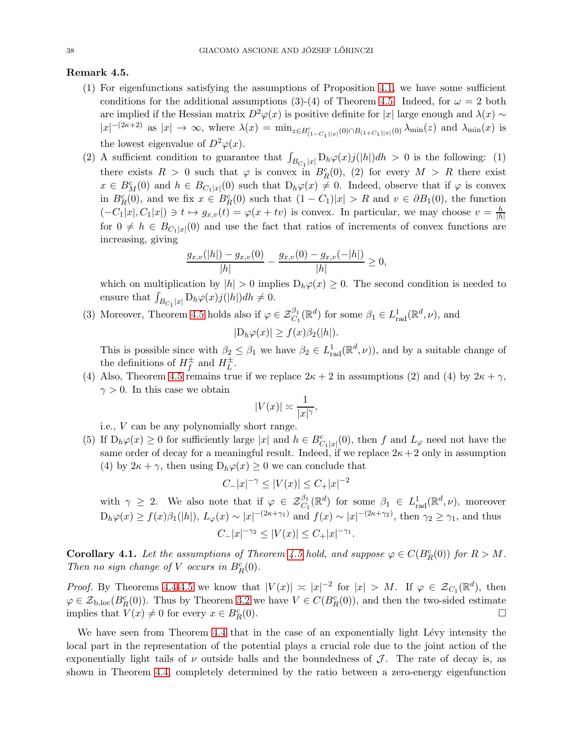**Remark 4.5.**

(1) For eigenfunctions satisfying the assumptions of Proposition 4.1, we have some sufficient conditions for the additional assumptions (3)-(4) of Theorem 4.5. Indeed, for $\omega = 2$ both are implied if the Hessian matrix $D^2\varphi(x)$ is positive definite for $|x|$ large enough and $\lambda(x) \sim |x|^{-(2\kappa+2)}$ as $|x| \to \infty$, where $\lambda(x) = \min_{z \in B^c_{(1-C_1)|x|}(0) \cap B_{(1+C_1)|x|}(0)} \lambda_{\min}(z)$ and $\lambda_{\min}(x)$ is the lowest eigenvalue of $D^2\varphi(x)$.

(2) A sufficient condition to guarantee that $\int_{B_{C_1|x|}} \mathrm{D}_h\varphi(x) j(|h|) dh > 0$ is the following: (1) there exists $R > 0$ such that $\varphi$ is convex in $B^c_R(0)$, (2) for every $M > R$ there exist $x \in B^c_M(0)$ and $h \in B_{C_1|x|}(0)$ such that $\mathrm{D}_h\varphi(x) \neq 0$. Indeed, observe that if $\varphi$ is convex in $B^c_R(0)$, and we fix $x \in B^c_R(0)$ such that $(1-C_1)|x| > R$ and $v \in \partial B_1(0)$, the function $(-C_1|x|, C_1|x|) \ni t \mapsto g_{x,v}(t) = \varphi(x + tv)$ is convex. In particular, we may choose $v = \frac{h}{|h|}$ for $0 \neq h \in B_{C_1|x|}(0)$ and use the fact that ratios of increments of convex functions are increasing, giving
$$\frac{g_{x,v}(|h|) - g_{x,v}(0)}{|h|} - \frac{g_{x,v}(0) - g_{x,v}(-|h|)}{|h|} \geq 0,$$
which on multiplication by $|h| > 0$ implies $\mathrm{D}_h\varphi(x) \geq 0$. The second condition is needed to ensure that $\int_{B_{C_1|x|}} \mathrm{D}_h\varphi(x) j(|h|) dh \neq 0$.

(3) Moreover, Theorem 4.5 holds also if $\varphi \in \mathcal{Z}^{\beta_1}_{C_1}(\mathbb{R}^d)$ for some $\beta_1 \in L^1_{\mathrm{rad}}(\mathbb{R}^d, \nu)$, and
$$|\mathrm{D}_h\varphi(x)| \geq f(x)\beta_2(|h|).$$
This is possible since with $\beta_2 \leq \beta_1$ we have $\beta_2 \in L^1_{\mathrm{rad}}(\mathbb{R}^d, \nu)$), and by a suitable change of the definitions of $H^{\pm}_f$ and $H^{\pm}_L$.

(4) Also, Theorem 4.5 remains true if we replace $2\kappa + 2$ in assumptions (2) and (4) by $2\kappa + \gamma$, $\gamma > 0$. In this case we obtain
$$|V(x)| \asymp \frac{1}{|x|^{\gamma}},$$
i.e., $V$ can be any polynomially short range.

(5) If $\mathrm{D}_h\varphi(x) \geq 0$ for sufficiently large $|x|$ and $h \in B^c_{C_1|x|}(0)$, then $f$ and $L_\varphi$ need not have the same order of decay for a meaningful result. Indeed, if we replace $2\kappa+2$ only in assumption (4) by $2\kappa + \gamma$, then using $\mathrm{D}_h\varphi(x) \geq 0$ we can conclude that
$$C_-|x|^{-\gamma} \leq |V(x)| \leq C_+|x|^{-2}$$
with $\gamma \geq 2$. We also note that if $\varphi \in \mathcal{Z}^{\beta_1}_{C_1}(\mathbb{R}^d)$ for some $\beta_1 \in L^1_{\mathrm{rad}}(\mathbb{R}^d, \nu)$, moreover $\mathrm{D}_h\varphi(x) \geq f(x)\beta_1(|h|)$, $L_\varphi(x) \sim |x|^{-(2\kappa+\gamma_1)}$ and $f(x) \sim |x|^{-(2\kappa+\gamma_2)}$, then $\gamma_2 \geq \gamma_1$, and thus
$$C_-|x|^{-\gamma_2} \leq |V(x)| \leq C_+|x|^{-\gamma_1}.$$

**Corollary 4.1.** *Let the assumptions of Theorem 4.5 hold, and suppose $\varphi \in C(B^c_R(0))$ for $R > M$. Then no sign change of $V$ occurs in $B^c_R(0)$.*

*Proof.* By Theorems 4.4-4.5 we know that $|V(x)| \asymp |x|^{-2}$ for $|x| > M$. If $\varphi \in \mathcal{Z}_{C_1}(\mathbb{R}^d)$, then $\varphi \in \mathcal{Z}_{\mathrm{b,loc}}(B^c_R(0))$. Thus by Theorem 3.2 we have $V \in C(B^c_R(0))$, and then the two-sided estimate implies that $V(x) \neq 0$ for every $x \in B^c_R(0)$. $\square$

We have seen from Theorem 4.4 that in the case of an exponentially light Lévy intensity the local part in the representation of the potential plays a crucial role due to the joint action of the exponentially light tails of $\nu$ outside balls and the boundedness of $\mathcal{J}$. The rate of decay is, as shown in Theorem 4.4, completely determined by the ratio between a zero-energy eigenfunction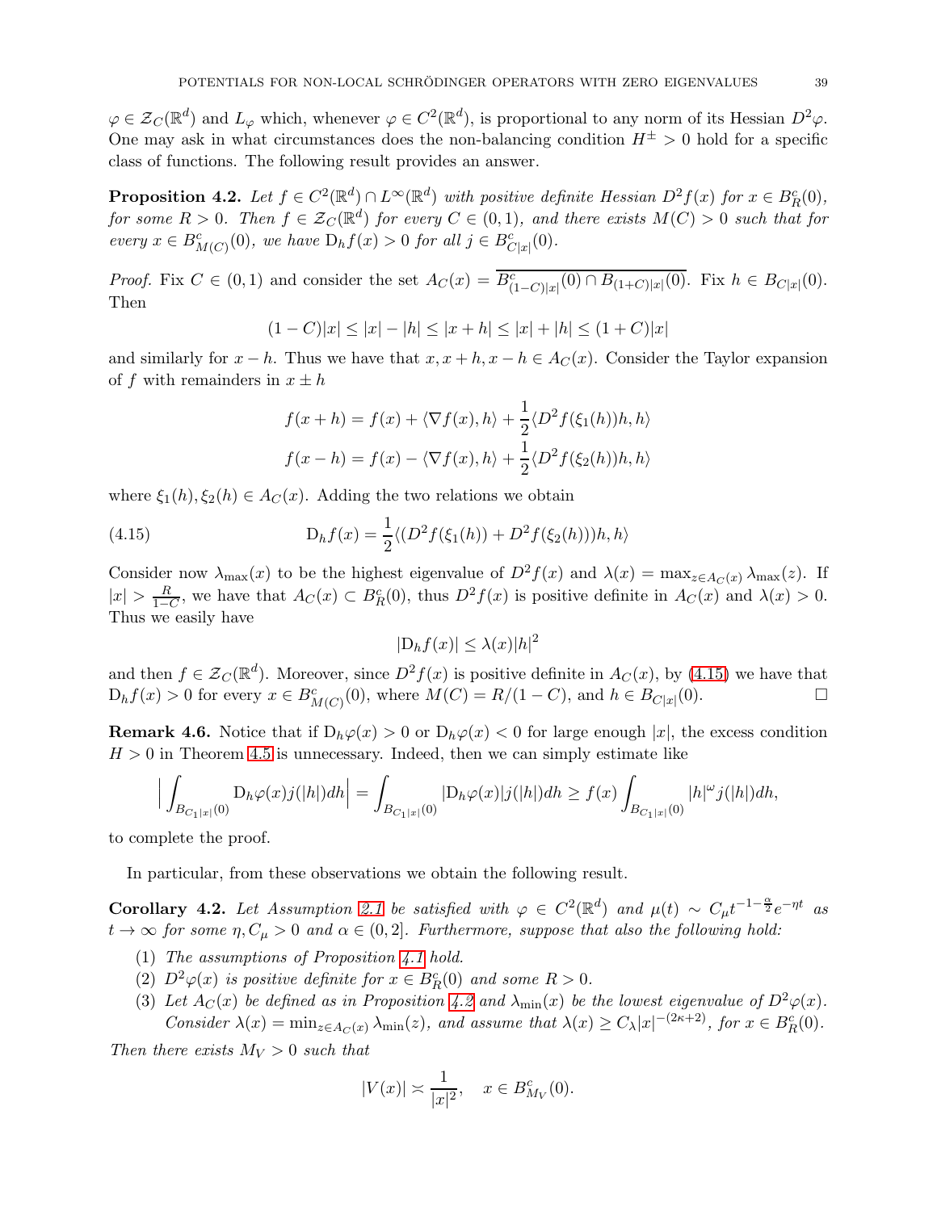$\varphi \in \mathcal{Z}_C(\mathbb{R}^d)$ and $L_\varphi$ which, whenever $\varphi \in C^2(\mathbb{R}^d)$, is proportional to any norm of its Hessian $D^2\varphi$. One may ask in what circumstances does the non-balancing condition $H^\pm > 0$ hold for a specific class of functions. The following result provides an answer.

**Proposition 4.2.** *Let $f \in C^2(\mathbb{R}^d) \cap L^\infty(\mathbb{R}^d)$ with positive definite Hessian $D^2 f(x)$ for $x \in B_R^c(0)$, for some $R > 0$. Then $f \in \mathcal{Z}_C(\mathbb{R}^d)$ for every $C \in (0,1)$, and there exists $M(C) > 0$ such that for every $x \in B_{M(C)}^c(0)$, we have $\mathrm{D}_h f(x) > 0$ for all $j \in B_{C|x|}^c(0)$.*

*Proof.* Fix $C \in (0,1)$ and consider the set $A_C(x) = \overline{B^c_{(1-C)|x|}(0) \cap B_{(1+C)|x|}(0)}$. Fix $h \in B_{C|x|}(0)$. Then

$$(1-C)|x| \le |x| - |h| \le |x+h| \le |x| + |h| \le (1+C)|x|$$

and similarly for $x - h$. Thus we have that $x, x+h, x-h \in A_C(x)$. Consider the Taylor expansion of $f$ with remainders in $x \pm h$

$$f(x+h) = f(x) + \langle \nabla f(x), h\rangle + \frac{1}{2}\langle D^2 f(\xi_1(h))h, h\rangle$$
$$f(x-h) = f(x) - \langle \nabla f(x), h\rangle + \frac{1}{2}\langle D^2 f(\xi_2(h))h, h\rangle$$

where $\xi_1(h), \xi_2(h) \in A_C(x)$. Adding the two relations we obtain

$$\mathrm{D}_h f(x) = \frac{1}{2}\langle (D^2 f(\xi_1(h)) + D^2 f(\xi_2(h)))h, h\rangle \tag{4.15}$$

Consider now $\lambda_{\max}(x)$ to be the highest eigenvalue of $D^2 f(x)$ and $\lambda(x) = \max_{z \in A_C(x)} \lambda_{\max}(z)$. If $|x| > \frac{R}{1-C}$, we have that $A_C(x) \subset B_R^c(0)$, thus $D^2 f(x)$ is positive definite in $A_C(x)$ and $\lambda(x) > 0$. Thus we easily have

$$|\mathrm{D}_h f(x)| \le \lambda(x)|h|^2$$

and then $f \in \mathcal{Z}_C(\mathbb{R}^d)$. Moreover, since $D^2 f(x)$ is positive definite in $A_C(x)$, by (4.15) we have that $\mathrm{D}_h f(x) > 0$ for every $x \in B_{M(C)}^c(0)$, where $M(C) = R/(1-C)$, and $h \in B_{C|x|}(0)$. $\square$

**Remark 4.6.** Notice that if $\mathrm{D}_h\varphi(x) > 0$ or $\mathrm{D}_h\varphi(x) < 0$ for large enough $|x|$, the excess condition $H > 0$ in Theorem 4.5 is unnecessary. Indeed, then we can simply estimate like

$$\Big| \int_{B_{C_1|x|}(0)} \mathrm{D}_h\varphi(x) j(|h|)dh \Big| = \int_{B_{C_1|x|}(0)} |\mathrm{D}_h\varphi(x)| j(|h|)dh \ge f(x)\int_{B_{C_1|x|}(0)} |h|^\omega j(|h|)dh,$$

to complete the proof.

In particular, from these observations we obtain the following result.

**Corollary 4.2.** *Let Assumption 2.1 be satisfied with $\varphi \in C^2(\mathbb{R}^d)$ and $\mu(t) \sim C_\mu t^{-1-\frac{\alpha}{2}} e^{-\eta t}$ as $t \to \infty$ for some $\eta, C_\mu > 0$ and $\alpha \in (0,2]$. Furthermore, suppose that also the following hold:*

1. *The assumptions of Proposition 4.1 hold.*
2. *$D^2\varphi(x)$ is positive definite for $x \in B_R^c(0)$ and some $R > 0$.*
3. *Let $A_C(x)$ be defined as in Proposition 4.2 and $\lambda_{\min}(x)$ be the lowest eigenvalue of $D^2\varphi(x)$. Consider $\lambda(x) = \min_{z \in A_C(x)} \lambda_{\min}(z)$, and assume that $\lambda(x) \ge C_\lambda |x|^{-(2\kappa+2)}$, for $x \in B_R^c(0)$.*

*Then there exists $M_V > 0$ such that*

$$|V(x)| \asymp \frac{1}{|x|^2}, \quad x \in B_{M_V}^c(0).$$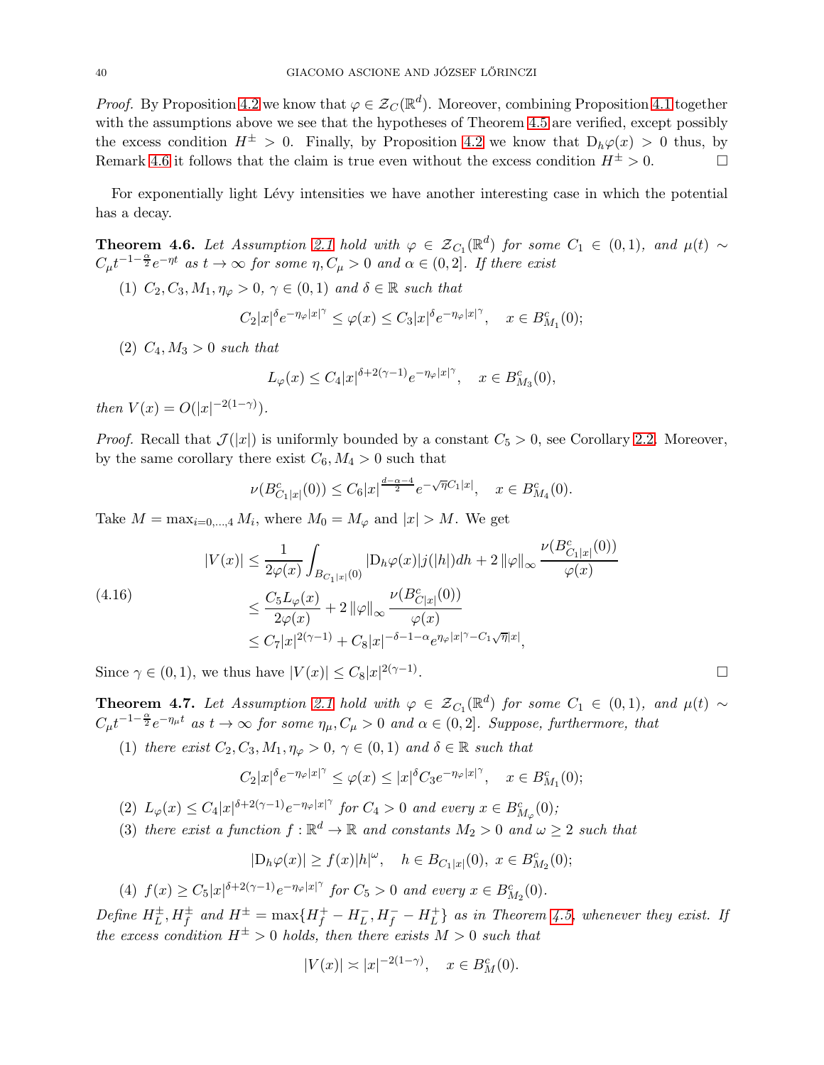*Proof.* By Proposition 4.2 we know that $\varphi \in \mathcal{Z}_C(\mathbb{R}^d)$. Moreover, combining Proposition 4.1 together with the assumptions above we see that the hypotheses of Theorem 4.5 are verified, except possibly the excess condition $H^\pm > 0$. Finally, by Proposition 4.2 we know that $\mathrm{D}_h\varphi(x) > 0$ thus, by Remark 4.6 it follows that the claim is true even without the excess condition $H^\pm > 0$. □

For exponentially light Lévy intensities we have another interesting case in which the potential has a decay.

**Theorem 4.6.** *Let Assumption 2.1 hold with $\varphi \in \mathcal{Z}_{C_1}(\mathbb{R}^d)$ for some $C_1 \in (0,1)$, and $\mu(t) \sim C_\mu t^{-1-\frac{\alpha}{2}} e^{-\eta t}$ as $t \to \infty$ for some $\eta, C_\mu > 0$ and $\alpha \in (0,2]$. If there exist*

(1) *$C_2, C_3, M_1, \eta_\varphi > 0$, $\gamma \in (0,1)$ and $\delta \in \mathbb{R}$ such that*
$$C_2|x|^\delta e^{-\eta_\varphi |x|^\gamma} \le \varphi(x) \le C_3|x|^\delta e^{-\eta_\varphi |x|^\gamma}, \quad x \in B^c_{M_1}(0);$$

(2) *$C_4, M_3 > 0$ such that*
$$L_\varphi(x) \le C_4|x|^{\delta+2(\gamma-1)} e^{-\eta_\varphi |x|^\gamma}, \quad x \in B^c_{M_3}(0),$$

*then $V(x) = O(|x|^{-2(1-\gamma)})$.*

*Proof.* Recall that $\mathcal{J}(|x|)$ is uniformly bounded by a constant $C_5 > 0$, see Corollary 2.2. Moreover, by the same corollary there exist $C_6, M_4 > 0$ such that
$$\nu(B^c_{C_1|x|}(0)) \le C_6|x|^{\frac{d-\alpha-4}{2}} e^{-\sqrt{\eta}C_1|x|}, \quad x \in B^c_{M_4}(0).$$
Take $M = \max_{i=0,\dots,4} M_i$, where $M_0 = M_\varphi$ and $|x| > M$. We get

$$\begin{aligned}
|V(x)| &\le \frac{1}{2\varphi(x)} \int_{B_{C_1|x|}(0)} |\mathrm{D}_h\varphi(x)| j(|h|) dh + 2\|\varphi\|_\infty \frac{\nu(B^c_{C_1|x|}(0))}{\varphi(x)} \\
&\le \frac{C_5 L_\varphi(x)}{2\varphi(x)} + 2\|\varphi\|_\infty \frac{\nu(B^c_{C|x|}(0))}{\varphi(x)} \\
&\le C_7|x|^{2(\gamma-1)} + C_8|x|^{-\delta-1-\alpha} e^{\eta_\varphi|x|^\gamma - C_1\sqrt{\eta}|x|},
\end{aligned} \tag{4.16}$$

Since $\gamma \in (0,1)$, we thus have $|V(x)| \le C_8|x|^{2(\gamma-1)}$. □

**Theorem 4.7.** *Let Assumption 2.1 hold with $\varphi \in \mathcal{Z}_{C_1}(\mathbb{R}^d)$ for some $C_1 \in (0,1)$, and $\mu(t) \sim C_\mu t^{-1-\frac{\alpha}{2}} e^{-\eta_\mu t}$ as $t \to \infty$ for some $\eta_\mu, C_\mu > 0$ and $\alpha \in (0,2]$. Suppose, furthermore, that*

(1) *there exist $C_2, C_3, M_1, \eta_\varphi > 0$, $\gamma \in (0,1)$ and $\delta \in \mathbb{R}$ such that*
$$C_2|x|^\delta e^{-\eta_\varphi |x|^\gamma} \le \varphi(x) \le |x|^\delta C_3 e^{-\eta_\varphi |x|^\gamma}, \quad x \in B^c_{M_1}(0);$$

(2) *$L_\varphi(x) \le C_4|x|^{\delta+2(\gamma-1)} e^{-\eta_\varphi |x|^\gamma}$ for $C_4 > 0$ and every $x \in B^c_{M_\varphi}(0)$;*

(3) *there exist a function $f : \mathbb{R}^d \to \mathbb{R}$ and constants $M_2 > 0$ and $\omega \ge 2$ such that*
$$|\mathrm{D}_h\varphi(x)| \ge f(x)|h|^\omega, \quad h \in B_{C_1|x|}(0),\ x \in B^c_{M_2}(0);$$

(4) *$f(x) \ge C_5|x|^{\delta+2(\gamma-1)} e^{-\eta_\varphi |x|^\gamma}$ for $C_5 > 0$ and every $x \in B^c_{M_2}(0)$.*

*Define $H^\pm_L, H^\pm_f$ and $H^\pm = \max\{H^+_f - H^-_L, H^-_f - H^+_L\}$ as in Theorem 4.5, whenever they exist. If the excess condition $H^\pm > 0$ holds, then there exists $M > 0$ such that*
$$|V(x)| \asymp |x|^{-2(1-\gamma)}, \quad x \in B^c_M(0).$$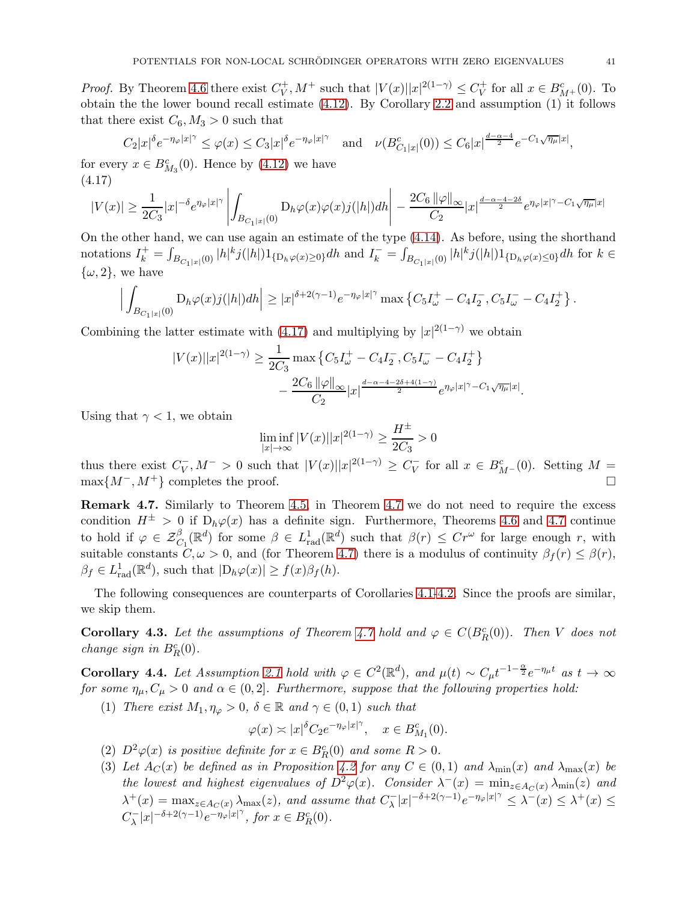*Proof.* By Theorem 4.6 there exist $C_V^+, M^+$ such that $|V(x)||x|^{2(1-\gamma)} \le C_V^+$ for all $x \in B^c_{M^+}(0)$. To obtain the the lower bound recall estimate (4.12). By Corollary 2.2 and assumption (1) it follows that there exist $C_6, M_3 > 0$ such that

$$C_2|x|^\delta e^{-\eta_\varphi |x|^\gamma} \le \varphi(x) \le C_3 |x|^\delta e^{-\eta_\varphi |x|^\gamma} \quad \text{and} \quad \nu(B^c_{C_1|x|}(0)) \le C_6 |x|^{\frac{d-\alpha-4}{2}} e^{-C_1\sqrt{\eta_\mu}|x|},$$

for every $x \in B^c_{M_3}(0)$. Hence by (4.12) we have

$$|V(x)| \ge \frac{1}{2C_3}|x|^{-\delta} e^{\eta_\varphi |x|^\gamma} \left| \int_{B_{C_1|x|}(0)} \mathrm{D}_h\varphi(x)\varphi(x)j(|h|)dh \right| - \frac{2C_6\,\|\varphi\|_\infty}{C_2}|x|^{\frac{d-\alpha-4-2\delta}{2}} e^{\eta_\varphi|x|^\gamma - C_1\sqrt{\eta_\mu}|x|} \tag{4.17}$$

On the other hand, we can use again an estimate of the type (4.14). As before, using the shorthand notations $I_k^+ = \int_{B_{C_1|x|}(0)} |h|^k j(|h|) 1_{\{\mathrm{D}_h\varphi(x)\ge 0\}} dh$ and $I_k^- = \int_{B_{C_1|x|}(0)} |h|^k j(|h|) 1_{\{\mathrm{D}_h\varphi(x)\le 0\}} dh$ for $k \in \{\omega, 2\}$, we have

$$\Big| \int_{B_{C_1|x|}(0)} \mathrm{D}_h\varphi(x) j(|h|)dh \Big| \ge |x|^{\delta+2(\gamma-1)} e^{-\eta_\varphi|x|^\gamma} \max\left\{C_5 I^+_\omega - C_4 I_2^-, C_5 I^-_\omega - C_4 I_2^+\right\}.$$

Combining the latter estimate with (4.17) and multiplying by $|x|^{2(1-\gamma)}$ we obtain

$$\begin{aligned} |V(x)||x|^{2(1-\gamma)} \ge &\frac{1}{2C_3}\max\left\{C_5 I^+_\omega - C_4 I_2^-, C_5 I^-_\omega - C_4 I_2^+\right\} \\ &- \frac{2C_6\,\|\varphi\|_\infty}{C_2}|x|^{\frac{d-\alpha-4-2\delta+4(1-\gamma)}{2}} e^{\eta_\varphi|x|^\gamma - C_1\sqrt{\eta_\mu}|x|}. \end{aligned}$$

Using that $\gamma < 1$, we obtain

$$\liminf_{|x|\to\infty} |V(x)||x|^{2(1-\gamma)} \ge \frac{H^\pm}{2C_3} > 0$$

thus there exist $C_V^-, M^- > 0$ such that $|V(x)||x|^{2(1-\gamma)} \ge C_V^-$ for all $x \in B^c_{M^-}(0)$. Setting $M = \max\{M^-, M^+\}$ completes the proof. $\square$

**Remark 4.7.** Similarly to Theorem 4.5, in Theorem 4.7 we do not need to require the excess condition $H^\pm > 0$ if $\mathrm{D}_h\varphi(x)$ has a definite sign. Furthermore, Theorems 4.6 and 4.7 continue to hold if $\varphi \in \mathcal{Z}^\beta_{C_1}(\mathbb{R}^d)$ for some $\beta \in L^1_{\mathrm{rad}}(\mathbb{R}^d)$ such that $\beta(r) \le Cr^\omega$ for large enough $r$, with suitable constants $C, \omega > 0$, and (for Theorem 4.7) there is a modulus of continuity $\beta_f(r) \le \beta(r)$, $\beta_f \in L^1_{\mathrm{rad}}(\mathbb{R}^d)$, such that $|\mathrm{D}_h\varphi(x)| \ge f(x)\beta_f(h)$.

The following consequences are counterparts of Corollaries 4.1-4.2. Since the proofs are similar, we skip them.

**Corollary 4.3.** *Let the assumptions of Theorem 4.7 hold and $\varphi \in C(B^c_R(0))$. Then $V$ does not change sign in $B^c_R(0)$.*

**Corollary 4.4.** *Let Assumption 2.1 hold with $\varphi \in C^2(\mathbb{R}^d)$, and $\mu(t) \sim C_\mu t^{-1-\frac{\alpha}{2}} e^{-\eta_\mu t}$ as $t \to \infty$ for some $\eta_\mu, C_\mu > 0$ and $\alpha \in (0, 2]$. Furthermore, suppose that the following properties hold:*

1. *There exist $M_1, \eta_\varphi > 0$, $\delta \in \mathbb{R}$ and $\gamma \in (0,1)$ such that*
$$\varphi(x) \asymp |x|^\delta C_2 e^{-\eta_\varphi|x|^\gamma}, \quad x \in B^c_{M_1}(0).$$
2. *$D^2\varphi(x)$ is positive definite for $x \in B^c_R(0)$ and some $R > 0$.*
3. *Let $A_C(x)$ be defined as in Proposition 4.2 for any $C \in (0,1)$ and $\lambda_{\min}(x)$ and $\lambda_{\max}(x)$ be the lowest and highest eigenvalues of $D^2\varphi(x)$. Consider $\lambda^-(x) = \min_{z\in A_C(x)} \lambda_{\min}(z)$ and $\lambda^+(x) = \max_{z\in A_C(x)} \lambda_{\max}(z)$, and assume that $C^-_\lambda |x|^{-\delta+2(\gamma-1)} e^{-\eta_\varphi|x|^\gamma} \le \lambda^-(x) \le \lambda^+(x) \le C^-_\lambda |x|^{-\delta+2(\gamma-1)} e^{-\eta_\varphi|x|^\gamma}$, for $x \in B^c_R(0)$.*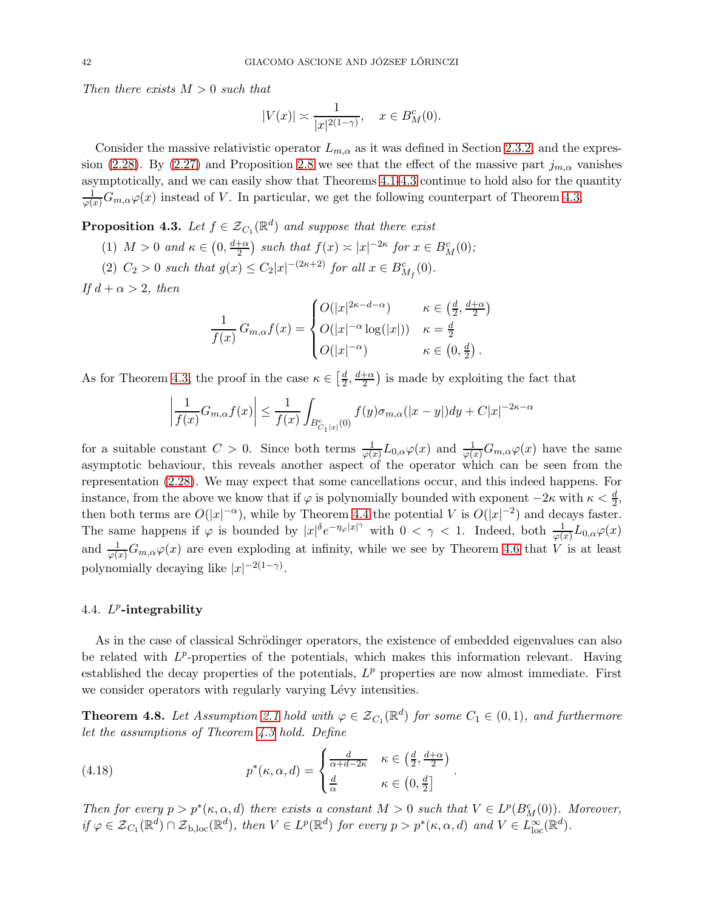*Then there exists $M > 0$ such that*

$$|V(x)| \asymp \frac{1}{|x|^{2(1-\gamma)}}, \quad x \in B_M^c(0).$$

Consider the massive relativistic operator $L_{m,\alpha}$ as it was defined in Section 2.3.2, and the expression (2.28). By (2.27) and Proposition 2.8 we see that the effect of the massive part $j_{m,\alpha}$ vanishes asymptotically, and we can easily show that Theorems 4.1-4.3 continue to hold also for the quantity $\frac{1}{\varphi(x)}G_{m,\alpha}\varphi(x)$ instead of $V$. In particular, we get the following counterpart of Theorem 4.3.

**Proposition 4.3.** *Let $f \in \mathcal{Z}_{C_1}(\mathbb{R}^d)$ and suppose that there exist*

1. *$M > 0$ and $\kappa \in \left(0, \frac{d+\alpha}{2}\right)$ such that $f(x) \asymp |x|^{-2\kappa}$ for $x \in B_M^c(0)$;*
2. *$C_2 > 0$ such that $g(x) \leq C_2|x|^{-(2\kappa+2)}$ for all $x \in B_{M_f}^c(0)$.*

*If $d + \alpha > 2$, then*

$$\frac{1}{f(x)}\, G_{m,\alpha} f(x) = \begin{cases} O(|x|^{2\kappa-d-\alpha}) & \kappa \in \left(\frac{d}{2}, \frac{d+\alpha}{2}\right) \\ O(|x|^{-\alpha}\log(|x|)) & \kappa = \frac{d}{2} \\ O(|x|^{-\alpha}) & \kappa \in \left(0, \frac{d}{2}\right). \end{cases}$$

As for Theorem 4.3, the proof in the case $\kappa \in \left[\frac{d}{2}, \frac{d+\alpha}{2}\right)$ is made by exploiting the fact that

$$\left|\frac{1}{f(x)} G_{m,\alpha} f(x)\right| \leq \frac{1}{f(x)} \int_{B^c_{C_1|x|}(0)} f(y)\sigma_{m,\alpha}(|x-y|)dy + C|x|^{-2\kappa-\alpha}$$

for a suitable constant $C > 0$. Since both terms $\frac{1}{\varphi(x)}L_{0,\alpha}\varphi(x)$ and $\frac{1}{\varphi(x)}G_{m,\alpha}\varphi(x)$ have the same asymptotic behaviour, this reveals another aspect of the operator which can be seen from the representation (2.28). We may expect that some cancellations occur, and this indeed happens. For instance, from the above we know that if $\varphi$ is polynomially bounded with exponent $-2\kappa$ with $\kappa < \frac{d}{2}$, then both terms are $O(|x|^{-\alpha})$, while by Theorem 4.4 the potential $V$ is $O(|x|^{-2})$ and decays faster. The same happens if $\varphi$ is bounded by $|x|^{\delta}e^{-\eta_\varphi|x|^\gamma}$ with $0 < \gamma < 1$. Indeed, both $\frac{1}{\varphi(x)}L_{0,\alpha}\varphi(x)$ and $\frac{1}{\varphi(x)}G_{m,\alpha}\varphi(x)$ are even exploding at infinity, while we see by Theorem 4.6 that $V$ is at least polynomially decaying like $|x|^{-2(1-\gamma)}$.

### 4.4. $L^p$-integrability

As in the case of classical Schrödinger operators, the existence of embedded eigenvalues can also be related with $L^p$-properties of the potentials, which makes this information relevant. Having established the decay properties of the potentials, $L^p$ properties are now almost immediate. First we consider operators with regularly varying Lévy intensities.

**Theorem 4.8.** *Let Assumption 2.1 hold with $\varphi \in \mathcal{Z}_{C_1}(\mathbb{R}^d)$ for some $C_1 \in (0,1)$, and furthermore let the assumptions of Theorem 4.3 hold. Define*

$$p^*(\kappa,\alpha,d) = \begin{cases} \frac{d}{\alpha+d-2\kappa} & \kappa \in \left(\frac{d}{2}, \frac{d+\alpha}{2}\right) \\ \frac{d}{\alpha} & \kappa \in \left(0, \frac{d}{2}\right] \end{cases}. \tag{4.18}$$

*Then for every $p > p^*(\kappa,\alpha,d)$ there exists a constant $M > 0$ such that $V \in L^p(B_M^c(0))$. Moreover, if $\varphi \in \mathcal{Z}_{C_1}(\mathbb{R}^d) \cap \mathcal{Z}_{\mathrm{b,loc}}(\mathbb{R}^d)$, then $V \in L^p(\mathbb{R}^d)$ for every $p > p^*(\kappa,\alpha,d)$ and $V \in L^\infty_{\mathrm{loc}}(\mathbb{R}^d)$.*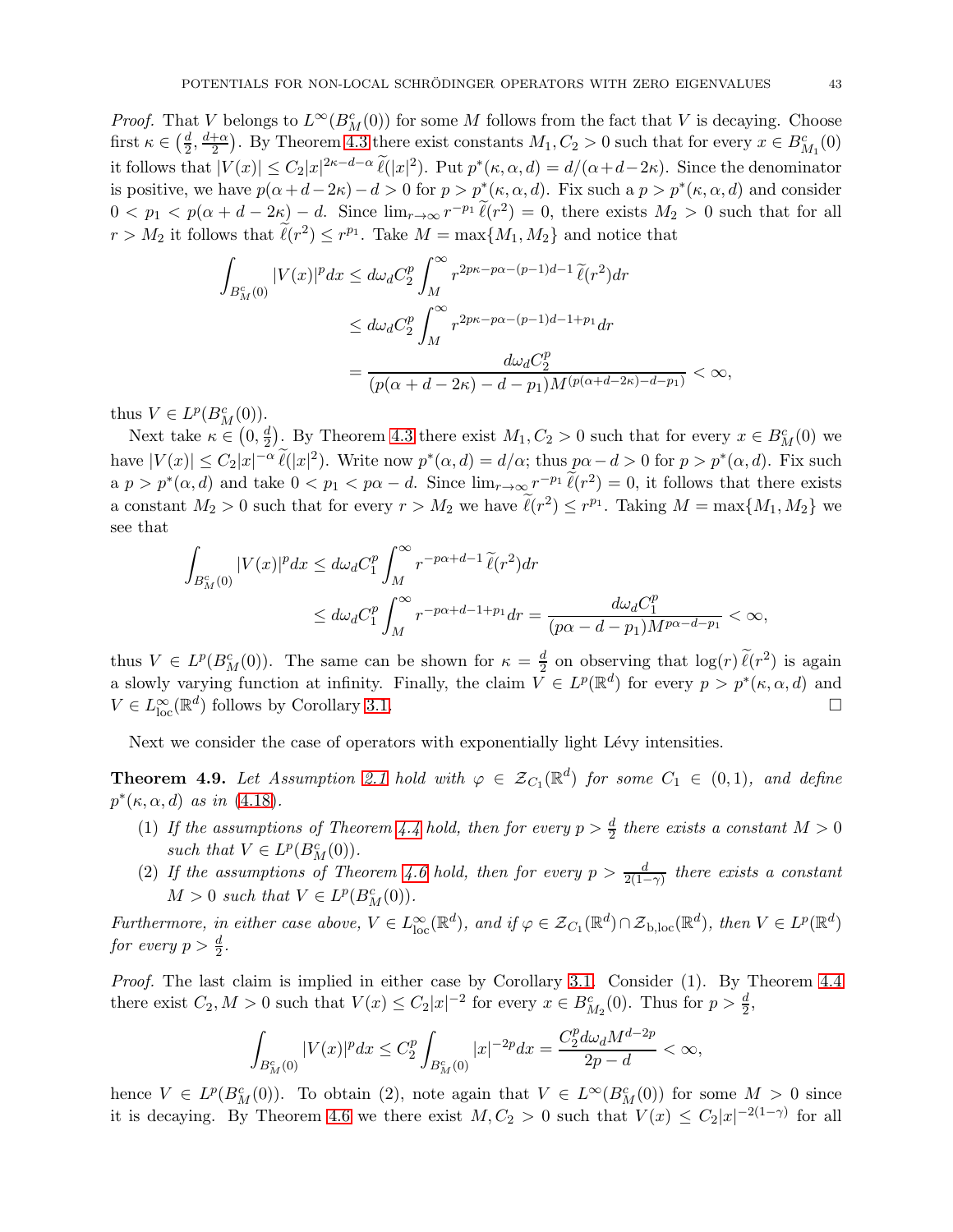*Proof.* That $V$ belongs to $L^\infty(B^c_M(0))$ for some $M$ follows from the fact that $V$ is decaying. Choose first $\kappa \in \left(\frac{d}{2}, \frac{d+\alpha}{2}\right)$. By Theorem 4.3 there exist constants $M_1, C_2 > 0$ such that for every $x \in B^c_{M_1}(0)$ it follows that $|V(x)| \le C_2 |x|^{2\kappa - d - \alpha}\, \widetilde{\ell}(|x|^2)$. Put $p^*(\kappa, \alpha, d) = d/(\alpha + d - 2\kappa)$. Since the denominator is positive, we have $p(\alpha + d - 2\kappa) - d > 0$ for $p > p^*(\kappa, \alpha, d)$. Fix such a $p > p^*(\kappa, \alpha, d)$ and consider $0 < p_1 < p(\alpha + d - 2\kappa) - d$. Since $\lim_{r\to\infty} r^{-p_1}\, \widetilde{\ell}(r^2) = 0$, there exists $M_2 > 0$ such that for all $r > M_2$ it follows that $\widetilde{\ell}(r^2) \le r^{p_1}$. Take $M = \max\{M_1, M_2\}$ and notice that

$$
\begin{aligned}
\int_{B^c_M(0)} |V(x)|^p dx &\le d\omega_d C_2^p \int_M^\infty r^{2p\kappa - p\alpha - (p-1)d - 1}\, \widetilde{\ell}(r^2) dr \\
&\le d\omega_d C_2^p \int_M^\infty r^{2p\kappa - p\alpha - (p-1)d - 1 + p_1} dr \\
&= \frac{d\omega_d C_2^p}{(p(\alpha + d - 2\kappa) - d - p_1) M^{(p(\alpha+d-2\kappa) - d - p_1)}} < \infty,
\end{aligned}
$$

thus $V \in L^p(B^c_M(0))$.

Next take $\kappa \in \left(0, \frac{d}{2}\right)$. By Theorem 4.3 there exist $M_1, C_2 > 0$ such that for every $x \in B^c_M(0)$ we have $|V(x)| \le C_2 |x|^{-\alpha}\, \widetilde{\ell}(|x|^2)$. Write now $p^*(\alpha, d) = d/\alpha$; thus $p\alpha - d > 0$ for $p > p^*(\alpha, d)$. Fix such a $p > p^*(\alpha, d)$ and take $0 < p_1 < p\alpha - d$. Since $\lim_{r\to\infty} r^{-p_1}\, \widetilde{\ell}(r^2) = 0$, it follows that there exists a constant $M_2 > 0$ such that for every $r > M_2$ we have $\widetilde{\ell}(r^2) \le r^{p_1}$. Taking $M = \max\{M_1, M_2\}$ we see that

$$
\begin{aligned}
\int_{B^c_M(0)} |V(x)|^p dx &\le d\omega_d C_1^p \int_M^\infty r^{-p\alpha + d - 1}\, \widetilde{\ell}(r^2) dr \\
&\le d\omega_d C_1^p \int_M^\infty r^{-p\alpha + d - 1 + p_1} dr = \frac{d\omega_d C_1^p}{(p\alpha - d - p_1) M^{p\alpha - d - p_1}} < \infty,
\end{aligned}
$$

thus $V \in L^p(B^c_M(0))$. The same can be shown for $\kappa = \frac{d}{2}$ on observing that $\log(r)\, \widetilde{\ell}(r^2)$ is again a slowly varying function at infinity. Finally, the claim $V \in L^p(\mathbb{R}^d)$ for every $p > p^*(\kappa, \alpha, d)$ and $V \in L^\infty_{\text{loc}}(\mathbb{R}^d)$ follows by Corollary 3.1. □

Next we consider the case of operators with exponentially light Lévy intensities.

**Theorem 4.9.** *Let Assumption 2.1 hold with $\varphi \in \mathcal{Z}_{C_1}(\mathbb{R}^d)$ for some $C_1 \in (0,1)$, and define $p^*(\kappa, \alpha, d)$ as in (4.18).*

1. *If the assumptions of Theorem 4.4 hold, then for every $p > \frac{d}{2}$ there exists a constant $M > 0$ such that $V \in L^p(B^c_M(0))$.*
2. *If the assumptions of Theorem 4.6 hold, then for every $p > \frac{d}{2(1-\gamma)}$ there exists a constant $M > 0$ such that $V \in L^p(B^c_M(0))$.*

*Furthermore, in either case above, $V \in L^\infty_{\text{loc}}(\mathbb{R}^d)$, and if $\varphi \in \mathcal{Z}_{C_1}(\mathbb{R}^d) \cap \mathcal{Z}_{\text{b,loc}}(\mathbb{R}^d)$, then $V \in L^p(\mathbb{R}^d)$ for every $p > \frac{d}{2}$.*

*Proof.* The last claim is implied in either case by Corollary 3.1. Consider (1). By Theorem 4.4 there exist $C_2, M > 0$ such that $V(x) \le C_2 |x|^{-2}$ for every $x \in B^c_{M_2}(0)$. Thus for $p > \frac{d}{2}$,

$$
\int_{B^c_M(0)} |V(x)|^p dx \le C_2^p \int_{B^c_M(0)} |x|^{-2p} dx = \frac{C_2^p d\omega_d M^{d-2p}}{2p - d} < \infty,
$$

hence $V \in L^p(B^c_M(0))$. To obtain (2), note again that $V \in L^\infty(B^c_M(0))$ for some $M > 0$ since it is decaying. By Theorem 4.6 we there exist $M, C_2 > 0$ such that $V(x) \le C_2 |x|^{-2(1-\gamma)}$ for all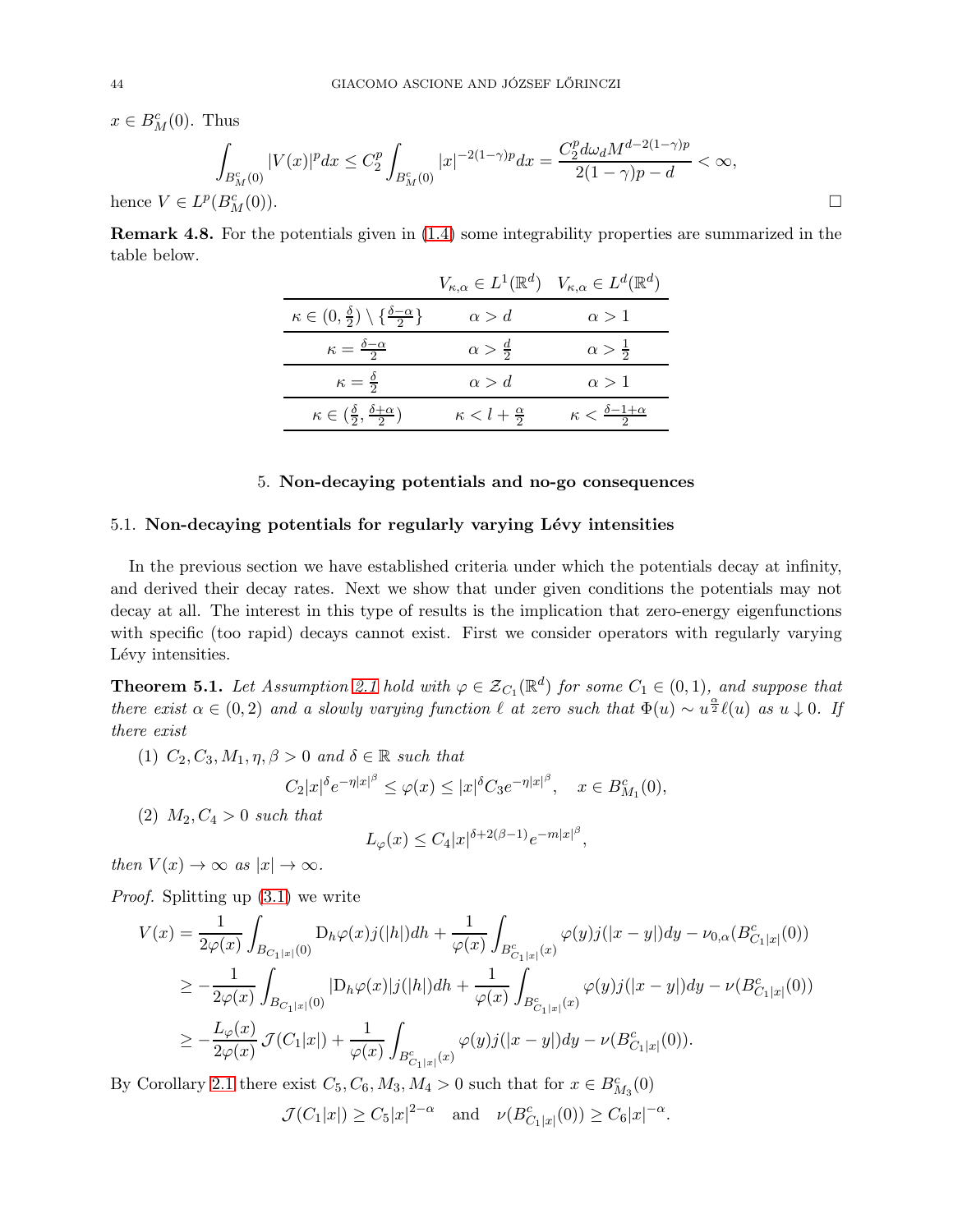$x \in B_M^c(0)$. Thus

$$\int_{B_M^c(0)} |V(x)|^p dx \le C_2^p \int_{B_M^c(0)} |x|^{-2(1-\gamma)p} dx = \frac{C_2^p d\omega_d M^{d-2(1-\gamma)p}}{2(1-\gamma)p - d} < \infty,$$

hence $V \in L^p(B_M^c(0))$. □

**Remark 4.8.** For the potentials given in (1.4) some integrability properties are summarized in the table below.

| | $V_{\kappa,\alpha} \in L^1(\mathbb{R}^d)$ | $V_{\kappa,\alpha} \in L^d(\mathbb{R}^d)$ |
|---|---|---|
| $\kappa \in (0, \frac{\delta}{2}) \setminus \{\frac{\delta-\alpha}{2}\}$ | $\alpha > d$ | $\alpha > 1$ |
| $\kappa = \frac{\delta-\alpha}{2}$ | $\alpha > \frac{d}{2}$ | $\alpha > \frac{1}{2}$ |
| $\kappa = \frac{\delta}{2}$ | $\alpha > d$ | $\alpha > 1$ |
| $\kappa \in (\frac{\delta}{2}, \frac{\delta+\alpha}{2})$ | $\kappa < l + \frac{\alpha}{2}$ | $\kappa < \frac{\delta-1+\alpha}{2}$ |

## 5. Non-decaying potentials and no-go consequences

### 5.1. Non-decaying potentials for regularly varying Lévy intensities

In the previous section we have established criteria under which the potentials decay at infinity, and derived their decay rates. Next we show that under given conditions the potentials may not decay at all. The interest in this type of results is the implication that zero-energy eigenfunctions with specific (too rapid) decays cannot exist. First we consider operators with regularly varying Lévy intensities.

**Theorem 5.1.** *Let Assumption 2.1 hold with $\varphi \in \mathcal{Z}_{C_1}(\mathbb{R}^d)$ for some $C_1 \in (0,1)$, and suppose that there exist $\alpha \in (0,2)$ and a slowly varying function $\ell$ at zero such that $\Phi(u) \sim u^{\frac{\alpha}{2}}\ell(u)$ as $u \downarrow 0$. If there exist*

(1) *$C_2, C_3, M_1, \eta, \beta > 0$ and $\delta \in \mathbb{R}$ such that*

$$C_2|x|^\delta e^{-\eta|x|^\beta} \le \varphi(x) \le |x|^\delta C_3 e^{-\eta|x|^\beta}, \quad x \in B_{M_1}^c(0),$$

(2) *$M_2, C_4 > 0$ such that*

$$L_\varphi(x) \le C_4|x|^{\delta+2(\beta-1)}e^{-m|x|^\beta},$$

*then $V(x) \to \infty$ as $|x| \to \infty$.*

*Proof.* Splitting up (3.1) we write

$$\begin{aligned}
V(x) &= \frac{1}{2\varphi(x)}\int_{B_{C_1|x|}(0)} \mathrm{D}_h\varphi(x) j(|h|)dh + \frac{1}{\varphi(x)}\int_{B^c_{C_1|x|}(x)} \varphi(y)j(|x-y|)dy - \nu_{0,\alpha}(B^c_{C_1|x|}(0)) \\
&\ge -\frac{1}{2\varphi(x)}\int_{B_{C_1|x|}(0)} |\mathrm{D}_h\varphi(x)| j(|h|)dh + \frac{1}{\varphi(x)}\int_{B^c_{C_1|x|}(x)} \varphi(y)j(|x-y|)dy - \nu(B^c_{C_1|x|}(0)) \\
&\ge -\frac{L_\varphi(x)}{2\varphi(x)}\mathcal{J}(C_1|x|) + \frac{1}{\varphi(x)}\int_{B^c_{C_1|x|}(x)} \varphi(y)j(|x-y|)dy - \nu(B^c_{C_1|x|}(0)).
\end{aligned}$$

By Corollary 2.1 there exist $C_5, C_6, M_3, M_4 > 0$ such that for $x \in B^c_{M_3}(0)$

$$\mathcal{J}(C_1|x|) \ge C_5|x|^{2-\alpha} \quad \text{and} \quad \nu(B^c_{C_1|x|}(0)) \ge C_6|x|^{-\alpha}.$$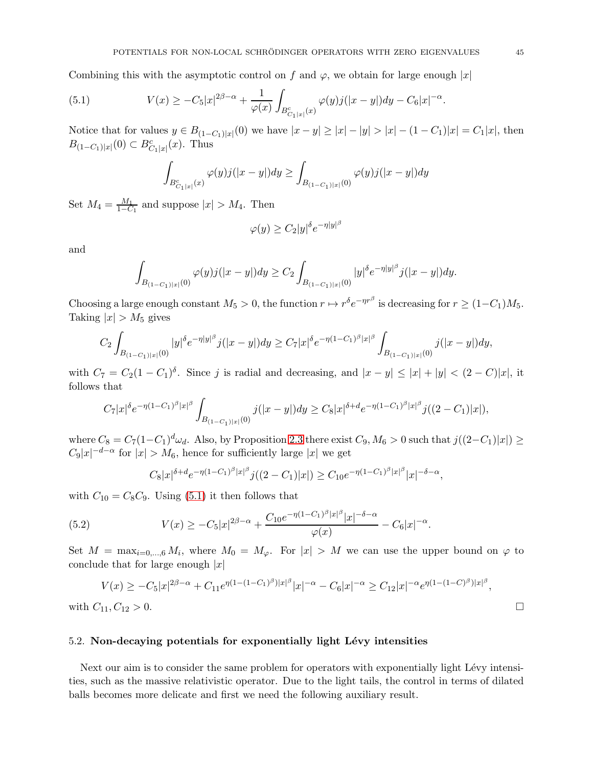Combining this with the asymptotic control on $f$ and $\varphi$, we obtain for large enough $|x|$

$$V(x) \geq -C_5|x|^{2\beta-\alpha} + \frac{1}{\varphi(x)} \int_{B^c_{C_1|x|}(x)} \varphi(y) j(|x-y|) dy - C_6|x|^{-\alpha}. \tag{5.1}$$

Notice that for values $y \in B_{(1-C_1)|x|}(0)$ we have $|x-y| \geq |x| - |y| > |x| - (1-C_1)|x| = C_1|x|$, then $B_{(1-C_1)|x|}(0) \subset B^c_{C_1|x|}(x)$. Thus

$$\int_{B^c_{C_1|x|}(x)} \varphi(y) j(|x-y|) dy \geq \int_{B_{(1-C_1)|x|}(0)} \varphi(y) j(|x-y|) dy$$

Set $M_4 = \frac{M_1}{1-C_1}$ and suppose $|x| > M_4$. Then

$$\varphi(y) \geq C_2|y|^\delta e^{-\eta|y|^\beta}$$

and

$$\int_{B_{(1-C_1)|x|}(0)} \varphi(y) j(|x-y|) dy \geq C_2 \int_{B_{(1-C_1)|x|}(0)} |y|^\delta e^{-\eta|y|^\beta} j(|x-y|) dy.$$

Choosing a large enough constant $M_5 > 0$, the function $r \mapsto r^\delta e^{-\eta r^\beta}$ is decreasing for $r \geq (1-C_1)M_5$. Taking $|x| > M_5$ gives

$$C_2 \int_{B_{(1-C_1)|x|}(0)} |y|^\delta e^{-\eta|y|^\beta} j(|x-y|) dy \geq C_7|x|^\delta e^{-\eta(1-C_1)^\beta|x|^\beta} \int_{B_{(1-C_1)|x|}(0)} j(|x-y|) dy,$$

with $C_7 = C_2(1-C_1)^\delta$. Since $j$ is radial and decreasing, and $|x-y| \leq |x| + |y| < (2-C)|x|$, it follows that

$$C_7|x|^\delta e^{-\eta(1-C_1)^\beta|x|^\beta} \int_{B_{(1-C_1)|x|}(0)} j(|x-y|) dy \geq C_8|x|^{\delta+d} e^{-\eta(1-C_1)^\beta|x|^\beta} j((2-C_1)|x|),$$

where $C_8 = C_7(1-C_1)^d \omega_d$. Also, by Proposition 2.3 there exist $C_9, M_6 > 0$ such that $j((2-C_1)|x|) \geq C_9|x|^{-d-\alpha}$ for $|x| > M_6$, hence for sufficiently large $|x|$ we get

$$C_8|x|^{\delta+d} e^{-\eta(1-C_1)^\beta|x|^\beta} j((2-C_1)|x|) \geq C_{10} e^{-\eta(1-C_1)^\beta|x|^\beta} |x|^{-\delta-\alpha},$$

with $C_{10} = C_8 C_9$. Using (5.1) it then follows that

$$V(x) \geq -C_5|x|^{2\beta-\alpha} + \frac{C_{10} e^{-\eta(1-C_1)^\beta|x|^\beta} |x|^{-\delta-\alpha}}{\varphi(x)} - C_6|x|^{-\alpha}. \tag{5.2}$$

Set $M = \max_{i=0,\ldots,6} M_i$, where $M_0 = M_\varphi$. For $|x| > M$ we can use the upper bound on $\varphi$ to conclude that for large enough $|x|$

$$V(x) \geq -C_5|x|^{2\beta-\alpha} + C_{11} e^{\eta(1-(1-C_1)^\beta)|x|^\beta} |x|^{-\alpha} - C_6|x|^{-\alpha} \geq C_{12}|x|^{-\alpha} e^{\eta(1-(1-C)^\beta)|x|^\beta},$$

with $C_{11}, C_{12} > 0$. □

### 5.2. Non-decaying potentials for exponentially light Lévy intensities

Next our aim is to consider the same problem for operators with exponentially light Lévy intensities, such as the massive relativistic operator. Due to the light tails, the control in terms of dilated balls becomes more delicate and first we need the following auxiliary result.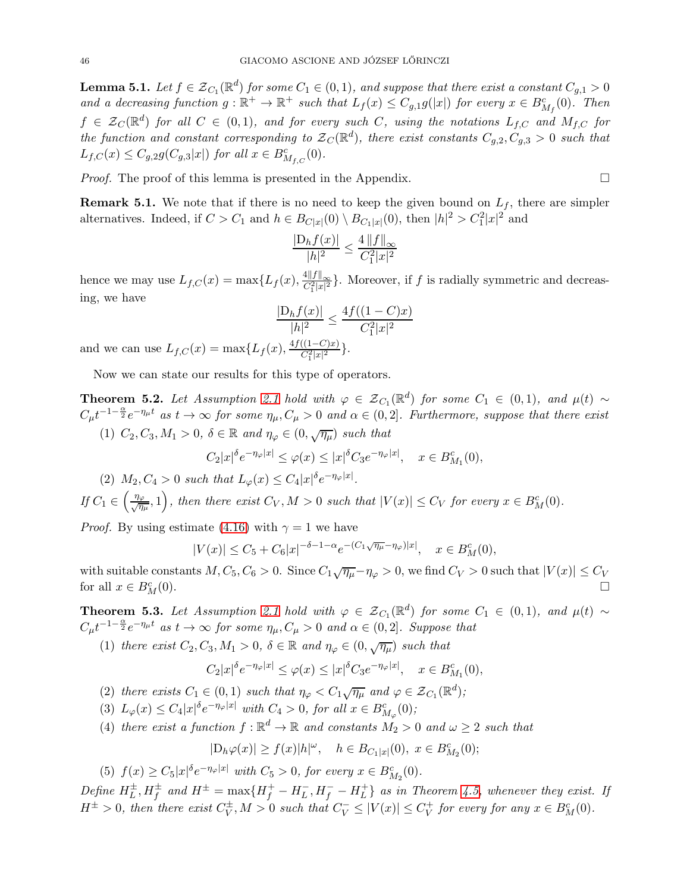**Lemma 5.1.** *Let $f \in \mathcal{Z}_{C_1}(\mathbb{R}^d)$ for some $C_1 \in (0,1)$, and suppose that there exist a constant $C_{g,1} > 0$ and a decreasing function $g : \mathbb{R}^+ \to \mathbb{R}^+$ such that $L_f(x) \le C_{g,1} g(|x|)$ for every $x \in B^c_{M_f}(0)$. Then $f \in \mathcal{Z}_C(\mathbb{R}^d)$ for all $C \in (0,1)$, and for every such $C$, using the notations $L_{f,C}$ and $M_{f,C}$ for the function and constant corresponding to $\mathcal{Z}_C(\mathbb{R}^d)$, there exist constants $C_{g,2}, C_{g,3} > 0$ such that $L_{f,C}(x) \le C_{g,2} g(C_{g,3}|x|)$ for all $x \in B^c_{M_{f,C}}(0)$.*

*Proof.* The proof of this lemma is presented in the Appendix. □

**Remark 5.1.** We note that if there is no need to keep the given bound on $L_f$, there are simpler alternatives. Indeed, if $C > C_1$ and $h \in B_{C|x|}(0) \setminus B_{C_1|x|}(0)$, then $|h|^2 > C_1^2|x|^2$ and

$$\frac{|\mathrm{D}_h f(x)|}{|h|^2} \le \frac{4\,\|f\|_\infty}{C_1^2|x|^2}$$

hence we may use $L_{f,C}(x) = \max\{L_f(x), \frac{4\|f\|_\infty}{C_1^2|x|^2}\}$. Moreover, if $f$ is radially symmetric and decreasing, we have

$$\frac{|\mathrm{D}_h f(x)|}{|h|^2} \le \frac{4f((1-C)x)}{C_1^2|x|^2}$$

and we can use $L_{f,C}(x) = \max\{L_f(x), \frac{4f((1-C)x)}{C_1^2|x|^2}\}$.

Now we can state our results for this type of operators.

**Theorem 5.2.** *Let Assumption 2.1 hold with $\varphi \in \mathcal{Z}_{C_1}(\mathbb{R}^d)$ for some $C_1 \in (0,1)$, and $\mu(t) \sim C_\mu t^{-1-\frac{\alpha}{2}} e^{-\eta_\mu t}$ as $t \to \infty$ for some $\eta_\mu, C_\mu > 0$ and $\alpha \in (0,2]$. Furthermore, suppose that there exist*

1. *$C_2, C_3, M_1 > 0$, $\delta \in \mathbb{R}$ and $\eta_\varphi \in (0, \sqrt{\eta_\mu})$ such that*
$$C_2|x|^\delta e^{-\eta_\varphi|x|} \le \varphi(x) \le |x|^\delta C_3 e^{-\eta_\varphi|x|}, \quad x \in B^c_{M_1}(0),$$
2. *$M_2, C_4 > 0$ such that $L_\varphi(x) \le C_4|x|^\delta e^{-\eta_\varphi|x|}$.*

*If $C_1 \in \left(\frac{\eta_\varphi}{\sqrt{\eta_\mu}}, 1\right)$, then there exist $C_V, M > 0$ such that $|V(x)| \le C_V$ for every $x \in B^c_M(0)$.*

*Proof.* By using estimate (4.16) with $\gamma = 1$ we have

$$|V(x)| \le C_5 + C_6|x|^{-\delta-1-\alpha} e^{-(C_1\sqrt{\eta_\mu}-\eta_\varphi)|x|}, \quad x \in B^c_M(0),$$

with suitable constants $M, C_5, C_6 > 0$. Since $C_1\sqrt{\eta_\mu}-\eta_\varphi > 0$, we find $C_V > 0$ such that $|V(x)| \le C_V$ for all $x \in B^c_M(0)$. □

**Theorem 5.3.** *Let Assumption 2.1 hold with $\varphi \in \mathcal{Z}_{C_1}(\mathbb{R}^d)$ for some $C_1 \in (0,1)$, and $\mu(t) \sim C_\mu t^{-1-\frac{\alpha}{2}} e^{-\eta_\mu t}$ as $t \to \infty$ for some $\eta_\mu, C_\mu > 0$ and $\alpha \in (0,2]$. Suppose that*

1. *there exist $C_2, C_3, M_1 > 0$, $\delta \in \mathbb{R}$ and $\eta_\varphi \in (0, \sqrt{\eta_\mu})$ such that*
$$C_2|x|^\delta e^{-\eta_\varphi|x|} \le \varphi(x) \le |x|^\delta C_3 e^{-\eta_\varphi|x|}, \quad x \in B^c_{M_1}(0),$$
2. *there exists $C_1 \in (0,1)$ such that $\eta_\varphi < C_1\sqrt{\eta_\mu}$ and $\varphi \in \mathcal{Z}_{C_1}(\mathbb{R}^d)$;*
3. *$L_\varphi(x) \le C_4|x|^\delta e^{-\eta_\varphi|x|}$ with $C_4 > 0$, for all $x \in B^c_{M_\varphi}(0)$;*
4. *there exist a function $f : \mathbb{R}^d \to \mathbb{R}$ and constants $M_2 > 0$ and $\omega \ge 2$ such that*
$$|\mathrm{D}_h\varphi(x)| \ge f(x)|h|^\omega, \quad h \in B_{C_1|x|}(0),\ x \in B^c_{M_2}(0);$$
5. *$f(x) \ge C_5|x|^\delta e^{-\eta_\varphi|x|}$ with $C_5 > 0$, for every $x \in B^c_{M_2}(0)$.*

*Define $H^\pm_L, H^\pm_f$ and $H^\pm = \max\{H^+_f - H^-_L, H^-_f - H^+_L\}$ as in Theorem 4.5, whenever they exist. If $H^\pm > 0$, then there exist $C^\pm_V, M > 0$ such that $C^-_V \le |V(x)| \le C^+_V$ for every for any $x \in B^c_M(0)$.*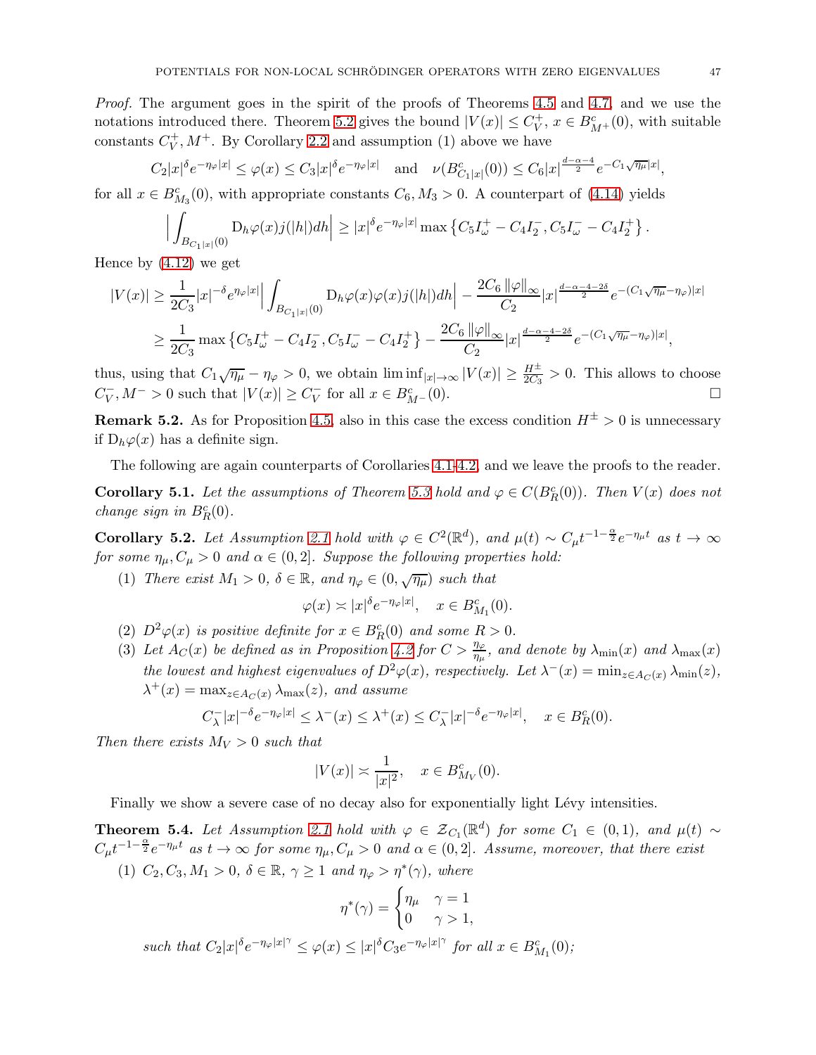*Proof.* The argument goes in the spirit of the proofs of Theorems 4.5 and 4.7, and we use the notations introduced there. Theorem 5.2 gives the bound $|V(x)| \le C_V^+$, $x \in B^c_{M^+}(0)$, with suitable constants $C_V^+, M^+$. By Corollary 2.2 and assumption (1) above we have

$$C_2|x|^{\delta}e^{-\eta_\varphi |x|} \le \varphi(x) \le C_3|x|^{\delta}e^{-\eta_\varphi |x|} \quad \text{and} \quad \nu(B^c_{C_1|x|}(0)) \le C_6|x|^{\frac{d-\alpha-4}{2}}e^{-C_1\sqrt{\eta_\mu}|x|},$$

for all $x \in B^c_{M_3}(0)$, with appropriate constants $C_6, M_3 > 0$. A counterpart of (4.14) yields

$$\Big| \int_{B_{C_1|x|}(0)} \mathrm{D}_h\varphi(x)j(|h|)dh \Big| \ge |x|^{\delta}e^{-\eta_\varphi|x|}\max\left\{C_5 I^+_\omega - C_4 I^-_2, C_5 I^-_\omega - C_4 I^+_2\right\}.$$

Hence by (4.12) we get

$$\begin{aligned}
|V(x)| &\ge \frac{1}{2C_3}|x|^{-\delta}e^{\eta_\varphi|x|}\Big|\int_{B_{C_1|x|}(0)} \mathrm{D}_h\varphi(x)\varphi(x)j(|h|)dh\Big| - \frac{2C_6\left\|\varphi\right\|_\infty}{C_2}|x|^{\frac{d-\alpha-4-2\delta}{2}}e^{-(C_1\sqrt{\eta_\mu}-\eta_\varphi)|x|} \\
&\ge \frac{1}{2C_3}\max\left\{C_5 I^+_\omega - C_4 I^-_2, C_5 I^-_\omega - C_4 I^+_2\right\} - \frac{2C_6\left\|\varphi\right\|_\infty}{C_2}|x|^{\frac{d-\alpha-4-2\delta}{2}}e^{-(C_1\sqrt{\eta_\mu}-\eta_\varphi)|x|},
\end{aligned}$$

thus, using that $C_1\sqrt{\eta_\mu}-\eta_\varphi > 0$, we obtain $\liminf_{|x|\to\infty}|V(x)| \ge \frac{H^\pm}{2C_3} > 0$. This allows to choose $C_V^-, M^- > 0$ such that $|V(x)| \ge C_V^-$ for all $x \in B^c_{M^-}(0)$. □

**Remark 5.2.** As for Proposition 4.5, also in this case the excess condition $H^\pm > 0$ is unnecessary if $\mathrm{D}_h\varphi(x)$ has a definite sign.

The following are again counterparts of Corollaries 4.1-4.2, and we leave the proofs to the reader.

**Corollary 5.1.** *Let the assumptions of Theorem 5.3 hold and $\varphi \in C(B^c_R(0))$. Then $V(x)$ does not change sign in $B^c_R(0)$.*

**Corollary 5.2.** *Let Assumption 2.1 hold with $\varphi \in C^2(\mathbb{R}^d)$, and $\mu(t) \sim C_\mu t^{-1-\frac{\alpha}{2}}e^{-\eta_\mu t}$ as $t \to \infty$ for some $\eta_\mu, C_\mu > 0$ and $\alpha \in (0,2]$. Suppose the following properties hold:*

1. *There exist $M_1 > 0$, $\delta \in \mathbb{R}$, and $\eta_\varphi \in (0, \sqrt{\eta_\mu})$ such that*
$$\varphi(x) \asymp |x|^{\delta}e^{-\eta_\varphi|x|}, \quad x \in B^c_{M_1}(0).$$
2. *$D^2\varphi(x)$ is positive definite for $x \in B^c_R(0)$ and some $R > 0$.*
3. *Let $A_C(x)$ be defined as in Proposition 4.2 for $C > \frac{\eta_\varphi}{\eta_\mu}$, and denote by $\lambda_{\min}(x)$ and $\lambda_{\max}(x)$ the lowest and highest eigenvalues of $D^2\varphi(x)$, respectively. Let $\lambda^-(x) = \min_{z\in A_C(x)}\lambda_{\min}(z)$, $\lambda^+(x) = \max_{z\in A_C(x)}\lambda_{\max}(z)$, and assume*
$$C^-_\lambda|x|^{-\delta}e^{-\eta_\varphi|x|} \le \lambda^-(x) \le \lambda^+(x) \le C^-_\lambda|x|^{-\delta}e^{-\eta_\varphi|x|}, \quad x \in B^c_R(0).$$

*Then there exists $M_V > 0$ such that*

$$|V(x)| \asymp \frac{1}{|x|^2}, \quad x \in B^c_{M_V}(0).$$

Finally we show a severe case of no decay also for exponentially light Lévy intensities.

**Theorem 5.4.** *Let Assumption 2.1 hold with $\varphi \in \mathcal{Z}_{C_1}(\mathbb{R}^d)$ for some $C_1 \in (0,1)$, and $\mu(t) \sim C_\mu t^{-1-\frac{\alpha}{2}}e^{-\eta_\mu t}$ as $t \to \infty$ for some $\eta_\mu, C_\mu > 0$ and $\alpha \in (0,2]$. Assume, moreover, that there exist*

1. *$C_2, C_3, M_1 > 0$, $\delta \in \mathbb{R}$, $\gamma \ge 1$ and $\eta_\varphi > \eta^*(\gamma)$, where*
$$\eta^*(\gamma) = \begin{cases} \eta_\mu & \gamma = 1 \\ 0 & \gamma > 1, \end{cases}$$
*such that $C_2|x|^{\delta}e^{-\eta_\varphi|x|^\gamma} \le \varphi(x) \le |x|^{\delta}C_3e^{-\eta_\varphi|x|^\gamma}$ for all $x \in B^c_{M_1}(0)$;*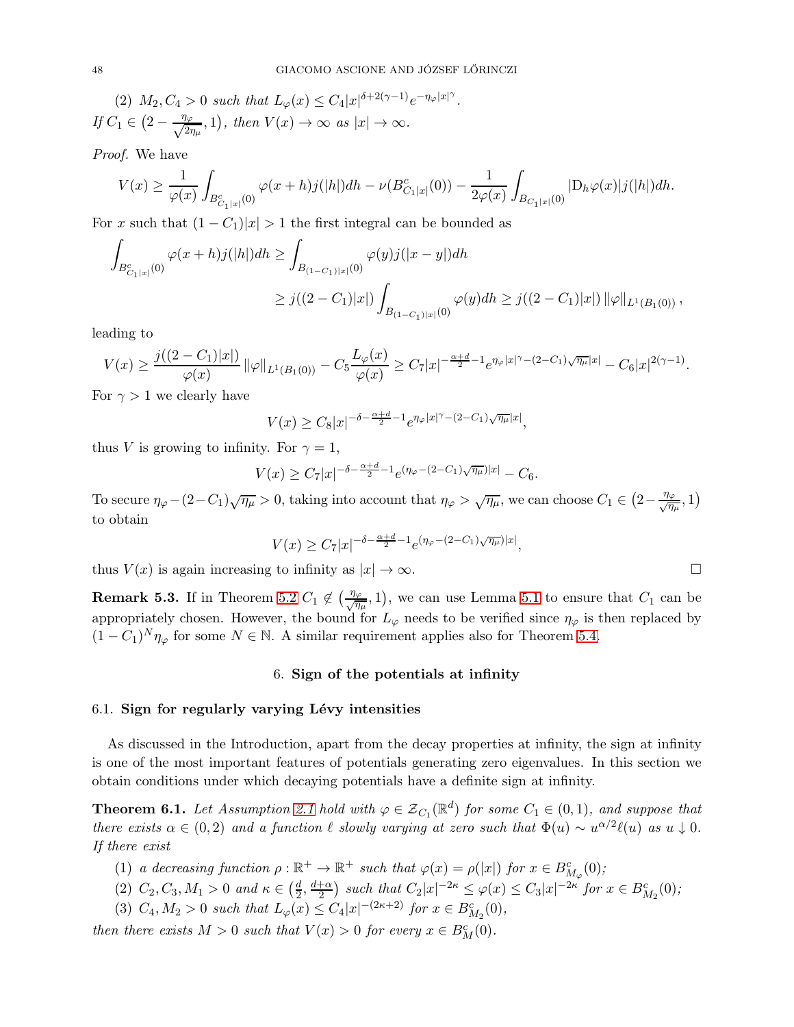(2) $M_2, C_4 > 0$ *such that* $L_\varphi(x) \le C_4|x|^{\delta+2(\gamma-1)}e^{-\eta_\varphi|x|^\gamma}$.

*If* $C_1 \in \left(2 - \frac{\eta_\varphi}{\sqrt{2\eta_\mu}}, 1\right)$, *then* $V(x) \to \infty$ *as* $|x| \to \infty$.

*Proof.* We have

$$V(x) \ge \frac{1}{\varphi(x)} \int_{B^c_{C_1|x|}(0)} \varphi(x+h)j(|h|)dh - \nu(B^c_{C_1|x|}(0)) - \frac{1}{2\varphi(x)} \int_{B_{C_1|x|}(0)} |\mathrm{D}_h\varphi(x)| j(|h|)dh.$$

For $x$ such that $(1-C_1)|x| > 1$ the first integral can be bounded as

$$\begin{aligned}
\int_{B^c_{C_1|x|}(0)} \varphi(x+h)j(|h|)dh &\ge \int_{B_{(1-C_1)|x|}(0)} \varphi(y)j(|x-y|)dh \\
&\ge j((2-C_1)|x|) \int_{B_{(1-C_1)|x|}(0)} \varphi(y)dh \ge j((2-C_1)|x|)\, \|\varphi\|_{L^1(B_1(0))},
\end{aligned}$$

leading to

$$V(x) \ge \frac{j((2-C_1)|x|)}{\varphi(x)} \|\varphi\|_{L^1(B_1(0))} - C_5\frac{L_\varphi(x)}{\varphi(x)} \ge C_7|x|^{-\frac{\alpha+d}{2}-1}e^{\eta_\varphi|x|^\gamma - (2-C_1)\sqrt{\eta_\mu}|x|} - C_6|x|^{2(\gamma-1)}.$$

For $\gamma > 1$ we clearly have

$$V(x) \ge C_8|x|^{-\delta-\frac{\alpha+d}{2}-1}e^{\eta_\varphi|x|^\gamma - (2-C_1)\sqrt{\eta_\mu}|x|},$$

thus $V$ is growing to infinity. For $\gamma = 1$,

$$V(x) \ge C_7|x|^{-\delta-\frac{\alpha+d}{2}-1}e^{(\eta_\varphi - (2-C_1)\sqrt{\eta_\mu})|x|} - C_6.$$

To secure $\eta_\varphi - (2-C_1)\sqrt{\eta_\mu} > 0$, taking into account that $\eta_\varphi > \sqrt{\eta_\mu}$, we can choose $C_1 \in \left(2 - \frac{\eta_\varphi}{\sqrt{\eta_\mu}}, 1\right)$ to obtain

$$V(x) \ge C_7|x|^{-\delta-\frac{\alpha+d}{2}-1}e^{(\eta_\varphi - (2-C_1)\sqrt{\eta_\mu})|x|},$$

thus $V(x)$ is again increasing to infinity as $|x| \to \infty$. □

**Remark 5.3.** If in Theorem 5.2 $C_1 \notin \left(\frac{\eta_\varphi}{\sqrt{\eta_\mu}}, 1\right)$, we can use Lemma 5.1 to ensure that $C_1$ can be appropriately chosen. However, the bound for $L_\varphi$ needs to be verified since $\eta_\varphi$ is then replaced by $(1-C_1)^N\eta_\varphi$ for some $N \in \mathbb{N}$. A similar requirement applies also for Theorem 5.4.

## 6. Sign of the potentials at infinity

### 6.1. Sign for regularly varying Lévy intensities

As discussed in the Introduction, apart from the decay properties at infinity, the sign at infinity is one of the most important features of potentials generating zero eigenvalues. In this section we obtain conditions under which decaying potentials have a definite sign at infinity.

**Theorem 6.1.** *Let Assumption 2.1 hold with* $\varphi \in \mathcal{Z}_{C_1}(\mathbb{R}^d)$ *for some* $C_1 \in (0,1)$, *and suppose that there exists* $\alpha \in (0,2)$ *and a function* $\ell$ *slowly varying at zero such that* $\Phi(u) \sim u^{\alpha/2}\ell(u)$ *as* $u \downarrow 0$. *If there exist*

1. *a decreasing function* $\rho : \mathbb{R}^+ \to \mathbb{R}^+$ *such that* $\varphi(x) = \rho(|x|)$ *for* $x \in B^c_{M_\varphi}(0)$;
2. $C_2, C_3, M_1 > 0$ *and* $\kappa \in \left(\frac{d}{2}, \frac{d+\alpha}{2}\right)$ *such that* $C_2|x|^{-2\kappa} \le \varphi(x) \le C_3|x|^{-2\kappa}$ *for* $x \in B^c_{M_2}(0)$;
3. $C_4, M_2 > 0$ *such that* $L_\varphi(x) \le C_4|x|^{-(2\kappa+2)}$ *for* $x \in B^c_{M_2}(0)$,

*then there exists* $M > 0$ *such that* $V(x) > 0$ *for every* $x \in B^c_M(0)$.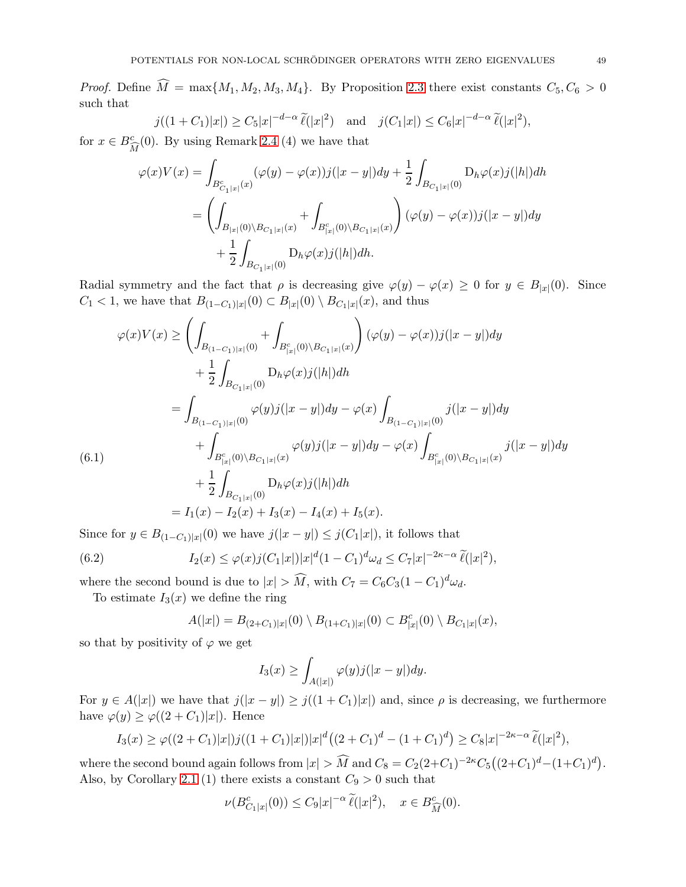*Proof.* Define $\widehat{M} = \max\{M_1, M_2, M_3, M_4\}$. By Proposition 2.3 there exist constants $C_5, C_6 > 0$ such that

$$j((1+C_1)|x|) \geq C_5|x|^{-d-\alpha}\,\widetilde{\ell}(|x|^2) \quad \text{and} \quad j(C_1|x|) \leq C_6|x|^{-d-\alpha}\,\widetilde{\ell}(|x|^2),$$

for $x \in B^c_{\widehat{M}}(0)$. By using Remark 2.4 (4) we have that

$$\begin{aligned}
\varphi(x)V(x) &= \int_{B^c_{C_1|x|}(x)} (\varphi(y)-\varphi(x))j(|x-y|)dy + \frac{1}{2}\int_{B_{C_1|x|}(0)} \mathrm{D}_h\varphi(x)j(|h|)dh \\
&= \left(\int_{B_{|x|}(0)\setminus B_{C_1|x|}(x)} + \int_{B^c_{|x|}(0)\setminus B_{C_1|x|}(x)}\right)(\varphi(y)-\varphi(x))j(|x-y|)dy \\
&\quad + \frac{1}{2}\int_{B_{C_1|x|}(0)} \mathrm{D}_h\varphi(x)j(|h|)dh.
\end{aligned}$$

Radial symmetry and the fact that $\rho$ is decreasing give $\varphi(y)-\varphi(x) \geq 0$ for $y \in B_{|x|}(0)$. Since $C_1 < 1$, we have that $B_{(1-C_1)|x|}(0) \subset B_{|x|}(0) \setminus B_{C_1|x|}(x)$, and thus

$$\begin{aligned}
\varphi(x)V(x) &\geq \left(\int_{B_{(1-C_1)|x|}(0)} + \int_{B^c_{|x|}(0)\setminus B_{C_1|x|}(x)}\right)(\varphi(y)-\varphi(x))j(|x-y|)dy \\
&\quad + \frac{1}{2}\int_{B_{C_1|x|}(0)} \mathrm{D}_h\varphi(x)j(|h|)dh \\
&= \int_{B_{(1-C_1)|x|}(0)} \varphi(y)j(|x-y|)dy - \varphi(x)\int_{B_{(1-C_1)|x|}(0)} j(|x-y|)dy \\
&\quad + \int_{B^c_{|x|}(0)\setminus B_{C_1|x|}(x)} \varphi(y)j(|x-y|)dy - \varphi(x)\int_{B^c_{|x|}(0)\setminus B_{C_1|x|}(x)} j(|x-y|)dy \\
&\quad + \frac{1}{2}\int_{B_{C_1|x|}(0)} \mathrm{D}_h\varphi(x)j(|h|)dh \\
&= I_1(x) - I_2(x) + I_3(x) - I_4(x) + I_5(x).
\end{aligned} \tag{6.1}$$

Since for $y \in B_{(1-C_1)|x|}(0)$ we have $j(|x-y|) \leq j(C_1|x|)$, it follows that

$$I_2(x) \leq \varphi(x)j(C_1|x|)|x|^d(1-C_1)^d\omega_d \leq C_7|x|^{-2\kappa-\alpha}\,\widetilde{\ell}(|x|^2), \tag{6.2}$$

where the second bound is due to $|x| > \widehat{M}$, with $C_7 = C_6C_3(1-C_1)^d\omega_d$.

To estimate $I_3(x)$ we define the ring

$$A(|x|) = B_{(2+C_1)|x|}(0) \setminus B_{(1+C_1)|x|}(0) \subset B^c_{|x|}(0) \setminus B_{C_1|x|}(x),$$

so that by positivity of $\varphi$ we get

$$I_3(x) \geq \int_{A(|x|)} \varphi(y)j(|x-y|)dy.$$

For $y \in A(|x|)$ we have that $j(|x-y|) \geq j((1+C_1)|x|)$ and, since $\rho$ is decreasing, we furthermore have $\varphi(y) \geq \varphi((2+C_1)|x|)$. Hence

$$I_3(x) \geq \varphi((2+C_1)|x|)j((1+C_1)|x|)|x|^d\big((2+C_1)^d-(1+C_1)^d\big) \geq C_8|x|^{-2\kappa-\alpha}\,\widetilde{\ell}(|x|^2),$$

where the second bound again follows from $|x| > \widehat{M}$ and $C_8 = C_2(2+C_1)^{-2\kappa}C_5\big((2+C_1)^d-(1+C_1)^d\big)$. Also, by Corollary 2.1 (1) there exists a constant $C_9 > 0$ such that

$$\nu(B^c_{C_1|x|}(0)) \leq C_9|x|^{-\alpha}\,\widetilde{\ell}(|x|^2), \quad x \in B^c_{\widehat{M}}(0).$$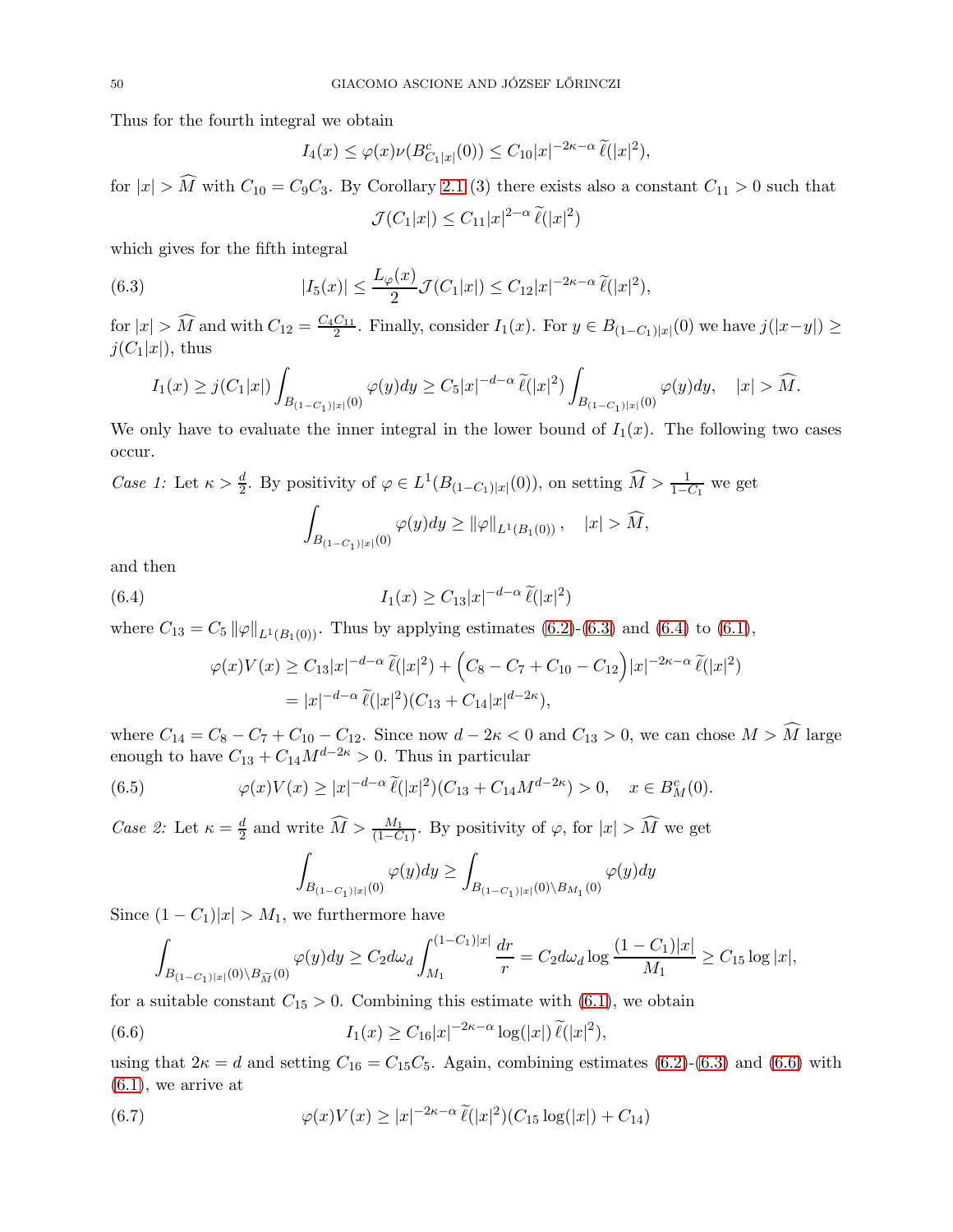Thus for the fourth integral we obtain

$$I_4(x) \le \varphi(x)\nu(B^c_{C_1|x|}(0)) \le C_{10}|x|^{-2\kappa-\alpha}\,\widetilde{\ell}(|x|^2),$$

for $|x| > \widehat{M}$ with $C_{10} = C_9C_3$. By Corollary 2.1 (3) there exists also a constant $C_{11} > 0$ such that

$$\mathcal{J}(C_1|x|) \le C_{11}|x|^{2-\alpha}\,\widetilde{\ell}(|x|^2)$$

which gives for the fifth integral

$$|I_5(x)| \le \frac{L_\varphi(x)}{2}\mathcal{J}(C_1|x|) \le C_{12}|x|^{-2\kappa-\alpha}\,\widetilde{\ell}(|x|^2), \tag{6.3}$$

for $|x| > \widehat{M}$ and with $C_{12} = \frac{C_4C_{11}}{2}$. Finally, consider $I_1(x)$. For $y \in B_{(1-C_1)|x|}(0)$ we have $j(|x-y|) \ge j(C_1|x|)$, thus

$$I_1(x) \ge j(C_1|x|)\int_{B_{(1-C_1)|x|}(0)}\varphi(y)dy \ge C_5|x|^{-d-\alpha}\,\widetilde{\ell}(|x|^2)\int_{B_{(1-C_1)|x|}(0)}\varphi(y)dy, \quad |x| > \widehat{M}.$$

We only have to evaluate the inner integral in the lower bound of $I_1(x)$. The following two cases occur.

*Case 1:* Let $\kappa > \frac{d}{2}$. By positivity of $\varphi \in L^1(B_{(1-C_1)|x|}(0))$, on setting $\widehat{M} > \frac{1}{1-C_1}$ we get

$$\int_{B_{(1-C_1)|x|}(0)}\varphi(y)dy \ge \|\varphi\|_{L^1(B_1(0))}\,, \quad |x| > \widehat{M},$$

and then

$$I_1(x) \ge C_{13}|x|^{-d-\alpha}\,\widetilde{\ell}(|x|^2) \tag{6.4}$$

where $C_{13} = C_5\,\|\varphi\|_{L^1(B_1(0))}$. Thus by applying estimates (6.2)-(6.3) and (6.4) to (6.1),

$$\begin{aligned}\varphi(x)V(x) &\ge C_{13}|x|^{-d-\alpha}\,\widetilde{\ell}(|x|^2) + \Big(C_8 - C_7 + C_{10} - C_{12}\Big)|x|^{-2\kappa-\alpha}\,\widetilde{\ell}(|x|^2)\\ &= |x|^{-d-\alpha}\,\widetilde{\ell}(|x|^2)(C_{13} + C_{14}|x|^{d-2\kappa}),\end{aligned}$$

where $C_{14} = C_8 - C_7 + C_{10} - C_{12}$. Since now $d - 2\kappa < 0$ and $C_{13} > 0$, we can chose $M > \widehat{M}$ large enough to have $C_{13} + C_{14}M^{d-2\kappa} > 0$. Thus in particular

$$\varphi(x)V(x) \ge |x|^{-d-\alpha}\,\widetilde{\ell}(|x|^2)(C_{13} + C_{14}M^{d-2\kappa}) > 0, \quad x \in B^c_M(0). \tag{6.5}$$

*Case 2:* Let $\kappa = \frac{d}{2}$ and write $\widehat{M} > \frac{M_1}{(1-C_1)}$. By positivity of $\varphi$, for $|x| > \widehat{M}$ we get

$$\int_{B_{(1-C_1)|x|}(0)}\varphi(y)dy \ge \int_{B_{(1-C_1)|x|}(0)\setminus B_{M_1}(0)}\varphi(y)dy$$

Since $(1-C_1)|x| > M_1$, we furthermore have

$$\int_{B_{(1-C_1)|x|}(0)\setminus B_{\widetilde{M}}(0)}\varphi(y)dy \ge C_2 d\omega_d\int_{M_1}^{(1-C_1)|x|}\frac{dr}{r} = C_2 d\omega_d \log\frac{(1-C_1)|x|}{M_1} \ge C_{15}\log|x|,$$

for a suitable constant $C_{15} > 0$. Combining this estimate with (6.1), we obtain

$$I_1(x) \ge C_{16}|x|^{-2\kappa-\alpha}\log(|x|)\,\widetilde{\ell}(|x|^2), \tag{6.6}$$

using that $2\kappa = d$ and setting $C_{16} = C_{15}C_5$. Again, combining estimates (6.2)-(6.3) and (6.6) with (6.1), we arrive at

$$\varphi(x)V(x) \ge |x|^{-2\kappa-\alpha}\,\widetilde{\ell}(|x|^2)(C_{15}\log(|x|) + C_{14}) \tag{6.7}$$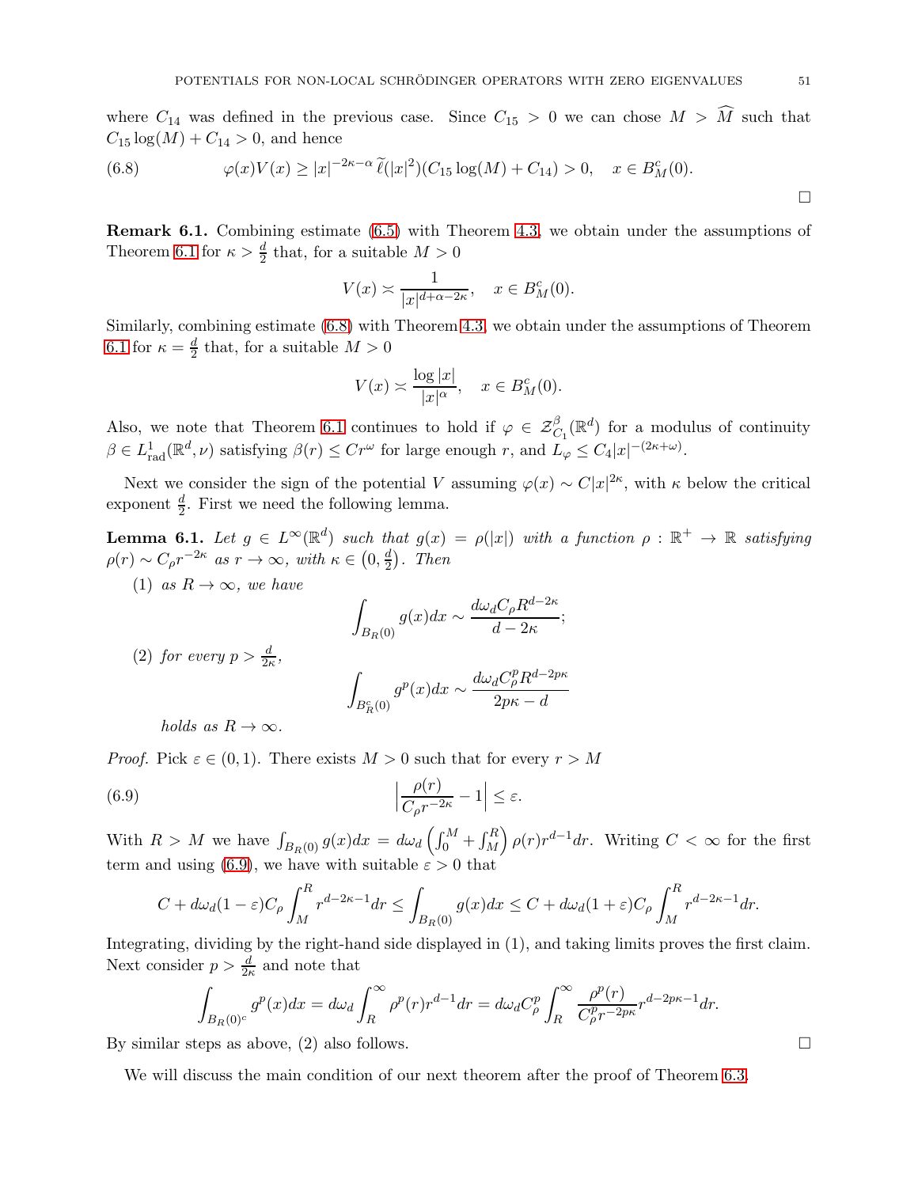where $C_{14}$ was defined in the previous case. Since $C_{15} > 0$ we can chose $M > \widehat{M}$ such that $C_{15}\log(M) + C_{14} > 0$, and hence

$$\varphi(x)V(x) \geq |x|^{-2\kappa-\alpha}\,\widetilde{\ell}(|x|^2)(C_{15}\log(M) + C_{14}) > 0, \quad x \in B_M^c(0). \tag{6.8}$$

$\square$

**Remark 6.1.** Combining estimate (6.5) with Theorem 4.3, we obtain under the assumptions of Theorem 6.1 for $\kappa > \frac{d}{2}$ that, for a suitable $M > 0$

$$V(x) \asymp \frac{1}{|x|^{d+\alpha-2\kappa}}, \quad x \in B_M^c(0).$$

Similarly, combining estimate (6.8) with Theorem 4.3, we obtain under the assumptions of Theorem 6.1 for $\kappa = \frac{d}{2}$ that, for a suitable $M > 0$

$$V(x) \asymp \frac{\log|x|}{|x|^{\alpha}}, \quad x \in B_M^c(0).$$

Also, we note that Theorem 6.1 continues to hold if $\varphi \in \mathcal{Z}^{\beta}_{C_1}(\mathbb{R}^d)$ for a modulus of continuity $\beta \in L^1_{\mathrm{rad}}(\mathbb{R}^d, \nu)$ satisfying $\beta(r) \leq Cr^{\omega}$ for large enough $r$, and $L_\varphi \leq C_4|x|^{-(2\kappa+\omega)}$.

Next we consider the sign of the potential $V$ assuming $\varphi(x) \sim C|x|^{2\kappa}$, with $\kappa$ below the critical exponent $\frac{d}{2}$. First we need the following lemma.

**Lemma 6.1.** *Let $g \in L^\infty(\mathbb{R}^d)$ such that $g(x) = \rho(|x|)$ with a function $\rho : \mathbb{R}^+ \to \mathbb{R}$ satisfying $\rho(r) \sim C_\rho r^{-2\kappa}$ as $r \to \infty$, with $\kappa \in \left(0, \frac{d}{2}\right)$. Then*

(1) *as $R \to \infty$, we have*
$$\int_{B_R(0)} g(x)dx \sim \frac{d\omega_d C_\rho R^{d-2\kappa}}{d-2\kappa};$$

(2) *for every $p > \frac{d}{2\kappa}$,*
$$\int_{B_R^c(0)} g^p(x)dx \sim \frac{d\omega_d C_\rho^p R^{d-2p\kappa}}{2p\kappa - d}$$
*holds as $R \to \infty$.*

*Proof.* Pick $\varepsilon \in (0,1)$. There exists $M > 0$ such that for every $r > M$

$$\Big|\frac{\rho(r)}{C_\rho r^{-2\kappa}} - 1\Big| \leq \varepsilon. \tag{6.9}$$

With $R > M$ we have $\int_{B_R(0)} g(x)dx = d\omega_d\left(\int_0^M + \int_M^R\right)\rho(r)r^{d-1}dr$. Writing $C < \infty$ for the first term and using (6.9), we have with suitable $\varepsilon > 0$ that

$$C + d\omega_d(1-\varepsilon)C_\rho\int_M^R r^{d-2\kappa-1}dr \leq \int_{B_R(0)} g(x)dx \leq C + d\omega_d(1+\varepsilon)C_\rho\int_M^R r^{d-2\kappa-1}dr.$$

Integrating, dividing by the right-hand side displayed in (1), and taking limits proves the first claim. Next consider $p > \frac{d}{2\kappa}$ and note that

$$\int_{B_R(0)^c} g^p(x)dx = d\omega_d\int_R^\infty \rho^p(r)r^{d-1}dr = d\omega_d C_\rho^p\int_R^\infty \frac{\rho^p(r)}{C_\rho^p r^{-2p\kappa}}r^{d-2p\kappa-1}dr.$$

By similar steps as above, (2) also follows. $\square$

We will discuss the main condition of our next theorem after the proof of Theorem 6.3.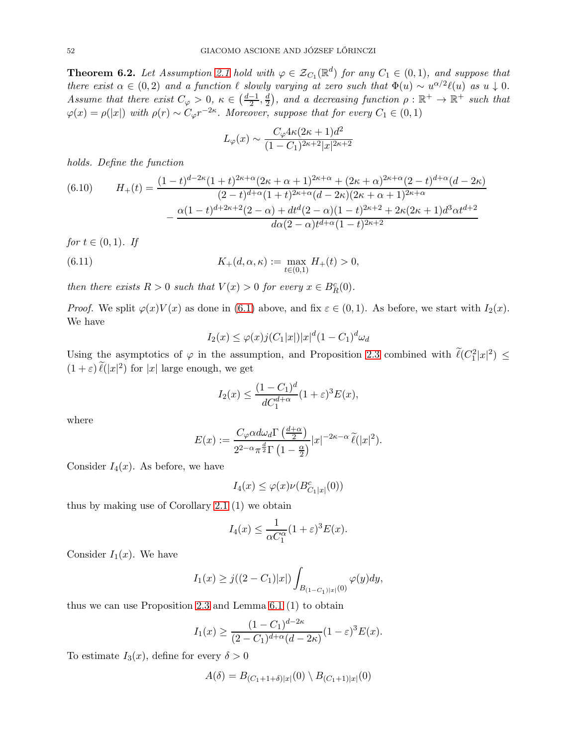**Theorem 6.2.** *Let Assumption 2.1 hold with $\varphi \in \mathcal{Z}_{C_1}(\mathbb{R}^d)$ for any $C_1 \in (0,1)$, and suppose that there exist $\alpha \in (0,2)$ and a function $\ell$ slowly varying at zero such that $\Phi(u) \sim u^{\alpha/2}\ell(u)$ as $u \downarrow 0$. Assume that there exist $C_\varphi > 0$, $\kappa \in \left(\frac{d-1}{2}, \frac{d}{2}\right)$, and a decreasing function $\rho : \mathbb{R}^+ \to \mathbb{R}^+$ such that $\varphi(x) = \rho(|x|)$ with $\rho(r) \sim C_\varphi r^{-2\kappa}$. Moreover, suppose that for every $C_1 \in (0,1)$*

$$L_\varphi(x) \sim \frac{C_\varphi 4\kappa(2\kappa+1)d^2}{(1-C_1)^{2\kappa+2}|x|^{2\kappa+2}}$$

*holds. Define the function*

$$H_+(t) = \frac{(1-t)^{d-2\kappa}(1+t)^{2\kappa+\alpha}(2\kappa+\alpha+1)^{2\kappa+\alpha} + (2\kappa+\alpha)^{2\kappa+\alpha}(2-t)^{d+\alpha}(d-2\kappa)}{(2-t)^{d+\alpha}(1+t)^{2\kappa+\alpha}(d-2\kappa)(2\kappa+\alpha+1)^{2\kappa+\alpha}} - \frac{\alpha(1-t)^{d+2\kappa+2}(2-\alpha) + dt^d(2-\alpha)(1-t)^{2\kappa+2} + 2\kappa(2\kappa+1)d^3\alpha t^{d+2}}{d\alpha(2-\alpha)t^{d+\alpha}(1-t)^{2\kappa+2}} \tag{6.10}$$

*for $t \in (0,1)$. If*

$$K_+(d,\alpha,\kappa) := \max_{t\in(0,1)} H_+(t) > 0, \tag{6.11}$$

*then there exists $R > 0$ such that $V(x) > 0$ for every $x \in B_R^c(0)$.*

*Proof.* We split $\varphi(x)V(x)$ as done in (6.1) above, and fix $\varepsilon \in (0,1)$. As before, we start with $I_2(x)$. We have

$$I_2(x) \le \varphi(x) j(C_1|x|)|x|^d(1-C_1)^d\omega_d$$

Using the asymptotics of $\varphi$ in the assumption, and Proposition 2.3 combined with $\widetilde{\ell}(C_1^2|x|^2) \le (1+\varepsilon)\,\widetilde{\ell}(|x|^2)$ for $|x|$ large enough, we get

$$I_2(x) \le \frac{(1-C_1)^d}{dC_1^{d+\alpha}}(1+\varepsilon)^3 E(x),$$

where

$$E(x) := \frac{C_\varphi \alpha d\omega_d \Gamma\left(\frac{d+\alpha}{2}\right)}{2^{2-\alpha}\pi^{\frac{d}{2}}\Gamma\left(1-\frac{\alpha}{2}\right)}|x|^{-2\kappa-\alpha}\widetilde{\ell}(|x|^2).$$

Consider $I_4(x)$. As before, we have

$$I_4(x) \le \varphi(x)\nu(B^c_{C_1|x|}(0))$$

thus by making use of Corollary 2.1 (1) we obtain

$$I_4(x) \le \frac{1}{\alpha C_1^\alpha}(1+\varepsilon)^3 E(x).$$

Consider $I_1(x)$. We have

$$I_1(x) \ge j((2-C_1)|x|)\int_{B_{(1-C_1)|x|}(0)} \varphi(y)dy,$$

thus we can use Proposition 2.3 and Lemma 6.1 (1) to obtain

$$I_1(x) \ge \frac{(1-C_1)^{d-2\kappa}}{(2-C_1)^{d+\alpha}(d-2\kappa)}(1-\varepsilon)^3 E(x).$$

To estimate $I_3(x)$, define for every $\delta > 0$

$$A(\delta) = B_{(C_1+1+\delta)|x|}(0) \setminus B_{(C_1+1)|x|}(0)$$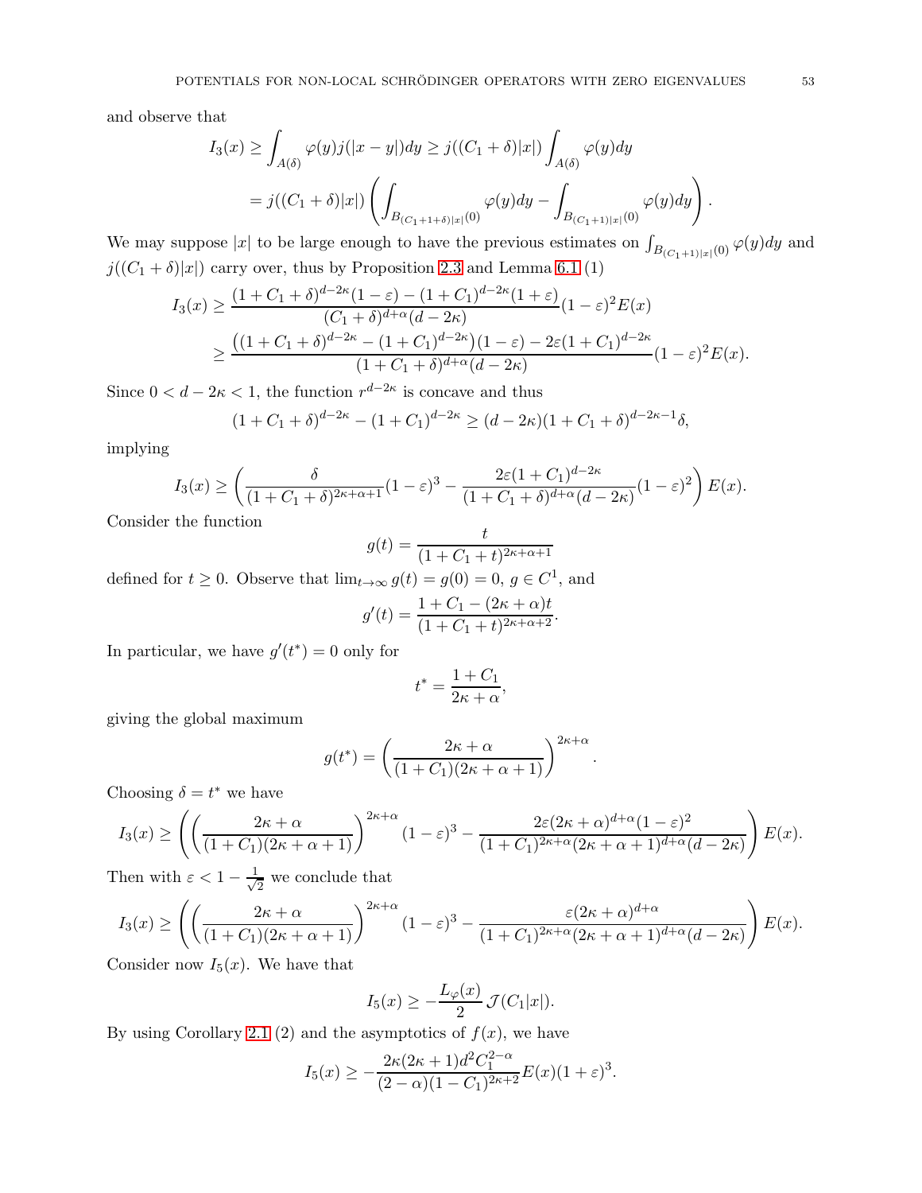and observe that

$$I_3(x) \geq \int_{A(\delta)} \varphi(y) j(|x-y|) dy \geq j((C_1+\delta)|x|) \int_{A(\delta)} \varphi(y) dy$$
$$= j((C_1+\delta)|x|) \left( \int_{B_{(C_1+1+\delta)|x|}(0)} \varphi(y) dy - \int_{B_{(C_1+1)|x|}(0)} \varphi(y) dy \right).$$

We may suppose $|x|$ to be large enough to have the previous estimates on $\int_{B_{(C_1+1)|x|}(0)} \varphi(y)dy$ and $j((C_1+\delta)|x|)$ carry over, thus by Proposition 2.3 and Lemma 6.1 (1)

$$I_3(x) \geq \frac{(1+C_1+\delta)^{d-2\kappa}(1-\varepsilon) - (1+C_1)^{d-2\kappa}(1+\varepsilon)}{(C_1+\delta)^{d+\alpha}(d-2\kappa)}(1-\varepsilon)^2 E(x)$$
$$\geq \frac{\left((1+C_1+\delta)^{d-2\kappa} - (1+C_1)^{d-2\kappa}\right)(1-\varepsilon) - 2\varepsilon(1+C_1)^{d-2\kappa}}{(1+C_1+\delta)^{d+\alpha}(d-2\kappa)}(1-\varepsilon)^2 E(x).$$

Since $0 < d - 2\kappa < 1$, the function $r^{d-2\kappa}$ is concave and thus

$$(1+C_1+\delta)^{d-2\kappa} - (1+C_1)^{d-2\kappa} \geq (d-2\kappa)(1+C_1+\delta)^{d-2\kappa-1}\delta,$$

implying

$$I_3(x) \geq \left( \frac{\delta}{(1+C_1+\delta)^{2\kappa+\alpha+1}}(1-\varepsilon)^3 - \frac{2\varepsilon(1+C_1)^{d-2\kappa}}{(1+C_1+\delta)^{d+\alpha}(d-2\kappa)}(1-\varepsilon)^2 \right) E(x).$$

Consider the function

$$g(t) = \frac{t}{(1+C_1+t)^{2\kappa+\alpha+1}}$$

defined for $t \geq 0$. Observe that $\lim_{t\to\infty} g(t) = g(0) = 0$, $g \in C^1$, and

$$g'(t) = \frac{1+C_1-(2\kappa+\alpha)t}{(1+C_1+t)^{2\kappa+\alpha+2}}.$$

In particular, we have $g'(t^*) = 0$ only for

$$t^* = \frac{1+C_1}{2\kappa+\alpha},$$

giving the global maximum

$$g(t^*) = \left( \frac{2\kappa+\alpha}{(1+C_1)(2\kappa+\alpha+1)} \right)^{2\kappa+\alpha}.$$

Choosing $\delta = t^*$ we have

$$I_3(x) \geq \left( \left( \frac{2\kappa+\alpha}{(1+C_1)(2\kappa+\alpha+1)} \right)^{2\kappa+\alpha} (1-\varepsilon)^3 - \frac{2\varepsilon(2\kappa+\alpha)^{d+\alpha}(1-\varepsilon)^2}{(1+C_1)^{2\kappa+\alpha}(2\kappa+\alpha+1)^{d+\alpha}(d-2\kappa)} \right) E(x).$$

Then with $\varepsilon < 1 - \frac{1}{\sqrt{2}}$ we conclude that

$$I_3(x) \geq \left( \left( \frac{2\kappa+\alpha}{(1+C_1)(2\kappa+\alpha+1)} \right)^{2\kappa+\alpha} (1-\varepsilon)^3 - \frac{\varepsilon(2\kappa+\alpha)^{d+\alpha}}{(1+C_1)^{2\kappa+\alpha}(2\kappa+\alpha+1)^{d+\alpha}(d-2\kappa)} \right) E(x).$$

Consider now $I_5(x)$. We have that

$$I_5(x) \geq -\frac{L_\varphi(x)}{2} \mathcal{J}(C_1|x|).$$

By using Corollary 2.1 (2) and the asymptotics of $f(x)$, we have

$$I_5(x) \geq -\frac{2\kappa(2\kappa+1)d^2 C_1^{2-\alpha}}{(2-\alpha)(1-C_1)^{2\kappa+2}} E(x)(1+\varepsilon)^3.$$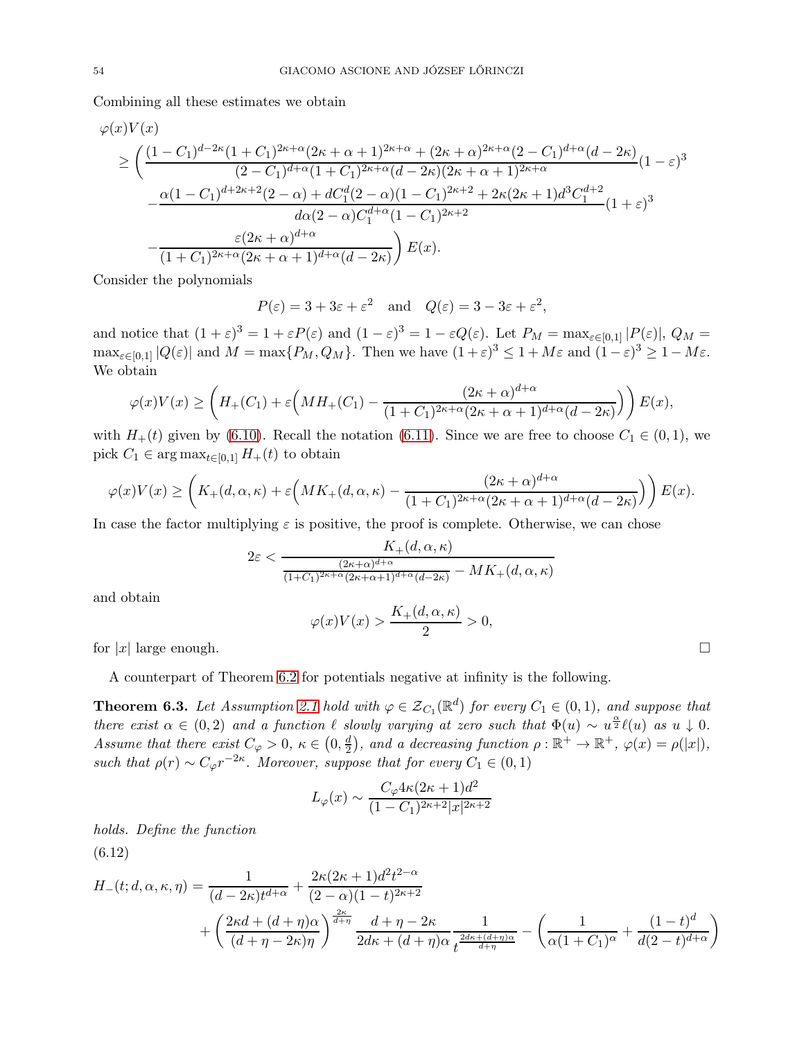Combining all these estimates we obtain

$$
\begin{aligned}
&\varphi(x)V(x)\\
&\quad\ge \Bigg(\frac{(1-C_1)^{d-2\kappa}(1+C_1)^{2\kappa+\alpha}(2\kappa+\alpha+1)^{2\kappa+\alpha}+(2\kappa+\alpha)^{2\kappa+\alpha}(2-C_1)^{d+\alpha}(d-2\kappa)}{(2-C_1)^{d+\alpha}(1+C_1)^{2\kappa+\alpha}(d-2\kappa)(2\kappa+\alpha+1)^{2\kappa+\alpha}}(1-\varepsilon)^3\\
&\qquad-\frac{\alpha(1-C_1)^{d+2\kappa+2}(2-\alpha)+dC_1^d(2-\alpha)(1-C_1)^{2\kappa+2}+2\kappa(2\kappa+1)d^3C_1^{d+2}}{d\alpha(2-\alpha)C_1^{d+\alpha}(1-C_1)^{2\kappa+2}}(1+\varepsilon)^3\\
&\qquad-\frac{\varepsilon(2\kappa+\alpha)^{d+\alpha}}{(1+C_1)^{2\kappa+\alpha}(2\kappa+\alpha+1)^{d+\alpha}(d-2\kappa)}\Bigg)E(x).
\end{aligned}
$$

Consider the polynomials

$$
P(\varepsilon)=3+3\varepsilon+\varepsilon^2 \quad \text{and} \quad Q(\varepsilon)=3-3\varepsilon+\varepsilon^2,
$$

and notice that $(1+\varepsilon)^3=1+\varepsilon P(\varepsilon)$ and $(1-\varepsilon)^3=1-\varepsilon Q(\varepsilon)$. Let $P_M=\max_{\varepsilon\in[0,1]}|P(\varepsilon)|$, $Q_M=\max_{\varepsilon\in[0,1]}|Q(\varepsilon)|$ and $M=\max\{P_M,Q_M\}$. Then we have $(1+\varepsilon)^3\le 1+M\varepsilon$ and $(1-\varepsilon)^3\ge 1-M\varepsilon$. We obtain

$$
\varphi(x)V(x)\ge\left(H_+(C_1)+\varepsilon\Big(MH_+(C_1)-\frac{(2\kappa+\alpha)^{d+\alpha}}{(1+C_1)^{2\kappa+\alpha}(2\kappa+\alpha+1)^{d+\alpha}(d-2\kappa)}\Big)\right)E(x),
$$

with $H_+(t)$ given by (6.10). Recall the notation (6.11). Since we are free to choose $C_1\in(0,1)$, we pick $C_1\in\arg\max_{t\in[0,1]}H_+(t)$ to obtain

$$
\varphi(x)V(x)\ge\left(K_+(d,\alpha,\kappa)+\varepsilon\Big(MK_+(d,\alpha,\kappa)-\frac{(2\kappa+\alpha)^{d+\alpha}}{(1+C_1)^{2\kappa+\alpha}(2\kappa+\alpha+1)^{d+\alpha}(d-2\kappa)}\Big)\right)E(x).
$$

In case the factor multiplying $\varepsilon$ is positive, the proof is complete. Otherwise, we can chose

$$
2\varepsilon<\frac{K_+(d,\alpha,\kappa)}{\frac{(2\kappa+\alpha)^{d+\alpha}}{(1+C_1)^{2\kappa+\alpha}(2\kappa+\alpha+1)^{d+\alpha}(d-2\kappa)}-MK_+(d,\alpha,\kappa)}
$$

and obtain

$$
\varphi(x)V(x)>\frac{K_+(d,\alpha,\kappa)}{2}>0,
$$

for $|x|$ large enough. □

A counterpart of Theorem 6.2 for potentials negative at infinity is the following.

**Theorem 6.3.** *Let Assumption 2.1 hold with $\varphi\in\mathcal{Z}_{C_1}(\mathbb{R}^d)$ for every $C_1\in(0,1)$, and suppose that there exist $\alpha\in(0,2)$ and a function $\ell$ slowly varying at zero such that $\Phi(u)\sim u^{\frac{\alpha}{2}}\ell(u)$ as $u\downarrow 0$. Assume that there exist $C_\varphi>0$, $\kappa\in\left(0,\frac{d}{2}\right)$, and a decreasing function $\rho:\mathbb{R}^+\to\mathbb{R}^+$, $\varphi(x)=\rho(|x|)$, such that $\rho(r)\sim C_\varphi r^{-2\kappa}$. Moreover, suppose that for every $C_1\in(0,1)$*

$$
L_\varphi(x)\sim\frac{C_\varphi 4\kappa(2\kappa+1)d^2}{(1-C_1)^{2\kappa+2}|x|^{2\kappa+2}}
$$

*holds. Define the function*

(6.12)

$$
\begin{aligned}
H_-(t;d,\alpha,\kappa,\eta)&=\frac{1}{(d-2\kappa)t^{d+\alpha}}+\frac{2\kappa(2\kappa+1)d^2t^{2-\alpha}}{(2-\alpha)(1-t)^{2\kappa+2}}\\
&\quad+\left(\frac{2\kappa d+(d+\eta)\alpha}{(d+\eta-2\kappa)\eta}\right)^{\frac{2\kappa}{d+\eta}}\frac{d+\eta-2\kappa}{2d\kappa+(d+\eta)\alpha}\frac{1}{t^{\frac{2d\kappa+(d+\eta)\alpha}{d+\eta}}}-\left(\frac{1}{\alpha(1+C_1)^{\alpha}}+\frac{(1-t)^d}{d(2-t)^{d+\alpha}}\right)
\end{aligned}
$$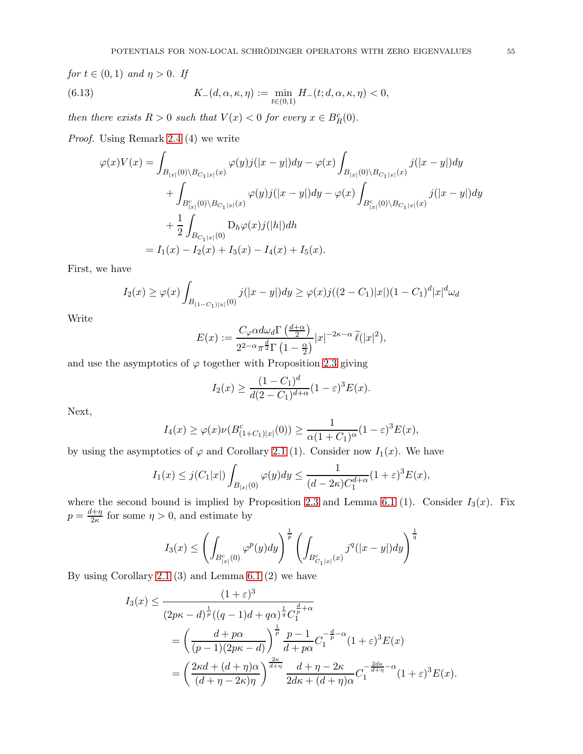*for $t \in (0,1)$ and $\eta > 0$. If*

$$K_-(d,\alpha,\kappa,\eta) := \min_{t\in(0,1)} H_-(t;d,\alpha,\kappa,\eta) < 0, \tag{6.13}$$

*then there exists $R > 0$ such that $V(x) < 0$ for every $x \in B_R^c(0)$.*

*Proof.* Using Remark 2.4 (4) we write

$$\begin{aligned}
\varphi(x)V(x) &= \int_{B_{|x|}(0)\setminus B_{C_1|x|}(x)} \varphi(y)j(|x-y|)dy - \varphi(x)\int_{B_{|x|}(0)\setminus B_{C_1|x|}(x)} j(|x-y|)dy \\
&\quad + \int_{B^c_{|x|}(0)\setminus B_{C_1|x|}(x)} \varphi(y)j(|x-y|)dy - \varphi(x)\int_{B^c_{|x|}(0)\setminus B_{C_1|x|}(x)} j(|x-y|)dy \\
&\quad + \frac{1}{2}\int_{B_{C_1|x|}(0)} \mathrm{D}_h\varphi(x)j(|h|)dh \\
&= I_1(x) - I_2(x) + I_3(x) - I_4(x) + I_5(x).
\end{aligned}$$

First, we have

$$I_2(x) \geq \varphi(x)\int_{B_{(1-C_1)|x|}(0)} j(|x-y|)dy \geq \varphi(x)j((2-C_1)|x|)(1-C_1)^d|x|^d\omega_d$$

Write

$$E(x) := \frac{C_\varphi \alpha d\omega_d \Gamma\left(\frac{d+\alpha}{2}\right)}{2^{2-\alpha}\pi^{\frac{d}{2}}\Gamma\left(1-\frac{\alpha}{2}\right)}|x|^{-2\kappa-\alpha}\,\widetilde{\ell}(|x|^2),$$

and use the asymptotics of $\varphi$ together with Proposition 2.3 giving

$$I_2(x) \geq \frac{(1-C_1)^d}{d(2-C_1)^{d+\alpha}}(1-\varepsilon)^3E(x).$$

Next,

$$I_4(x) \geq \varphi(x)\nu(B^c_{(1+C_1)|x|}(0)) \geq \frac{1}{\alpha(1+C_1)^\alpha}(1-\varepsilon)^3E(x),$$

by using the asymptotics of $\varphi$ and Corollary 2.1 (1). Consider now $I_1(x)$. We have

$$I_1(x) \leq j(C_1|x|)\int_{B_{|x|}(0)} \varphi(y)dy \leq \frac{1}{(d-2\kappa)C_1^{d+\alpha}}(1+\varepsilon)^3E(x),$$

where the second bound is implied by Proposition 2.3 and Lemma 6.1 (1). Consider $I_3(x)$. Fix $p = \frac{d+\eta}{2\kappa}$ for some $\eta > 0$, and estimate by

$$I_3(x) \leq \left(\int_{B^c_{|x|}(0)} \varphi^p(y)dy\right)^{\frac{1}{p}}\left(\int_{B^c_{C_1|x|}(x)} j^q(|x-y|)dy\right)^{\frac{1}{q}}$$

By using Corollary 2.1 (3) and Lemma 6.1 (2) we have

$$\begin{aligned}
I_3(x) &\leq \frac{(1+\varepsilon)^3}{(2p\kappa-d)^{\frac{1}{p}}((q-1)d+q\alpha)^{\frac{1}{q}}C_1^{\frac{d}{p}+\alpha}} \\
&= \left(\frac{d+p\alpha}{(p-1)(2p\kappa-d)}\right)^{\frac{1}{p}}\frac{p-1}{d+p\alpha}C_1^{-\frac{d}{p}-\alpha}(1+\varepsilon)^3E(x) \\
&= \left(\frac{2\kappa d+(d+\eta)\alpha}{(d+\eta-2\kappa)\eta}\right)^{\frac{2\kappa}{d+\eta}}\frac{d+\eta-2\kappa}{2d\kappa+(d+\eta)\alpha}C_1^{-\frac{2d\kappa}{d+\eta}-\alpha}(1+\varepsilon)^3E(x).
\end{aligned}$$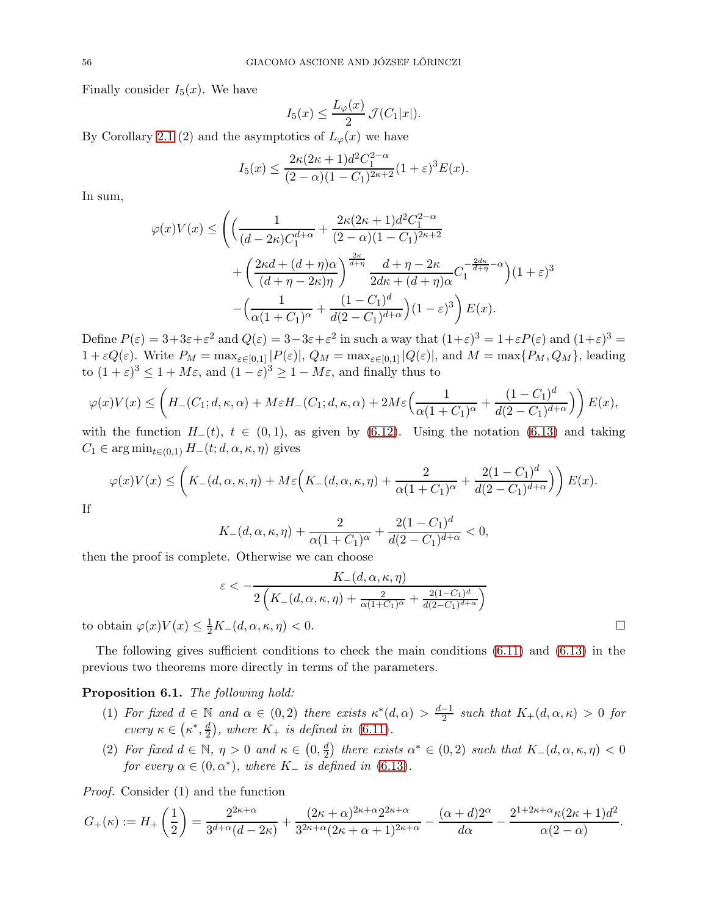Finally consider $I_5(x)$. We have

$$I_5(x) \le \frac{L_\varphi(x)}{2}\,\mathcal{J}(C_1|x|).$$

By Corollary 2.1 (2) and the asymptotics of $L_\varphi(x)$ we have

$$I_5(x) \le \frac{2\kappa(2\kappa+1)d^2 C_1^{2-\alpha}}{(2-\alpha)(1-C_1)^{2\kappa+2}}(1+\varepsilon)^3 E(x).$$

In sum,

$$\begin{aligned}\varphi(x)V(x) \le \Bigg( \Big( &\frac{1}{(d-2\kappa)C_1^{d+\alpha}} + \frac{2\kappa(2\kappa+1)d^2 C_1^{2-\alpha}}{(2-\alpha)(1-C_1)^{2\kappa+2}} \\ &+ \left(\frac{2\kappa d + (d+\eta)\alpha}{(d+\eta-2\kappa)\eta}\right)^{\frac{2\kappa}{d+\eta}} \frac{d+\eta-2\kappa}{2d\kappa + (d+\eta)\alpha} C_1^{-\frac{2d\kappa}{d+\eta}-\alpha}\Big)(1+\varepsilon)^3 \\ &-\Big(\frac{1}{\alpha(1+C_1)^\alpha} + \frac{(1-C_1)^d}{d(2-C_1)^{d+\alpha}}\Big)(1-\varepsilon)^3\Bigg) E(x).\end{aligned}$$

Define $P(\varepsilon) = 3+3\varepsilon+\varepsilon^2$ and $Q(\varepsilon) = 3-3\varepsilon+\varepsilon^2$ in such a way that $(1+\varepsilon)^3 = 1+\varepsilon P(\varepsilon)$ and $(1+\varepsilon)^3 = 1+\varepsilon Q(\varepsilon)$. Write $P_M = \max_{\varepsilon\in[0,1]}|P(\varepsilon)|$, $Q_M = \max_{\varepsilon\in[0,1]}|Q(\varepsilon)|$, and $M = \max\{P_M, Q_M\}$, leading to $(1+\varepsilon)^3 \le 1+M\varepsilon$, and $(1-\varepsilon)^3 \ge 1-M\varepsilon$, and finally thus to

$$\varphi(x)V(x) \le \left( H_-(C_1;d,\kappa,\alpha) + M\varepsilon H_-(C_1;d,\kappa,\alpha) + 2M\varepsilon\Big(\frac{1}{\alpha(1+C_1)^\alpha} + \frac{(1-C_1)^d}{d(2-C_1)^{d+\alpha}}\Big)\right) E(x),$$

with the function $H_-(t)$, $t\in(0,1)$, as given by (6.12). Using the notation (6.13) and taking $C_1 \in \arg\min_{t\in(0,1)} H_-(t;d,\alpha,\kappa,\eta)$ gives

$$\varphi(x)V(x) \le \left( K_-(d,\alpha,\kappa,\eta) + M\varepsilon\Big(K_-(d,\alpha,\kappa,\eta) + \frac{2}{\alpha(1+C_1)^\alpha} + \frac{2(1-C_1)^d}{d(2-C_1)^{d+\alpha}}\Big)\right) E(x).$$

If

$$K_-(d,\alpha,\kappa,\eta) + \frac{2}{\alpha(1+C_1)^\alpha} + \frac{2(1-C_1)^d}{d(2-C_1)^{d+\alpha}} < 0,$$

then the proof is complete. Otherwise we can choose

$$\varepsilon < -\frac{K_-(d,\alpha,\kappa,\eta)}{2\left(K_-(d,\alpha,\kappa,\eta) + \frac{2}{\alpha(1+C_1)^\alpha} + \frac{2(1-C_1)^d}{d(2-C_1)^{d+\alpha}}\right)}$$

to obtain $\varphi(x)V(x) \le \frac{1}{2}K_-(d,\alpha,\kappa,\eta) < 0$. □

The following gives sufficient conditions to check the main conditions (6.11) and (6.13) in the previous two theorems more directly in terms of the parameters.

**Proposition 6.1.** *The following hold:*

1. *For fixed $d\in\mathbb{N}$ and $\alpha\in(0,2)$ there exists $\kappa^*(d,\alpha) > \frac{d-1}{2}$ such that $K_+(d,\alpha,\kappa) > 0$ for every $\kappa \in \left(\kappa^*, \frac{d}{2}\right)$, where $K_+$ is defined in (6.11).*
2. *For fixed $d\in\mathbb{N}$, $\eta>0$ and $\kappa\in\left(0,\frac{d}{2}\right)$ there exists $\alpha^*\in(0,2)$ such that $K_-(d,\alpha,\kappa,\eta) < 0$ for every $\alpha\in(0,\alpha^*)$, where $K_-$ is defined in (6.13).*

*Proof.* Consider (1) and the function

$$G_+(\kappa) := H_+\left(\frac{1}{2}\right) = \frac{2^{2\kappa+\alpha}}{3^{d+\alpha}(d-2\kappa)} + \frac{(2\kappa+\alpha)^{2\kappa+\alpha}2^{2\kappa+\alpha}}{3^{2\kappa+\alpha}(2\kappa+\alpha+1)^{2\kappa+\alpha}} - \frac{(\alpha+d)2^\alpha}{d\alpha} - \frac{2^{1+2\kappa+\alpha}\kappa(2\kappa+1)d^2}{\alpha(2-\alpha)}.$$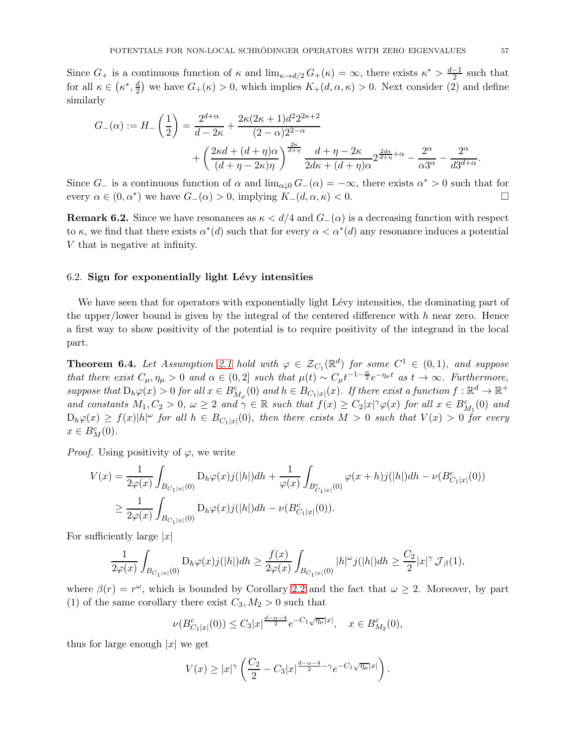Since $G_+$ is a continuous function of $\kappa$ and $\lim_{\kappa\to d/2} G_+(\kappa) = \infty$, there exists $\kappa^* > \frac{d-1}{2}$ such that for all $\kappa \in \left(\kappa^*, \frac{d}{2}\right)$ we have $G_+(\kappa) > 0$, which implies $K_+(d,\alpha,\kappa) > 0$. Next consider (2) and define similarly

$$
\begin{aligned}
G_-(\alpha) := H_-\left(\frac{1}{2}\right) = \frac{2^{d+\alpha}}{d-2\kappa} + \frac{2\kappa(2\kappa+1)d^2 2^{2\kappa+2}}{(2-\alpha)2^{2-\alpha}} \\
+ \left(\frac{2\kappa d + (d+\eta)\alpha}{(d+\eta-2\kappa)\eta}\right)^{\frac{2\kappa}{d+\eta}} \frac{d+\eta-2\kappa}{2d\kappa + (d+\eta)\alpha} 2^{\frac{2d\kappa}{d+\eta}+\alpha} - \frac{2^\alpha}{\alpha 3^\alpha} - \frac{2^\alpha}{d3^{d+\alpha}}.
\end{aligned}
$$

Since $G_-$ is a continuous function of $\alpha$ and $\lim_{\alpha\downarrow 0} G_-(\alpha) = -\infty$, there exists $\alpha^* > 0$ such that for every $\alpha \in (0,\alpha^*)$ we have $G_-(\alpha) > 0$, implying $K_-(d,\alpha,\kappa) < 0$. □

**Remark 6.2.** Since we have resonances as $\kappa < d/4$ and $G_-(\alpha)$ is a decreasing function with respect to $\kappa$, we find that there exists $\alpha^*(d)$ such that for every $\alpha < \alpha^*(d)$ any resonance induces a potential $V$ that is negative at infinity.

### 6.2. Sign for exponentially light Lévy intensities

We have seen that for operators with exponentially light Lévy intensities, the dominating part of the upper/lower bound is given by the integral of the centered difference with $h$ near zero. Hence a first way to show positivity of the potential is to require positivity of the integrand in the local part.

**Theorem 6.4.** *Let Assumption 2.1 hold with $\varphi \in \mathcal{Z}_{C_1}(\mathbb{R}^d)$ for some $C^1 \in (0,1)$, and suppose that there exist $C_\mu, \eta_\mu > 0$ and $\alpha \in (0,2]$ such that $\mu(t) \sim C_\mu t^{-1-\frac{\alpha}{2}} e^{-\eta_\mu t}$ as $t \to \infty$. Furthermore, suppose that $\mathrm{D}_h\varphi(x) > 0$ for all $x \in B^c_{M_\varphi}(0)$ and $h \in B_{C_1|x|}(x)$. If there exist a function $f : \mathbb{R}^d \to \mathbb{R}^+$ and constants $M_1, C_2 > 0$, $\omega \geq 2$ and $\gamma \in \mathbb{R}$ such that $f(x) \geq C_2|x|^\gamma \varphi(x)$ for all $x \in B^c_{M_1}(0)$ and $\mathrm{D}_h\varphi(x) \geq f(x)|h|^\omega$ for all $h \in B_{C_1|x|}(0)$, then there exists $M > 0$ such that $V(x) > 0$ for every $x \in B^c_M(0)$.*

*Proof.* Using positivity of $\varphi$, we write

$$
\begin{aligned}
V(x) &= \frac{1}{2\varphi(x)} \int_{B_{C_1|x|}(0)} \mathrm{D}_h\varphi(x) j(|h|) dh + \frac{1}{\varphi(x)} \int_{B^c_{C_1|x|}(0)} \varphi(x+h) j(|h|) dh - \nu(B^c_{C_1|x|}(0)) \\
&\geq \frac{1}{2\varphi(x)} \int_{B_{C_1|x|}(0)} \mathrm{D}_h\varphi(x) j(|h|) dh - \nu(B^c_{C_1|x|}(0)).
\end{aligned}
$$

For sufficiently large $|x|$

$$
\frac{1}{2\varphi(x)} \int_{B_{C_1|x|}(0)} \mathrm{D}_h\varphi(x) j(|h|) dh \geq \frac{f(x)}{2\varphi(x)} \int_{B_{C_1|x|}(0)} |h|^\omega j(|h|) dh \geq \frac{C_2}{2}|x|^\gamma \mathcal{J}_\beta(1),
$$

where $\beta(r) = r^\omega$, which is bounded by Corollary 2.2 and the fact that $\omega \geq 2$. Moreover, by part (1) of the same corollary there exist $C_3, M_2 > 0$ such that

$$
\nu(B^c_{C_1|x|}(0)) \leq C_3|x|^{\frac{d-\alpha-4}{2}} e^{-C_1\sqrt{\eta_\mu}|x|}, \quad x \in B^c_{M_2}(0),
$$

thus for large enough $|x|$ we get

$$
V(x) \geq |x|^\gamma \left(\frac{C_2}{2} - C_3|x|^{\frac{d-\alpha-4}{2}-\gamma} e^{-C_1\sqrt{\eta_\mu}|x|}\right).
$$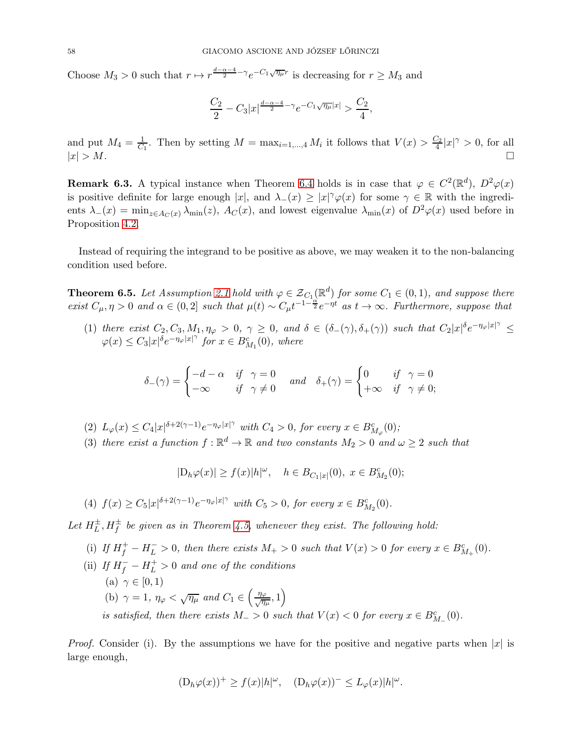Choose $M_3 > 0$ such that $r \mapsto r^{\frac{d-\alpha-4}{2}-\gamma} e^{-C_1\sqrt{\eta_\mu} r}$ is decreasing for $r \ge M_3$ and

$$\frac{C_2}{2} - C_3 |x|^{\frac{d-\alpha-4}{2}-\gamma} e^{-C_1\sqrt{\eta_\mu}|x|} > \frac{C_2}{4},$$

and put $M_4 = \frac{1}{C_1}$. Then by setting $M = \max_{i=1,\dots,4} M_i$ it follows that $V(x) > \frac{C_2}{4}|x|^\gamma > 0$, for all $|x| > M$. $\square$

**Remark 6.3.** A typical instance when Theorem 6.4 holds is in case that $\varphi \in C^2(\mathbb{R}^d)$, $D^2\varphi(x)$ is positive definite for large enough $|x|$, and $\lambda_-(x) \ge |x|^\gamma \varphi(x)$ for some $\gamma \in \mathbb{R}$ with the ingredients $\lambda_-(x) = \min_{z \in A_C(x)} \lambda_{\min}(z)$, $A_C(x)$, and lowest eigenvalue $\lambda_{\min}(x)$ of $D^2\varphi(x)$ used before in Proposition 4.2.

Instead of requiring the integrand to be positive as above, we may weaken it to the non-balancing condition used before.

**Theorem 6.5.** *Let Assumption 2.1 hold with $\varphi \in \mathcal{Z}_{C_1}(\mathbb{R}^d)$ for some $C_1 \in (0,1)$, and suppose there exist $C_\mu, \eta > 0$ and $\alpha \in (0,2]$ such that $\mu(t) \sim C_\mu t^{-1-\frac{\alpha}{2}} e^{-\eta t}$ as $t \to \infty$. Furthermore, suppose that*

1. *there exist $C_2, C_3, M_1, \eta_\varphi > 0$, $\gamma \ge 0$, and $\delta \in (\delta_-(\gamma), \delta_+(\gamma))$ such that $C_2|x|^\delta e^{-\eta_\varphi |x|^\gamma} \le \varphi(x) \le C_3 |x|^\delta e^{-\eta_\varphi |x|^\gamma}$ for $x \in B^c_{M_1}(0)$, where*

$$\delta_-(\gamma) = \begin{cases} -d-\alpha & \text{if } \gamma = 0 \\ -\infty & \text{if } \gamma \neq 0 \end{cases} \quad \text{and} \quad \delta_+(\gamma) = \begin{cases} 0 & \text{if } \gamma = 0 \\ +\infty & \text{if } \gamma \neq 0; \end{cases}$$

2. *$L_\varphi(x) \le C_4 |x|^{\delta + 2(\gamma-1)} e^{-\eta_\varphi |x|^\gamma}$ with $C_4 > 0$, for every $x \in B^c_{M_\varphi}(0)$;*
3. *there exist a function $f : \mathbb{R}^d \to \mathbb{R}$ and two constants $M_2 > 0$ and $\omega \ge 2$ such that*

$$|\mathrm{D}_h \varphi(x)| \ge f(x)|h|^\omega, \quad h \in B_{C_1|x|}(0),\ x \in B^c_{M_2}(0);$$

4. *$f(x) \ge C_5 |x|^{\delta+2(\gamma-1)} e^{-\eta_\varphi |x|^\gamma}$ with $C_5 > 0$, for every $x \in B^c_{M_2}(0)$.*

*Let $H_L^\pm, H_f^\pm$ be given as in Theorem 4.5, whenever they exist. The following hold:*

- (i) *If $H_f^+ - H_L^- > 0$, then there exists $M_+ > 0$ such that $V(x) > 0$ for every $x \in B^c_{M_+}(0)$.*
- (ii) *If $H_f^- - H_L^+ > 0$ and one of the conditions*
  - (a) *$\gamma \in [0,1)$*
  - (b) *$\gamma = 1$, $\eta_\varphi < \sqrt{\eta_\mu}$ and $C_1 \in \left(\frac{\eta_\varphi}{\sqrt{\eta_\mu}}, 1\right)$*

  *is satisfied, then there exists $M_- > 0$ such that $V(x) < 0$ for every $x \in B^c_{M_-}(0)$.*

*Proof.* Consider (i). By the assumptions we have for the positive and negative parts when $|x|$ is large enough,

$$(\mathrm{D}_h\varphi(x))^+ \ge f(x)|h|^\omega, \quad (\mathrm{D}_h\varphi(x))^- \le L_\varphi(x)|h|^\omega.$$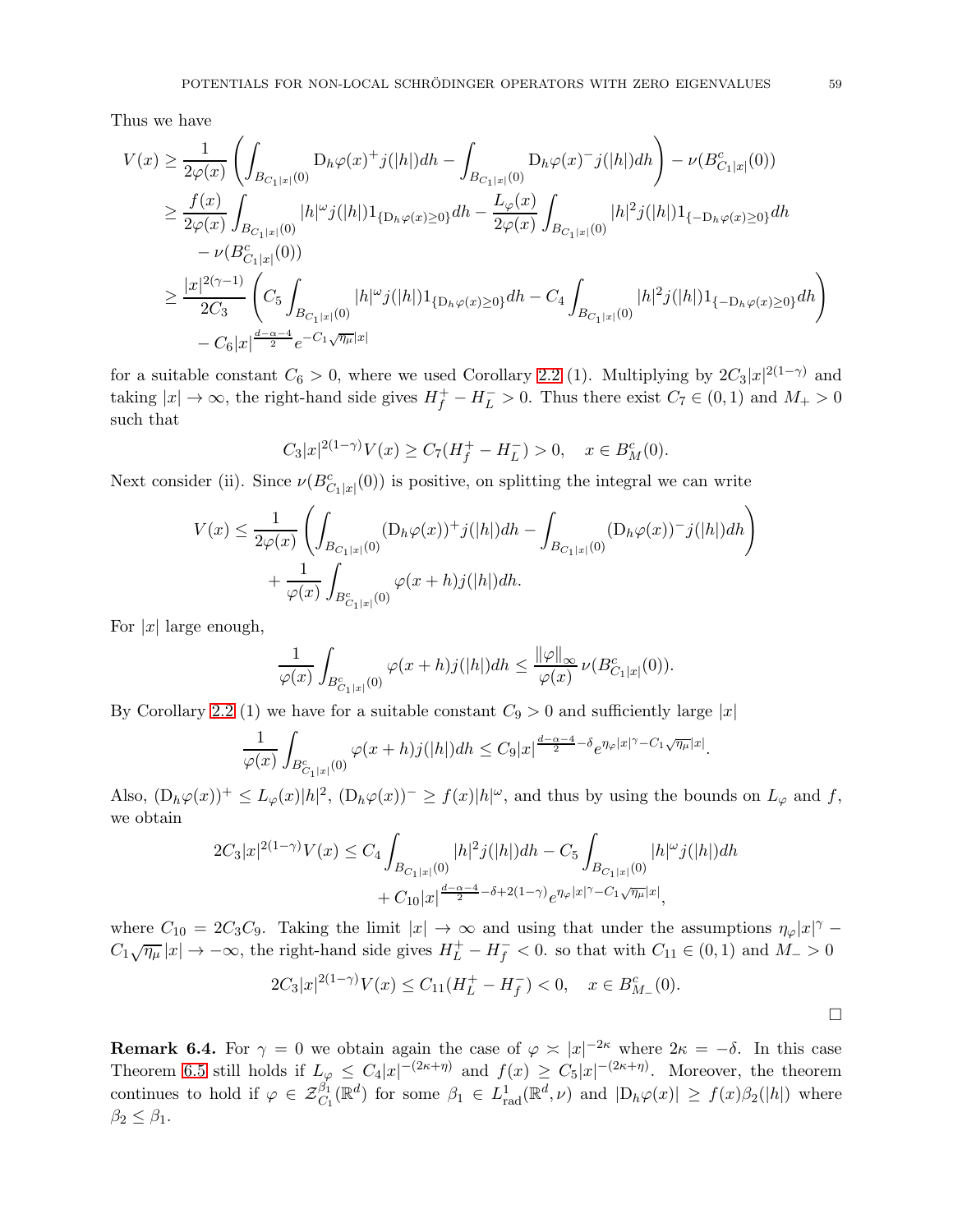Thus we have

$$
\begin{aligned}
V(x) &\geq \frac{1}{2\varphi(x)} \left( \int_{B_{C_1|x|}(0)} \mathrm{D}_h\varphi(x)^+ j(|h|) dh - \int_{B_{C_1|x|}(0)} \mathrm{D}_h\varphi(x)^- j(|h|) dh \right) - \nu(B^c_{C_1|x|}(0)) \\
&\geq \frac{f(x)}{2\varphi(x)} \int_{B_{C_1|x|}(0)} |h|^\omega j(|h|) 1_{\{\mathrm{D}_h\varphi(x)\geq 0\}} dh - \frac{L_\varphi(x)}{2\varphi(x)} \int_{B_{C_1|x|}(0)} |h|^2 j(|h|) 1_{\{-\mathrm{D}_h\varphi(x)\geq 0\}} dh \\
&\quad - \nu(B^c_{C_1|x|}(0)) \\
&\geq \frac{|x|^{2(\gamma-1)}}{2C_3} \left( C_5 \int_{B_{C_1|x|}(0)} |h|^\omega j(|h|) 1_{\{\mathrm{D}_h\varphi(x)\geq 0\}} dh - C_4 \int_{B_{C_1|x|}(0)} |h|^2 j(|h|) 1_{\{-\mathrm{D}_h\varphi(x)\geq 0\}} dh \right) \\
&\quad - C_6 |x|^{\frac{d-\alpha-4}{2}} e^{-C_1\sqrt{\eta_\mu}|x|}
\end{aligned}
$$

for a suitable constant $C_6 > 0$, where we used Corollary 2.2 (1). Multiplying by $2C_3|x|^{2(1-\gamma)}$ and taking $|x| \to \infty$, the right-hand side gives $H_f^+ - H_L^- > 0$. Thus there exist $C_7 \in (0,1)$ and $M_+ > 0$ such that

$$
C_3|x|^{2(1-\gamma)} V(x) \geq C_7(H_f^+ - H_L^-) > 0, \quad x \in B^c_M(0).
$$

Next consider (ii). Since $\nu(B^c_{C_1|x|}(0))$ is positive, on splitting the integral we can write

$$
\begin{aligned}
V(x) \leq \frac{1}{2\varphi(x)} &\left( \int_{B_{C_1|x|}(0)} (\mathrm{D}_h\varphi(x))^+ j(|h|) dh - \int_{B_{C_1|x|}(0)} (\mathrm{D}_h\varphi(x))^- j(|h|) dh \right) \\
&+ \frac{1}{\varphi(x)} \int_{B^c_{C_1|x|}(0)} \varphi(x+h) j(|h|) dh.
\end{aligned}
$$

For $|x|$ large enough,

$$
\frac{1}{\varphi(x)} \int_{B^c_{C_1|x|}(0)} \varphi(x+h) j(|h|) dh \leq \frac{\|\varphi\|_\infty}{\varphi(x)} \nu(B^c_{C_1|x|}(0)).
$$

By Corollary 2.2 (1) we have for a suitable constant $C_9 > 0$ and sufficiently large $|x|$

$$
\frac{1}{\varphi(x)} \int_{B^c_{C_1|x|}(0)} \varphi(x+h) j(|h|) dh \leq C_9 |x|^{\frac{d-\alpha-4}{2}-\delta} e^{\eta_\varphi|x|^\gamma - C_1\sqrt{\eta_\mu}|x|}.
$$

Also, $(\mathrm{D}_h\varphi(x))^+ \leq L_\varphi(x)|h|^2$, $(\mathrm{D}_h\varphi(x))^- \geq f(x)|h|^\omega$, and thus by using the bounds on $L_\varphi$ and $f$, we obtain

$$
\begin{aligned}
2C_3|x|^{2(1-\gamma)} V(x) \leq C_4 &\int_{B_{C_1|x|}(0)} |h|^2 j(|h|) dh - C_5 \int_{B_{C_1|x|}(0)} |h|^\omega j(|h|) dh \\
&+ C_{10} |x|^{\frac{d-\alpha-4}{2}-\delta+2(1-\gamma)} e^{\eta_\varphi|x|^\gamma - C_1\sqrt{\eta_\mu}|x|},
\end{aligned}
$$

where $C_{10} = 2C_3C_9$. Taking the limit $|x| \to \infty$ and using that under the assumptions $\eta_\varphi|x|^\gamma - C_1\sqrt{\eta_\mu}|x| \to -\infty$, the right-hand side gives $H_L^+ - H_f^- < 0$. so that with $C_{11} \in (0,1)$ and $M_- > 0$

$$
2C_3|x|^{2(1-\gamma)} V(x) \leq C_{11}(H_L^+ - H_f^-) < 0, \quad x \in B^c_{M_-}(0).
$$

□

**Remark 6.4.** For $\gamma = 0$ we obtain again the case of $\varphi \asymp |x|^{-2\kappa}$ where $2\kappa = -\delta$. In this case Theorem 6.5 still holds if $L_\varphi \leq C_4|x|^{-(2\kappa+\eta)}$ and $f(x) \geq C_5|x|^{-(2\kappa+\eta)}$. Moreover, the theorem continues to hold if $\varphi \in \mathcal{Z}^{\beta_1}_{C_1}(\mathbb{R}^d)$ for some $\beta_1 \in L^1_{\mathrm{rad}}(\mathbb{R}^d, \nu)$ and $|\mathrm{D}_h\varphi(x)| \geq f(x)\beta_2(|h|)$ where $\beta_2 \leq \beta_1$.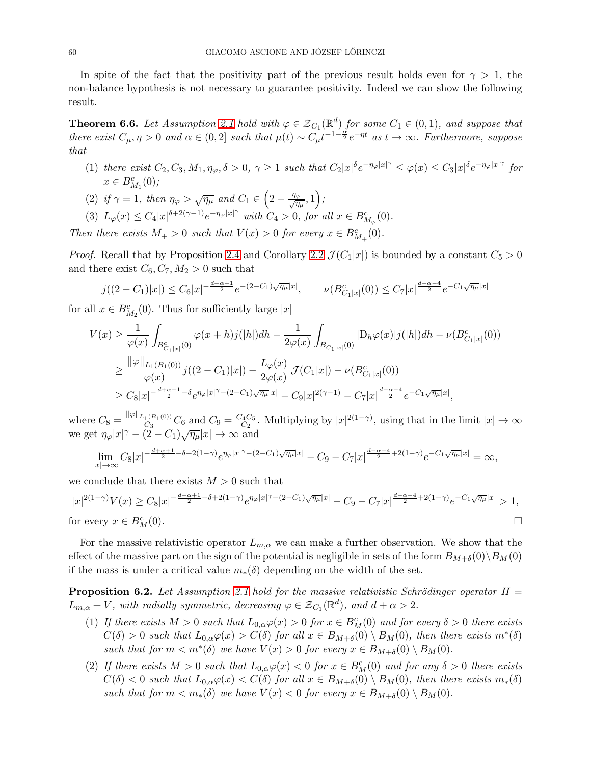In spite of the fact that the positivity part of the previous result holds even for $\gamma > 1$, the non-balance hypothesis is not necessary to guarantee positivity. Indeed we can show the following result.

**Theorem 6.6.** *Let Assumption 2.1 hold with $\varphi \in \mathcal{Z}_{C_1}(\mathbb{R}^d)$ for some $C_1 \in (0,1)$, and suppose that there exist $C_\mu, \eta > 0$ and $\alpha \in (0,2]$ such that $\mu(t) \sim C_\mu t^{-1-\frac{\alpha}{2}} e^{-\eta t}$ as $t \to \infty$. Furthermore, suppose that*

1. *there exist $C_2, C_3, M_1, \eta_\varphi, \delta > 0$, $\gamma \geq 1$ such that $C_2 |x|^\delta e^{-\eta_\varphi |x|^\gamma} \leq \varphi(x) \leq C_3 |x|^\delta e^{-\eta_\varphi |x|^\gamma}$ for $x \in B^c_{M_1}(0)$;*
2. *if $\gamma = 1$, then $\eta_\varphi > \sqrt{\eta_\mu}$ and $C_1 \in \left(2 - \frac{\eta_\varphi}{\sqrt{\eta_\mu}}, 1\right)$;*
3. *$L_\varphi(x) \leq C_4 |x|^{\delta + 2(\gamma-1)} e^{-\eta_\varphi |x|^\gamma}$ with $C_4 > 0$, for all $x \in B^c_{M_\varphi}(0)$.*

*Then there exists $M_+ > 0$ such that $V(x) > 0$ for every $x \in B^c_{M_+}(0)$.*

*Proof.* Recall that by Proposition 2.4 and Corollary 2.2 $\mathcal{J}(C_1|x|)$ is bounded by a constant $C_5 > 0$ and there exist $C_6, C_7, M_2 > 0$ such that

$$
j((2-C_1)|x|) \leq C_6 |x|^{-\frac{d+\alpha+1}{2}} e^{-(2-C_1)\sqrt{\eta_\mu}|x|}, \qquad \nu(B^c_{C_1|x|}(0)) \leq C_7 |x|^{\frac{d-\alpha-4}{2}} e^{-C_1\sqrt{\eta_\mu}|x|}
$$

for all $x \in B^c_{M_2}(0)$. Thus for sufficiently large $|x|$

$$
\begin{aligned}
V(x) &\geq \frac{1}{\varphi(x)} \int_{B^c_{C_1|x|}(0)} \varphi(x+h) j(|h|) dh - \frac{1}{2\varphi(x)} \int_{B_{C_1|x|}(0)} |\mathrm{D}_h \varphi(x)| j(|h|) dh - \nu(B^c_{C_1|x|}(0)) \\
&\geq \frac{\|\varphi\|_{L_1(B_1(0))}}{\varphi(x)} j((2-C_1)|x|) - \frac{L_\varphi(x)}{2\varphi(x)} \mathcal{J}(C_1|x|) - \nu(B^c_{C_1|x|}(0)) \\
&\geq C_8 |x|^{-\frac{d+\alpha+1}{2} - \delta} e^{\eta_\varphi |x|^\gamma - (2-C_1)\sqrt{\eta_\mu}|x|} - C_9 |x|^{2(\gamma-1)} - C_7 |x|^{\frac{d-\alpha-4}{2}} e^{-C_1\sqrt{\eta_\mu}|x|},
\end{aligned}
$$

where $C_8 = \frac{\|\varphi\|_{L_1(B_1(0))}}{C_3} C_6$ and $C_9 = \frac{C_4 C_5}{C_2}$. Multiplying by $|x|^{2(1-\gamma)}$, using that in the limit $|x| \to \infty$ we get $\eta_\varphi |x|^\gamma - (2-C_1)\sqrt{\eta_\mu}|x| \to \infty$ and

$$
\lim_{|x| \to \infty} C_8 |x|^{-\frac{d+\alpha+1}{2} - \delta + 2(1-\gamma)} e^{\eta_\varphi |x|^\gamma - (2-C_1)\sqrt{\eta_\mu}|x|} - C_9 - C_7 |x|^{\frac{d-\alpha-4}{2} + 2(1-\gamma)} e^{-C_1\sqrt{\eta_\mu}|x|} = \infty,
$$

we conclude that there exists $M > 0$ such that

$$
|x|^{2(1-\gamma)} V(x) \geq C_8 |x|^{-\frac{d+\alpha+1}{2} - \delta + 2(1-\gamma)} e^{\eta_\varphi |x|^\gamma - (2-C_1)\sqrt{\eta_\mu}|x|} - C_9 - C_7 |x|^{\frac{d-\alpha-4}{2} + 2(1-\gamma)} e^{-C_1\sqrt{\eta_\mu}|x|} > 1,
$$

for every $x \in B^c_M(0)$. $\square$

For the massive relativistic operator $L_{m,\alpha}$ we can make a further observation. We show that the effect of the massive part on the sign of the potential is negligible in sets of the form $B_{M+\delta}(0) \setminus B_M(0)$ if the mass is under a critical value $m_*(\delta)$ depending on the width of the set.

**Proposition 6.2.** *Let Assumption 2.1 hold for the massive relativistic Schrödinger operator $H = L_{m,\alpha} + V$, with radially symmetric, decreasing $\varphi \in \mathcal{Z}_{C_1}(\mathbb{R}^d)$, and $d + \alpha > 2$.*

1. *If there exists $M > 0$ such that $L_{0,\alpha}\varphi(x) > 0$ for $x \in B^c_M(0)$ and for every $\delta > 0$ there exists $C(\delta) > 0$ such that $L_{0,\alpha}\varphi(x) > C(\delta)$ for all $x \in B_{M+\delta}(0) \setminus B_M(0)$, then there exists $m^*(\delta)$ such that for $m < m^*(\delta)$ we have $V(x) > 0$ for every $x \in B_{M+\delta}(0) \setminus B_M(0)$.*
2. *If there exists $M > 0$ such that $L_{0,\alpha}\varphi(x) < 0$ for $x \in B^c_M(0)$ and for any $\delta > 0$ there exists $C(\delta) < 0$ such that $L_{0,\alpha}\varphi(x) < C(\delta)$ for all $x \in B_{M+\delta}(0) \setminus B_M(0)$, then there exists $m_*(\delta)$ such that for $m < m_*(\delta)$ we have $V(x) < 0$ for every $x \in B_{M+\delta}(0) \setminus B_M(0)$.*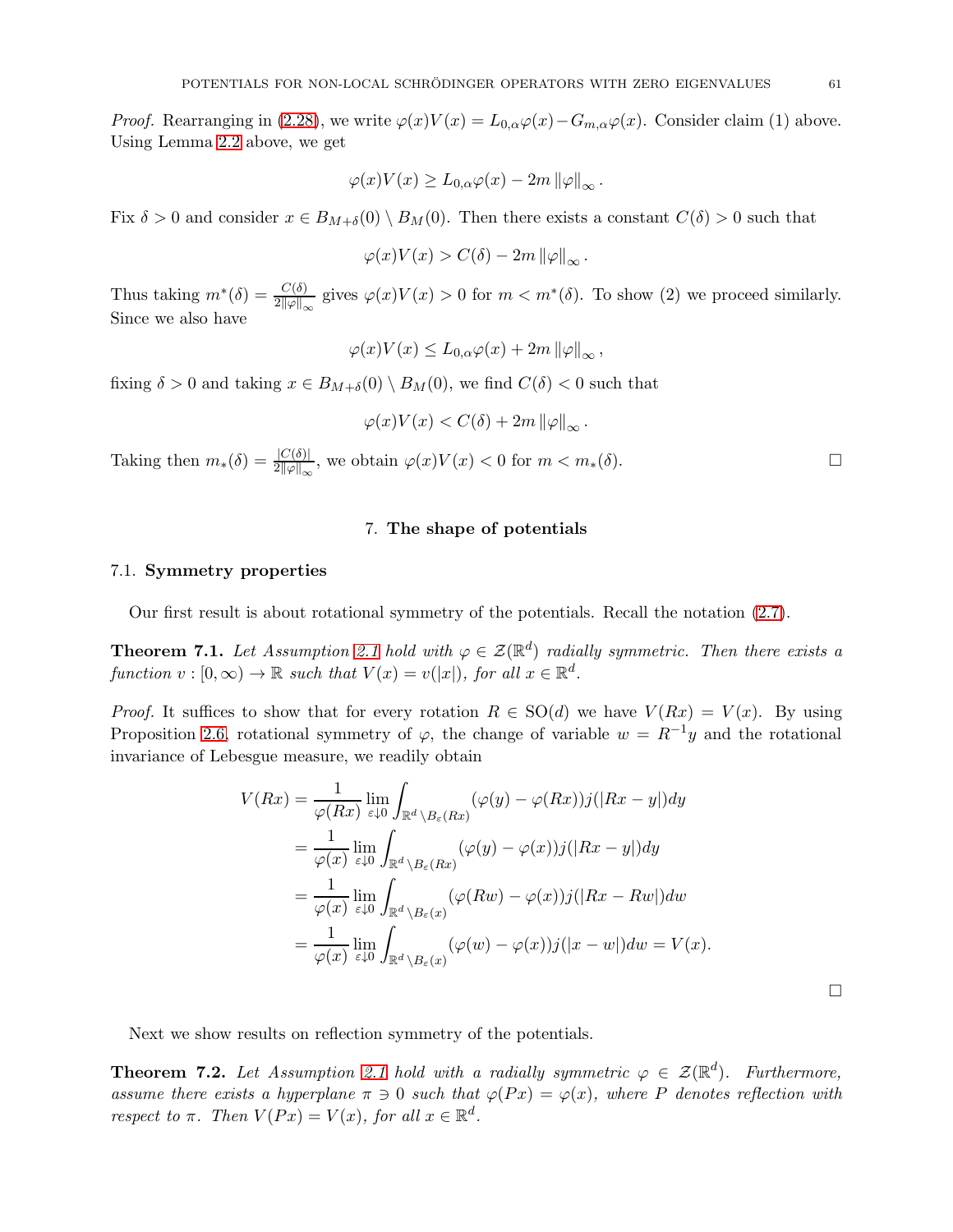*Proof.* Rearranging in (2.28), we write $\varphi(x)V(x) = L_{0,\alpha}\varphi(x) - G_{m,\alpha}\varphi(x)$. Consider claim (1) above. Using Lemma 2.2 above, we get

$$\varphi(x)V(x) \geq L_{0,\alpha}\varphi(x) - 2m\,\|\varphi\|_\infty\,.$$

Fix $\delta > 0$ and consider $x \in B_{M+\delta}(0) \setminus B_M(0)$. Then there exists a constant $C(\delta) > 0$ such that

$$\varphi(x)V(x) > C(\delta) - 2m\,\|\varphi\|_\infty\,.$$

Thus taking $m^*(\delta) = \frac{C(\delta)}{2\|\varphi\|_\infty}$ gives $\varphi(x)V(x) > 0$ for $m < m^*(\delta)$. To show (2) we proceed similarly. Since we also have

$$\varphi(x)V(x) \leq L_{0,\alpha}\varphi(x) + 2m\,\|\varphi\|_\infty\,,$$

fixing $\delta > 0$ and taking $x \in B_{M+\delta}(0) \setminus B_M(0)$, we find $C(\delta) < 0$ such that

$$\varphi(x)V(x) < C(\delta) + 2m\,\|\varphi\|_\infty\,.$$

Taking then $m_*(\delta) = \frac{|C(\delta)|}{2\|\varphi\|_\infty}$, we obtain $\varphi(x)V(x) < 0$ for $m < m_*(\delta)$. □

## 7. The shape of potentials

### 7.1. Symmetry properties

Our first result is about rotational symmetry of the potentials. Recall the notation (2.7).

**Theorem 7.1.** *Let Assumption 2.1 hold with $\varphi \in \mathcal{Z}(\mathbb{R}^d)$ radially symmetric. Then there exists a function $v : [0, \infty) \to \mathbb{R}$ such that $V(x) = v(|x|)$, for all $x \in \mathbb{R}^d$.*

*Proof.* It suffices to show that for every rotation $R \in \mathrm{SO}(d)$ we have $V(Rx) = V(x)$. By using Proposition 2.6, rotational symmetry of $\varphi$, the change of variable $w = R^{-1}y$ and the rotational invariance of Lebesgue measure, we readily obtain

$$\begin{aligned}
V(Rx) &= \frac{1}{\varphi(Rx)} \lim_{\varepsilon \downarrow 0} \int_{\mathbb{R}^d \setminus B_\varepsilon(Rx)} (\varphi(y) - \varphi(Rx)) j(|Rx - y|) dy \\
&= \frac{1}{\varphi(x)} \lim_{\varepsilon \downarrow 0} \int_{\mathbb{R}^d \setminus B_\varepsilon(Rx)} (\varphi(y) - \varphi(x)) j(|Rx - y|) dy \\
&= \frac{1}{\varphi(x)} \lim_{\varepsilon \downarrow 0} \int_{\mathbb{R}^d \setminus B_\varepsilon(x)} (\varphi(Rw) - \varphi(x)) j(|Rx - Rw|) dw \\
&= \frac{1}{\varphi(x)} \lim_{\varepsilon \downarrow 0} \int_{\mathbb{R}^d \setminus B_\varepsilon(x)} (\varphi(w) - \varphi(x)) j(|x - w|) dw = V(x).
\end{aligned}$$

□

Next we show results on reflection symmetry of the potentials.

**Theorem 7.2.** *Let Assumption 2.1 hold with a radially symmetric $\varphi \in \mathcal{Z}(\mathbb{R}^d)$. Furthermore, assume there exists a hyperplane $\pi \ni 0$ such that $\varphi(Px) = \varphi(x)$, where $P$ denotes reflection with respect to $\pi$. Then $V(Px) = V(x)$, for all $x \in \mathbb{R}^d$.*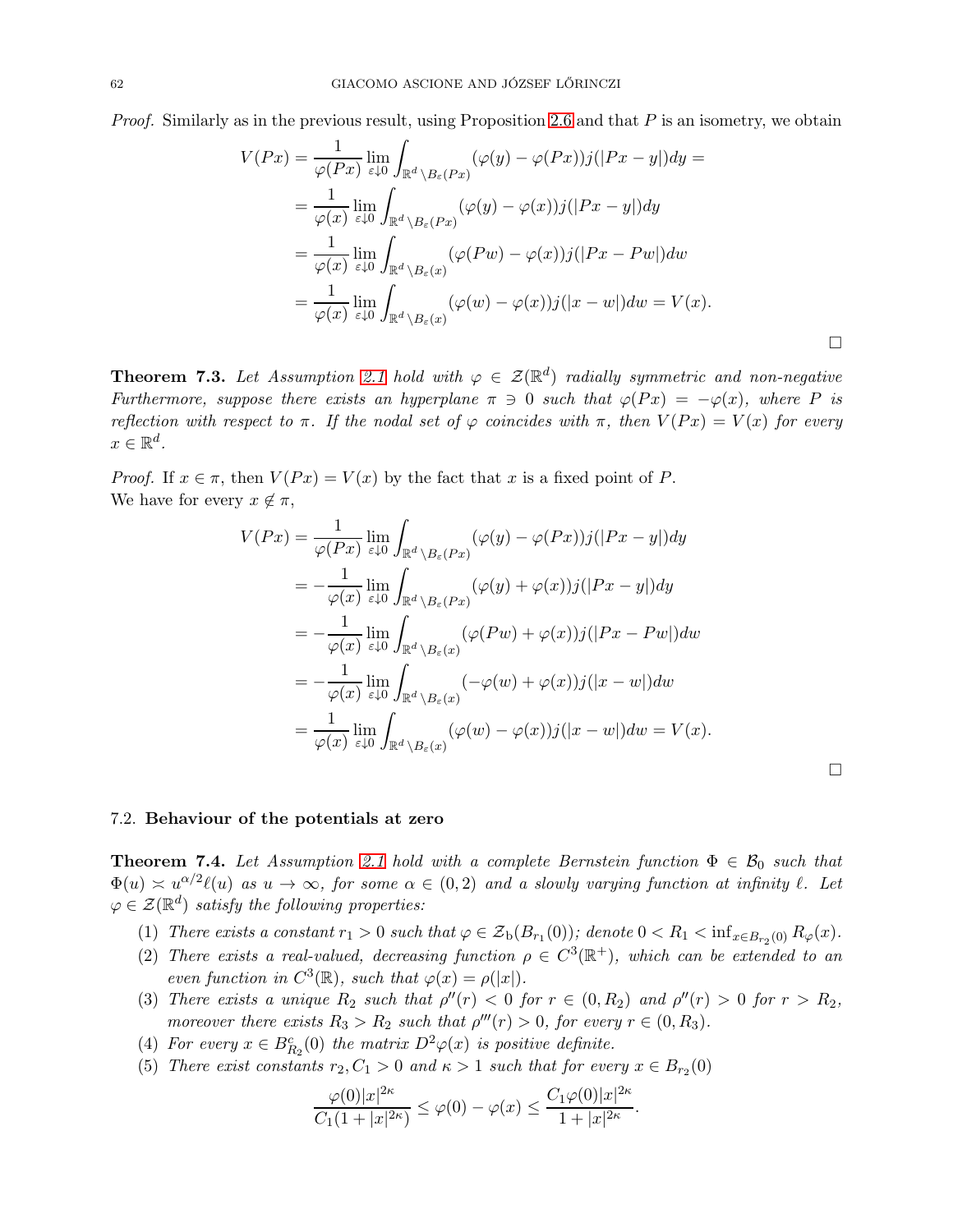*Proof.* Similarly as in the previous result, using Proposition 2.6 and that $P$ is an isometry, we obtain

$$
\begin{aligned}
V(Px) &= \frac{1}{\varphi(Px)} \lim_{\varepsilon \downarrow 0} \int_{\mathbb{R}^d \setminus B_\varepsilon(Px)} (\varphi(y) - \varphi(Px)) j(|Px - y|) dy = \\
&= \frac{1}{\varphi(x)} \lim_{\varepsilon \downarrow 0} \int_{\mathbb{R}^d \setminus B_\varepsilon(Px)} (\varphi(y) - \varphi(x)) j(|Px - y|) dy \\
&= \frac{1}{\varphi(x)} \lim_{\varepsilon \downarrow 0} \int_{\mathbb{R}^d \setminus B_\varepsilon(x)} (\varphi(Pw) - \varphi(x)) j(|Px - Pw|) dw \\
&= \frac{1}{\varphi(x)} \lim_{\varepsilon \downarrow 0} \int_{\mathbb{R}^d \setminus B_\varepsilon(x)} (\varphi(w) - \varphi(x)) j(|x - w|) dw = V(x).
\end{aligned}
$$

□

**Theorem 7.3.** *Let Assumption 2.1 hold with $\varphi \in \mathcal{Z}(\mathbb{R}^d)$ radially symmetric and non-negative Furthermore, suppose there exists an hyperplane $\pi \ni 0$ such that $\varphi(Px) = -\varphi(x)$, where $P$ is reflection with respect to $\pi$. If the nodal set of $\varphi$ coincides with $\pi$, then $V(Px) = V(x)$ for every $x \in \mathbb{R}^d$.*

*Proof.* If $x \in \pi$, then $V(Px) = V(x)$ by the fact that $x$ is a fixed point of $P$.
We have for every $x \notin \pi$,

$$
\begin{aligned}
V(Px) &= \frac{1}{\varphi(Px)} \lim_{\varepsilon \downarrow 0} \int_{\mathbb{R}^d \setminus B_\varepsilon(Px)} (\varphi(y) - \varphi(Px)) j(|Px - y|) dy \\
&= -\frac{1}{\varphi(x)} \lim_{\varepsilon \downarrow 0} \int_{\mathbb{R}^d \setminus B_\varepsilon(Px)} (\varphi(y) + \varphi(x)) j(|Px - y|) dy \\
&= -\frac{1}{\varphi(x)} \lim_{\varepsilon \downarrow 0} \int_{\mathbb{R}^d \setminus B_\varepsilon(x)} (\varphi(Pw) + \varphi(x)) j(|Px - Pw|) dw \\
&= -\frac{1}{\varphi(x)} \lim_{\varepsilon \downarrow 0} \int_{\mathbb{R}^d \setminus B_\varepsilon(x)} (-\varphi(w) + \varphi(x)) j(|x - w|) dw \\
&= \frac{1}{\varphi(x)} \lim_{\varepsilon \downarrow 0} \int_{\mathbb{R}^d \setminus B_\varepsilon(x)} (\varphi(w) - \varphi(x)) j(|x - w|) dw = V(x).
\end{aligned}
$$

□

## 7.2. Behaviour of the potentials at zero

**Theorem 7.4.** *Let Assumption 2.1 hold with a complete Bernstein function $\Phi \in \mathcal{B}_0$ such that $\Phi(u) \asymp u^{\alpha/2}\ell(u)$ as $u \to \infty$, for some $\alpha \in (0,2)$ and a slowly varying function at infinity $\ell$. Let $\varphi \in \mathcal{Z}(\mathbb{R}^d)$ satisfy the following properties:*

(1) *There exists a constant $r_1 > 0$ such that $\varphi \in \mathcal{Z}_{\rm b}(B_{r_1}(0))$; denote $0 < R_1 < \inf_{x \in B_{r_2}(0)} R_\varphi(x)$.*
(2) *There exists a real-valued, decreasing function $\rho \in C^3(\mathbb{R}^+)$, which can be extended to an even function in $C^3(\mathbb{R})$, such that $\varphi(x) = \rho(|x|)$.*
(3) *There exists a unique $R_2$ such that $\rho''(r) < 0$ for $r \in (0, R_2)$ and $\rho''(r) > 0$ for $r > R_2$, moreover there exists $R_3 > R_2$ such that $\rho'''(r) > 0$, for every $r \in (0, R_3)$.*
(4) *For every $x \in B^c_{R_2}(0)$ the matrix $D^2\varphi(x)$ is positive definite.*
(5) *There exist constants $r_2, C_1 > 0$ and $\kappa > 1$ such that for every $x \in B_{r_2}(0)$*

$$
\frac{\varphi(0)|x|^{2\kappa}}{C_1(1 + |x|^{2\kappa})} \le \varphi(0) - \varphi(x) \le \frac{C_1 \varphi(0)|x|^{2\kappa}}{1 + |x|^{2\kappa}}.
$$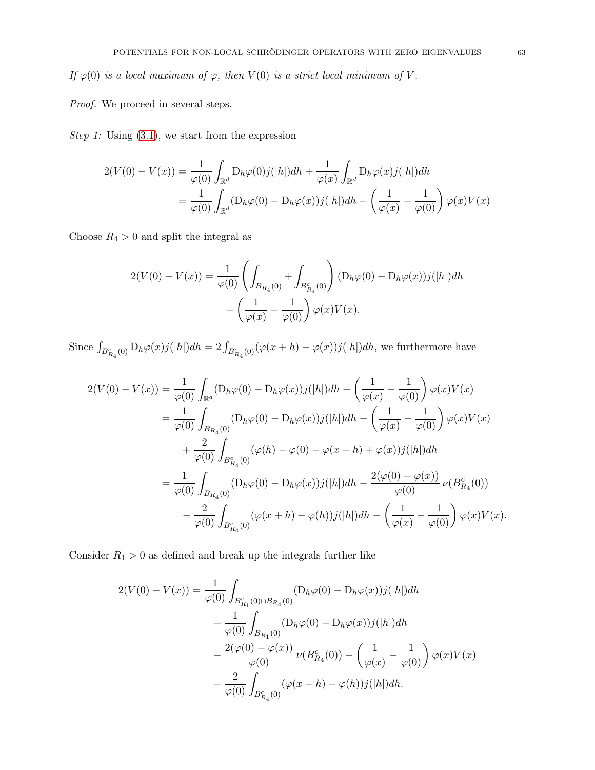*If $\varphi(0)$ is a local maximum of $\varphi$, then $V(0)$ is a strict local minimum of $V$.*

*Proof.* We proceed in several steps.

*Step 1:* Using (3.1), we start from the expression

$$
\begin{aligned}
2(V(0)-V(x)) &= \frac{1}{\varphi(0)}\int_{\mathbb{R}^d} \mathrm{D}_h\varphi(0)j(|h|)dh + \frac{1}{\varphi(x)}\int_{\mathbb{R}^d} \mathrm{D}_h\varphi(x)j(|h|)dh \\
&= \frac{1}{\varphi(0)}\int_{\mathbb{R}^d} (\mathrm{D}_h\varphi(0)-\mathrm{D}_h\varphi(x))j(|h|)dh - \left(\frac{1}{\varphi(x)}-\frac{1}{\varphi(0)}\right)\varphi(x)V(x)
\end{aligned}
$$

Choose $R_4>0$ and split the integral as

$$
\begin{aligned}
2(V(0)-V(x)) = \frac{1}{\varphi(0)}&\left(\int_{B_{R_4}(0)}+\int_{B^c_{R_4}(0)}\right)(\mathrm{D}_h\varphi(0)-\mathrm{D}_h\varphi(x))j(|h|)dh \\
&-\left(\frac{1}{\varphi(x)}-\frac{1}{\varphi(0)}\right)\varphi(x)V(x).
\end{aligned}
$$

Since $\int_{B^c_{R_4}(0)}\mathrm{D}_h\varphi(x)j(|h|)dh = 2\int_{B^c_{R_4}(0)}(\varphi(x+h)-\varphi(x))j(|h|)dh$, we furthermore have

$$
\begin{aligned}
2(V(0)-V(x)) &= \frac{1}{\varphi(0)}\int_{\mathbb{R}^d}(\mathrm{D}_h\varphi(0)-\mathrm{D}_h\varphi(x))j(|h|)dh - \left(\frac{1}{\varphi(x)}-\frac{1}{\varphi(0)}\right)\varphi(x)V(x) \\
&= \frac{1}{\varphi(0)}\int_{B_{R_4}(0)}(\mathrm{D}_h\varphi(0)-\mathrm{D}_h\varphi(x))j(|h|)dh - \left(\frac{1}{\varphi(x)}-\frac{1}{\varphi(0)}\right)\varphi(x)V(x) \\
&\quad + \frac{2}{\varphi(0)}\int_{B^c_{R_4}(0)}(\varphi(h)-\varphi(0)-\varphi(x+h)+\varphi(x))j(|h|)dh \\
&= \frac{1}{\varphi(0)}\int_{B_{R_4}(0)}(\mathrm{D}_h\varphi(0)-\mathrm{D}_h\varphi(x))j(|h|)dh - \frac{2(\varphi(0)-\varphi(x))}{\varphi(0)}\,\nu(B^c_{R_4}(0)) \\
&\quad - \frac{2}{\varphi(0)}\int_{B^c_{R_4}(0)}(\varphi(x+h)-\varphi(h))j(|h|)dh - \left(\frac{1}{\varphi(x)}-\frac{1}{\varphi(0)}\right)\varphi(x)V(x).
\end{aligned}
$$

Consider $R_1>0$ as defined and break up the integrals further like

$$
\begin{aligned}
2(V(0)-V(x)) &= \frac{1}{\varphi(0)}\int_{B^c_{R_1}(0)\cap B_{R_4}(0)}(\mathrm{D}_h\varphi(0)-\mathrm{D}_h\varphi(x))j(|h|)dh \\
&\quad + \frac{1}{\varphi(0)}\int_{B_{R_1}(0)}(\mathrm{D}_h\varphi(0)-\mathrm{D}_h\varphi(x))j(|h|)dh \\
&\quad - \frac{2(\varphi(0)-\varphi(x))}{\varphi(0)}\,\nu(B^c_{R_4}(0)) - \left(\frac{1}{\varphi(x)}-\frac{1}{\varphi(0)}\right)\varphi(x)V(x) \\
&\quad - \frac{2}{\varphi(0)}\int_{B^c_{R_4}(0)}(\varphi(x+h)-\varphi(h))j(|h|)dh.
\end{aligned}
$$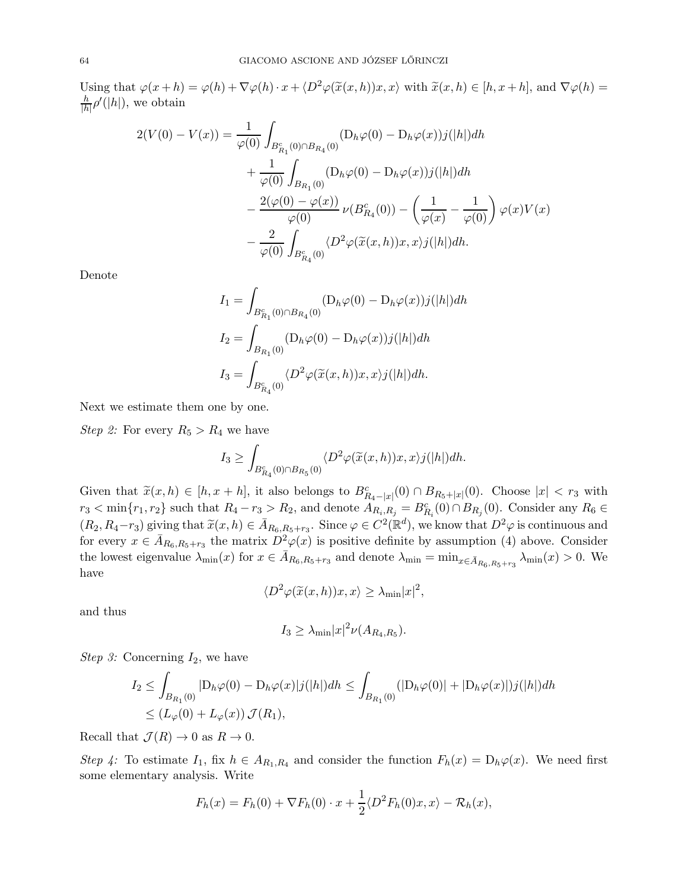Using that $\varphi(x+h) = \varphi(h) + \nabla\varphi(h) \cdot x + \langle D^2\varphi(\widetilde{x}(x,h))x, x\rangle$ with $\widetilde{x}(x,h) \in [h, x+h]$, and $\nabla\varphi(h) = \frac{h}{|h|}\rho'(|h|)$, we obtain

$$
\begin{aligned}
2(V(0) - V(x)) = &\frac{1}{\varphi(0)} \int_{B^c_{R_1}(0)\cap B_{R_4}(0)} (\mathrm{D}_h\varphi(0) - \mathrm{D}_h\varphi(x))j(|h|)dh \\
&+ \frac{1}{\varphi(0)} \int_{B_{R_1}(0)} (\mathrm{D}_h\varphi(0) - \mathrm{D}_h\varphi(x))j(|h|)dh \\
&- \frac{2(\varphi(0) - \varphi(x))}{\varphi(0)} \nu(B^c_{R_4}(0)) - \left(\frac{1}{\varphi(x)} - \frac{1}{\varphi(0)}\right)\varphi(x)V(x) \\
&- \frac{2}{\varphi(0)} \int_{B^c_{R_4}(0)} \langle D^2\varphi(\widetilde{x}(x,h))x, x\rangle j(|h|)dh.
\end{aligned}
$$

Denote

$$
\begin{aligned}
I_1 &= \int_{B^c_{R_1}(0)\cap B_{R_4}(0)} (\mathrm{D}_h\varphi(0) - \mathrm{D}_h\varphi(x))j(|h|)dh \\
I_2 &= \int_{B_{R_1}(0)} (\mathrm{D}_h\varphi(0) - \mathrm{D}_h\varphi(x))j(|h|)dh \\
I_3 &= \int_{B^c_{R_4}(0)} \langle D^2\varphi(\widetilde{x}(x,h))x, x\rangle j(|h|)dh.
\end{aligned}
$$

Next we estimate them one by one.

*Step 2:* For every $R_5 > R_4$ we have

$$
I_3 \geq \int_{B^c_{R_4}(0)\cap B_{R_5}(0)} \langle D^2\varphi(\widetilde{x}(x,h))x, x\rangle j(|h|)dh.
$$

Given that $\widetilde{x}(x,h) \in [h, x+h]$, it also belongs to $B^c_{R_4-|x|}(0) \cap B_{R_5+|x|}(0)$. Choose $|x| < r_3$ with $r_3 < \min\{r_1, r_2\}$ such that $R_4 - r_3 > R_2$, and denote $A_{R_i,R_j} = B^c_{R_i}(0) \cap B_{R_j}(0)$. Consider any $R_6 \in (R_2, R_4 - r_3)$ giving that $\widetilde{x}(x,h) \in \bar{A}_{R_6,R_5+r_3}$. Since $\varphi \in C^2(\mathbb{R}^d)$, we know that $D^2\varphi$ is continuous and for every $x \in \bar{A}_{R_6,R_5+r_3}$ the matrix $D^2\varphi(x)$ is positive definite by assumption (4) above. Consider the lowest eigenvalue $\lambda_{\min}(x)$ for $x \in \bar{A}_{R_6,R_5+r_3}$ and denote $\lambda_{\min} = \min_{x\in\bar{A}_{R_6,R_5+r_3}} \lambda_{\min}(x) > 0$. We have

$$
\langle D^2\varphi(\widetilde{x}(x,h))x, x\rangle \geq \lambda_{\min}|x|^2,
$$

and thus

$$
I_3 \geq \lambda_{\min}|x|^2 \nu(A_{R_4,R_5}).
$$

*Step 3:* Concerning $I_2$, we have

$$
\begin{aligned}
I_2 &\leq \int_{B_{R_1}(0)} |\mathrm{D}_h\varphi(0) - \mathrm{D}_h\varphi(x)|j(|h|)dh \leq \int_{B_{R_1}(0)} (|\mathrm{D}_h\varphi(0)| + |\mathrm{D}_h\varphi(x)|)j(|h|)dh \\
&\leq (L_\varphi(0) + L_\varphi(x))\,\mathcal{J}(R_1),
\end{aligned}
$$

Recall that $\mathcal{J}(R) \to 0$ as $R \to 0$.

*Step 4:* To estimate $I_1$, fix $h \in A_{R_1,R_4}$ and consider the function $F_h(x) = \mathrm{D}_h\varphi(x)$. We need first some elementary analysis. Write

$$
F_h(x) = F_h(0) + \nabla F_h(0) \cdot x + \frac{1}{2}\langle D^2F_h(0)x, x\rangle - \mathcal{R}_h(x),
$$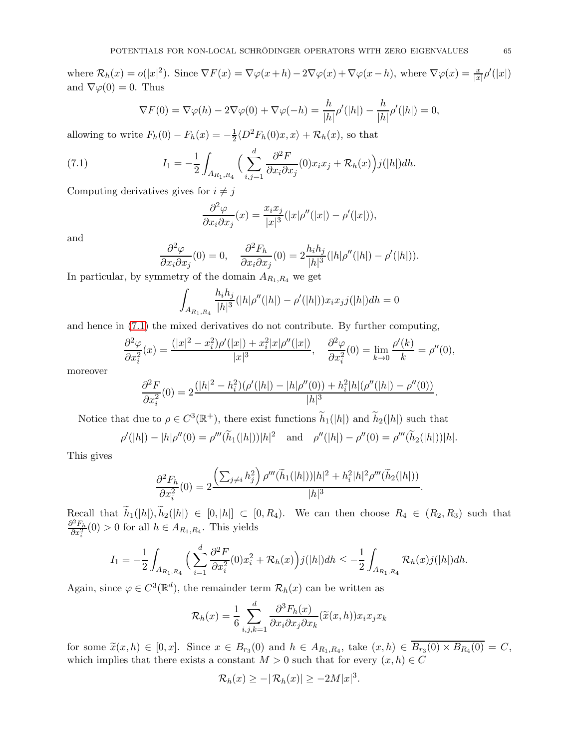where $\mathcal{R}_h(x) = o(|x|^2)$. Since $\nabla F(x) = \nabla\varphi(x+h) - 2\nabla\varphi(x) + \nabla\varphi(x-h)$, where $\nabla\varphi(x) = \frac{x}{|x|}\rho'(|x|)$ and $\nabla\varphi(0) = 0$. Thus

$$\nabla F(0) = \nabla\varphi(h) - 2\nabla\varphi(0) + \nabla\varphi(-h) = \frac{h}{|h|}\rho'(|h|) - \frac{h}{|h|}\rho'(|h|) = 0,$$

allowing to write $F_h(0) - F_h(x) = -\frac{1}{2}\langle D^2F_h(0)x, x\rangle + \mathcal{R}_h(x)$, so that

$$I_1 = -\frac{1}{2}\int_{A_{R_1,R_4}} \Big( \sum_{i,j=1}^{d} \frac{\partial^2 F}{\partial x_i \partial x_j}(0) x_i x_j + \mathcal{R}_h(x)\Big) j(|h|)dh. \tag{7.1}$$

Computing derivatives gives for $i \neq j$

$$\frac{\partial^2 \varphi}{\partial x_i \partial x_j}(x) = \frac{x_i x_j}{|x|^3}(|x|\rho''(|x|) - \rho'(|x|)),$$

and

$$\frac{\partial^2 \varphi}{\partial x_i \partial x_j}(0) = 0, \quad \frac{\partial^2 F_h}{\partial x_i \partial x_j}(0) = 2\frac{h_i h_j}{|h|^3}(|h|\rho''(|h|) - \rho'(|h|)).$$

In particular, by symmetry of the domain $A_{R_1,R_4}$ we get

$$\int_{A_{R_1,R_4}} \frac{h_i h_j}{|h|^3}(|h|\rho''(|h|) - \rho'(|h|)) x_i x_j j(|h|)dh = 0$$

and hence in (7.1) the mixed derivatives do not contribute. By further computing,

$$\frac{\partial^2 \varphi}{\partial x_i^2}(x) = \frac{(|x|^2 - x_i^2)\rho'(|x|) + x_i^2 |x|\rho''(|x|)}{|x|^3}, \quad \frac{\partial^2 \varphi}{\partial x_i^2}(0) = \lim_{k\to 0}\frac{\rho'(k)}{k} = \rho''(0),$$

moreover

$$\frac{\partial^2 F}{\partial x_i^2}(0) = 2\frac{(|h|^2 - h_i^2)(\rho'(|h|) - |h|\rho''(0)) + h_i^2|h|(\rho''(|h|) - \rho''(0))}{|h|^3}.$$

Notice that due to $\rho \in C^3(\mathbb{R}^+)$, there exist functions $\widetilde{h}_1(|h|)$ and $\widetilde{h}_2(|h|)$ such that

$$\rho'(|h|) - |h|\rho''(0) = \rho'''(\widetilde{h}_1(|h|))|h|^2 \quad \text{and} \quad \rho''(|h|) - \rho''(0) = \rho'''(\widetilde{h}_2(|h|))|h|.$$

This gives

$$\frac{\partial^2 F_h}{\partial x_i^2}(0) = 2\frac{\Big(\sum_{j\neq i} h_j^2\Big)\rho'''(\widetilde{h}_1(|h|))|h|^2 + h_i^2|h|^2\rho'''(\widetilde{h}_2(|h|))}{|h|^3}.$$

Recall that $\widetilde{h}_1(|h|), \widetilde{h}_2(|h|) \in [0, |h|] \subset [0, R_4)$. We can then choose $R_4 \in (R_2, R_3)$ such that $\frac{\partial^2 F_h}{\partial x_i^2}(0) > 0$ for all $h \in A_{R_1,R_4}$. This yields

$$I_1 = -\frac{1}{2}\int_{A_{R_1,R_4}} \Big( \sum_{i=1}^{d} \frac{\partial^2 F}{\partial x_i^2}(0) x_i^2 + \mathcal{R}_h(x)\Big) j(|h|)dh \leq -\frac{1}{2}\int_{A_{R_1,R_4}} \mathcal{R}_h(x) j(|h|)dh.$$

Again, since $\varphi \in C^3(\mathbb{R}^d)$, the remainder term $\mathcal{R}_h(x)$ can be written as

$$\mathcal{R}_h(x) = \frac{1}{6}\sum_{i,j,k=1}^{d} \frac{\partial^3 F_h(x)}{\partial x_i \partial x_j \partial x_k}(\widetilde{x}(x,h)) x_i x_j x_k$$

for some $\widetilde{x}(x,h) \in [0,x]$. Since $x \in B_{r_3}(0)$ and $h \in A_{R_1,R_4}$, take $(x,h) \in \overline{B_{r_3}(0) \times B_{R_4}(0)} = C$, which implies that there exists a constant $M > 0$ such that for every $(x,h) \in C$

$$\mathcal{R}_h(x) \geq -|\,\mathcal{R}_h(x)| \geq -2M|x|^3.$$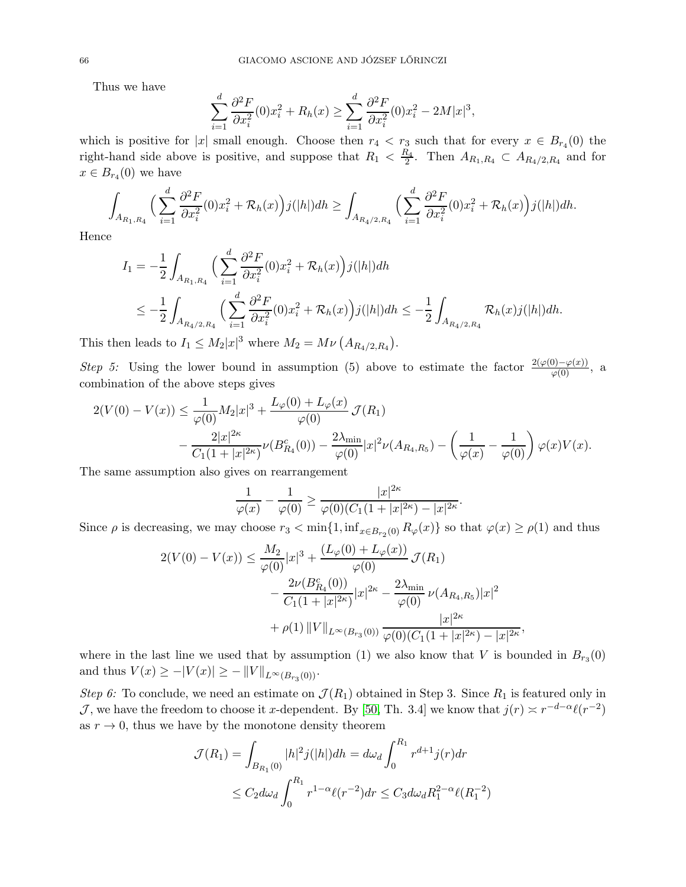Thus we have

$$\sum_{i=1}^{d} \frac{\partial^2 F}{\partial x_i^2}(0) x_i^2 + R_h(x) \geq \sum_{i=1}^{d} \frac{\partial^2 F}{\partial x_i^2}(0) x_i^2 - 2M|x|^3,$$

which is positive for $|x|$ small enough. Choose then $r_4 < r_3$ such that for every $x \in B_{r_4}(0)$ the right-hand side above is positive, and suppose that $R_1 < \frac{R_4}{2}$. Then $A_{R_1,R_4} \subset A_{R_4/2,R_4}$ and for $x \in B_{r_4}(0)$ we have

$$\int_{A_{R_1,R_4}} \Big( \sum_{i=1}^{d} \frac{\partial^2 F}{\partial x_i^2}(0) x_i^2 + \mathcal{R}_h(x) \Big) j(|h|) dh \geq \int_{A_{R_4/2,R_4}} \Big( \sum_{i=1}^{d} \frac{\partial^2 F}{\partial x_i^2}(0) x_i^2 + \mathcal{R}_h(x) \Big) j(|h|) dh.$$

Hence

$$\begin{aligned}
I_1 &= -\frac{1}{2} \int_{A_{R_1,R_4}} \Big( \sum_{i=1}^{d} \frac{\partial^2 F}{\partial x_i^2}(0) x_i^2 + \mathcal{R}_h(x) \Big) j(|h|) dh \\
&\leq -\frac{1}{2} \int_{A_{R_4/2,R_4}} \Big( \sum_{i=1}^{d} \frac{\partial^2 F}{\partial x_i^2}(0) x_i^2 + \mathcal{R}_h(x) \Big) j(|h|) dh \leq -\frac{1}{2} \int_{A_{R_4/2,R_4}} \mathcal{R}_h(x) j(|h|) dh.
\end{aligned}$$

This then leads to $I_1 \leq M_2 |x|^3$ where $M_2 = M \nu\left(A_{R_4/2,R_4}\right)$.

*Step 5:* Using the lower bound in assumption (5) above to estimate the factor $\frac{2(\varphi(0)-\varphi(x))}{\varphi(0)}$, a combination of the above steps gives

$$\begin{aligned}
2(V(0) - V(x)) &\leq \frac{1}{\varphi(0)} M_2 |x|^3 + \frac{L_\varphi(0) + L_\varphi(x)}{\varphi(0)} \mathcal{J}(R_1) \\
&\quad - \frac{2|x|^{2\kappa}}{C_1(1+|x|^{2\kappa})} \nu(B^c_{R_4}(0)) - \frac{2\lambda_{\min}}{\varphi(0)} |x|^2 \nu(A_{R_4,R_5}) - \left( \frac{1}{\varphi(x)} - \frac{1}{\varphi(0)} \right) \varphi(x) V(x).
\end{aligned}$$

The same assumption also gives on rearrangement

$$\frac{1}{\varphi(x)} - \frac{1}{\varphi(0)} \geq \frac{|x|^{2\kappa}}{\varphi(0)(C_1(1+|x|^{2\kappa}) - |x|^{2\kappa}}.$$

Since $\rho$ is decreasing, we may choose $r_3 < \min\{1, \inf_{x \in B_{r_2}(0)} R_\varphi(x)\}$ so that $\varphi(x) \geq \rho(1)$ and thus

$$\begin{aligned}
2(V(0) - V(x)) &\leq \frac{M_2}{\varphi(0)} |x|^3 + \frac{(L_\varphi(0) + L_\varphi(x))}{\varphi(0)} \mathcal{J}(R_1) \\
&\quad - \frac{2\nu(B^c_{R_4}(0))}{C_1(1+|x|^{2\kappa})} |x|^{2\kappa} - \frac{2\lambda_{\min}}{\varphi(0)} \nu(A_{R_4,R_5}) |x|^2 \\
&\quad + \rho(1) \|V\|_{L^\infty(B_{r_3}(0))} \frac{|x|^{2\kappa}}{\varphi(0)(C_1(1+|x|^{2\kappa}) - |x|^{2\kappa}},
\end{aligned}$$

where in the last line we used that by assumption (1) we also know that $V$ is bounded in $B_{r_3}(0)$ and thus $V(x) \geq -|V(x)| \geq -\|V\|_{L^\infty(B_{r_3}(0))}$.

*Step 6:* To conclude, we need an estimate on $\mathcal{J}(R_1)$ obtained in Step 3. Since $R_1$ is featured only in $\mathcal{J}$, we have the freedom to choose it $x$-dependent. By [50, Th. 3.4] we know that $j(r) \asymp r^{-d-\alpha} \ell(r^{-2})$ as $r \to 0$, thus we have by the monotone density theorem

$$\begin{aligned}
\mathcal{J}(R_1) &= \int_{B_{R_1}(0)} |h|^2 j(|h|) dh = d\omega_d \int_0^{R_1} r^{d+1} j(r) dr \\
&\leq C_2 d\omega_d \int_0^{R_1} r^{1-\alpha} \ell(r^{-2}) dr \leq C_3 d\omega_d R_1^{2-\alpha} \ell(R_1^{-2})
\end{aligned}$$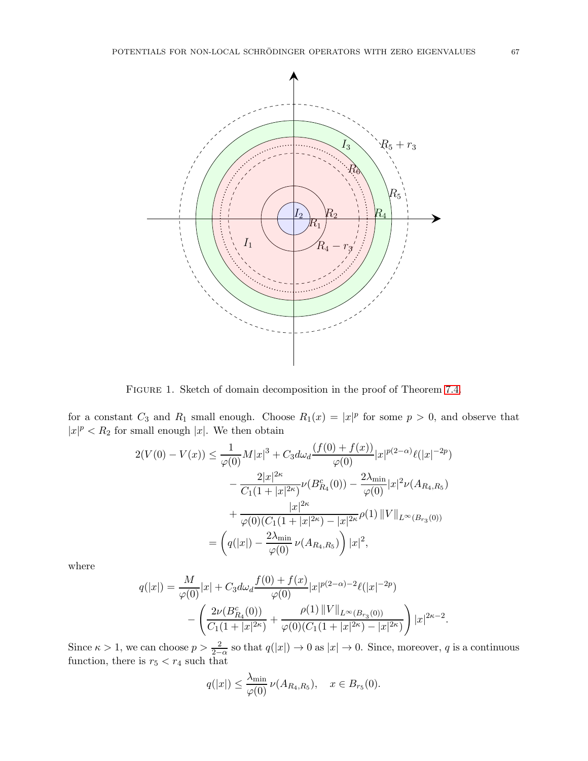Figure 1. Sketch of domain decomposition in the proof of Theorem 7.4.

for a constant $C_3$ and $R_1$ small enough. Choose $R_1(x) = |x|^p$ for some $p > 0$, and observe that $|x|^p < R_2$ for small enough $|x|$. We then obtain

$$
\begin{aligned}
2(V(0) - V(x)) &\leq \frac{1}{\varphi(0)} M|x|^3 + C_3 d\omega_d \frac{(f(0) + f(x))}{\varphi(0)} |x|^{p(2-\alpha)} \ell(|x|^{-2p}) \\
&\quad - \frac{2|x|^{2\kappa}}{C_1(1 + |x|^{2\kappa})} \nu(B^c_{R_4}(0)) - \frac{2\lambda_{\min}}{\varphi(0)} |x|^2 \nu(A_{R_4,R_5}) \\
&\quad + \frac{|x|^{2\kappa}}{\varphi(0)(C_1(1 + |x|^{2\kappa}) - |x|^{2\kappa}} \rho(1) \|V\|_{L^\infty(B_{r_3}(0))} \\
&= \left( q(|x|) - \frac{2\lambda_{\min}}{\varphi(0)} \nu(A_{R_4,R_5}) \right) |x|^2,
\end{aligned}
$$

where

$$
\begin{aligned}
q(|x|) &= \frac{M}{\varphi(0)} |x| + C_3 d\omega_d \frac{f(0) + f(x)}{\varphi(0)} |x|^{p(2-\alpha)-2} \ell(|x|^{-2p}) \\
&\quad - \left( \frac{2\nu(B^c_{R_4}(0))}{C_1(1 + |x|^{2\kappa})} + \frac{\rho(1) \|V\|_{L^\infty(B_{r_3}(0))}}{\varphi(0)(C_1(1 + |x|^{2\kappa}) - |x|^{2\kappa})} \right) |x|^{2\kappa - 2}.
\end{aligned}
$$

Since $\kappa > 1$, we can choose $p > \frac{2}{2-\alpha}$ so that $q(|x|) \to 0$ as $|x| \to 0$. Since, moreover, $q$ is a continuous function, there is $r_5 < r_4$ such that

$$
q(|x|) \leq \frac{\lambda_{\min}}{\varphi(0)} \nu(A_{R_4,R_5}), \quad x \in B_{r_5}(0).
$$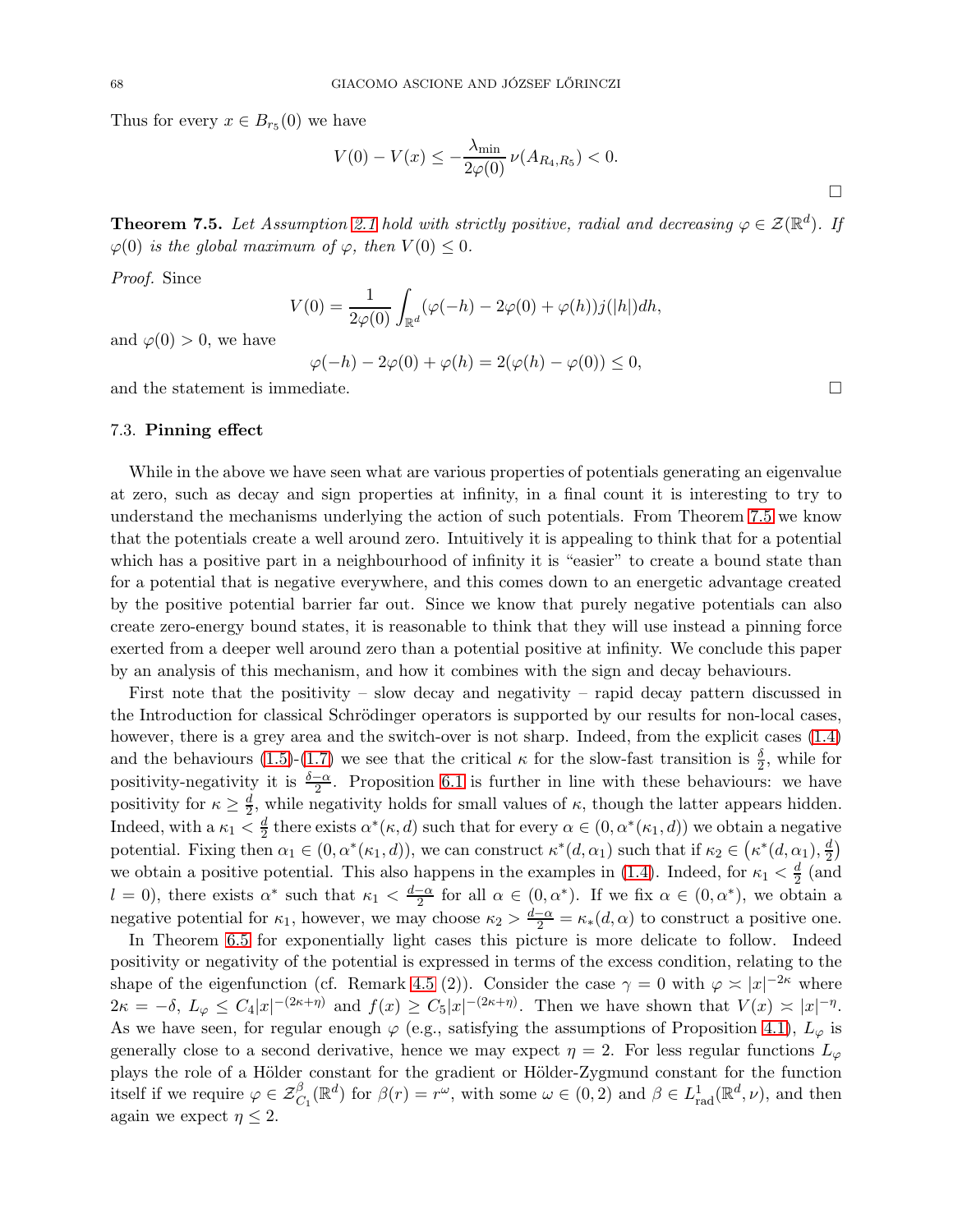Thus for every $x \in B_{r_5}(0)$ we have

$$V(0) - V(x) \leq -\frac{\lambda_{\min}}{2\varphi(0)}\,\nu(A_{R_4,R_5}) < 0.$$

□

**Theorem 7.5.** *Let Assumption 2.1 hold with strictly positive, radial and decreasing $\varphi \in \mathcal{Z}(\mathbb{R}^d)$. If $\varphi(0)$ is the global maximum of $\varphi$, then $V(0) \leq 0$.*

*Proof.* Since

$$V(0) = \frac{1}{2\varphi(0)} \int_{\mathbb{R}^d} (\varphi(-h) - 2\varphi(0) + \varphi(h)) j(|h|) dh,$$

and $\varphi(0) > 0$, we have

$$\varphi(-h) - 2\varphi(0) + \varphi(h) = 2(\varphi(h) - \varphi(0)) \leq 0,$$

and the statement is immediate. □

### 7.3. Pinning effect

While in the above we have seen what are various properties of potentials generating an eigenvalue at zero, such as decay and sign properties at infinity, in a final count it is interesting to try to understand the mechanisms underlying the action of such potentials. From Theorem 7.5 we know that the potentials create a well around zero. Intuitively it is appealing to think that for a potential which has a positive part in a neighbourhood of infinity it is "easier" to create a bound state than for a potential that is negative everywhere, and this comes down to an energetic advantage created by the positive potential barrier far out. Since we know that purely negative potentials can also create zero-energy bound states, it is reasonable to think that they will use instead a pinning force exerted from a deeper well around zero than a potential positive at infinity. We conclude this paper by an analysis of this mechanism, and how it combines with the sign and decay behaviours.

First note that the positivity – slow decay and negativity – rapid decay pattern discussed in the Introduction for classical Schrödinger operators is supported by our results for non-local cases, however, there is a grey area and the switch-over is not sharp. Indeed, from the explicit cases (1.4) and the behaviours (1.5)-(1.7) we see that the critical $\kappa$ for the slow-fast transition is $\frac{\delta}{2}$, while for positivity-negativity it is $\frac{\delta-\alpha}{2}$. Proposition 6.1 is further in line with these behaviours: we have positivity for $\kappa \geq \frac{d}{2}$, while negativity holds for small values of $\kappa$, though the latter appears hidden. Indeed, with a $\kappa_1 < \frac{d}{2}$ there exists $\alpha^*(\kappa, d)$ such that for every $\alpha \in (0, \alpha^*(\kappa_1, d))$ we obtain a negative potential. Fixing then $\alpha_1 \in (0, \alpha^*(\kappa_1, d))$, we can construct $\kappa^*(d, \alpha_1)$ such that if $\kappa_2 \in \left(\kappa^*(d, \alpha_1), \frac{d}{2}\right)$ we obtain a positive potential. This also happens in the examples in (1.4). Indeed, for $\kappa_1 < \frac{d}{2}$ (and $l = 0$), there exists $\alpha^*$ such that $\kappa_1 < \frac{d-\alpha}{2}$ for all $\alpha \in (0, \alpha^*)$. If we fix $\alpha \in (0, \alpha^*)$, we obtain a negative potential for $\kappa_1$, however, we may choose $\kappa_2 > \frac{d-\alpha}{2} = \kappa_*(d, \alpha)$ to construct a positive one.

In Theorem 6.5 for exponentially light cases this picture is more delicate to follow. Indeed positivity or negativity of the potential is expressed in terms of the excess condition, relating to the shape of the eigenfunction (cf. Remark 4.5 (2)). Consider the case $\gamma = 0$ with $\varphi \asymp |x|^{-2\kappa}$ where $2\kappa = -\delta$, $L_\varphi \leq C_4 |x|^{-(2\kappa+\eta)}$ and $f(x) \geq C_5 |x|^{-(2\kappa+\eta)}$. Then we have shown that $V(x) \asymp |x|^{-\eta}$. As we have seen, for regular enough $\varphi$ (e.g., satisfying the assumptions of Proposition 4.1), $L_\varphi$ is generally close to a second derivative, hence we may expect $\eta = 2$. For less regular functions $L_\varphi$ plays the role of a Hölder constant for the gradient or Hölder-Zygmund constant for the function itself if we require $\varphi \in \mathcal{Z}^{\beta}_{C_1}(\mathbb{R}^d)$ for $\beta(r) = r^\omega$, with some $\omega \in (0, 2)$ and $\beta \in L^1_{\rm rad}(\mathbb{R}^d, \nu)$, and then again we expect $\eta \leq 2$.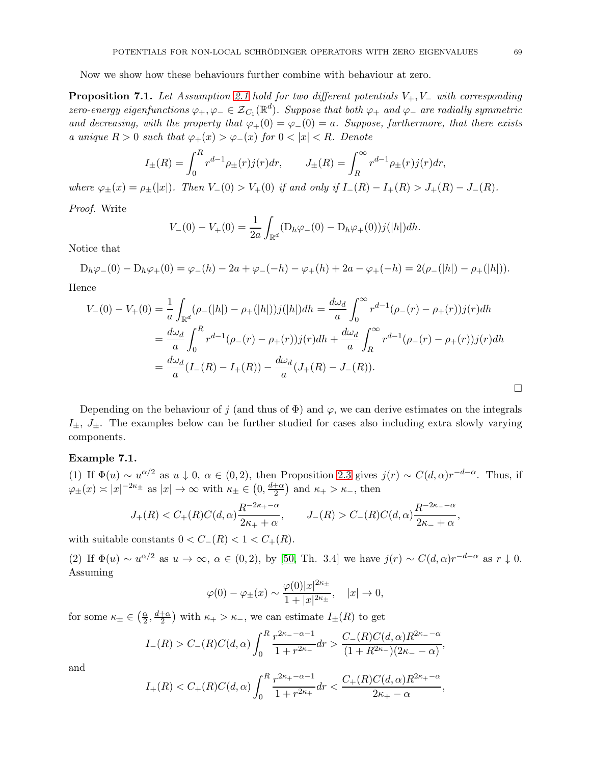Now we show how these behaviours further combine with behaviour at zero.

**Proposition 7.1.** *Let Assumption 2.1 hold for two different potentials $V_+, V_-$ with corresponding zero-energy eigenfunctions $\varphi_+, \varphi_- \in \mathcal{Z}_{C_1}(\mathbb{R}^d)$. Suppose that both $\varphi_+$ and $\varphi_-$ are radially symmetric and decreasing, with the property that $\varphi_+(0) = \varphi_-(0) = a$. Suppose, furthermore, that there exists a unique $R > 0$ such that $\varphi_+(x) > \varphi_-(x)$ for $0 < |x| < R$. Denote*

$$I_\pm(R) = \int_0^R r^{d-1} \rho_\pm(r) j(r) dr, \qquad J_\pm(R) = \int_R^\infty r^{d-1} \rho_\pm(r) j(r) dr,$$

*where $\varphi_\pm(x) = \rho_\pm(|x|)$. Then $V_-(0) > V_+(0)$ if and only if $I_-(R) - I_+(R) > J_+(R) - J_-(R)$.*

*Proof.* Write

$$V_-(0) - V_+(0) = \frac{1}{2a} \int_{\mathbb{R}^d} (\mathrm{D}_h \varphi_-(0) - \mathrm{D}_h \varphi_+(0)) j(|h|) dh.$$

Notice that

$$\mathrm{D}_h \varphi_-(0) - \mathrm{D}_h \varphi_+(0) = \varphi_-(h) - 2a + \varphi_-(-h) - \varphi_+(h) + 2a - \varphi_+(-h) = 2(\rho_-(|h|) - \rho_+(|h|)).$$

Hence

$$\begin{aligned}
V_-(0) - V_+(0) &= \frac{1}{a} \int_{\mathbb{R}^d} (\rho_-(|h|) - \rho_+(|h|)) j(|h|) dh = \frac{d\omega_d}{a} \int_0^\infty r^{d-1} (\rho_-(r) - \rho_+(r)) j(r) dh \\
&= \frac{d\omega_d}{a} \int_0^R r^{d-1} (\rho_-(r) - \rho_+(r)) j(r) dh + \frac{d\omega_d}{a} \int_R^\infty r^{d-1} (\rho_-(r) - \rho_+(r)) j(r) dh \\
&= \frac{d\omega_d}{a} (I_-(R) - I_+(R)) - \frac{d\omega_d}{a} (J_+(R) - J_-(R)).
\end{aligned}$$

□

Depending on the behaviour of $j$ (and thus of $\Phi$) and $\varphi$, we can derive estimates on the integrals $I_\pm$, $J_\pm$. The examples below can be further studied for cases also including extra slowly varying components.

**Example 7.1.**

(1) If $\Phi(u) \sim u^{\alpha/2}$ as $u \downarrow 0$, $\alpha \in (0, 2)$, then Proposition 2.3 gives $j(r) \sim C(d, \alpha) r^{-d-\alpha}$. Thus, if $\varphi_\pm(x) \asymp |x|^{-2\kappa_\pm}$ as $|x| \to \infty$ with $\kappa_\pm \in \left(0, \frac{d+\alpha}{2}\right)$ and $\kappa_+ > \kappa_-$, then

$$J_+(R) < C_+(R) C(d, \alpha) \frac{R^{-2\kappa_+ - \alpha}}{2\kappa_+ + \alpha}, \qquad J_-(R) > C_-(R) C(d, \alpha) \frac{R^{-2\kappa_- - \alpha}}{2\kappa_- + \alpha},$$

with suitable constants $0 < C_-(R) < 1 < C_+(R)$.

(2) If $\Phi(u) \sim u^{\alpha/2}$ as $u \to \infty$, $\alpha \in (0, 2)$, by [50, Th. 3.4] we have $j(r) \sim C(d, \alpha) r^{-d-\alpha}$ as $r \downarrow 0$. Assuming

$$\varphi(0) - \varphi_\pm(x) \sim \frac{\varphi(0) |x|^{2\kappa_\pm}}{1 + |x|^{2\kappa_\pm}}, \quad |x| \to 0,$$

for some $\kappa_\pm \in \left(\frac{\alpha}{2}, \frac{d+\alpha}{2}\right)$ with $\kappa_+ > \kappa_-$, we can estimate $I_\pm(R)$ to get

$$I_-(R) > C_-(R) C(d, \alpha) \int_0^R \frac{r^{2\kappa_- - \alpha - 1}}{1 + r^{2\kappa_-}} dr > \frac{C_-(R) C(d, \alpha) R^{2\kappa_- - \alpha}}{(1 + R^{2\kappa_-})(2\kappa_- - \alpha)},$$

and

$$I_+(R) < C_+(R) C(d, \alpha) \int_0^R \frac{r^{2\kappa_+ - \alpha - 1}}{1 + r^{2\kappa_+}} dr < \frac{C_+(R) C(d, \alpha) R^{2\kappa_+ - \alpha}}{2\kappa_+ - \alpha},$$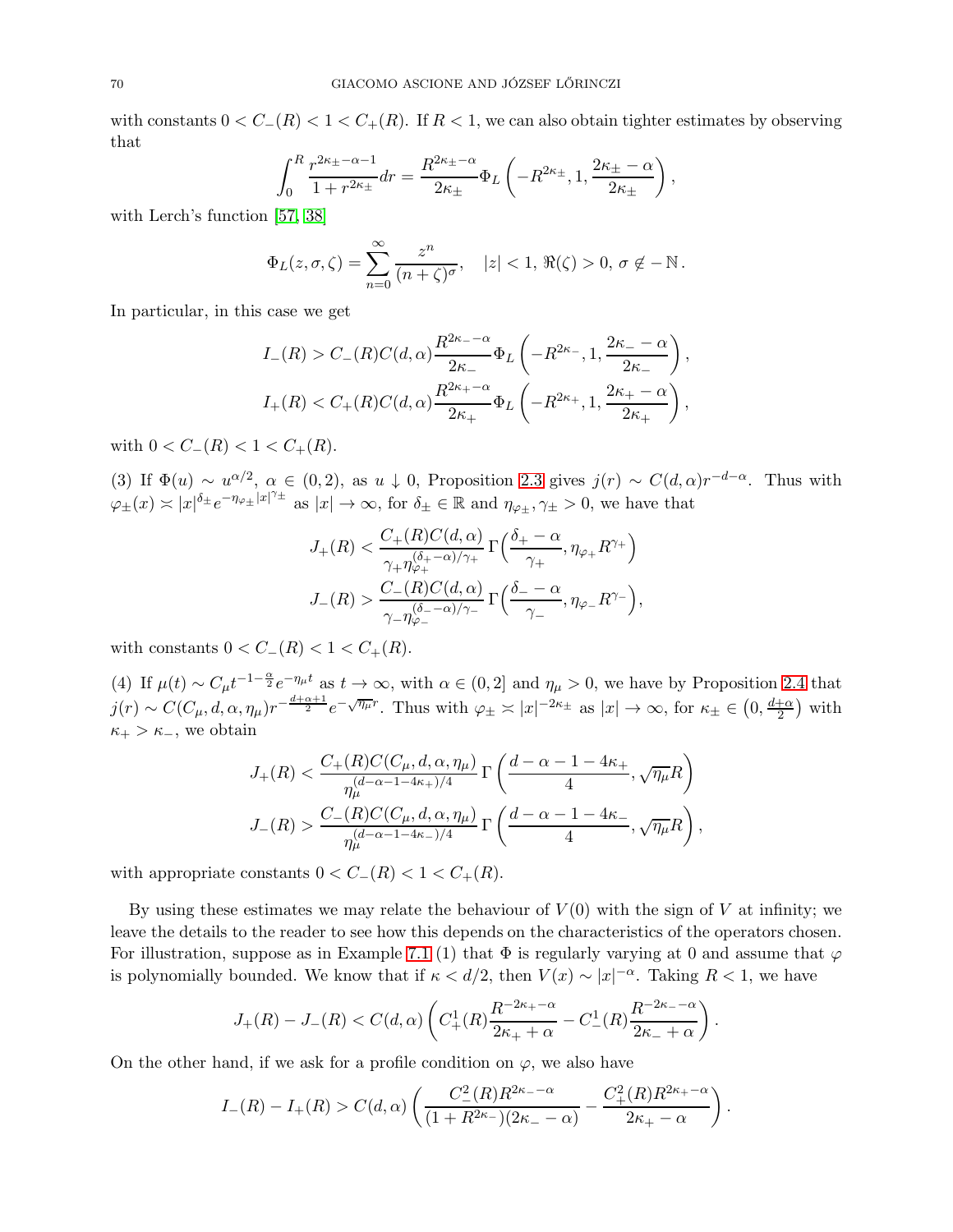with constants $0 < C_-(R) < 1 < C_+(R)$. If $R < 1$, we can also obtain tighter estimates by observing that

$$\int_0^R \frac{r^{2\kappa_\pm - \alpha - 1}}{1 + r^{2\kappa_\pm}} dr = \frac{R^{2\kappa_\pm - \alpha}}{2\kappa_\pm} \Phi_L\left(-R^{2\kappa_\pm}, 1, \frac{2\kappa_\pm - \alpha}{2\kappa_\pm}\right),$$

with Lerch's function [57, 38]

$$\Phi_L(z, \sigma, \zeta) = \sum_{n=0}^{\infty} \frac{z^n}{(n+\zeta)^\sigma}, \quad |z| < 1, \, \Re(\zeta) > 0, \, \sigma \notin -\mathbb{N}.$$

In particular, in this case we get

$$I_-(R) > C_-(R)C(d,\alpha)\frac{R^{2\kappa_- - \alpha}}{2\kappa_-}\Phi_L\left(-R^{2\kappa_-}, 1, \frac{2\kappa_- - \alpha}{2\kappa_-}\right),$$
$$I_+(R) < C_+(R)C(d,\alpha)\frac{R^{2\kappa_+ - \alpha}}{2\kappa_+}\Phi_L\left(-R^{2\kappa_+}, 1, \frac{2\kappa_+ - \alpha}{2\kappa_+}\right),$$

with $0 < C_-(R) < 1 < C_+(R)$.

(3) If $\Phi(u) \sim u^{\alpha/2}$, $\alpha \in (0,2)$, as $u \downarrow 0$, Proposition 2.3 gives $j(r) \sim C(d,\alpha)r^{-d-\alpha}$. Thus with $\varphi_\pm(x) \asymp |x|^{\delta_\pm} e^{-\eta_{\varphi_\pm}|x|^{\gamma_\pm}}$ as $|x| \to \infty$, for $\delta_\pm \in \mathbb{R}$ and $\eta_{\varphi_\pm}, \gamma_\pm > 0$, we have that

$$J_+(R) < \frac{C_+(R)C(d,\alpha)}{\gamma_+ \eta_{\varphi_+}^{(\delta_+ - \alpha)/\gamma_+}} \Gamma\Big(\frac{\delta_+ - \alpha}{\gamma_+}, \eta_{\varphi_+} R^{\gamma_+}\Big)$$
$$J_-(R) > \frac{C_-(R)C(d,\alpha)}{\gamma_- \eta_{\varphi_-}^{(\delta_- - \alpha)/\gamma_-}} \Gamma\Big(\frac{\delta_- - \alpha}{\gamma_-}, \eta_{\varphi_-} R^{\gamma_-}\Big),$$

with constants $0 < C_-(R) < 1 < C_+(R)$.

(4) If $\mu(t) \sim C_\mu t^{-1-\frac{\alpha}{2}} e^{-\eta_\mu t}$ as $t \to \infty$, with $\alpha \in (0,2]$ and $\eta_\mu > 0$, we have by Proposition 2.4 that $j(r) \sim C(C_\mu, d, \alpha, \eta_\mu) r^{-\frac{d+\alpha+1}{2}} e^{-\sqrt{\eta_\mu} r}$. Thus with $\varphi_\pm \asymp |x|^{-2\kappa_\pm}$ as $|x| \to \infty$, for $\kappa_\pm \in \left(0, \frac{d+\alpha}{2}\right)$ with $\kappa_+ > \kappa_-$, we obtain

$$J_+(R) < \frac{C_+(R)C(C_\mu, d, \alpha, \eta_\mu)}{\eta_\mu^{(d-\alpha-1-4\kappa_+)/4}} \Gamma\left(\frac{d-\alpha-1-4\kappa_+}{4}, \sqrt{\eta_\mu} R\right)$$
$$J_-(R) > \frac{C_-(R)C(C_\mu, d, \alpha, \eta_\mu)}{\eta_\mu^{(d-\alpha-1-4\kappa_-)/4}} \Gamma\left(\frac{d-\alpha-1-4\kappa_-}{4}, \sqrt{\eta_\mu} R\right),$$

with appropriate constants $0 < C_-(R) < 1 < C_+(R)$.

By using these estimates we may relate the behaviour of $V(0)$ with the sign of $V$ at infinity; we leave the details to the reader to see how this depends on the characteristics of the operators chosen. For illustration, suppose as in Example 7.1 (1) that $\Phi$ is regularly varying at 0 and assume that $\varphi$ is polynomially bounded. We know that if $\kappa < d/2$, then $V(x) \sim |x|^{-\alpha}$. Taking $R < 1$, we have

$$J_+(R) - J_-(R) < C(d,\alpha)\left(C_+^1(R)\frac{R^{-2\kappa_+ - \alpha}}{2\kappa_+ + \alpha} - C_-^1(R)\frac{R^{-2\kappa_- - \alpha}}{2\kappa_- + \alpha}\right).$$

On the other hand, if we ask for a profile condition on $\varphi$, we also have

$$I_-(R) - I_+(R) > C(d,\alpha)\left(\frac{C_-^2(R)R^{2\kappa_- - \alpha}}{(1+R^{2\kappa_-})(2\kappa_- - \alpha)} - \frac{C_+^2(R)R^{2\kappa_+ - \alpha}}{2\kappa_+ - \alpha}\right).$$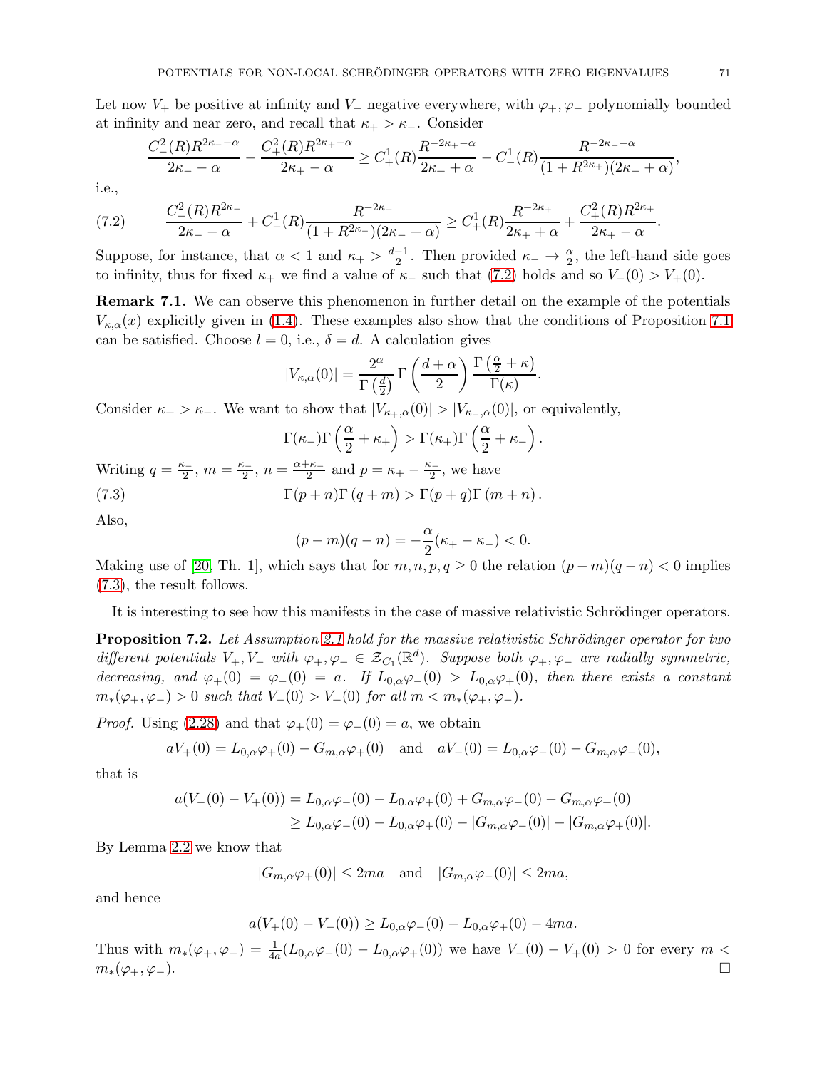Let now $V_+$ be positive at infinity and $V_-$ negative everywhere, with $\varphi_+, \varphi_-$ polynomially bounded at infinity and near zero, and recall that $\kappa_+ > \kappa_-$. Consider

$$\frac{C_-^2(R)R^{2\kappa_- - \alpha}}{2\kappa_- - \alpha} - \frac{C_+^2(R)R^{2\kappa_+ - \alpha}}{2\kappa_+ - \alpha} \geq C_+^1(R)\frac{R^{-2\kappa_+ - \alpha}}{2\kappa_+ + \alpha} - C_-^1(R)\frac{R^{-2\kappa_- - \alpha}}{(1+R^{2\kappa_+})(2\kappa_- + \alpha)},$$

i.e.,

$$\frac{C_-^2(R)R^{2\kappa_-}}{2\kappa_- - \alpha} + C_-^1(R)\frac{R^{-2\kappa_-}}{(1+R^{2\kappa_-})(2\kappa_- + \alpha)} \geq C_+^1(R)\frac{R^{-2\kappa_+}}{2\kappa_+ + \alpha} + \frac{C_+^2(R)R^{2\kappa_+}}{2\kappa_+ - \alpha}. \tag{7.2}$$

Suppose, for instance, that $\alpha < 1$ and $\kappa_+ > \frac{d-1}{2}$. Then provided $\kappa_- \to \frac{\alpha}{2}$, the left-hand side goes to infinity, thus for fixed $\kappa_+$ we find a value of $\kappa_-$ such that (7.2) holds and so $V_-(0) > V_+(0)$.

**Remark 7.1.** We can observe this phenomenon in further detail on the example of the potentials $V_{\kappa,\alpha}(x)$ explicitly given in (1.4). These examples also show that the conditions of Proposition 7.1 can be satisfied. Choose $l = 0$, i.e., $\delta = d$. A calculation gives

$$|V_{\kappa,\alpha}(0)| = \frac{2^\alpha}{\Gamma\left(\frac{d}{2}\right)}\Gamma\left(\frac{d+\alpha}{2}\right)\frac{\Gamma\left(\frac{\alpha}{2}+\kappa\right)}{\Gamma(\kappa)}.$$

Consider $\kappa_+ > \kappa_-$. We want to show that $|V_{\kappa_+,\alpha}(0)| > |V_{\kappa_-,\alpha}(0)|$, or equivalently,

$$\Gamma(\kappa_-)\Gamma\left(\frac{\alpha}{2}+\kappa_+\right) > \Gamma(\kappa_+)\Gamma\left(\frac{\alpha}{2}+\kappa_-\right).$$

Writing $q = \frac{\kappa_-}{2}$, $m = \frac{\kappa_-}{2}$, $n = \frac{\alpha+\kappa_-}{2}$ and $p = \kappa_+ - \frac{\kappa_-}{2}$, we have

$$\Gamma(p+n)\Gamma(q+m) > \Gamma(p+q)\Gamma(m+n). \tag{7.3}$$

Also,

$$(p-m)(q-n) = -\frac{\alpha}{2}(\kappa_+ - \kappa_-) < 0.$$

Making use of [20, Th. 1], which says that for $m, n, p, q \geq 0$ the relation $(p-m)(q-n) < 0$ implies (7.3), the result follows.

It is interesting to see how this manifests in the case of massive relativistic Schrödinger operators.

**Proposition 7.2.** *Let Assumption 2.1 hold for the massive relativistic Schrödinger operator for two different potentials $V_+, V_-$ with $\varphi_+, \varphi_- \in \mathcal{Z}_{C_1}(\mathbb{R}^d)$. Suppose both $\varphi_+, \varphi_-$ are radially symmetric, decreasing, and $\varphi_+(0) = \varphi_-(0) = a$. If $L_{0,\alpha}\varphi_-(0) > L_{0,\alpha}\varphi_+(0)$, then there exists a constant $m_*(\varphi_+, \varphi_-) > 0$ such that $V_-(0) > V_+(0)$ for all $m < m_*(\varphi_+, \varphi_-)$.*

*Proof.* Using (2.28) and that $\varphi_+(0) = \varphi_-(0) = a$, we obtain

$$aV_+(0) = L_{0,\alpha}\varphi_+(0) - G_{m,\alpha}\varphi_+(0) \quad \text{and} \quad aV_-(0) = L_{0,\alpha}\varphi_-(0) - G_{m,\alpha}\varphi_-(0),$$

that is

$$\begin{aligned} a(V_-(0) - V_+(0)) &= L_{0,\alpha}\varphi_-(0) - L_{0,\alpha}\varphi_+(0) + G_{m,\alpha}\varphi_-(0) - G_{m,\alpha}\varphi_+(0) \\ &\geq L_{0,\alpha}\varphi_-(0) - L_{0,\alpha}\varphi_+(0) - |G_{m,\alpha}\varphi_-(0)| - |G_{m,\alpha}\varphi_+(0)|. \end{aligned}$$

By Lemma 2.2 we know that

$$|G_{m,\alpha}\varphi_+(0)| \leq 2ma \quad \text{and} \quad |G_{m,\alpha}\varphi_-(0)| \leq 2ma,$$

and hence

$$a(V_+(0) - V_-(0)) \geq L_{0,\alpha}\varphi_-(0) - L_{0,\alpha}\varphi_+(0) - 4ma.$$

Thus with $m_*(\varphi_+, \varphi_-) = \frac{1}{4a}(L_{0,\alpha}\varphi_-(0) - L_{0,\alpha}\varphi_+(0))$ we have $V_-(0) - V_+(0) > 0$ for every $m < m_*(\varphi_+, \varphi_-)$. $\square$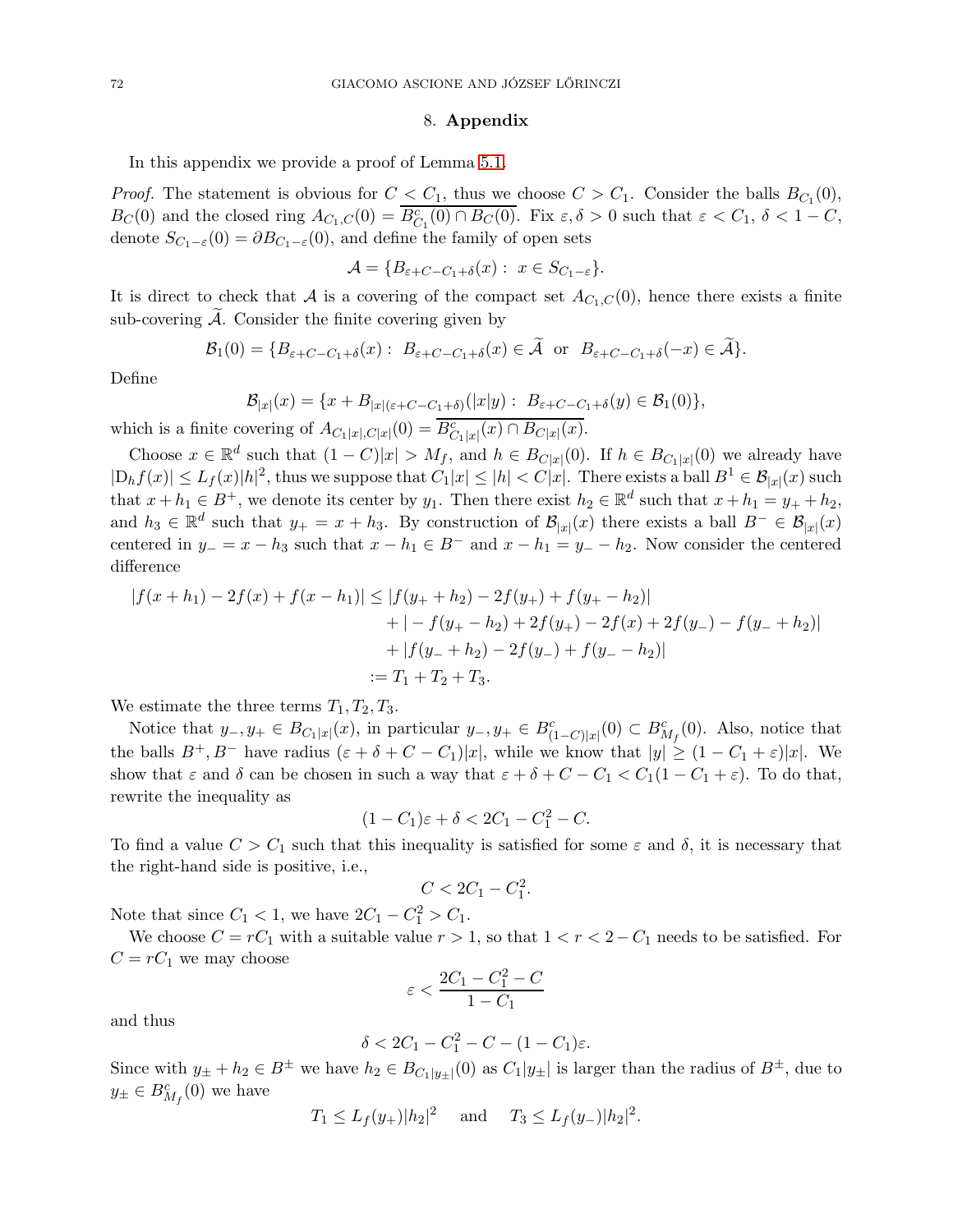## 8. Appendix

In this appendix we provide a proof of Lemma 5.1.

*Proof.* The statement is obvious for $C < C_1$, thus we choose $C > C_1$. Consider the balls $B_{C_1}(0)$, $B_C(0)$ and the closed ring $A_{C_1,C}(0) = \overline{B^c_{C_1}(0) \cap B_C(0)}$. Fix $\varepsilon, \delta > 0$ such that $\varepsilon < C_1$, $\delta < 1 - C$, denote $S_{C_1-\varepsilon}(0) = \partial B_{C_1-\varepsilon}(0)$, and define the family of open sets

$$\mathcal{A} = \{B_{\varepsilon+C-C_1+\delta}(x) : \ x \in S_{C_1-\varepsilon}\}.$$

It is direct to check that $\mathcal{A}$ is a covering of the compact set $A_{C_1,C}(0)$, hence there exists a finite sub-covering $\widetilde{\mathcal{A}}$. Consider the finite covering given by

$$\mathcal{B}_1(0) = \{B_{\varepsilon+C-C_1+\delta}(x) : \ B_{\varepsilon+C-C_1+\delta}(x) \in \widetilde{\mathcal{A}} \ \text{ or } \ B_{\varepsilon+C-C_1+\delta}(-x) \in \widetilde{\mathcal{A}}\}.$$

Define

$$\mathcal{B}_{|x|}(x) = \{x + B_{|x|(\varepsilon+C-C_1+\delta)}(|x|y) : \ B_{\varepsilon+C-C_1+\delta}(y) \in \mathcal{B}_1(0)\},$$

which is a finite covering of $A_{C_1|x|,C|x|}(0) = \overline{B^c_{C_1|x|}(x) \cap B_{C|x|}(x)}$.

Choose $x \in \mathbb{R}^d$ such that $(1-C)|x| > M_f$, and $h \in B_{C|x|}(0)$. If $h \in B_{C_1|x|}(0)$ we already have $|\mathrm{D}_h f(x)| \leq L_f(x)|h|^2$, thus we suppose that $C_1|x| \leq |h| < C|x|$. There exists a ball $B^1 \in \mathcal{B}_{|x|}(x)$ such that $x + h_1 \in B^+$, we denote its center by $y_1$. Then there exist $h_2 \in \mathbb{R}^d$ such that $x + h_1 = y_+ + h_2$, and $h_3 \in \mathbb{R}^d$ such that $y_+ = x + h_3$. By construction of $\mathcal{B}_{|x|}(x)$ there exists a ball $B^- \in \mathcal{B}_{|x|}(x)$ centered in $y_- = x - h_3$ such that $x - h_1 \in B^-$ and $x - h_1 = y_- - h_2$. Now consider the centered difference

$$\begin{aligned}
|f(x+h_1) - 2f(x) + f(x-h_1)| &\leq |f(y_+ + h_2) - 2f(y_+) + f(y_+ - h_2)| \\
&\quad + |-f(y_+ - h_2) + 2f(y_+) - 2f(x) + 2f(y_-) - f(y_- + h_2)| \\
&\quad + |f(y_- + h_2) - 2f(y_-) + f(y_- - h_2)| \\
&:= T_1 + T_2 + T_3.
\end{aligned}$$

We estimate the three terms $T_1, T_2, T_3$.

Notice that $y_-, y_+ \in B_{C_1|x|}(x)$, in particular $y_-, y_+ \in B^c_{(1-C)|x|}(0) \subset B^c_{M_f}(0)$. Also, notice that the balls $B^+, B^-$ have radius $(\varepsilon + \delta + C - C_1)|x|$, while we know that $|y| \geq (1 - C_1 + \varepsilon)|x|$. We show that $\varepsilon$ and $\delta$ can be chosen in such a way that $\varepsilon + \delta + C - C_1 < C_1(1 - C_1 + \varepsilon)$. To do that, rewrite the inequality as

$$(1 - C_1)\varepsilon + \delta < 2C_1 - C_1^2 - C.$$

To find a value $C > C_1$ such that this inequality is satisfied for some $\varepsilon$ and $\delta$, it is necessary that the right-hand side is positive, i.e.,

$$C < 2C_1 - C_1^2.$$

Note that since $C_1 < 1$, we have $2C_1 - C_1^2 > C_1$.

We choose $C = rC_1$ with a suitable value $r > 1$, so that $1 < r < 2 - C_1$ needs to be satisfied. For $C = rC_1$ we may choose

$$\varepsilon < \frac{2C_1 - C_1^2 - C}{1 - C_1}$$

and thus

$$\delta < 2C_1 - C_1^2 - C - (1 - C_1)\varepsilon.$$

Since with $y_\pm + h_2 \in B^\pm$ we have $h_2 \in B_{C_1|y_\pm|}(0)$ as $C_1|y_\pm|$ is larger than the radius of $B^\pm$, due to $y_\pm \in B^c_{M_f}(0)$ we have

$$T_1 \leq L_f(y_+)|h_2|^2 \quad \text{ and } \quad T_3 \leq L_f(y_-)|h_2|^2.$$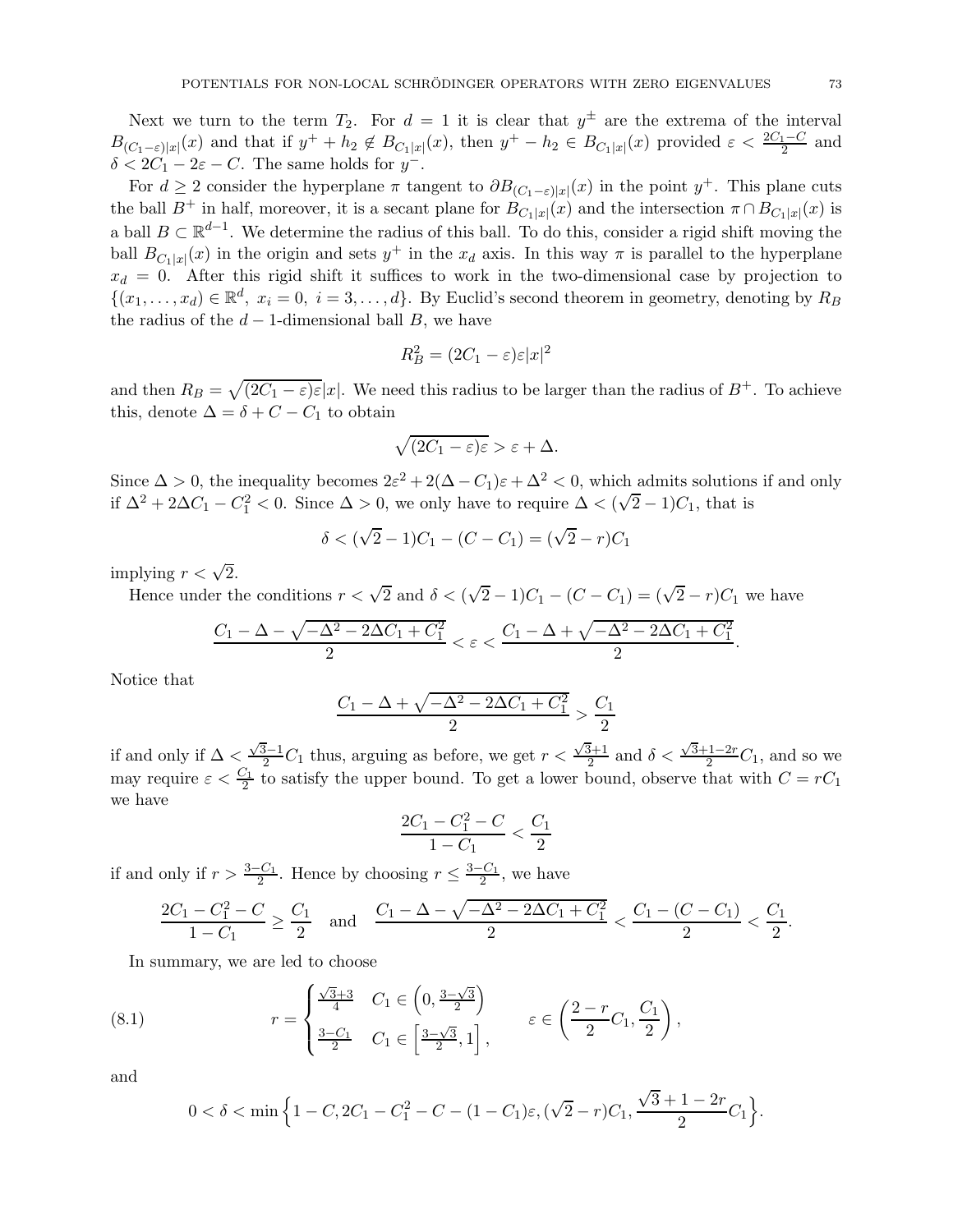Next we turn to the term $T_2$. For $d = 1$ it is clear that $y^{\pm}$ are the extrema of the interval $B_{(C_1-\varepsilon)|x|}(x)$ and that if $y^+ + h_2 \notin B_{C_1|x|}(x)$, then $y^+ - h_2 \in B_{C_1|x|}(x)$ provided $\varepsilon < \frac{2C_1 - C}{2}$ and $\delta < 2C_1 - 2\varepsilon - C$. The same holds for $y^-$.

For $d \geq 2$ consider the hyperplane $\pi$ tangent to $\partial B_{(C_1-\varepsilon)|x|}(x)$ in the point $y^+$. This plane cuts the ball $B^+$ in half, moreover, it is a secant plane for $B_{C_1|x|}(x)$ and the intersection $\pi \cap B_{C_1|x|}(x)$ is a ball $B \subset \mathbb{R}^{d-1}$. We determine the radius of this ball. To do this, consider a rigid shift moving the ball $B_{C_1|x|}(x)$ in the origin and sets $y^+$ in the $x_d$ axis. In this way $\pi$ is parallel to the hyperplane $x_d = 0$. After this rigid shift it suffices to work in the two-dimensional case by projection to $\{(x_1, \ldots, x_d) \in \mathbb{R}^d, \ x_i = 0, \ i = 3, \ldots, d\}$. By Euclid's second theorem in geometry, denoting by $R_B$ the radius of the $d-1$-dimensional ball $B$, we have

$$R_B^2 = (2C_1 - \varepsilon)\varepsilon |x|^2$$

and then $R_B = \sqrt{(2C_1 - \varepsilon)\varepsilon}|x|$. We need this radius to be larger than the radius of $B^+$. To achieve this, denote $\Delta = \delta + C - C_1$ to obtain

$$\sqrt{(2C_1 - \varepsilon)\varepsilon} > \varepsilon + \Delta.$$

Since $\Delta > 0$, the inequality becomes $2\varepsilon^2 + 2(\Delta - C_1)\varepsilon + \Delta^2 < 0$, which admits solutions if and only if $\Delta^2 + 2\Delta C_1 - C_1^2 < 0$. Since $\Delta > 0$, we only have to require $\Delta < (\sqrt{2} - 1)C_1$, that is

$$\delta < (\sqrt{2} - 1)C_1 - (C - C_1) = (\sqrt{2} - r)C_1$$

implying $r < \sqrt{2}$.

Hence under the conditions $r < \sqrt{2}$ and $\delta < (\sqrt{2} - 1)C_1 - (C - C_1) = (\sqrt{2} - r)C_1$ we have

$$\frac{C_1 - \Delta - \sqrt{-\Delta^2 - 2\Delta C_1 + C_1^2}}{2} < \varepsilon < \frac{C_1 - \Delta + \sqrt{-\Delta^2 - 2\Delta C_1 + C_1^2}}{2}.$$

Notice that

$$\frac{C_1 - \Delta + \sqrt{-\Delta^2 - 2\Delta C_1 + C_1^2}}{2} > \frac{C_1}{2}$$

if and only if $\Delta < \frac{\sqrt{3}-1}{2}C_1$ thus, arguing as before, we get $r < \frac{\sqrt{3}+1}{2}$ and $\delta < \frac{\sqrt{3}+1-2r}{2}C_1$, and so we may require $\varepsilon < \frac{C_1}{2}$ to satisfy the upper bound. To get a lower bound, observe that with $C = rC_1$ we have

$$\frac{2C_1 - C_1^2 - C}{1 - C_1} < \frac{C_1}{2}$$

if and only if $r > \frac{3-C_1}{2}$. Hence by choosing $r \leq \frac{3-C_1}{2}$, we have

$$\frac{2C_1 - C_1^2 - C}{1 - C_1} \geq \frac{C_1}{2} \quad \text{and} \quad \frac{C_1 - \Delta - \sqrt{-\Delta^2 - 2\Delta C_1 + C_1^2}}{2} < \frac{C_1 - (C - C_1)}{2} < \frac{C_1}{2}.$$

In summary, we are led to choose

$$r = \begin{cases} \frac{\sqrt{3}+3}{4} & C_1 \in \left(0, \frac{3-\sqrt{3}}{2}\right) \\ \frac{3-C_1}{2} & C_1 \in \left[\frac{3-\sqrt{3}}{2}, 1\right], \end{cases} \qquad \varepsilon \in \left(\frac{2-r}{2}C_1, \frac{C_1}{2}\right), \tag{8.1}$$

and

$$0 < \delta < \min\Big\{1 - C, 2C_1 - C_1^2 - C - (1 - C_1)\varepsilon, (\sqrt{2} - r)C_1, \frac{\sqrt{3} + 1 - 2r}{2}C_1\Big\}.$$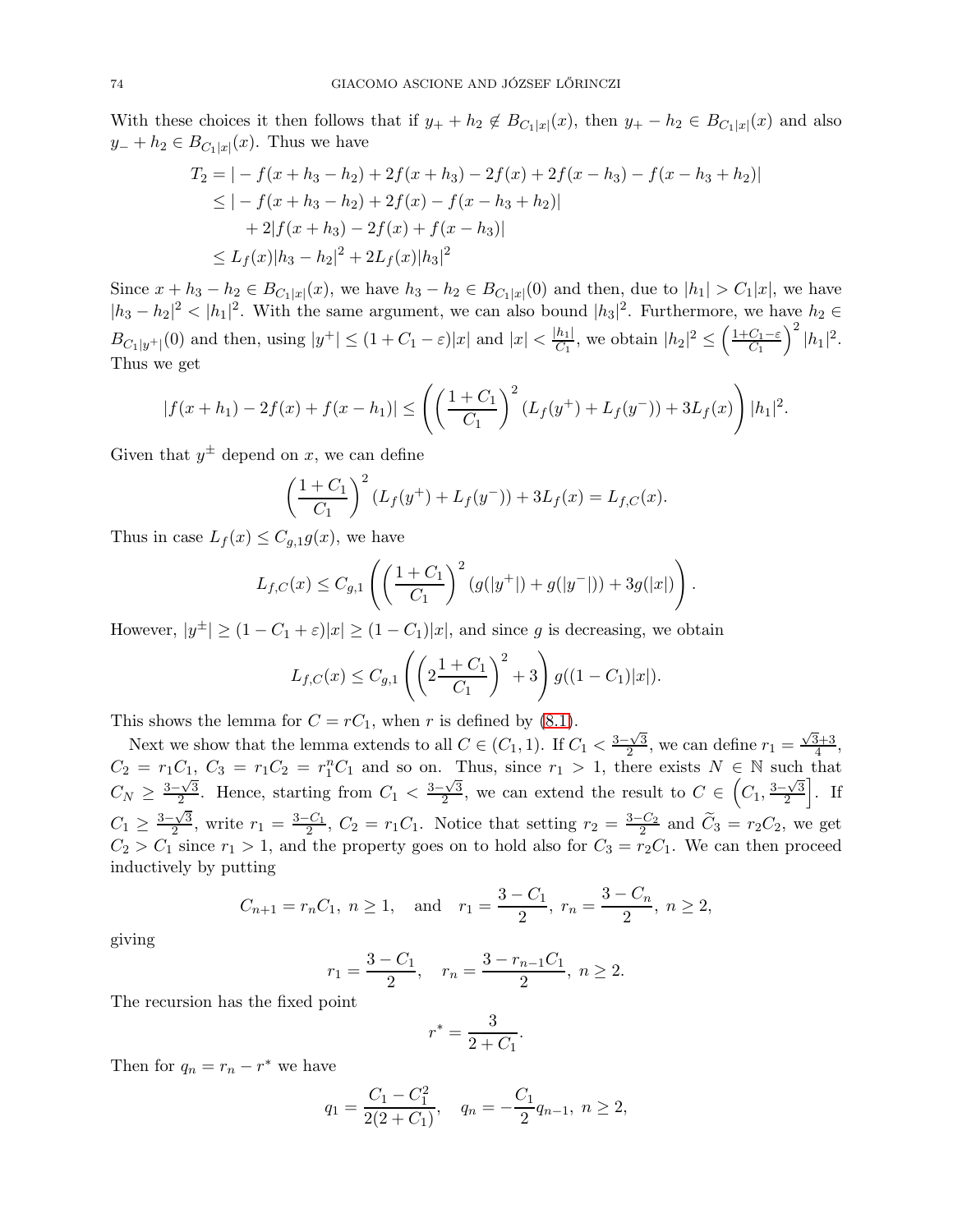With these choices it then follows that if $y_+ + h_2 \notin B_{C_1|x|}(x)$, then $y_+ - h_2 \in B_{C_1|x|}(x)$ and also $y_- + h_2 \in B_{C_1|x|}(x)$. Thus we have

$$\begin{aligned}
T_2 &= |-f(x+h_3-h_2)+2f(x+h_3)-2f(x)+2f(x-h_3)-f(x-h_3+h_2)| \\
&\le |-f(x+h_3-h_2)+2f(x)-f(x-h_3+h_2)| \\
&\quad + 2|f(x+h_3)-2f(x)+f(x-h_3)| \\
&\le L_f(x)|h_3-h_2|^2 + 2L_f(x)|h_3|^2
\end{aligned}$$

Since $x+h_3-h_2 \in B_{C_1|x|}(x)$, we have $h_3-h_2 \in B_{C_1|x|}(0)$ and then, due to $|h_1| > C_1|x|$, we have $|h_3-h_2|^2 < |h_1|^2$. With the same argument, we can also bound $|h_3|^2$. Furthermore, we have $h_2 \in B_{C_1|y^+|}(0)$ and then, using $|y^+| \le (1+C_1-\varepsilon)|x|$ and $|x| < \frac{|h_1|}{C_1}$, we obtain $|h_2|^2 \le \left(\frac{1+C_1-\varepsilon}{C_1}\right)^2 |h_1|^2$. Thus we get

$$|f(x+h_1)-2f(x)+f(x-h_1)| \le \left(\left(\frac{1+C_1}{C_1}\right)^2 (L_f(y^+)+L_f(y^-)) + 3L_f(x)\right)|h_1|^2.$$

Given that $y^\pm$ depend on $x$, we can define

$$\left(\frac{1+C_1}{C_1}\right)^2 (L_f(y^+)+L_f(y^-)) + 3L_f(x) = L_{f,C}(x).$$

Thus in case $L_f(x) \le C_{g,1} g(x)$, we have

$$L_{f,C}(x) \le C_{g,1}\left(\left(\frac{1+C_1}{C_1}\right)^2 (g(|y^+|)+g(|y^-|)) + 3g(|x|)\right).$$

However, $|y^\pm| \ge (1-C_1+\varepsilon)|x| \ge (1-C_1)|x|$, and since $g$ is decreasing, we obtain

$$L_{f,C}(x) \le C_{g,1}\left(\left(2\frac{1+C_1}{C_1}\right)^2 + 3\right) g((1-C_1)|x|).$$

This shows the lemma for $C = rC_1$, when $r$ is defined by (8.1).

Next we show that the lemma extends to all $C \in (C_1, 1)$. If $C_1 < \frac{3-\sqrt{3}}{2}$, we can define $r_1 = \frac{\sqrt{3}+3}{4}$, $C_2 = r_1 C_1$, $C_3 = r_1 C_2 = r_1^n C_1$ and so on. Thus, since $r_1 > 1$, there exists $N \in \mathbb{N}$ such that $C_N \ge \frac{3-\sqrt{3}}{2}$. Hence, starting from $C_1 < \frac{3-\sqrt{3}}{2}$, we can extend the result to $C \in \left(C_1, \frac{3-\sqrt{3}}{2}\right]$. If $C_1 \ge \frac{3-\sqrt{3}}{2}$, write $r_1 = \frac{3-C_1}{2}$, $C_2 = r_1 C_1$. Notice that setting $r_2 = \frac{3-C_2}{2}$ and $\widetilde{C}_3 = r_2 C_2$, we get $C_2 > C_1$ since $r_1 > 1$, and the property goes on to hold also for $C_3 = r_2 C_1$. We can then proceed inductively by putting

$$C_{n+1} = r_n C_1,\ n \ge 1, \quad \text{and} \quad r_1 = \frac{3-C_1}{2},\ r_n = \frac{3-C_n}{2},\ n \ge 2,$$

giving

$$r_1 = \frac{3-C_1}{2}, \quad r_n = \frac{3-r_{n-1}C_1}{2},\ n \ge 2.$$

The recursion has the fixed point

$$r^* = \frac{3}{2+C_1}.$$

Then for $q_n = r_n - r^*$ we have

$$q_1 = \frac{C_1 - C_1^2}{2(2+C_1)}, \quad q_n = -\frac{C_1}{2} q_{n-1},\ n \ge 2,$$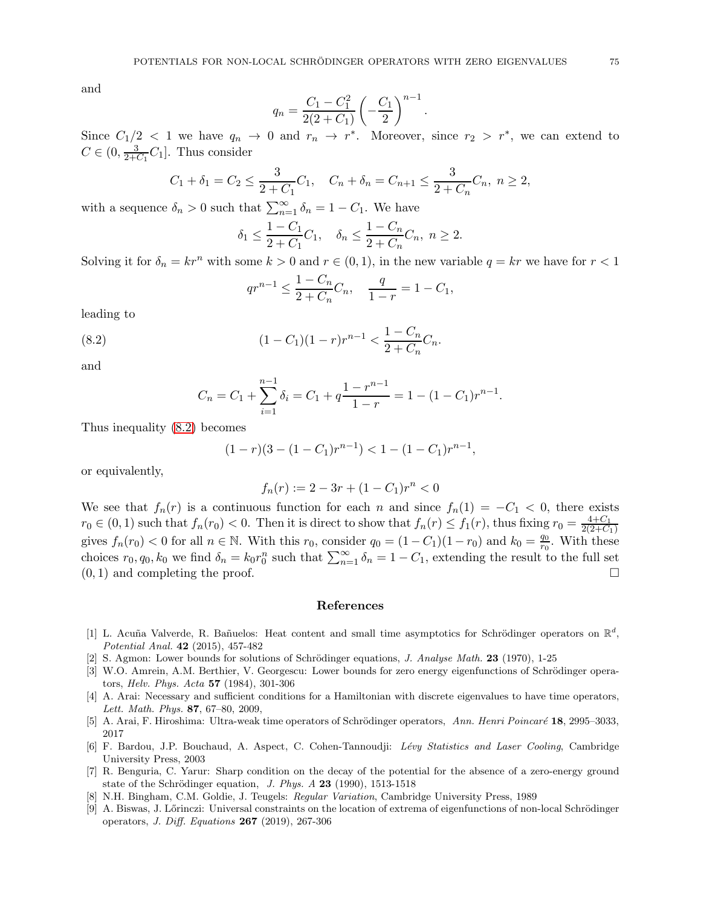and

$$q_n = \frac{C_1 - C_1^2}{2(2+C_1)} \left( -\frac{C_1}{2} \right)^{n-1}.$$

Since $C_1/2 < 1$ we have $q_n \to 0$ and $r_n \to r^*$. Moreover, since $r_2 > r^*$, we can extend to $C \in (0, \frac{3}{2+C_1} C_1]$. Thus consider

$$C_1 + \delta_1 = C_2 \leq \frac{3}{2+C_1} C_1, \quad C_n + \delta_n = C_{n+1} \leq \frac{3}{2+C_n} C_n, \; n \geq 2,$$

with a sequence $\delta_n > 0$ such that $\sum_{n=1}^{\infty} \delta_n = 1 - C_1$. We have

$$\delta_1 \leq \frac{1-C_1}{2+C_1} C_1, \quad \delta_n \leq \frac{1-C_n}{2+C_n} C_n, \; n \geq 2.$$

Solving it for $\delta_n = kr^n$ with some $k > 0$ and $r \in (0,1)$, in the new variable $q = kr$ we have for $r < 1$

$$qr^{n-1} \leq \frac{1-C_n}{2+C_n} C_n, \quad \frac{q}{1-r} = 1 - C_1,$$

leading to

$$(1 - C_1)(1-r) r^{n-1} < \frac{1-C_n}{2+C_n} C_n. \tag{8.2}$$

and

$$C_n = C_1 + \sum_{i=1}^{n-1} \delta_i = C_1 + q \frac{1 - r^{n-1}}{1-r} = 1 - (1 - C_1) r^{n-1}.$$

Thus inequality (8.2) becomes

$$(1-r)(3 - (1-C_1) r^{n-1}) < 1 - (1-C_1) r^{n-1},$$

or equivalently,

$$f_n(r) := 2 - 3r + (1 - C_1) r^n < 0$$

We see that $f_n(r)$ is a continuous function for each $n$ and since $f_n(1) = -C_1 < 0$, there exists $r_0 \in (0,1)$ such that $f_n(r_0) < 0$. Then it is direct to show that $f_n(r) \leq f_1(r)$, thus fixing $r_0 = \frac{4+C_1}{2(2+C_1)}$ gives $f_n(r_0) < 0$ for all $n \in \mathbb{N}$. With this $r_0$, consider $q_0 = (1-C_1)(1-r_0)$ and $k_0 = \frac{q_0}{r_0}$. With these choices $r_0, q_0, k_0$ we find $\delta_n = k_0 r_0^n$ such that $\sum_{n=1}^{\infty} \delta_n = 1 - C_1$, extending the result to the full set $(0,1)$ and completing the proof. □

## References

[1] L. Acuña Valverde, R. Bañuelos: Heat content and small time asymptotics for Schrödinger operators on $\mathbb{R}^d$, *Potential Anal.* **42** (2015), 457-482

[2] S. Agmon: Lower bounds for solutions of Schrödinger equations, *J. Analyse Math.* **23** (1970), 1-25

[3] W.O. Amrein, A.M. Berthier, V. Georgescu: Lower bounds for zero energy eigenfunctions of Schrödinger operators, *Helv. Phys. Acta* **57** (1984), 301-306

[4] A. Arai: Necessary and sufficient conditions for a Hamiltonian with discrete eigenvalues to have time operators, *Lett. Math. Phys.* **87**, 67–80, 2009,

[5] A. Arai, F. Hiroshima: Ultra-weak time operators of Schrödinger operators, *Ann. Henri Poincaré* **18**, 2995–3033, 2017

[6] F. Bardou, J.P. Bouchaud, A. Aspect, C. Cohen-Tannoudji: *Lévy Statistics and Laser Cooling*, Cambridge University Press, 2003

[7] R. Benguria, C. Yarur: Sharp condition on the decay of the potential for the absence of a zero-energy ground state of the Schrödinger equation, *J. Phys. A* **23** (1990), 1513-1518

[8] N.H. Bingham, C.M. Goldie, J. Teugels: *Regular Variation*, Cambridge University Press, 1989

[9] A. Biswas, J. Lőrinczi: Universal constraints on the location of extrema of eigenfunctions of non-local Schrödinger operators, *J. Diff. Equations* **267** (2019), 267-306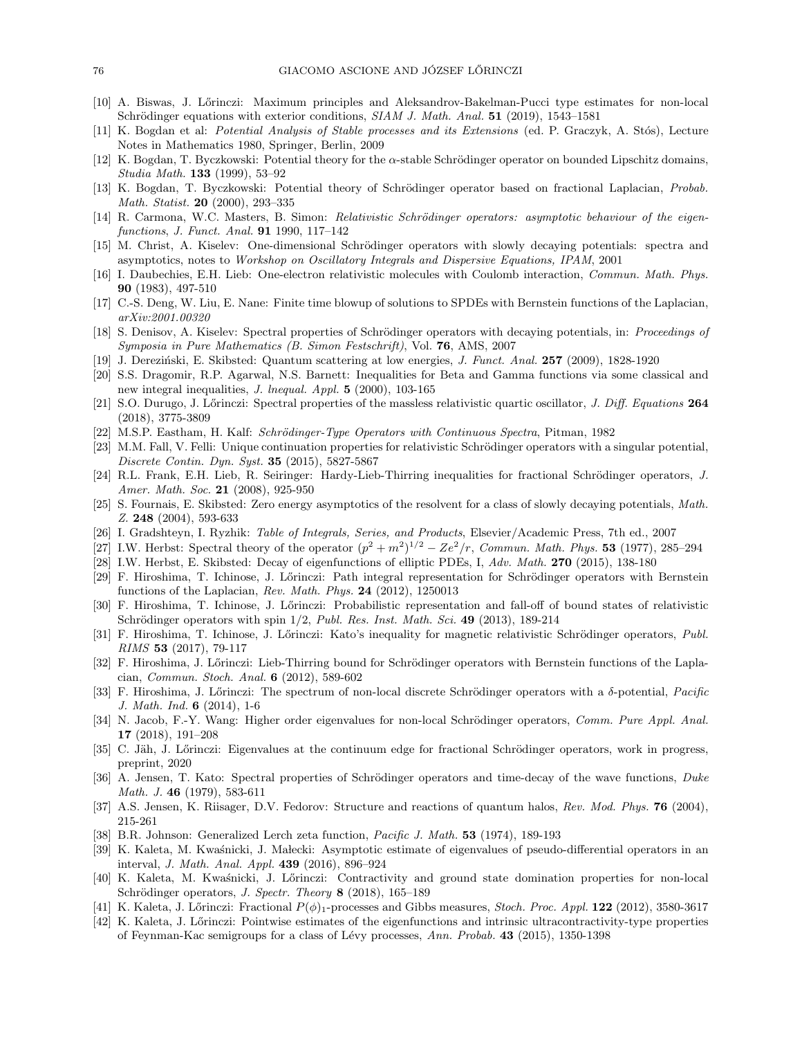[10] A. Biswas, J. Lőrinczi: Maximum principles and Aleksandrov-Bakelman-Pucci type estimates for non-local Schrödinger equations with exterior conditions, *SIAM J. Math. Anal.* **51** (2019), 1543–1581

[11] K. Bogdan et al: *Potential Analysis of Stable processes and its Extensions* (ed. P. Graczyk, A. Stós), Lecture Notes in Mathematics 1980, Springer, Berlin, 2009

[12] K. Bogdan, T. Byczkowski: Potential theory for the $\alpha$-stable Schrödinger operator on bounded Lipschitz domains, *Studia Math.* **133** (1999), 53–92

[13] K. Bogdan, T. Byczkowski: Potential theory of Schrödinger operator based on fractional Laplacian, *Probab. Math. Statist.* **20** (2000), 293–335

[14] R. Carmona, W.C. Masters, B. Simon: *Relativistic Schrödinger operators: asymptotic behaviour of the eigenfunctions*, *J. Funct. Anal.* **91** 1990, 117–142

[15] M. Christ, A. Kiselev: One-dimensional Schrödinger operators with slowly decaying potentials: spectra and asymptotics, notes to *Workshop on Oscillatory Integrals and Dispersive Equations, IPAM*, 2001

[16] I. Daubechies, E.H. Lieb: One-electron relativistic molecules with Coulomb interaction, *Commun. Math. Phys.* **90** (1983), 497-510

[17] C.-S. Deng, W. Liu, E. Nane: Finite time blowup of solutions to SPDEs with Bernstein functions of the Laplacian, *arXiv:2001.00320*

[18] S. Denisov, A. Kiselev: Spectral properties of Schrödinger operators with decaying potentials, in: *Proceedings of Symposia in Pure Mathematics (B. Simon Festschrift)*, Vol. **76**, AMS, 2007

[19] J. Dereziński, E. Skibsted: Quantum scattering at low energies, *J. Funct. Anal.* **257** (2009), 1828-1920

[20] S.S. Dragomir, R.P. Agarwal, N.S. Barnett: Inequalities for Beta and Gamma functions via some classical and new integral inequalities, *J. lnequal. Appl.* **5** (2000), 103-165

[21] S.O. Durugo, J. Lőrinczi: Spectral properties of the massless relativistic quartic oscillator, *J. Diff. Equations* **264** (2018), 3775-3809

[22] M.S.P. Eastham, H. Kalf: *Schrödinger-Type Operators with Continuous Spectra*, Pitman, 1982

[23] M.M. Fall, V. Felli: Unique continuation properties for relativistic Schrödinger operators with a singular potential, *Discrete Contin. Dyn. Syst.* **35** (2015), 5827-5867

[24] R.L. Frank, E.H. Lieb, R. Seiringer: Hardy-Lieb-Thirring inequalities for fractional Schrödinger operators, *J. Amer. Math. Soc.* **21** (2008), 925-950

[25] S. Fournais, E. Skibsted: Zero energy asymptotics of the resolvent for a class of slowly decaying potentials, *Math. Z.* **248** (2004), 593-633

[26] I. Gradshteyn, I. Ryzhik: *Table of Integrals, Series, and Products*, Elsevier/Academic Press, 7th ed., 2007

[27] I.W. Herbst: Spectral theory of the operator $(p^2 + m^2)^{1/2} - Ze^2/r$, *Commun. Math. Phys.* **53** (1977), 285–294

[28] I.W. Herbst, E. Skibsted: Decay of eigenfunctions of elliptic PDEs, I, *Adv. Math.* **270** (2015), 138-180

[29] F. Hiroshima, T. Ichinose, J. Lőrinczi: Path integral representation for Schrödinger operators with Bernstein functions of the Laplacian, *Rev. Math. Phys.* **24** (2012), 1250013

[30] F. Hiroshima, T. Ichinose, J. Lőrinczi: Probabilistic representation and fall-off of bound states of relativistic Schrödinger operators with spin 1/2, *Publ. Res. Inst. Math. Sci.* **49** (2013), 189-214

[31] F. Hiroshima, T. Ichinose, J. Lőrinczi: Kato's inequality for magnetic relativistic Schrödinger operators, *Publ. RIMS* **53** (2017), 79-117

[32] F. Hiroshima, J. Lőrinczi: Lieb-Thirring bound for Schrödinger operators with Bernstein functions of the Laplacian, *Commun. Stoch. Anal.* **6** (2012), 589-602

[33] F. Hiroshima, J. Lőrinczi: The spectrum of non-local discrete Schrödinger operators with a $\delta$-potential, *Pacific J. Math. Ind.* **6** (2014), 1-6

[34] N. Jacob, F.-Y. Wang: Higher order eigenvalues for non-local Schrödinger operators, *Comm. Pure Appl. Anal.* **17** (2018), 191–208

[35] C. Jäh, J. Lőrinczi: Eigenvalues at the continuum edge for fractional Schrödinger operators, work in progress, preprint, 2020

[36] A. Jensen, T. Kato: Spectral properties of Schrödinger operators and time-decay of the wave functions, *Duke Math. J.* **46** (1979), 583-611

[37] A.S. Jensen, K. Riisager, D.V. Fedorov: Structure and reactions of quantum halos, *Rev. Mod. Phys.* **76** (2004), 215-261

[38] B.R. Johnson: Generalized Lerch zeta function, *Pacific J. Math.* **53** (1974), 189-193

[39] K. Kaleta, M. Kwaśnicki, J. Małecki: Asymptotic estimate of eigenvalues of pseudo-differential operators in an interval, *J. Math. Anal. Appl.* **439** (2016), 896–924

[40] K. Kaleta, M. Kwaśnicki, J. Lőrinczi: Contractivity and ground state domination properties for non-local Schrödinger operators, *J. Spectr. Theory* **8** (2018), 165–189

[41] K. Kaleta, J. Lőrinczi: Fractional $P(\phi)_1$-processes and Gibbs measures, *Stoch. Proc. Appl.* **122** (2012), 3580-3617

[42] K. Kaleta, J. Lőrinczi: Pointwise estimates of the eigenfunctions and intrinsic ultracontractivity-type properties of Feynman-Kac semigroups for a class of Lévy processes, *Ann. Probab.* **43** (2015), 1350-1398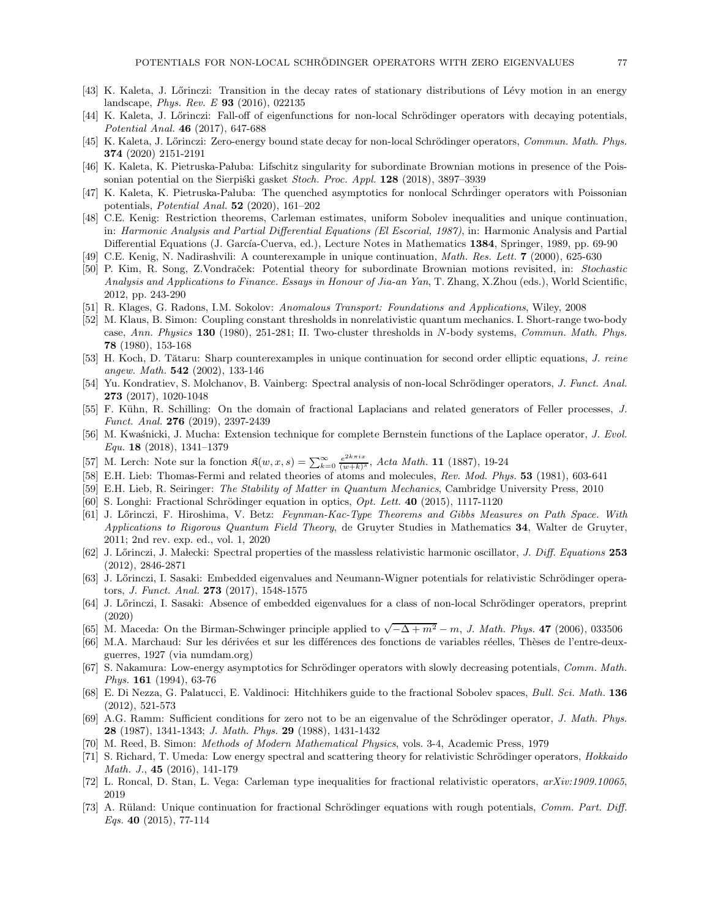[43] K. Kaleta, J. Lőrinczi: Transition in the decay rates of stationary distributions of Lévy motion in an energy landscape, *Phys. Rev. E* **93** (2016), 022135

[44] K. Kaleta, J. Lőrinczi: Fall-off of eigenfunctions for non-local Schrödinger operators with decaying potentials, *Potential Anal.* **46** (2017), 647-688

[45] K. Kaleta, J. Lőrinczi: Zero-energy bound state decay for non-local Schrödinger operators, *Commun. Math. Phys.* **374** (2020) 2151-2191

[46] K. Kaleta, K. Pietruska-Pałuba: Lifschitz singularity for subordinate Brownian motions in presence of the Poissonian potential on the Sierpiśki gasket *Stoch. Proc. Appl.* **128** (2018), 3897–3939

[47] K. Kaleta, K. Pietruska-Pałuba: The quenched asymptotics for nonlocal Schrdinger operators with Poissonian potentials, *Potential Anal.* **52** (2020), 161–202

[48] C.E. Kenig: Restriction theorems, Carleman estimates, uniform Sobolev inequalities and unique continuation, in: *Harmonic Analysis and Partial Differential Equations (El Escorial, 1987)*, in: Harmonic Analysis and Partial Differential Equations (J. García-Cuerva, ed.), Lecture Notes in Mathematics **1384**, Springer, 1989, pp. 69-90

[49] C.E. Kenig, N. Nadirashvili: A counterexample in unique continuation, *Math. Res. Lett.* **7** (2000), 625-630

[50] P. Kim, R. Song, Z.Vondraček: Potential theory for subordinate Brownian motions revisited, in: *Stochastic Analysis and Applications to Finance. Essays in Honour of Jia-an Yan*, T. Zhang, X.Zhou (eds.), World Scientific, 2012, pp. 243-290

[51] R. Klages, G. Radons, I.M. Sokolov: *Anomalous Transport: Foundations and Applications*, Wiley, 2008

[52] M. Klaus, B. Simon: Coupling constant thresholds in nonrelativistic quantum mechanics. I. Short-range two-body case, *Ann. Physics* **130** (1980), 251-281; II. Two-cluster thresholds in $N$-body systems, *Commun. Math. Phys.* **78** (1980), 153-168

[53] H. Koch, D. Tătaru: Sharp counterexamples in unique continuation for second order elliptic equations, *J. reine angew. Math.* **542** (2002), 133-146

[54] Yu. Kondratiev, S. Molchanov, B. Vainberg: Spectral analysis of non-local Schrödinger operators, *J. Funct. Anal.* **273** (2017), 1020-1048

[55] F. Kühn, R. Schilling: On the domain of fractional Laplacians and related generators of Feller processes, *J. Funct. Anal.* **276** (2019), 2397-2439

[56] M. Kwaśnicki, J. Mucha: Extension technique for complete Bernstein functions of the Laplace operator, *J. Evol. Equ.* **18** (2018), 1341–1379

[57] M. Lerch: Note sur la fonction $\mathfrak{K}(w,x,s) = \sum_{k=0}^{\infty} \frac{e^{2k\pi ix}}{(w+k)^s}$, *Acta Math.* **11** (1887), 19-24

[58] E.H. Lieb: Thomas-Fermi and related theories of atoms and molecules, *Rev. Mod. Phys.* **53** (1981), 603-641

[59] E.H. Lieb, R. Seiringer: *The Stability of Matter in Quantum Mechanics*, Cambridge University Press, 2010

[60] S. Longhi: Fractional Schrödinger equation in optics, *Opt. Lett.* **40** (2015), 1117-1120

[61] J. Lőrinczi, F. Hiroshima, V. Betz: *Feynman-Kac-Type Theorems and Gibbs Measures on Path Space. With Applications to Rigorous Quantum Field Theory*, de Gruyter Studies in Mathematics **34**, Walter de Gruyter, 2011; 2nd rev. exp. ed., vol. 1, 2020

[62] J. Lőrinczi, J. Małecki: Spectral properties of the massless relativistic harmonic oscillator, *J. Diff. Equations* **253** (2012), 2846-2871

[63] J. Lőrinczi, I. Sasaki: Embedded eigenvalues and Neumann-Wigner potentials for relativistic Schrödinger operators, *J. Funct. Anal.* **273** (2017), 1548-1575

[64] J. Lőrinczi, I. Sasaki: Absence of embedded eigenvalues for a class of non-local Schrödinger operators, preprint (2020)

[65] M. Maceda: On the Birman-Schwinger principle applied to $\sqrt{-\Delta + m^2} - m$, *J. Math. Phys.* **47** (2006), 033506

[66] M.A. Marchaud: Sur les dérivées et sur les différences des fonctions de variables réelles, Thèses de l'entre-deux-guerres, 1927 (via numdam.org)

[67] S. Nakamura: Low-energy asymptotics for Schrödinger operators with slowly decreasing potentials, *Comm. Math. Phys.* **161** (1994), 63-76

[68] E. Di Nezza, G. Palatucci, E. Valdinoci: Hitchhikers guide to the fractional Sobolev spaces, *Bull. Sci. Math.* **136** (2012), 521-573

[69] A.G. Ramm: Sufficient conditions for zero not to be an eigenvalue of the Schrödinger operator, *J. Math. Phys.* **28** (1987), 1341-1343; *J. Math. Phys.* **29** (1988), 1431-1432

[70] M. Reed, B. Simon: *Methods of Modern Mathematical Physics*, vols. 3-4, Academic Press, 1979

[71] S. Richard, T. Umeda: Low energy spectral and scattering theory for relativistic Schrödinger operators, *Hokkaido Math. J.*, **45** (2016), 141-179

[72] L. Roncal, D. Stan, L. Vega: Carleman type inequalities for fractional relativistic operators, *arXiv:1909.10065*, 2019

[73] A. Rüland: Unique continuation for fractional Schrödinger equations with rough potentials, *Comm. Part. Diff. Eqs.* **40** (2015), 77-114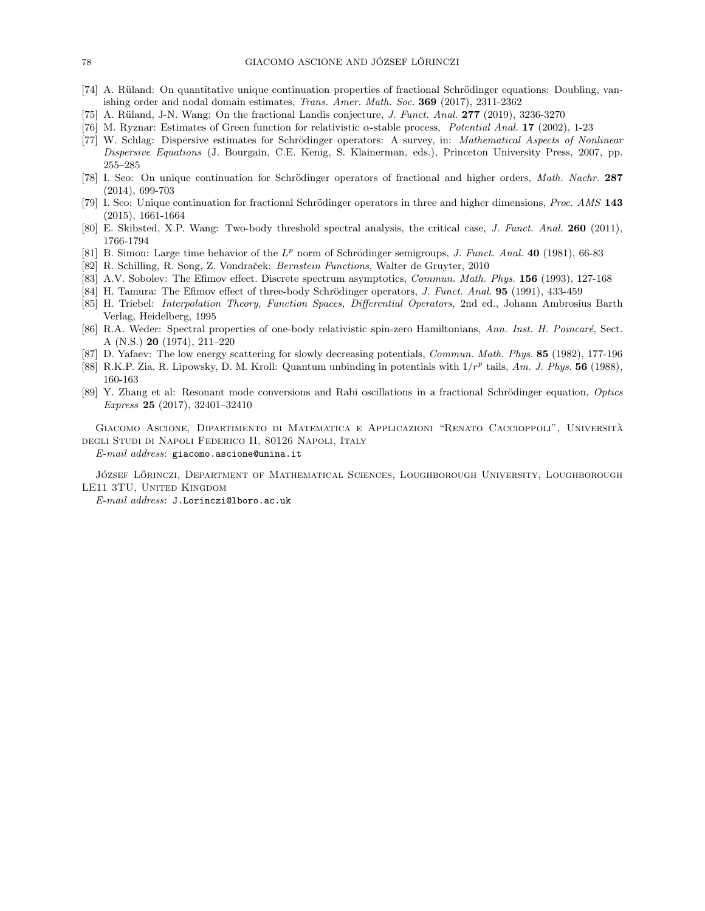[74] A. Rüland: On quantitative unique continuation properties of fractional Schrödinger equations: Doubling, vanishing order and nodal domain estimates, *Trans. Amer. Math. Soc.* **369** (2017), 2311-2362

[75] A. Rüland, J-N. Wang: On the fractional Landis conjecture, *J. Funct. Anal.* **277** (2019), 3236-3270

[76] M. Ryznar: Estimates of Green function for relativistic $\alpha$-stable process, *Potential Anal.* **17** (2002), 1-23

[77] W. Schlag: Dispersive estimates for Schrödinger operators: A survey, in: *Mathematical Aspects of Nonlinear Dispersive Equations* (J. Bourgain, C.E. Kenig, S. Klainerman, eds.), Princeton University Press, 2007, pp. 255–285

[78] I. Seo: On unique continuation for Schrödinger operators of fractional and higher orders, *Math. Nachr.* **287** (2014), 699-703

[79] I. Seo: Unique continuation for fractional Schrödinger operators in three and higher dimensions, *Proc. AMS* **143** (2015), 1661-1664

[80] E. Skibsted, X.P. Wang: Two-body threshold spectral analysis, the critical case, *J. Funct. Anal.* **260** (2011), 1766-1794

[81] B. Simon: Large time behavior of the $L^p$ norm of Schrödinger semigroups, *J. Funct. Anal.* **40** (1981), 66-83

[82] R. Schilling, R. Song, Z. Vondraček: *Bernstein Functions*, Walter de Gruyter, 2010

[83] A.V. Sobolev: The Efimov effect. Discrete spectrum asymptotics, *Commun. Math. Phys.* **156** (1993), 127-168

[84] H. Tamura: The Efimov effect of three-body Schrödinger operators, *J. Funct. Anal.* **95** (1991), 433-459

[85] H. Triebel: *Interpolation Theory, Function Spaces, Differential Operators*, 2nd ed., Johann Ambrosius Barth Verlag, Heidelberg, 1995

[86] R.A. Weder: Spectral properties of one-body relativistic spin-zero Hamiltonians, *Ann. Inst. H. Poincaré*, Sect. A (N.S.) **20** (1974), 211–220

[87] D. Yafaev: The low energy scattering for slowly decreasing potentials, *Commun. Math. Phys.* **85** (1982), 177-196

[88] R.K.P. Zia, R. Lipowsky, D. M. Kroll: Quantum unbinding in potentials with $1/r^p$ tails, *Am. J. Phys.* **56** (1988), 160-163

[89] Y. Zhang et al: Resonant mode conversions and Rabi oscillations in a fractional Schrödinger equation, *Optics Express* **25** (2017), 32401–32410

Giacomo Ascione, Dipartimento di Matematica e Applicazioni "Renato Caccioppoli", Università degli Studi di Napoli Federico II, 80126 Napoli, Italy

*E-mail address*: giacomo.ascione@unina.it

József Lőrinczi, Department of Mathematical Sciences, Loughborough University, Loughborough LE11 3TU, United Kingdom

*E-mail address*: J.Lorinczi@lboro.ac.uk